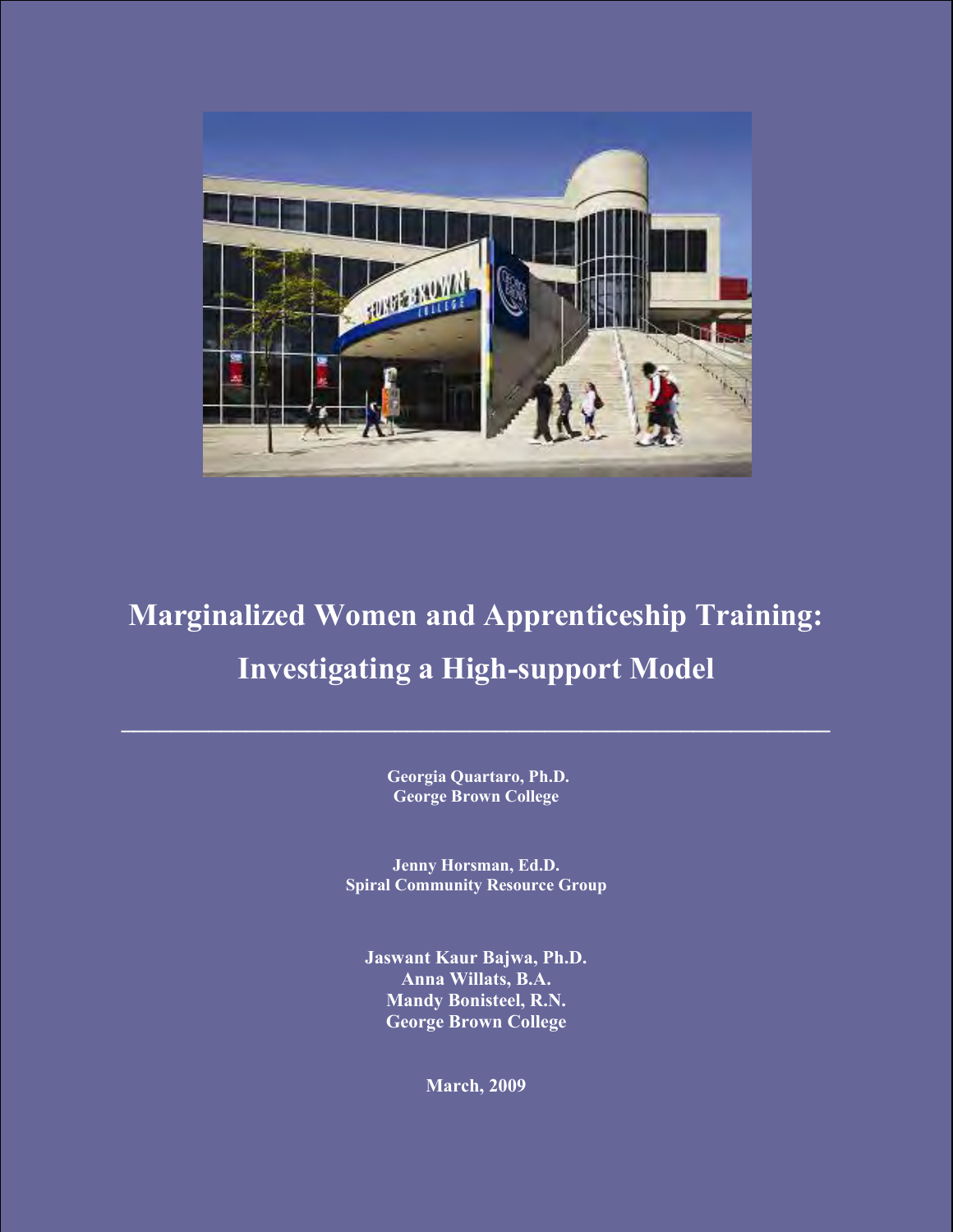# Marginalized Women and Apprenticeship Training: Investigating a High-support Model

---

**Georgia Quartaro, Ph.D.**
**George Brown College**

**Jenny Horsman, Ed.D.**
**Spiral Community Resource Group**

**Jaswant Kaur Bajwa, Ph.D.**
**Anna Willats, B.A.**
**Mandy Bonisteel, R.N.**
**George Brown College**

**March, 2009**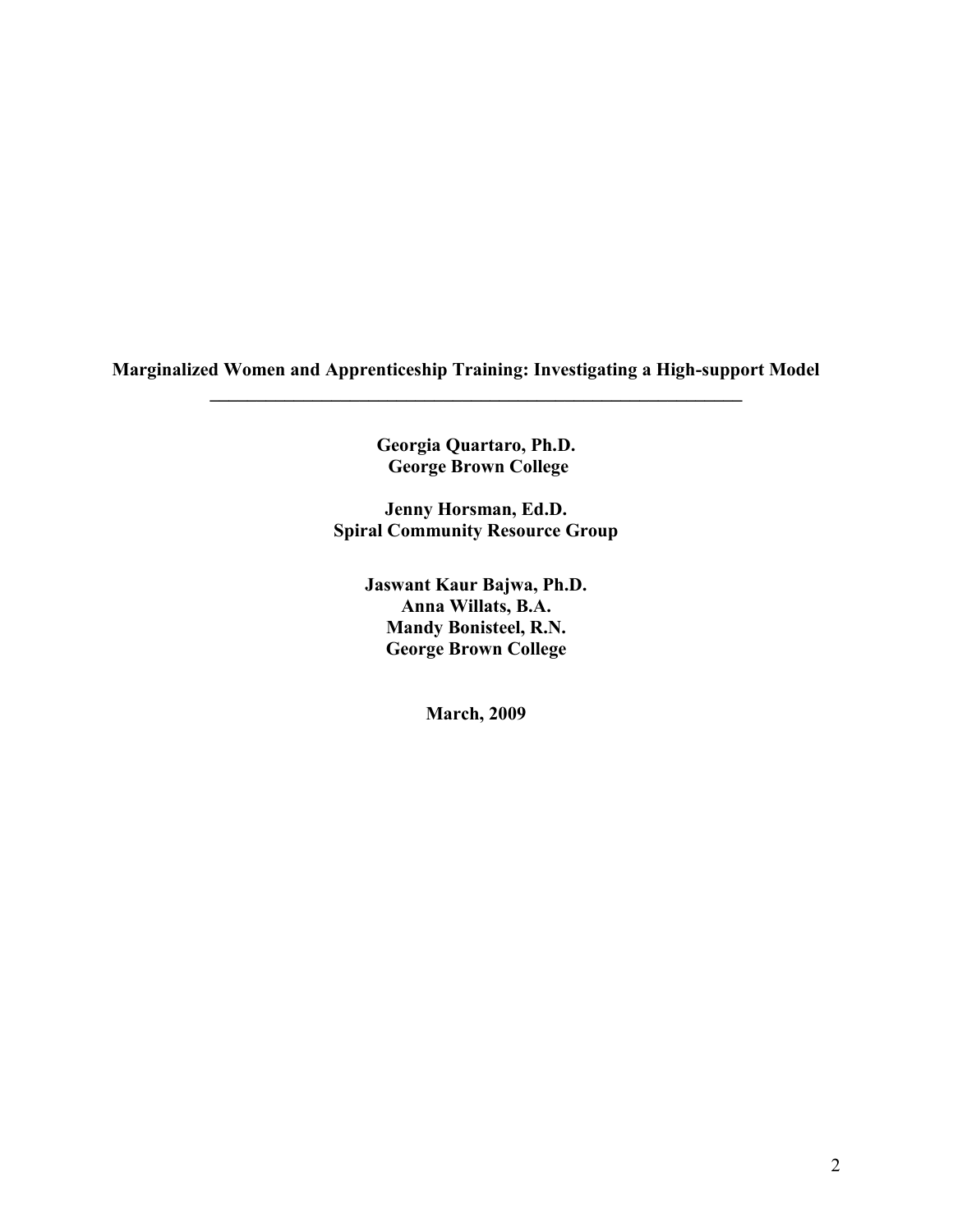# Marginalized Women and Apprenticeship Training: Investigating a High-support Model

---

**Georgia Quartaro, Ph.D.**
**George Brown College**

**Jenny Horsman, Ed.D.**
**Spiral Community Resource Group**

**Jaswant Kaur Bajwa, Ph.D.**
**Anna Willats, B.A.**
**Mandy Bonisteel, R.N.**
**George Brown College**

**March, 2009**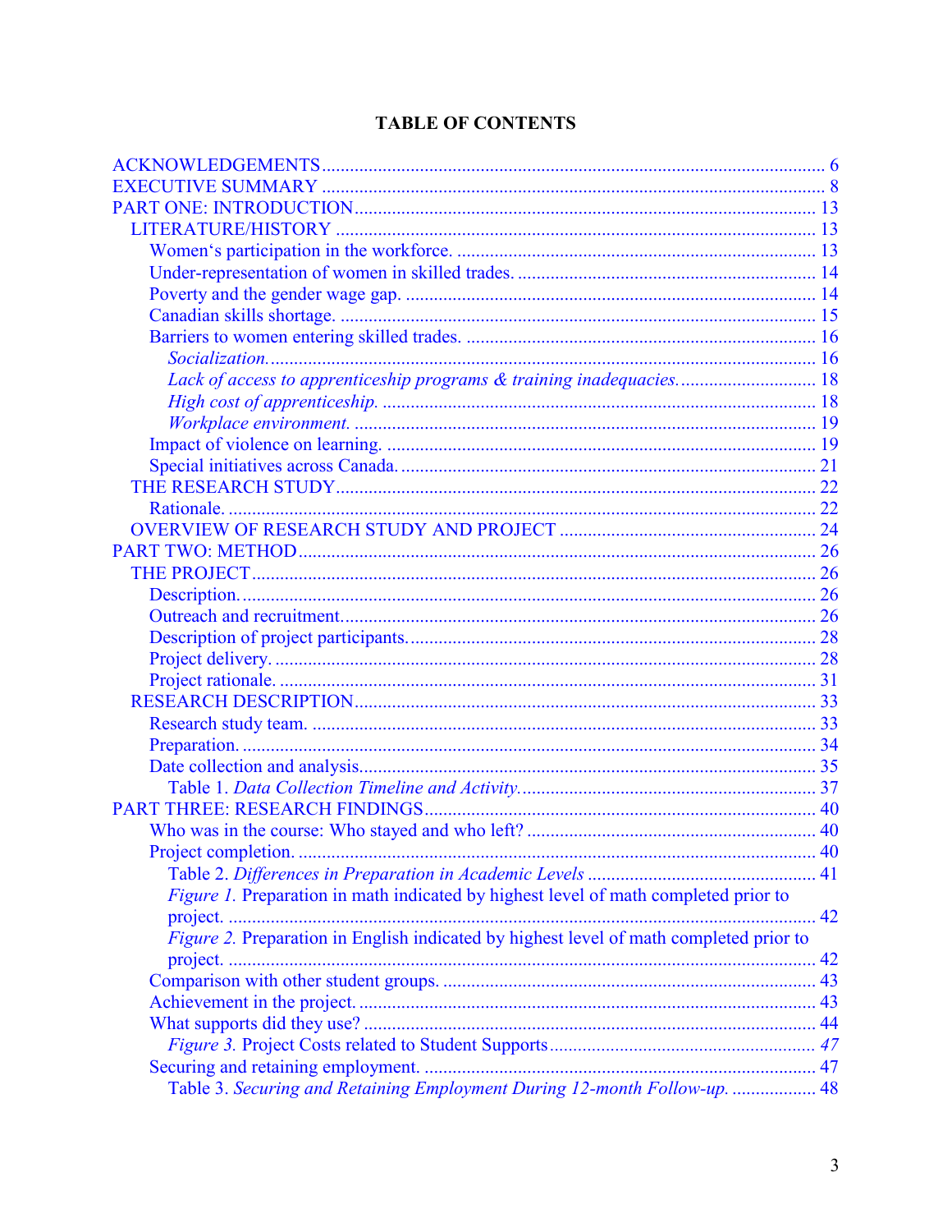# TABLE OF CONTENTS

ACKNOWLEDGEMENTS .......... 6
EXECUTIVE SUMMARY .......... 8
PART ONE: INTRODUCTION .......... 13
- LITERATURE/HISTORY .......... 13
  - Women's participation in the workforce. .......... 13
  - Under-representation of women in skilled trades. .......... 14
  - Poverty and the gender wage gap. .......... 14
  - Canadian skills shortage. .......... 15
  - Barriers to women entering skilled trades. .......... 16
    - *Socialization.* .......... 16
    - *Lack of access to apprenticeship programs & training inadequacies.* .......... 18
    - *High cost of apprenticeship.* .......... 18
    - *Workplace environment.* .......... 19
  - Impact of violence on learning. .......... 19
  - Special initiatives across Canada. .......... 21
- THE RESEARCH STUDY .......... 22
  - Rationale. .......... 22
- OVERVIEW OF RESEARCH STUDY AND PROJECT .......... 24

PART TWO: METHOD .......... 26
- THE PROJECT .......... 26
  - Description. .......... 26
  - Outreach and recruitment. .......... 26
  - Description of project participants. .......... 28
  - Project delivery. .......... 28
  - Project rationale. .......... 31
- RESEARCH DESCRIPTION .......... 33
  - Research study team. .......... 33
  - Preparation. .......... 34
  - Date collection and analysis. .......... 35
    - Table 1. *Data Collection Timeline and Activity.* .......... 37

PART THREE: RESEARCH FINDINGS .......... 40
- Who was in the course: Who stayed and who left? .......... 40
- Project completion. .......... 40
  - Table 2. *Differences in Preparation in Academic Levels* .......... 41
  - *Figure 1.* Preparation in math indicated by highest level of math completed prior to project. .......... 42
  - *Figure 2.* Preparation in English indicated by highest level of math completed prior to project. .......... 42
- Comparison with other student groups. .......... 43
- Achievement in the project. .......... 43
- What supports did they use? .......... 44
  - *Figure 3.* Project Costs related to Student Supports .......... *47*
- Securing and retaining employment. .......... 47
  - Table 3. *Securing and Retaining Employment During 12-month Follow-up.* .......... 48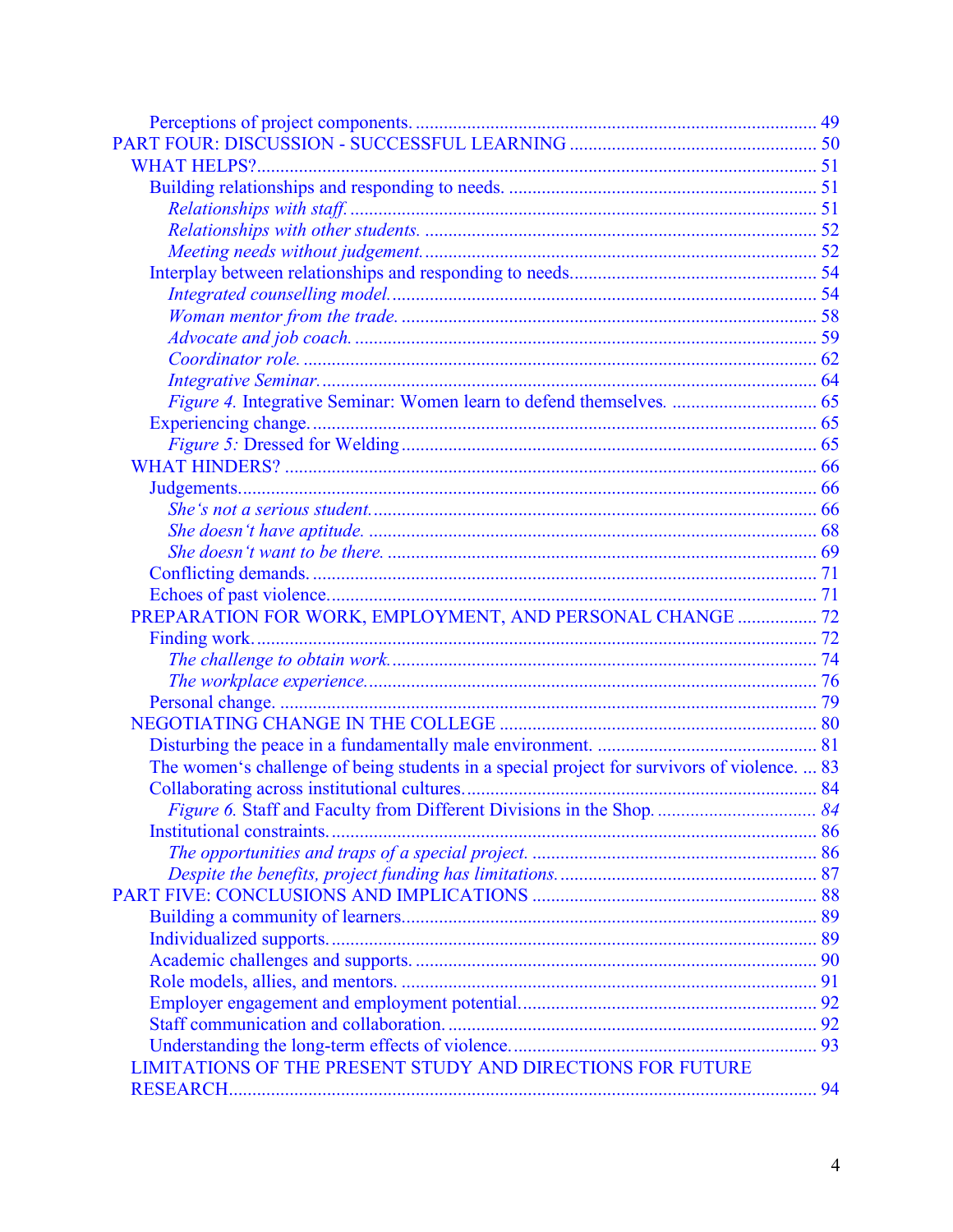Perceptions of project components. ..... 49
PART FOUR: DISCUSSION - SUCCESSFUL LEARNING ..... 50
WHAT HELPS? ..... 51
Building relationships and responding to needs. ..... 51
*Relationships with staff.* ..... 51
*Relationships with other students.* ..... 52
*Meeting needs without judgement.* ..... 52
Interplay between relationships and responding to needs. ..... 54
*Integrated counselling model.* ..... 54
*Woman mentor from the trade.* ..... 58
*Advocate and job coach.* ..... 59
*Coordinator role.* ..... 62
*Integrative Seminar.* ..... 64
*Figure 4.* Integrative Seminar: Women learn to defend themselves. ..... 65
Experiencing change. ..... 65
*Figure 5:* Dressed for Welding ..... 65
WHAT HINDERS? ..... 66
Judgements. ..... 66
*She's not a serious student.* ..... 66
*She doesn't have aptitude.* ..... 68
*She doesn't want to be there.* ..... 69
Conflicting demands. ..... 71
Echoes of past violence. ..... 71
PREPARATION FOR WORK, EMPLOYMENT, AND PERSONAL CHANGE ..... 72
Finding work. ..... 72
*The challenge to obtain work.* ..... 74
*The workplace experience.* ..... 76
Personal change. ..... 79
NEGOTIATING CHANGE IN THE COLLEGE ..... 80
Disturbing the peace in a fundamentally male environment. ..... 81
The women's challenge of being students in a special project for survivors of violence. ..... 83
Collaborating across institutional cultures. ..... 84
*Figure 6.* Staff and Faculty from Different Divisions in the Shop. ..... 84
Institutional constraints. ..... 86
*The opportunities and traps of a special project.* ..... 86
*Despite the benefits, project funding has limitations.* ..... 87
PART FIVE: CONCLUSIONS AND IMPLICATIONS ..... 88
Building a community of learners. ..... 89
Individualized supports. ..... 89
Academic challenges and supports. ..... 90
Role models, allies, and mentors. ..... 91
Employer engagement and employment potential. ..... 92
Staff communication and collaboration. ..... 92
Understanding the long-term effects of violence. ..... 93
LIMITATIONS OF THE PRESENT STUDY AND DIRECTIONS FOR FUTURE RESEARCH ..... 94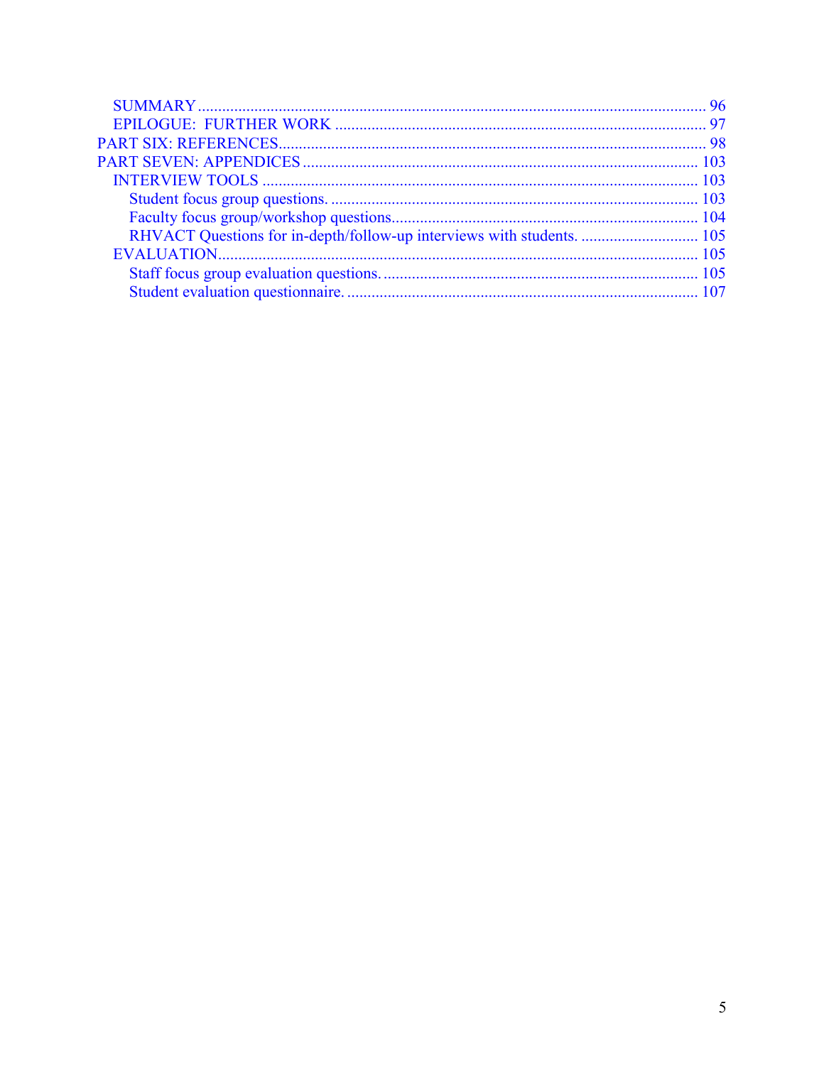- SUMMARY ............................................................................................................. 96
- EPILOGUE: FURTHER WORK ........................................................................... 97

PART SIX: REFERENCES........................................................................................ 98

PART SEVEN: APPENDICES ................................................................................. 103

- INTERVIEW TOOLS ............................................................................................ 103
  - Student focus group questions. ......................................................................... 103
  - Faculty focus group/workshop questions........................................................... 104
  - RHVACT Questions for in-depth/follow-up interviews with students. ............................ 105
- EVALUATION...................................................................................................... 105
  - Staff focus group evaluation questions. ............................................................. 105
  - Student evaluation questionnaire. ...................................................................... 107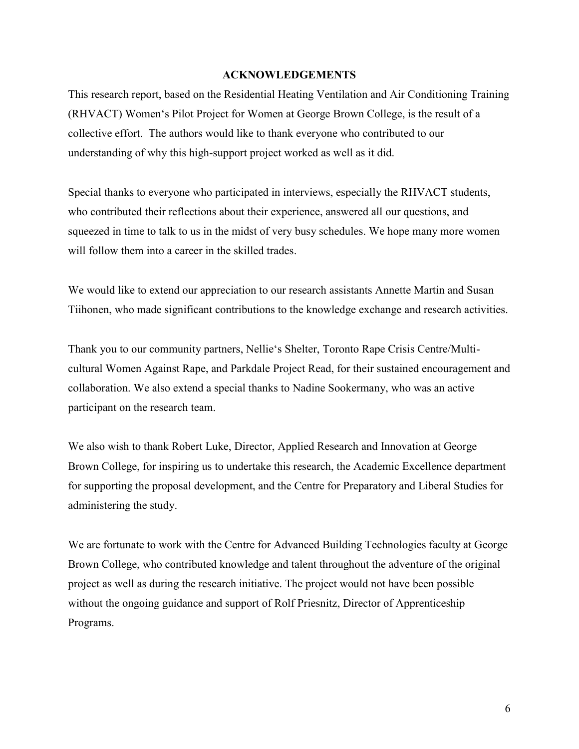## ACKNOWLEDGEMENTS

This research report, based on the Residential Heating Ventilation and Air Conditioning Training (RHVACT) Women's Pilot Project for Women at George Brown College, is the result of a collective effort. The authors would like to thank everyone who contributed to our understanding of why this high-support project worked as well as it did.

Special thanks to everyone who participated in interviews, especially the RHVACT students, who contributed their reflections about their experience, answered all our questions, and squeezed in time to talk to us in the midst of very busy schedules. We hope many more women will follow them into a career in the skilled trades.

We would like to extend our appreciation to our research assistants Annette Martin and Susan Tiihonen, who made significant contributions to the knowledge exchange and research activities.

Thank you to our community partners, Nellie's Shelter, Toronto Rape Crisis Centre/Multi-cultural Women Against Rape, and Parkdale Project Read, for their sustained encouragement and collaboration. We also extend a special thanks to Nadine Sookermany, who was an active participant on the research team.

We also wish to thank Robert Luke, Director, Applied Research and Innovation at George Brown College, for inspiring us to undertake this research, the Academic Excellence department for supporting the proposal development, and the Centre for Preparatory and Liberal Studies for administering the study.

We are fortunate to work with the Centre for Advanced Building Technologies faculty at George Brown College, who contributed knowledge and talent throughout the adventure of the original project as well as during the research initiative. The project would not have been possible without the ongoing guidance and support of Rolf Priesnitz, Director of Apprenticeship Programs.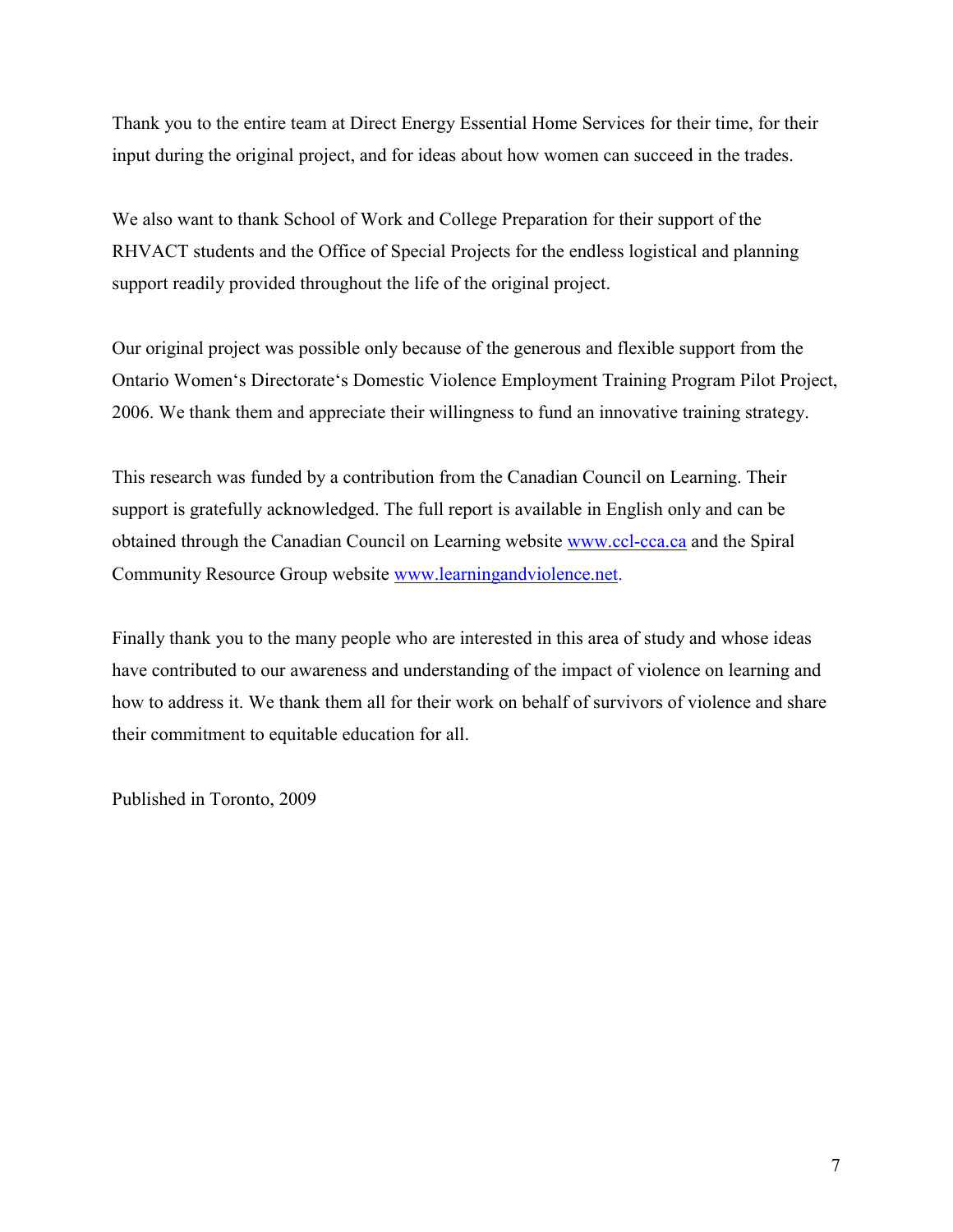Thank you to the entire team at Direct Energy Essential Home Services for their time, for their input during the original project, and for ideas about how women can succeed in the trades.

We also want to thank School of Work and College Preparation for their support of the RHVACT students and the Office of Special Projects for the endless logistical and planning support readily provided throughout the life of the original project.

Our original project was possible only because of the generous and flexible support from the Ontario Women's Directorate's Domestic Violence Employment Training Program Pilot Project, 2006. We thank them and appreciate their willingness to fund an innovative training strategy.

This research was funded by a contribution from the Canadian Council on Learning. Their support is gratefully acknowledged. The full report is available in English only and can be obtained through the Canadian Council on Learning website www.ccl-cca.ca and the Spiral Community Resource Group website www.learningandviolence.net.

Finally thank you to the many people who are interested in this area of study and whose ideas have contributed to our awareness and understanding of the impact of violence on learning and how to address it. We thank them all for their work on behalf of survivors of violence and share their commitment to equitable education for all.

Published in Toronto, 2009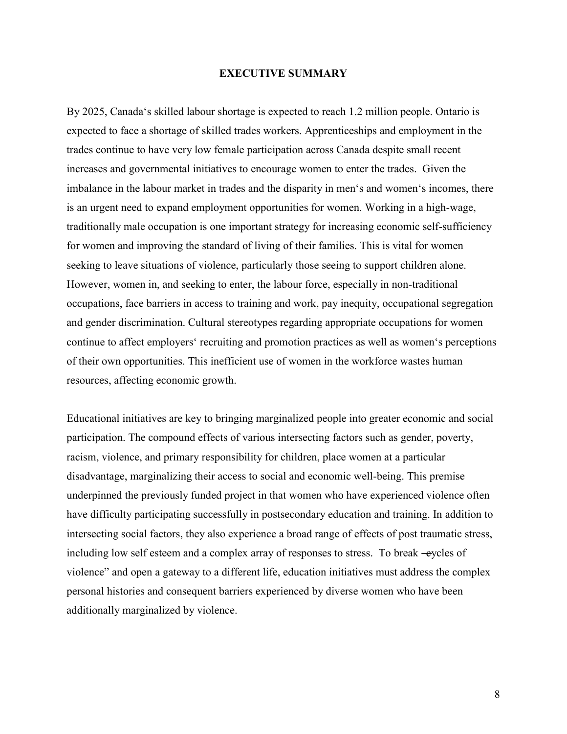# EXECUTIVE SUMMARY

By 2025, Canada‘s skilled labour shortage is expected to reach 1.2 million people. Ontario is expected to face a shortage of skilled trades workers. Apprenticeships and employment in the trades continue to have very low female participation across Canada despite small recent increases and governmental initiatives to encourage women to enter the trades. Given the imbalance in the labour market in trades and the disparity in men‘s and women‘s incomes, there is an urgent need to expand employment opportunities for women. Working in a high-wage, traditionally male occupation is one important strategy for increasing economic self-sufficiency for women and improving the standard of living of their families. This is vital for women seeking to leave situations of violence, particularly those seeing to support children alone. However, women in, and seeking to enter, the labour force, especially in non-traditional occupations, face barriers in access to training and work, pay inequity, occupational segregation and gender discrimination. Cultural stereotypes regarding appropriate occupations for women continue to affect employers‘ recruiting and promotion practices as well as women‘s perceptions of their own opportunities. This inefficient use of women in the workforce wastes human resources, affecting economic growth.

Educational initiatives are key to bringing marginalized people into greater economic and social participation. The compound effects of various intersecting factors such as gender, poverty, racism, violence, and primary responsibility for children, place women at a particular disadvantage, marginalizing their access to social and economic well-being. This premise underpinned the previously funded project in that women who have experienced violence often have difficulty participating successfully in postsecondary education and training. In addition to intersecting social factors, they also experience a broad range of effects of post traumatic stress, including low self esteem and a complex array of responses to stress. To break ―cycles of violence" and open a gateway to a different life, education initiatives must address the complex personal histories and consequent barriers experienced by diverse women who have been additionally marginalized by violence.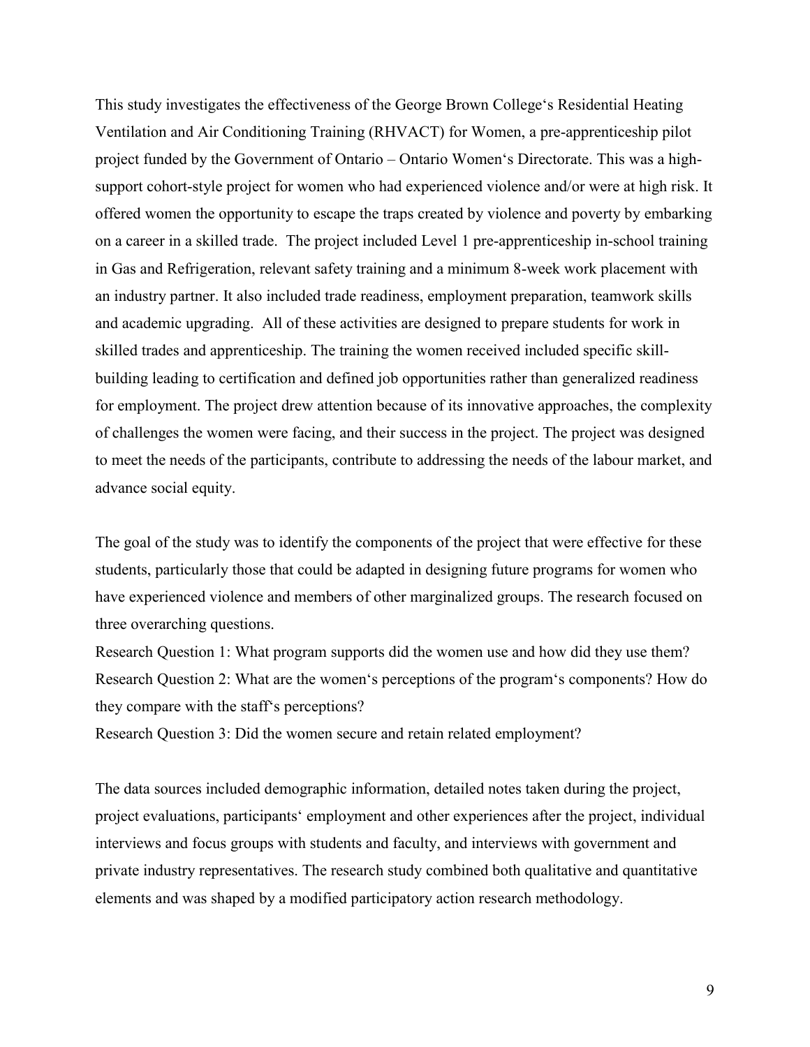This study investigates the effectiveness of the George Brown College's Residential Heating Ventilation and Air Conditioning Training (RHVACT) for Women, a pre-apprenticeship pilot project funded by the Government of Ontario – Ontario Women's Directorate. This was a high-support cohort-style project for women who had experienced violence and/or were at high risk. It offered women the opportunity to escape the traps created by violence and poverty by embarking on a career in a skilled trade. The project included Level 1 pre-apprenticeship in-school training in Gas and Refrigeration, relevant safety training and a minimum 8-week work placement with an industry partner. It also included trade readiness, employment preparation, teamwork skills and academic upgrading. All of these activities are designed to prepare students for work in skilled trades and apprenticeship. The training the women received included specific skill-building leading to certification and defined job opportunities rather than generalized readiness for employment. The project drew attention because of its innovative approaches, the complexity of challenges the women were facing, and their success in the project. The project was designed to meet the needs of the participants, contribute to addressing the needs of the labour market, and advance social equity.

The goal of the study was to identify the components of the project that were effective for these students, particularly those that could be adapted in designing future programs for women who have experienced violence and members of other marginalized groups. The research focused on three overarching questions.

Research Question 1: What program supports did the women use and how did they use them?

Research Question 2: What are the women's perceptions of the program's components? How do they compare with the staff's perceptions?

Research Question 3: Did the women secure and retain related employment?

The data sources included demographic information, detailed notes taken during the project, project evaluations, participants' employment and other experiences after the project, individual interviews and focus groups with students and faculty, and interviews with government and private industry representatives. The research study combined both qualitative and quantitative elements and was shaped by a modified participatory action research methodology.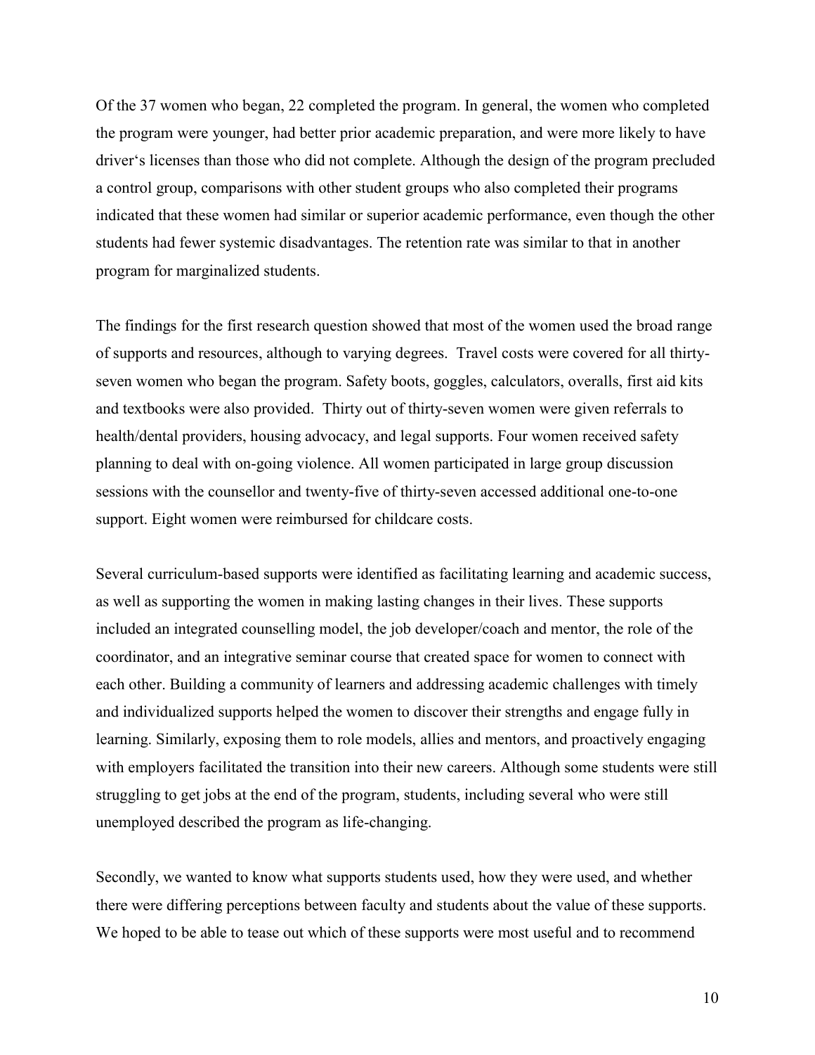Of the 37 women who began, 22 completed the program. In general, the women who completed the program were younger, had better prior academic preparation, and were more likely to have driver‘s licenses than those who did not complete. Although the design of the program precluded a control group, comparisons with other student groups who also completed their programs indicated that these women had similar or superior academic performance, even though the other students had fewer systemic disadvantages. The retention rate was similar to that in another program for marginalized students.

The findings for the first research question showed that most of the women used the broad range of supports and resources, although to varying degrees. Travel costs were covered for all thirty-seven women who began the program. Safety boots, goggles, calculators, overalls, first aid kits and textbooks were also provided. Thirty out of thirty-seven women were given referrals to health/dental providers, housing advocacy, and legal supports. Four women received safety planning to deal with on-going violence. All women participated in large group discussion sessions with the counsellor and twenty-five of thirty-seven accessed additional one-to-one support. Eight women were reimbursed for childcare costs.

Several curriculum-based supports were identified as facilitating learning and academic success, as well as supporting the women in making lasting changes in their lives. These supports included an integrated counselling model, the job developer/coach and mentor, the role of the coordinator, and an integrative seminar course that created space for women to connect with each other. Building a community of learners and addressing academic challenges with timely and individualized supports helped the women to discover their strengths and engage fully in learning. Similarly, exposing them to role models, allies and mentors, and proactively engaging with employers facilitated the transition into their new careers. Although some students were still struggling to get jobs at the end of the program, students, including several who were still unemployed described the program as life-changing.

Secondly, we wanted to know what supports students used, how they were used, and whether there were differing perceptions between faculty and students about the value of these supports. We hoped to be able to tease out which of these supports were most useful and to recommend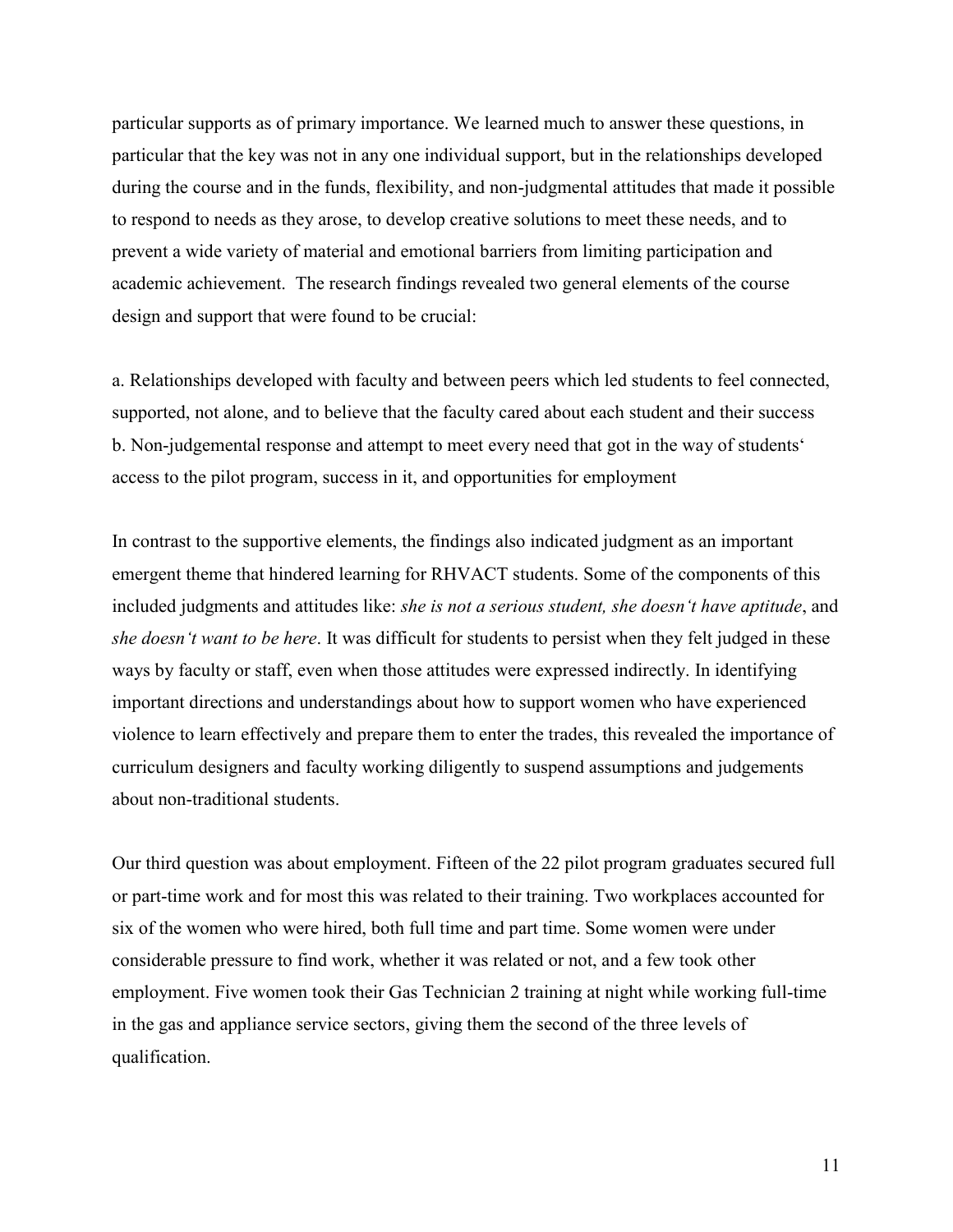particular supports as of primary importance. We learned much to answer these questions, in particular that the key was not in any one individual support, but in the relationships developed during the course and in the funds, flexibility, and non-judgmental attitudes that made it possible to respond to needs as they arose, to develop creative solutions to meet these needs, and to prevent a wide variety of material and emotional barriers from limiting participation and academic achievement. The research findings revealed two general elements of the course design and support that were found to be crucial:

a. Relationships developed with faculty and between peers which led students to feel connected, supported, not alone, and to believe that the faculty cared about each student and their success
b. Non-judgemental response and attempt to meet every need that got in the way of students' access to the pilot program, success in it, and opportunities for employment

In contrast to the supportive elements, the findings also indicated judgment as an important emergent theme that hindered learning for RHVACT students. Some of the components of this included judgments and attitudes like: *she is not a serious student, she doesn't have aptitude*, and *she doesn't want to be here*. It was difficult for students to persist when they felt judged in these ways by faculty or staff, even when those attitudes were expressed indirectly. In identifying important directions and understandings about how to support women who have experienced violence to learn effectively and prepare them to enter the trades, this revealed the importance of curriculum designers and faculty working diligently to suspend assumptions and judgements about non-traditional students.

Our third question was about employment. Fifteen of the 22 pilot program graduates secured full or part-time work and for most this was related to their training. Two workplaces accounted for six of the women who were hired, both full time and part time. Some women were under considerable pressure to find work, whether it was related or not, and a few took other employment. Five women took their Gas Technician 2 training at night while working full-time in the gas and appliance service sectors, giving them the second of the three levels of qualification.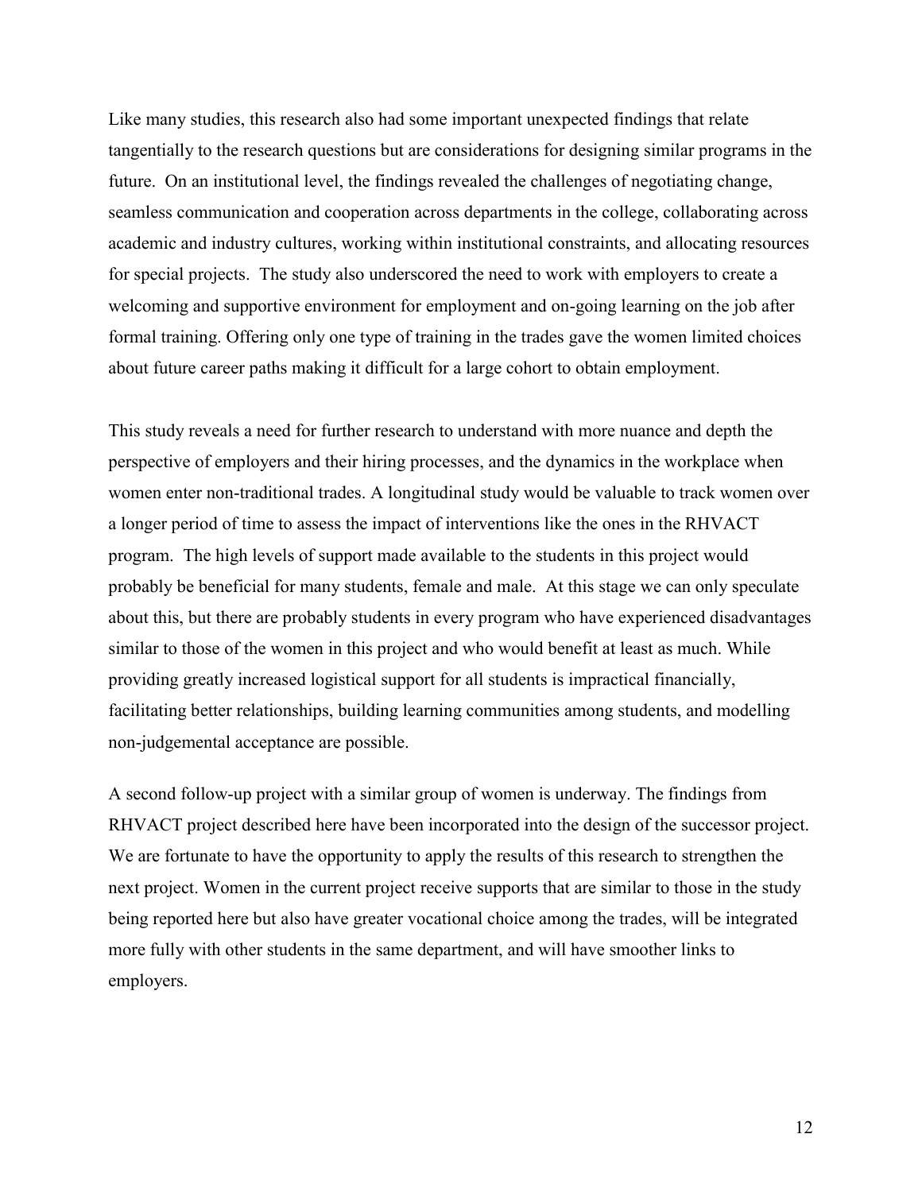Like many studies, this research also had some important unexpected findings that relate tangentially to the research questions but are considerations for designing similar programs in the future. On an institutional level, the findings revealed the challenges of negotiating change, seamless communication and cooperation across departments in the college, collaborating across academic and industry cultures, working within institutional constraints, and allocating resources for special projects. The study also underscored the need to work with employers to create a welcoming and supportive environment for employment and on-going learning on the job after formal training. Offering only one type of training in the trades gave the women limited choices about future career paths making it difficult for a large cohort to obtain employment.

This study reveals a need for further research to understand with more nuance and depth the perspective of employers and their hiring processes, and the dynamics in the workplace when women enter non-traditional trades. A longitudinal study would be valuable to track women over a longer period of time to assess the impact of interventions like the ones in the RHVACT program. The high levels of support made available to the students in this project would probably be beneficial for many students, female and male. At this stage we can only speculate about this, but there are probably students in every program who have experienced disadvantages similar to those of the women in this project and who would benefit at least as much. While providing greatly increased logistical support for all students is impractical financially, facilitating better relationships, building learning communities among students, and modelling non-judgemental acceptance are possible.

A second follow-up project with a similar group of women is underway. The findings from RHVACT project described here have been incorporated into the design of the successor project. We are fortunate to have the opportunity to apply the results of this research to strengthen the next project. Women in the current project receive supports that are similar to those in the study being reported here but also have greater vocational choice among the trades, will be integrated more fully with other students in the same department, and will have smoother links to employers.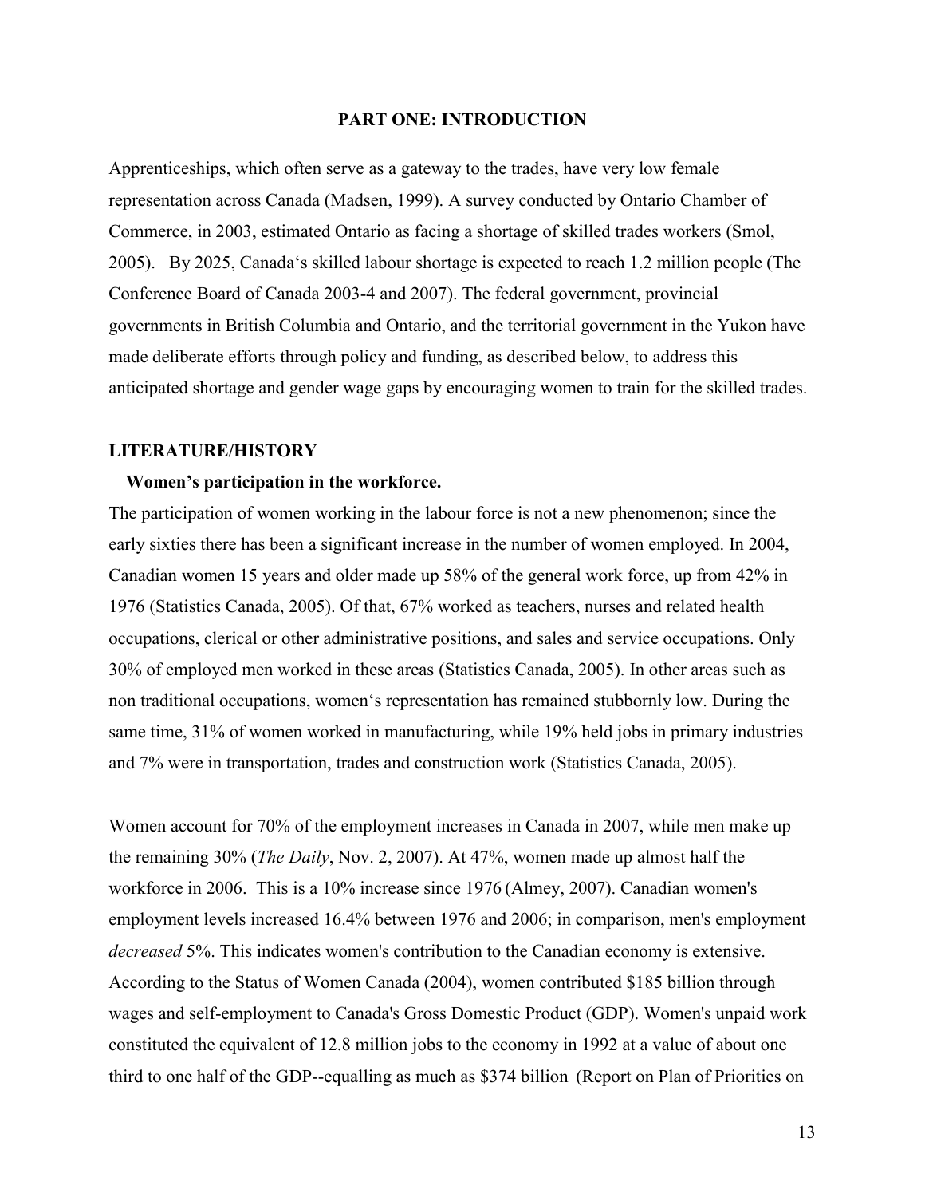## PART ONE: INTRODUCTION

Apprenticeships, which often serve as a gateway to the trades, have very low female representation across Canada (Madsen, 1999). A survey conducted by Ontario Chamber of Commerce, in 2003, estimated Ontario as facing a shortage of skilled trades workers (Smol, 2005). By 2025, Canada‗s skilled labour shortage is expected to reach 1.2 million people (The Conference Board of Canada 2003-4 and 2007). The federal government, provincial governments in British Columbia and Ontario, and the territorial government in the Yukon have made deliberate efforts through policy and funding, as described below, to address this anticipated shortage and gender wage gaps by encouraging women to train for the skilled trades.

### LITERATURE/HISTORY

#### Women's participation in the workforce.

The participation of women working in the labour force is not a new phenomenon; since the early sixties there has been a significant increase in the number of women employed. In 2004, Canadian women 15 years and older made up 58% of the general work force, up from 42% in 1976 (Statistics Canada, 2005). Of that, 67% worked as teachers, nurses and related health occupations, clerical or other administrative positions, and sales and service occupations. Only 30% of employed men worked in these areas (Statistics Canada, 2005). In other areas such as non traditional occupations, women‗s representation has remained stubbornly low. During the same time, 31% of women worked in manufacturing, while 19% held jobs in primary industries and 7% were in transportation, trades and construction work (Statistics Canada, 2005).

Women account for 70% of the employment increases in Canada in 2007, while men make up the remaining 30% (*The Daily*, Nov. 2, 2007). At 47%, women made up almost half the workforce in 2006. This is a 10% increase since 1976 (Almey, 2007). Canadian women's employment levels increased 16.4% between 1976 and 2006; in comparison, men's employment *decreased* 5%. This indicates women's contribution to the Canadian economy is extensive. According to the Status of Women Canada (2004), women contributed $185 billion through wages and self-employment to Canada's Gross Domestic Product (GDP). Women's unpaid work constituted the equivalent of 12.8 million jobs to the economy in 1992 at a value of about one third to one half of the GDP--equalling as much as $374 billion (Report on Plan of Priorities on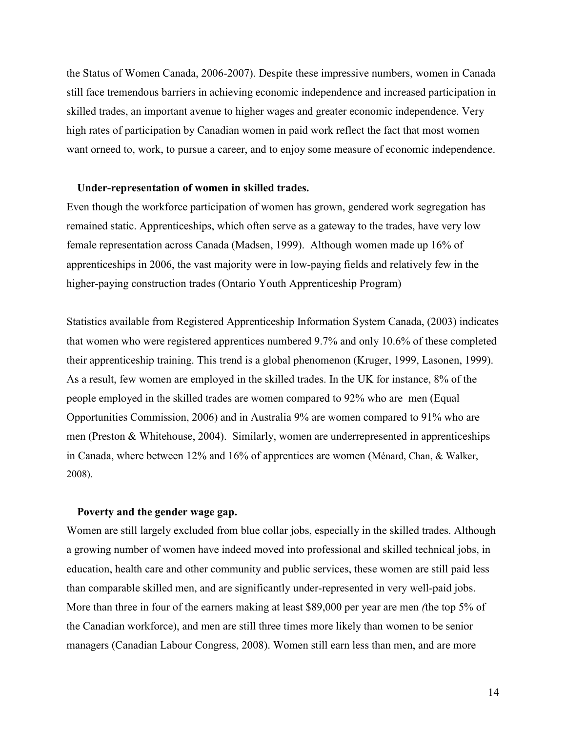the Status of Women Canada, 2006-2007). Despite these impressive numbers, women in Canada still face tremendous barriers in achieving economic independence and increased participation in skilled trades, an important avenue to higher wages and greater economic independence. Very high rates of participation by Canadian women in paid work reflect the fact that most women want orneed to, work, to pursue a career, and to enjoy some measure of economic independence.

### Under-representation of women in skilled trades.

Even though the workforce participation of women has grown, gendered work segregation has remained static. Apprenticeships, which often serve as a gateway to the trades, have very low female representation across Canada (Madsen, 1999). Although women made up 16% of apprenticeships in 2006, the vast majority were in low-paying fields and relatively few in the higher-paying construction trades (Ontario Youth Apprenticeship Program)

Statistics available from Registered Apprenticeship Information System Canada, (2003) indicates that women who were registered apprentices numbered 9.7% and only 10.6% of these completed their apprenticeship training. This trend is a global phenomenon (Kruger, 1999, Lasonen, 1999). As a result, few women are employed in the skilled trades. In the UK for instance, 8% of the people employed in the skilled trades are women compared to 92% who are men (Equal Opportunities Commission, 2006) and in Australia 9% are women compared to 91% who are men (Preston & Whitehouse, 2004). Similarly, women are underrepresented in apprenticeships in Canada, where between 12% and 16% of apprentices are women (Ménard, Chan, & Walker, 2008).

### Poverty and the gender wage gap.

Women are still largely excluded from blue collar jobs, especially in the skilled trades. Although a growing number of women have indeed moved into professional and skilled technical jobs, in education, health care and other community and public services, these women are still paid less than comparable skilled men, and are significantly under-represented in very well-paid jobs. More than three in four of the earners making at least $89,000 per year are men *(*the top 5% of the Canadian workforce), and men are still three times more likely than women to be senior managers (Canadian Labour Congress, 2008). Women still earn less than men, and are more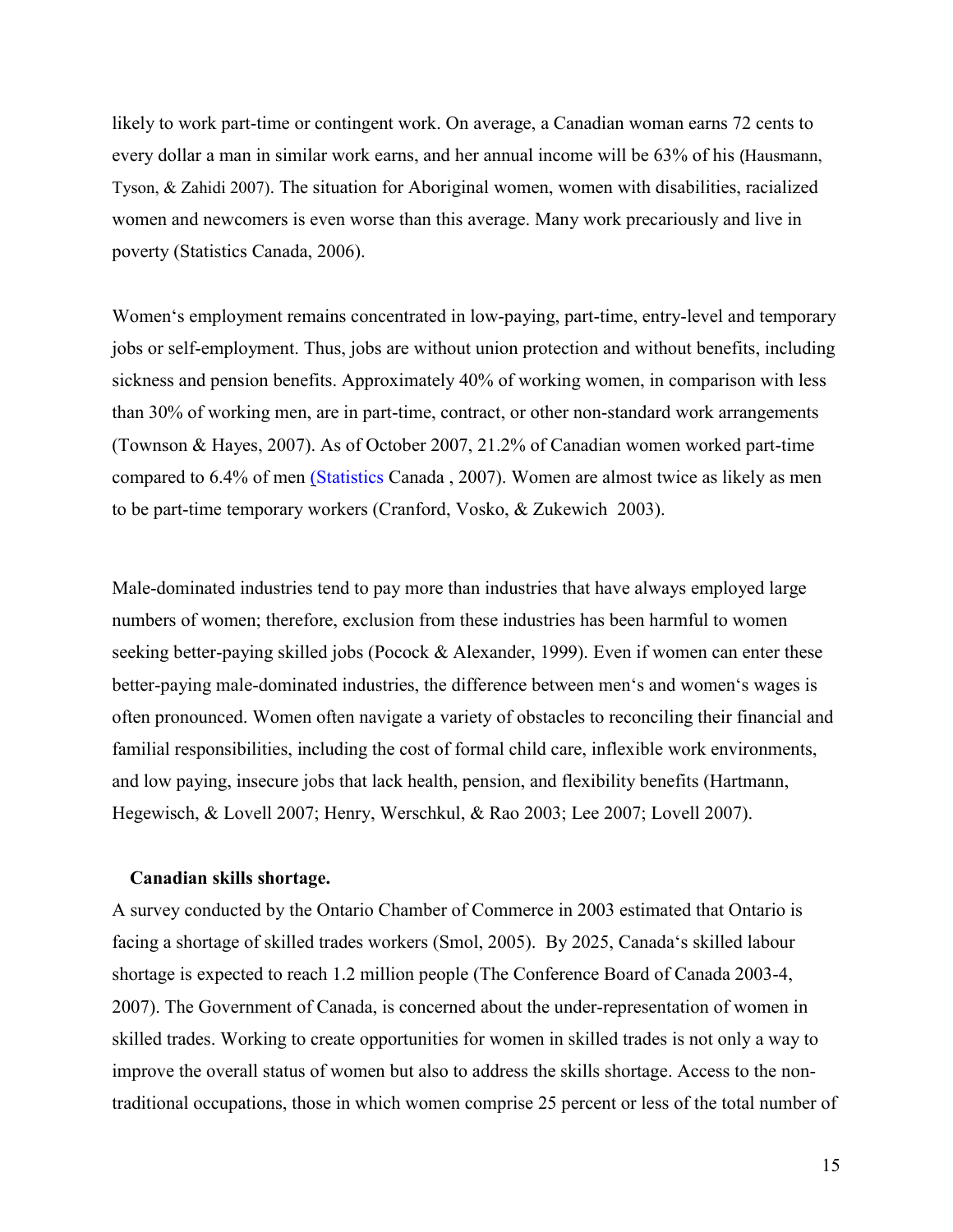likely to work part-time or contingent work. On average, a Canadian woman earns 72 cents to every dollar a man in similar work earns, and her annual income will be 63% of his (Hausmann, Tyson, & Zahidi 2007). The situation for Aboriginal women, women with disabilities, racialized women and newcomers is even worse than this average. Many work precariously and live in poverty (Statistics Canada, 2006).

Women's employment remains concentrated in low-paying, part-time, entry-level and temporary jobs or self-employment. Thus, jobs are without union protection and without benefits, including sickness and pension benefits. Approximately 40% of working women, in comparison with less than 30% of working men, are in part-time, contract, or other non-standard work arrangements (Townson & Hayes, 2007). As of October 2007, 21.2% of Canadian women worked part-time compared to 6.4% of men (Statistics Canada , 2007). Women are almost twice as likely as men to be part-time temporary workers (Cranford, Vosko, & Zukewich 2003).

Male-dominated industries tend to pay more than industries that have always employed large numbers of women; therefore, exclusion from these industries has been harmful to women seeking better-paying skilled jobs (Pocock & Alexander, 1999). Even if women can enter these better-paying male-dominated industries, the difference between men's and women's wages is often pronounced. Women often navigate a variety of obstacles to reconciling their financial and familial responsibilities, including the cost of formal child care, inflexible work environments, and low paying, insecure jobs that lack health, pension, and flexibility benefits (Hartmann, Hegewisch, & Lovell 2007; Henry, Werschkul, & Rao 2003; Lee 2007; Lovell 2007).

**Canadian skills shortage.**

A survey conducted by the Ontario Chamber of Commerce in 2003 estimated that Ontario is facing a shortage of skilled trades workers (Smol, 2005). By 2025, Canada's skilled labour shortage is expected to reach 1.2 million people (The Conference Board of Canada 2003-4, 2007). The Government of Canada, is concerned about the under-representation of women in skilled trades. Working to create opportunities for women in skilled trades is not only a way to improve the overall status of women but also to address the skills shortage. Access to the non-traditional occupations, those in which women comprise 25 percent or less of the total number of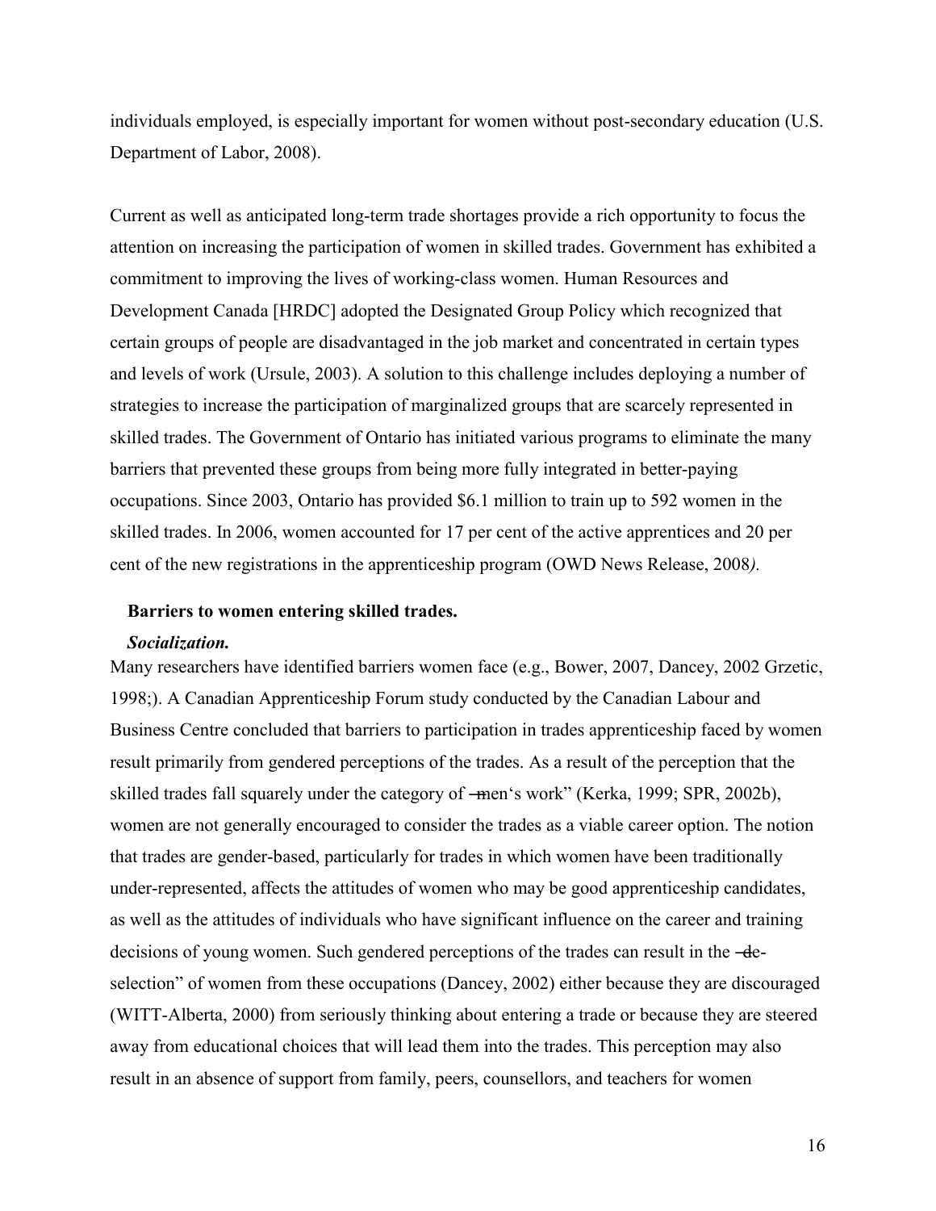individuals employed, is especially important for women without post-secondary education (U.S. Department of Labor, 2008).

Current as well as anticipated long-term trade shortages provide a rich opportunity to focus the attention on increasing the participation of women in skilled trades. Government has exhibited a commitment to improving the lives of working-class women. Human Resources and Development Canada [HRDC] adopted the Designated Group Policy which recognized that certain groups of people are disadvantaged in the job market and concentrated in certain types and levels of work (Ursule, 2003). A solution to this challenge includes deploying a number of strategies to increase the participation of marginalized groups that are scarcely represented in skilled trades. The Government of Ontario has initiated various programs to eliminate the many barriers that prevented these groups from being more fully integrated in better-paying occupations. Since 2003, Ontario has provided $6.1 million to train up to 592 women in the skilled trades. In 2006, women accounted for 17 per cent of the active apprentices and 20 per cent of the new registrations in the apprenticeship program (OWD News Release, 2008*).*

### Barriers to women entering skilled trades.

#### *Socialization.*

Many researchers have identified barriers women face (e.g., Bower, 2007, Dancey, 2002 Grzetic, 1998;). A Canadian Apprenticeship Forum study conducted by the Canadian Labour and Business Centre concluded that barriers to participation in trades apprenticeship faced by women result primarily from gendered perceptions of the trades. As a result of the perception that the skilled trades fall squarely under the category of ―men‗s work" (Kerka, 1999; SPR, 2002b), women are not generally encouraged to consider the trades as a viable career option. The notion that trades are gender-based, particularly for trades in which women have been traditionally under-represented, affects the attitudes of women who may be good apprenticeship candidates, as well as the attitudes of individuals who have significant influence on the career and training decisions of young women. Such gendered perceptions of the trades can result in the ―de-selection" of women from these occupations (Dancey, 2002) either because they are discouraged (WITT-Alberta, 2000) from seriously thinking about entering a trade or because they are steered away from educational choices that will lead them into the trades. This perception may also result in an absence of support from family, peers, counsellors, and teachers for women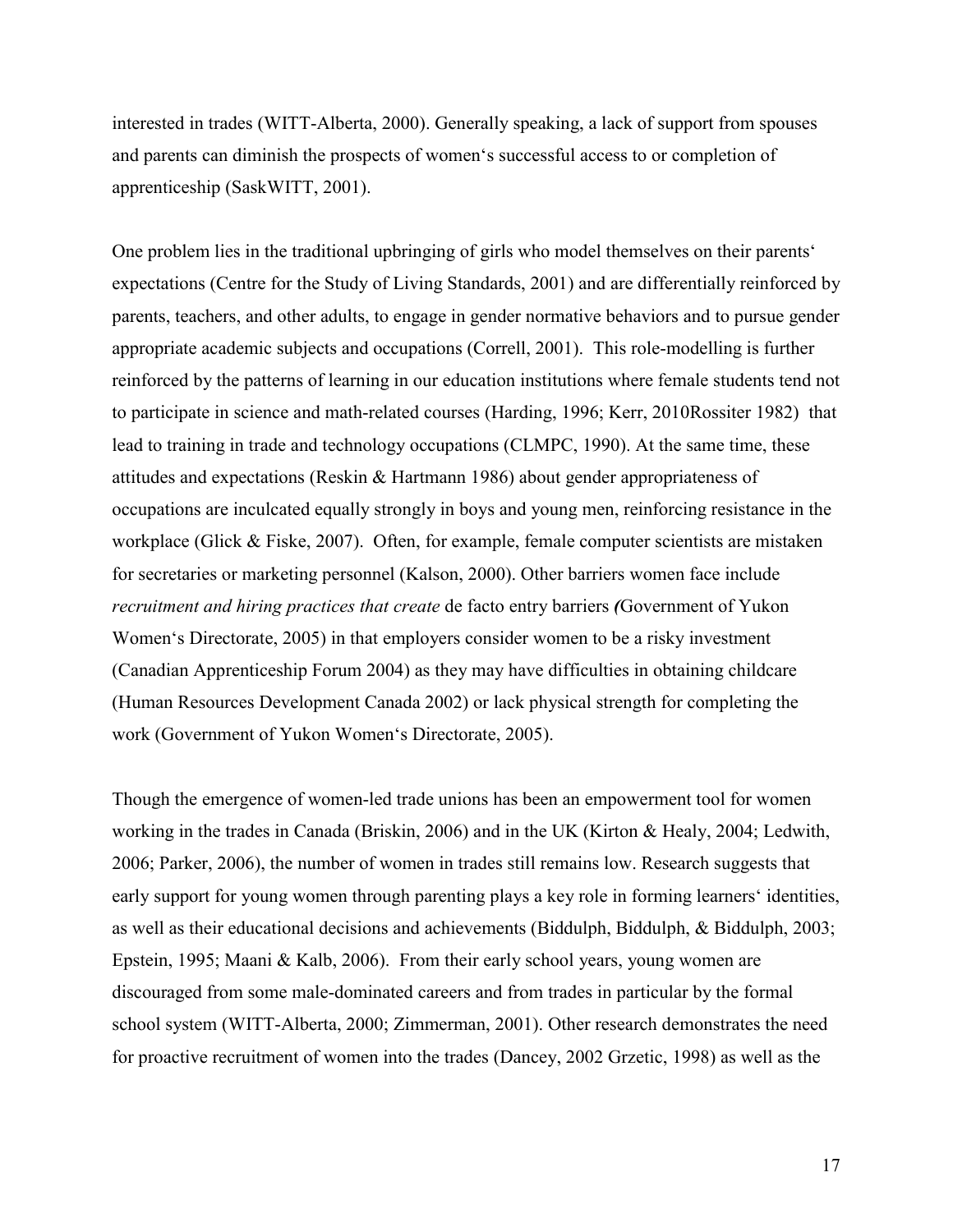interested in trades (WITT-Alberta, 2000). Generally speaking, a lack of support from spouses and parents can diminish the prospects of women's successful access to or completion of apprenticeship (SaskWITT, 2001).

One problem lies in the traditional upbringing of girls who model themselves on their parents' expectations (Centre for the Study of Living Standards, 2001) and are differentially reinforced by parents, teachers, and other adults, to engage in gender normative behaviors and to pursue gender appropriate academic subjects and occupations (Correll, 2001). This role-modelling is further reinforced by the patterns of learning in our education institutions where female students tend not to participate in science and math-related courses (Harding, 1996; Kerr, 2010Rossiter 1982) that lead to training in trade and technology occupations (CLMPC, 1990). At the same time, these attitudes and expectations (Reskin & Hartmann 1986) about gender appropriateness of occupations are inculcated equally strongly in boys and young men, reinforcing resistance in the workplace (Glick & Fiske, 2007). Often, for example, female computer scientists are mistaken for secretaries or marketing personnel (Kalson, 2000). Other barriers women face include *recruitment and hiring practices that create* de facto entry barriers *(*Government of Yukon Women's Directorate, 2005) in that employers consider women to be a risky investment (Canadian Apprenticeship Forum 2004) as they may have difficulties in obtaining childcare (Human Resources Development Canada 2002) or lack physical strength for completing the work (Government of Yukon Women's Directorate, 2005).

Though the emergence of women-led trade unions has been an empowerment tool for women working in the trades in Canada (Briskin, 2006) and in the UK (Kirton & Healy, 2004; Ledwith, 2006; Parker, 2006), the number of women in trades still remains low. Research suggests that early support for young women through parenting plays a key role in forming learners' identities, as well as their educational decisions and achievements (Biddulph, Biddulph, & Biddulph, 2003; Epstein, 1995; Maani & Kalb, 2006). From their early school years, young women are discouraged from some male-dominated careers and from trades in particular by the formal school system (WITT-Alberta, 2000; Zimmerman, 2001). Other research demonstrates the need for proactive recruitment of women into the trades (Dancey, 2002 Grzetic, 1998) as well as the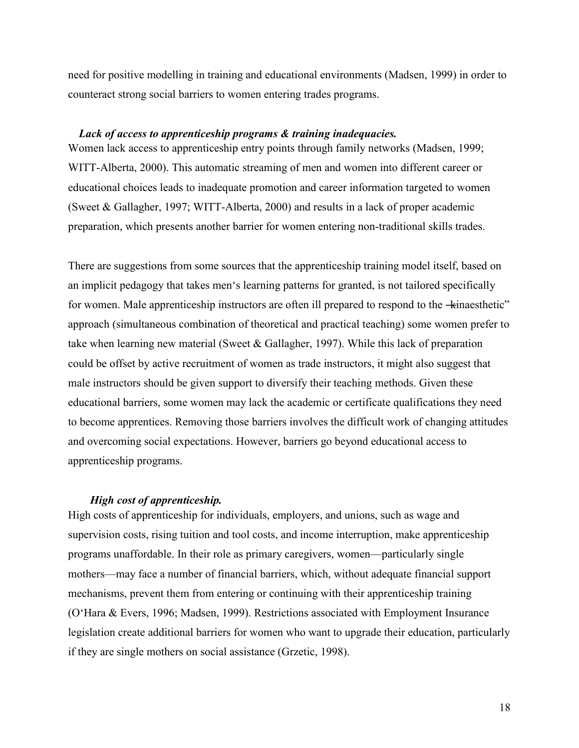need for positive modelling in training and educational environments (Madsen, 1999) in order to counteract strong social barriers to women entering trades programs.

### *Lack of access to apprenticeship programs & training inadequacies.*

Women lack access to apprenticeship entry points through family networks (Madsen, 1999; WITT-Alberta, 2000). This automatic streaming of men and women into different career or educational choices leads to inadequate promotion and career information targeted to women (Sweet & Gallagher, 1997; WITT-Alberta, 2000) and results in a lack of proper academic preparation, which presents another barrier for women entering non-traditional skills trades.

There are suggestions from some sources that the apprenticeship training model itself, based on an implicit pedagogy that takes men's learning patterns for granted, is not tailored specifically for women. Male apprenticeship instructors are often ill prepared to respond to the "kinaesthetic" approach (simultaneous combination of theoretical and practical teaching) some women prefer to take when learning new material (Sweet & Gallagher, 1997). While this lack of preparation could be offset by active recruitment of women as trade instructors, it might also suggest that male instructors should be given support to diversify their teaching methods. Given these educational barriers, some women may lack the academic or certificate qualifications they need to become apprentices. Removing those barriers involves the difficult work of changing attitudes and overcoming social expectations. However, barriers go beyond educational access to apprenticeship programs.

### *High cost of apprenticeship.*

High costs of apprenticeship for individuals, employers, and unions, such as wage and supervision costs, rising tuition and tool costs, and income interruption, make apprenticeship programs unaffordable. In their role as primary caregivers, women—particularly single mothers—may face a number of financial barriers, which, without adequate financial support mechanisms, prevent them from entering or continuing with their apprenticeship training (O'Hara & Evers, 1996; Madsen, 1999). Restrictions associated with Employment Insurance legislation create additional barriers for women who want to upgrade their education, particularly if they are single mothers on social assistance (Grzetic, 1998).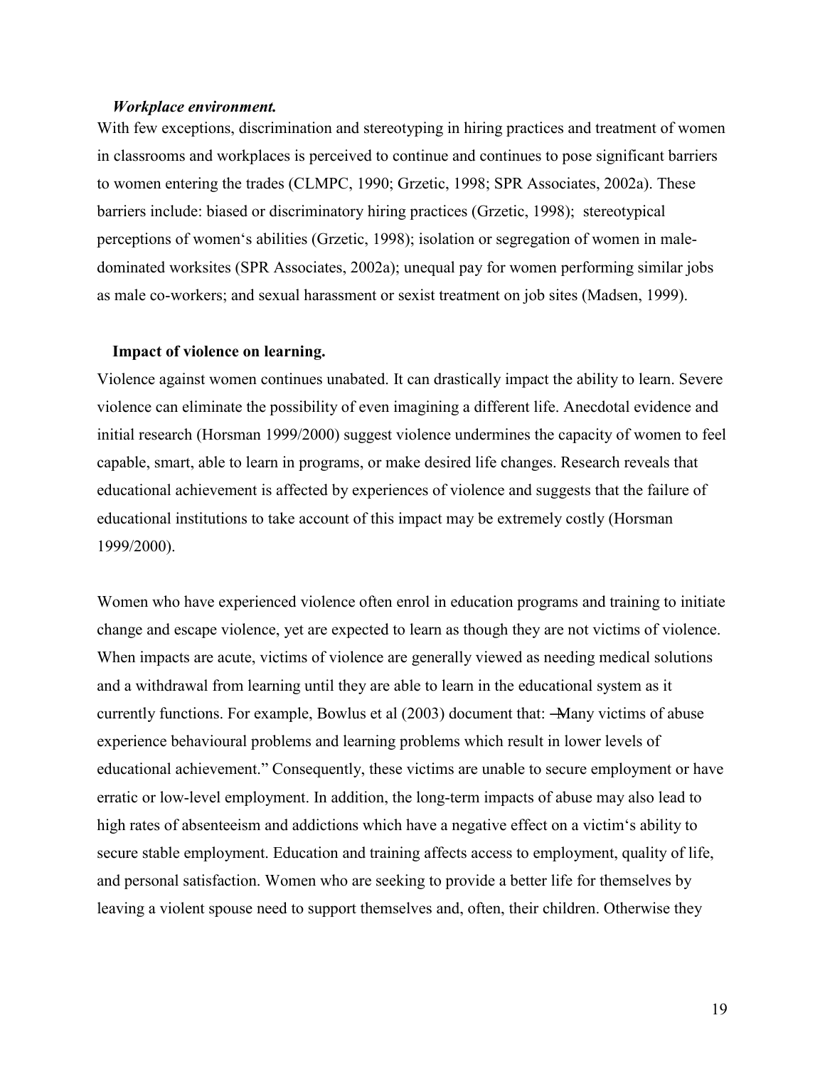#### *Workplace environment.*

With few exceptions, discrimination and stereotyping in hiring practices and treatment of women in classrooms and workplaces is perceived to continue and continues to pose significant barriers to women entering the trades (CLMPC, 1990; Grzetic, 1998; SPR Associates, 2002a). These barriers include: biased or discriminatory hiring practices (Grzetic, 1998); stereotypical perceptions of women's abilities (Grzetic, 1998); isolation or segregation of women in male-dominated worksites (SPR Associates, 2002a); unequal pay for women performing similar jobs as male co-workers; and sexual harassment or sexist treatment on job sites (Madsen, 1999).

#### **Impact of violence on learning.**

Violence against women continues unabated. It can drastically impact the ability to learn. Severe violence can eliminate the possibility of even imagining a different life. Anecdotal evidence and initial research (Horsman 1999/2000) suggest violence undermines the capacity of women to feel capable, smart, able to learn in programs, or make desired life changes. Research reveals that educational achievement is affected by experiences of violence and suggests that the failure of educational institutions to take account of this impact may be extremely costly (Horsman 1999/2000).

Women who have experienced violence often enrol in education programs and training to initiate change and escape violence, yet are expected to learn as though they are not victims of violence. When impacts are acute, victims of violence are generally viewed as needing medical solutions and a withdrawal from learning until they are able to learn in the educational system as it currently functions. For example, Bowlus et al (2003) document that: "Many victims of abuse experience behavioural problems and learning problems which result in lower levels of educational achievement." Consequently, these victims are unable to secure employment or have erratic or low-level employment. In addition, the long-term impacts of abuse may also lead to high rates of absenteeism and addictions which have a negative effect on a victim's ability to secure stable employment. Education and training affects access to employment, quality of life, and personal satisfaction. Women who are seeking to provide a better life for themselves by leaving a violent spouse need to support themselves and, often, their children. Otherwise they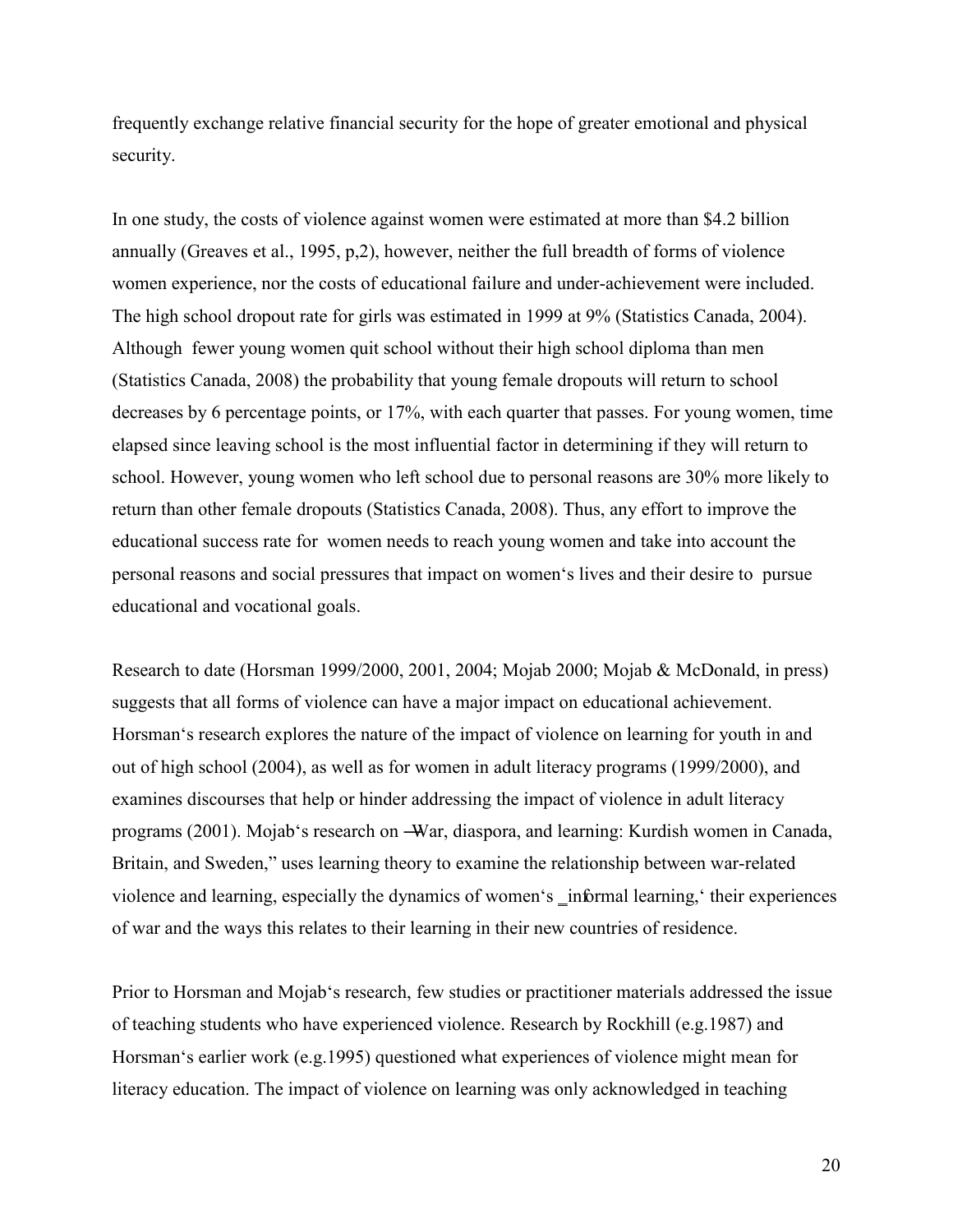frequently exchange relative financial security for the hope of greater emotional and physical security.

In one study, the costs of violence against women were estimated at more than $4.2 billion annually (Greaves et al., 1995, p,2), however, neither the full breadth of forms of violence women experience, nor the costs of educational failure and under-achievement were included. The high school dropout rate for girls was estimated in 1999 at 9% (Statistics Canada, 2004). Although fewer young women quit school without their high school diploma than men (Statistics Canada, 2008) the probability that young female dropouts will return to school decreases by 6 percentage points, or 17%, with each quarter that passes. For young women, time elapsed since leaving school is the most influential factor in determining if they will return to school. However, young women who left school due to personal reasons are 30% more likely to return than other female dropouts (Statistics Canada, 2008). Thus, any effort to improve the educational success rate for women needs to reach young women and take into account the personal reasons and social pressures that impact on women's lives and their desire to pursue educational and vocational goals.

Research to date (Horsman 1999/2000, 2001, 2004; Mojab 2000; Mojab & McDonald, in press) suggests that all forms of violence can have a major impact on educational achievement. Horsman's research explores the nature of the impact of violence on learning for youth in and out of high school (2004), as well as for women in adult literacy programs (1999/2000), and examines discourses that help or hinder addressing the impact of violence in adult literacy programs (2001). Mojab's research on "War, diaspora, and learning: Kurdish women in Canada, Britain, and Sweden," uses learning theory to examine the relationship between war-related violence and learning, especially the dynamics of women's 'informal learning,' their experiences of war and the ways this relates to their learning in their new countries of residence.

Prior to Horsman and Mojab's research, few studies or practitioner materials addressed the issue of teaching students who have experienced violence. Research by Rockhill (e.g.1987) and Horsman's earlier work (e.g.1995) questioned what experiences of violence might mean for literacy education. The impact of violence on learning was only acknowledged in teaching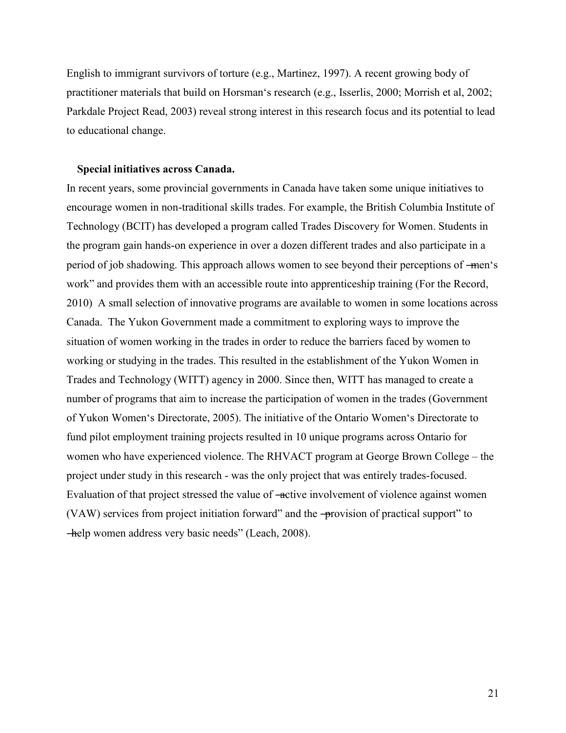English to immigrant survivors of torture (e.g., Martinez, 1997). A recent growing body of practitioner materials that build on Horsman‘s research (e.g., Isserlis, 2000; Morrish et al, 2002; Parkdale Project Read, 2003) reveal strong interest in this research focus and its potential to lead to educational change.

**Special initiatives across Canada.**

In recent years, some provincial governments in Canada have taken some unique initiatives to encourage women in non-traditional skills trades. For example, the British Columbia Institute of Technology (BCIT) has developed a program called Trades Discovery for Women. Students in the program gain hands-on experience in over a dozen different trades and also participate in a period of job shadowing. This approach allows women to see beyond their perceptions of ―men‘s work" and provides them with an accessible route into apprenticeship training (For the Record, 2010) A small selection of innovative programs are available to women in some locations across Canada. The Yukon Government made a commitment to exploring ways to improve the situation of women working in the trades in order to reduce the barriers faced by women to working or studying in the trades. This resulted in the establishment of the Yukon Women in Trades and Technology (WITT) agency in 2000. Since then, WITT has managed to create a number of programs that aim to increase the participation of women in the trades (Government of Yukon Women‘s Directorate, 2005). The initiative of the Ontario Women‘s Directorate to fund pilot employment training projects resulted in 10 unique programs across Ontario for women who have experienced violence. The RHVACT program at George Brown College – the project under study in this research - was the only project that was entirely trades-focused. Evaluation of that project stressed the value of ―active involvement of violence against women (VAW) services from project initiation forward" and the ―provision of practical support" to ―help women address very basic needs" (Leach, 2008).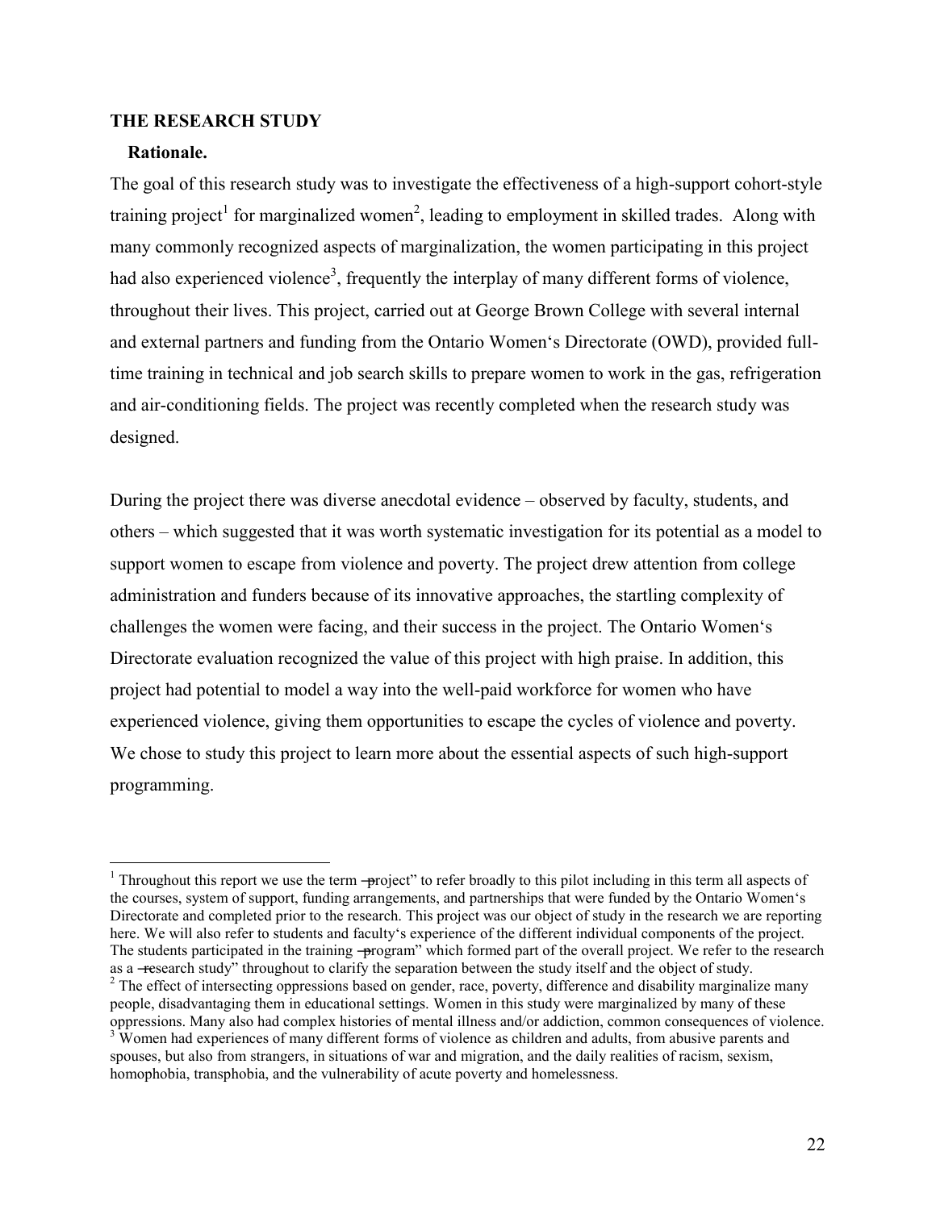## THE RESEARCH STUDY

### Rationale.

The goal of this research study was to investigate the effectiveness of a high-support cohort-style training project[1] for marginalized women[2], leading to employment in skilled trades. Along with many commonly recognized aspects of marginalization, the women participating in this project had also experienced violence[3], frequently the interplay of many different forms of violence, throughout their lives. This project, carried out at George Brown College with several internal and external partners and funding from the Ontario Women's Directorate (OWD), provided full-time training in technical and job search skills to prepare women to work in the gas, refrigeration and air-conditioning fields. The project was recently completed when the research study was designed.

During the project there was diverse anecdotal evidence – observed by faculty, students, and others – which suggested that it was worth systematic investigation for its potential as a model to support women to escape from violence and poverty. The project drew attention from college administration and funders because of its innovative approaches, the startling complexity of challenges the women were facing, and their success in the project. The Ontario Women's Directorate evaluation recognized the value of this project with high praise. In addition, this project had potential to model a way into the well-paid workforce for women who have experienced violence, giving them opportunities to escape the cycles of violence and poverty. We chose to study this project to learn more about the essential aspects of such high-support programming.

---

[1] Throughout this report we use the term "project" to refer broadly to this pilot including in this term all aspects of the courses, system of support, funding arrangements, and partnerships that were funded by the Ontario Women's Directorate and completed prior to the research. This project was our object of study in the research we are reporting here. We will also refer to students and faculty's experience of the different individual components of the project. The students participated in the training "program" which formed part of the overall project. We refer to the research as a "research study" throughout to clarify the separation between the study itself and the object of study.

[2] The effect of intersecting oppressions based on gender, race, poverty, difference and disability marginalize many people, disadvantaging them in educational settings. Women in this study were marginalized by many of these oppressions. Many also had complex histories of mental illness and/or addiction, common consequences of violence.

[3] Women had experiences of many different forms of violence as children and adults, from abusive parents and spouses, but also from strangers, in situations of war and migration, and the daily realities of racism, sexism, homophobia, transphobia, and the vulnerability of acute poverty and homelessness.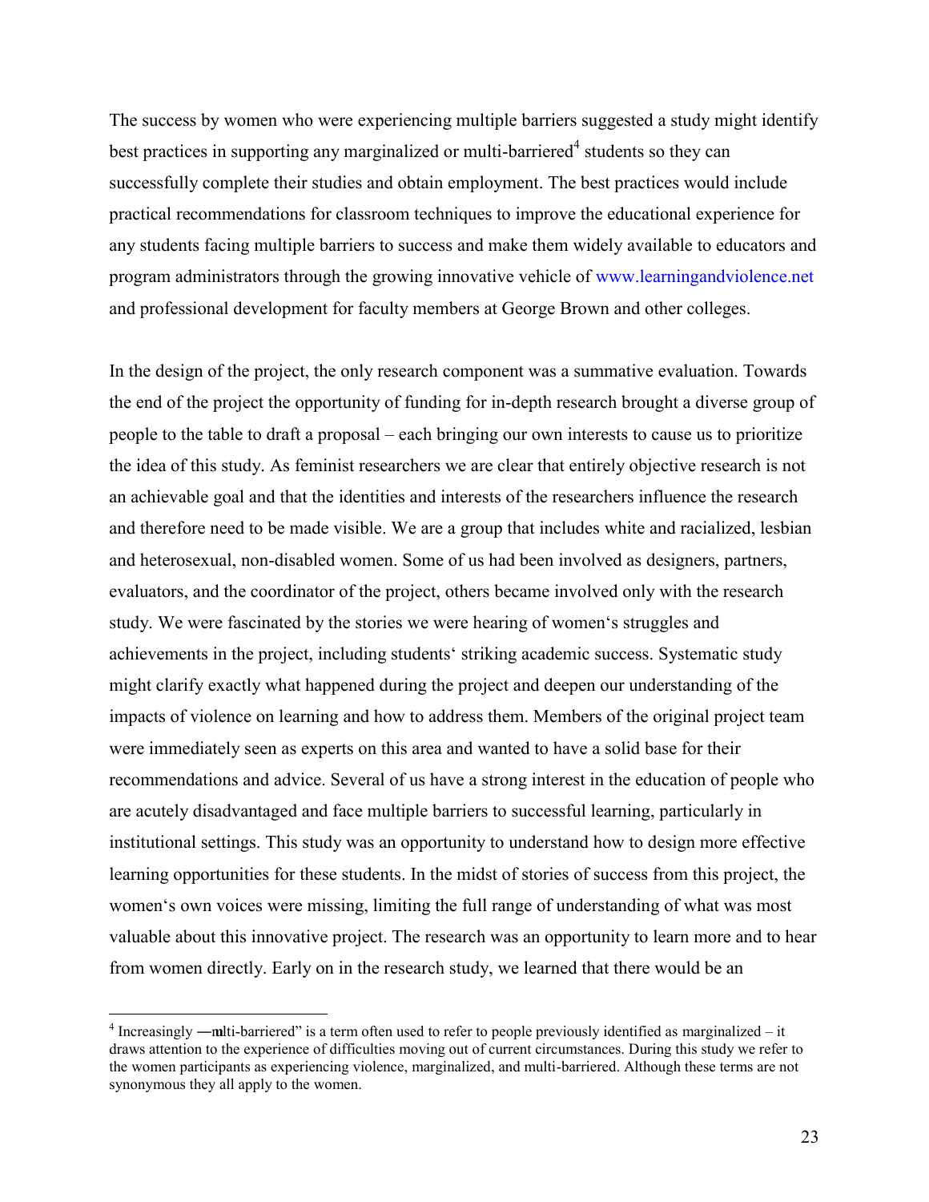The success by women who were experiencing multiple barriers suggested a study might identify best practices in supporting any marginalized or multi-barriered[4] students so they can successfully complete their studies and obtain employment. The best practices would include practical recommendations for classroom techniques to improve the educational experience for any students facing multiple barriers to success and make them widely available to educators and program administrators through the growing innovative vehicle of www.learningandviolence.net and professional development for faculty members at George Brown and other colleges.

In the design of the project, the only research component was a summative evaluation. Towards the end of the project the opportunity of funding for in-depth research brought a diverse group of people to the table to draft a proposal – each bringing our own interests to cause us to prioritize the idea of this study. As feminist researchers we are clear that entirely objective research is not an achievable goal and that the identities and interests of the researchers influence the research and therefore need to be made visible. We are a group that includes white and racialized, lesbian and heterosexual, non-disabled women. Some of us had been involved as designers, partners, evaluators, and the coordinator of the project, others became involved only with the research study. We were fascinated by the stories we were hearing of women's struggles and achievements in the project, including students' striking academic success. Systematic study might clarify exactly what happened during the project and deepen our understanding of the impacts of violence on learning and how to address them. Members of the original project team were immediately seen as experts on this area and wanted to have a solid base for their recommendations and advice. Several of us have a strong interest in the education of people who are acutely disadvantaged and face multiple barriers to successful learning, particularly in institutional settings. This study was an opportunity to understand how to design more effective learning opportunities for these students. In the midst of stories of success from this project, the women's own voices were missing, limiting the full range of understanding of what was most valuable about this innovative project. The research was an opportunity to learn more and to hear from women directly. Early on in the research study, we learned that there would be an

[4] Increasingly "multi-barriered" is a term often used to refer to people previously identified as marginalized – it draws attention to the experience of difficulties moving out of current circumstances. During this study we refer to the women participants as experiencing violence, marginalized, and multi-barriered. Although these terms are not synonymous they all apply to the women.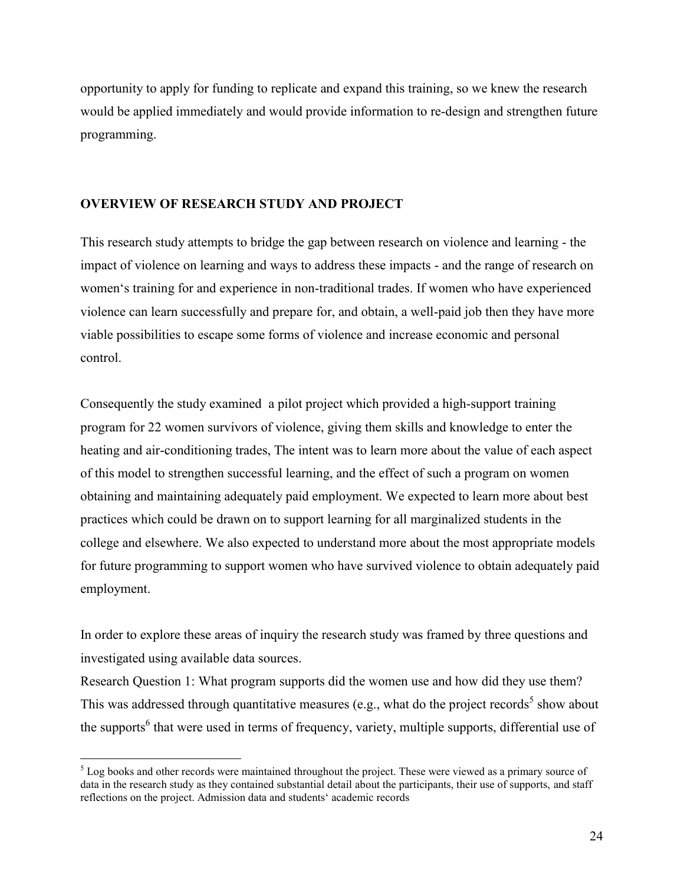opportunity to apply for funding to replicate and expand this training, so we knew the research would be applied immediately and would provide information to re-design and strengthen future programming.

## OVERVIEW OF RESEARCH STUDY AND PROJECT

This research study attempts to bridge the gap between research on violence and learning - the impact of violence on learning and ways to address these impacts - and the range of research on women's training for and experience in non-traditional trades. If women who have experienced violence can learn successfully and prepare for, and obtain, a well-paid job then they have more viable possibilities to escape some forms of violence and increase economic and personal control.

Consequently the study examined a pilot project which provided a high-support training program for 22 women survivors of violence, giving them skills and knowledge to enter the heating and air-conditioning trades, The intent was to learn more about the value of each aspect of this model to strengthen successful learning, and the effect of such a program on women obtaining and maintaining adequately paid employment. We expected to learn more about best practices which could be drawn on to support learning for all marginalized students in the college and elsewhere. We also expected to understand more about the most appropriate models for future programming to support women who have survived violence to obtain adequately paid employment.

In order to explore these areas of inquiry the research study was framed by three questions and investigated using available data sources.

Research Question 1: What program supports did the women use and how did they use them? This was addressed through quantitative measures (e.g., what do the project records[5] show about the supports[6] that were used in terms of frequency, variety, multiple supports, differential use of

[5] Log books and other records were maintained throughout the project. These were viewed as a primary source of data in the research study as they contained substantial detail about the participants, their use of supports, and staff reflections on the project. Admission data and students' academic records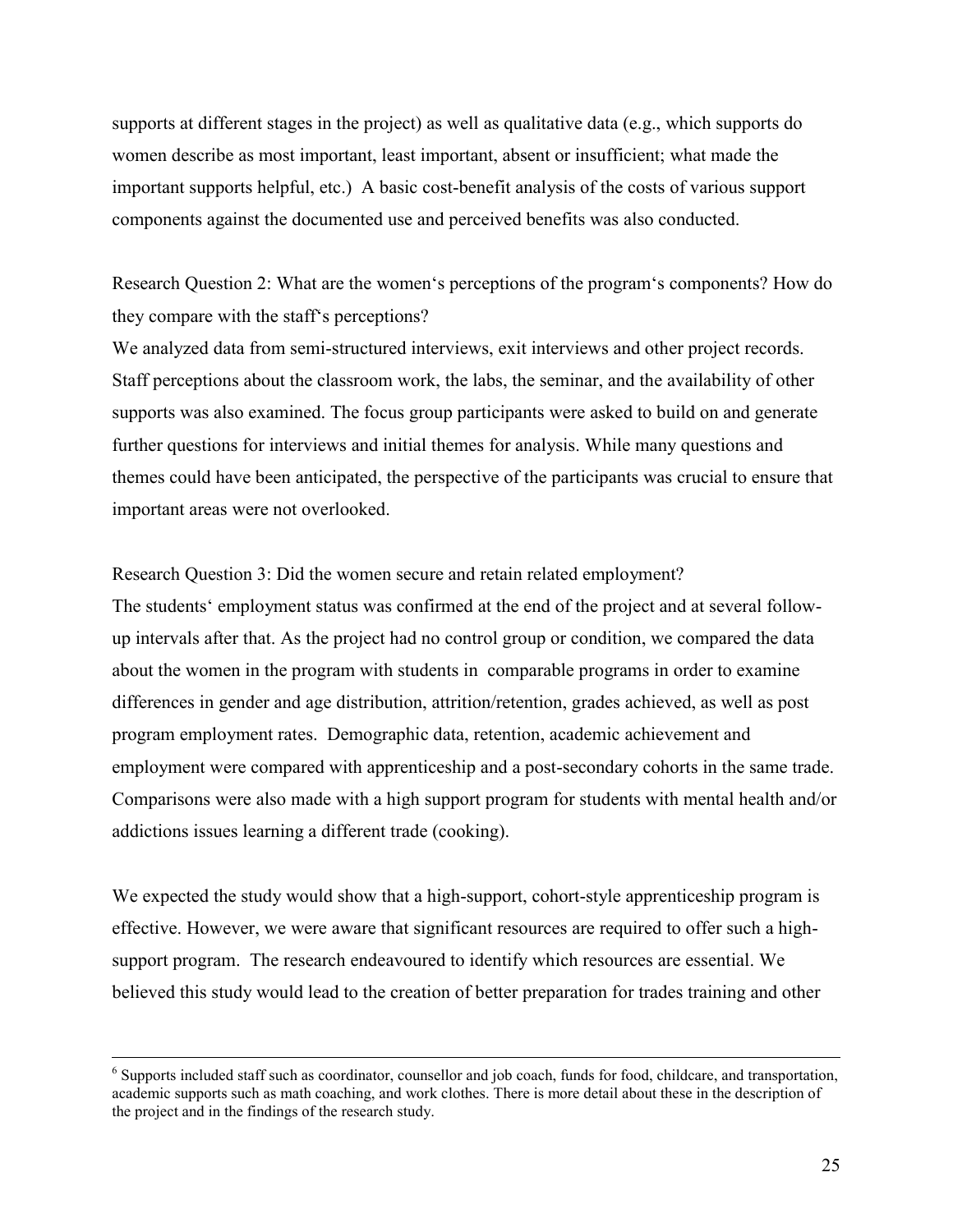supports at different stages in the project) as well as qualitative data (e.g., which supports do women describe as most important, least important, absent or insufficient; what made the important supports helpful, etc.) A basic cost-benefit analysis of the costs of various support components against the documented use and perceived benefits was also conducted.

Research Question 2: What are the women's perceptions of the program's components? How do they compare with the staff's perceptions?

We analyzed data from semi-structured interviews, exit interviews and other project records. Staff perceptions about the classroom work, the labs, the seminar, and the availability of other supports was also examined. The focus group participants were asked to build on and generate further questions for interviews and initial themes for analysis. While many questions and themes could have been anticipated, the perspective of the participants was crucial to ensure that important areas were not overlooked.

Research Question 3: Did the women secure and retain related employment?

The students' employment status was confirmed at the end of the project and at several follow-up intervals after that. As the project had no control group or condition, we compared the data about the women in the program with students in comparable programs in order to examine differences in gender and age distribution, attrition/retention, grades achieved, as well as post program employment rates. Demographic data, retention, academic achievement and employment were compared with apprenticeship and a post-secondary cohorts in the same trade. Comparisons were also made with a high support program for students with mental health and/or addictions issues learning a different trade (cooking).

We expected the study would show that a high-support, cohort-style apprenticeship program is effective. However, we were aware that significant resources are required to offer such a high-support program. The research endeavoured to identify which resources are essential. We believed this study would lead to the creation of better preparation for trades training and other

---

[6] Supports included staff such as coordinator, counsellor and job coach, funds for food, childcare, and transportation, academic supports such as math coaching, and work clothes. There is more detail about these in the description of the project and in the findings of the research study.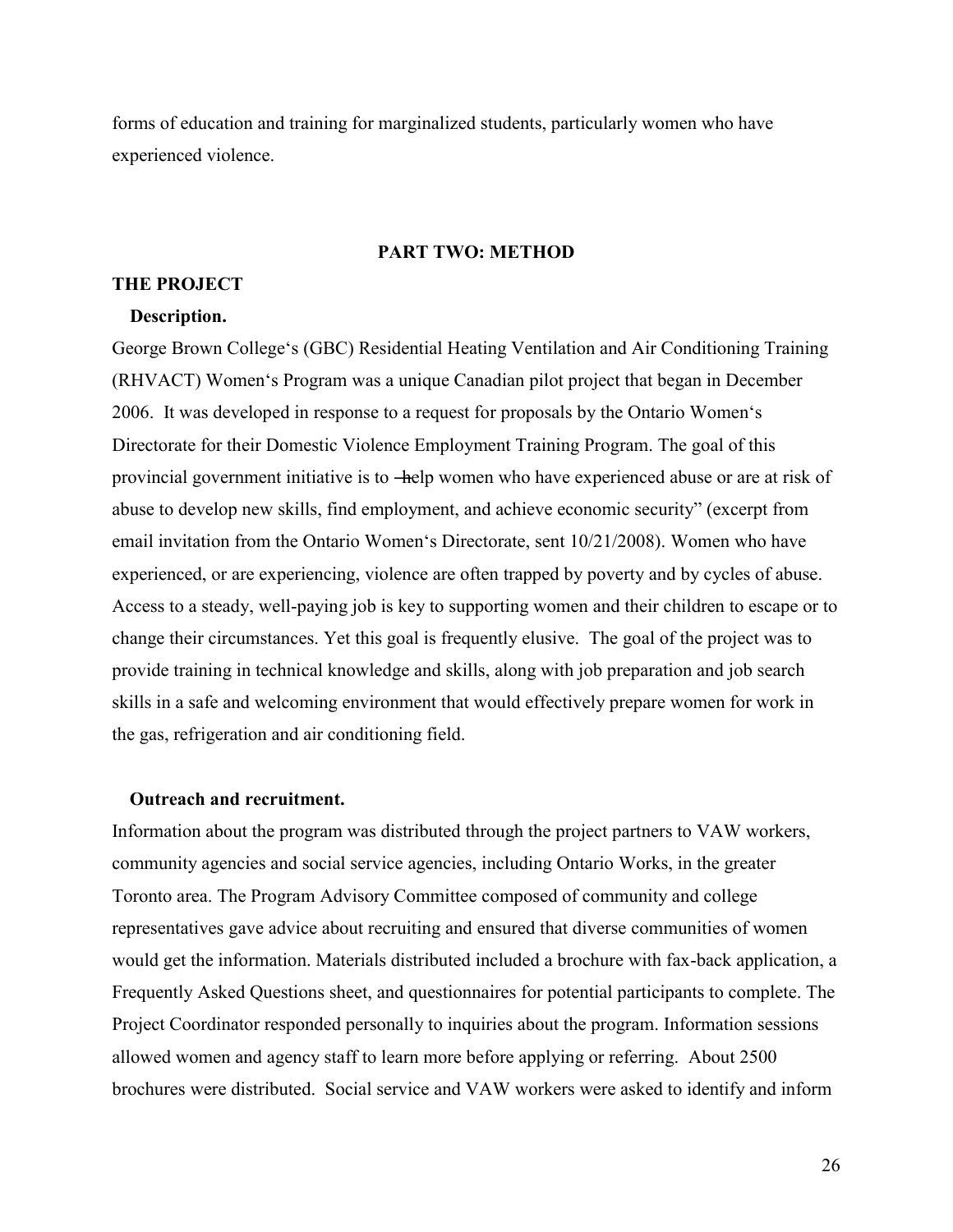forms of education and training for marginalized students, particularly women who have experienced violence.

## PART TWO: METHOD

### THE PROJECT

#### Description.

George Brown College's (GBC) Residential Heating Ventilation and Air Conditioning Training (RHVACT) Women's Program was a unique Canadian pilot project that began in December 2006. It was developed in response to a request for proposals by the Ontario Women's Directorate for their Domestic Violence Employment Training Program. The goal of this provincial government initiative is to "help women who have experienced abuse or are at risk of abuse to develop new skills, find employment, and achieve economic security" (excerpt from email invitation from the Ontario Women's Directorate, sent 10/21/2008). Women who have experienced, or are experiencing, violence are often trapped by poverty and by cycles of abuse. Access to a steady, well-paying job is key to supporting women and their children to escape or to change their circumstances. Yet this goal is frequently elusive. The goal of the project was to provide training in technical knowledge and skills, along with job preparation and job search skills in a safe and welcoming environment that would effectively prepare women for work in the gas, refrigeration and air conditioning field.

#### Outreach and recruitment.

Information about the program was distributed through the project partners to VAW workers, community agencies and social service agencies, including Ontario Works, in the greater Toronto area. The Program Advisory Committee composed of community and college representatives gave advice about recruiting and ensured that diverse communities of women would get the information. Materials distributed included a brochure with fax-back application, a Frequently Asked Questions sheet, and questionnaires for potential participants to complete. The Project Coordinator responded personally to inquiries about the program. Information sessions allowed women and agency staff to learn more before applying or referring. About 2500 brochures were distributed. Social service and VAW workers were asked to identify and inform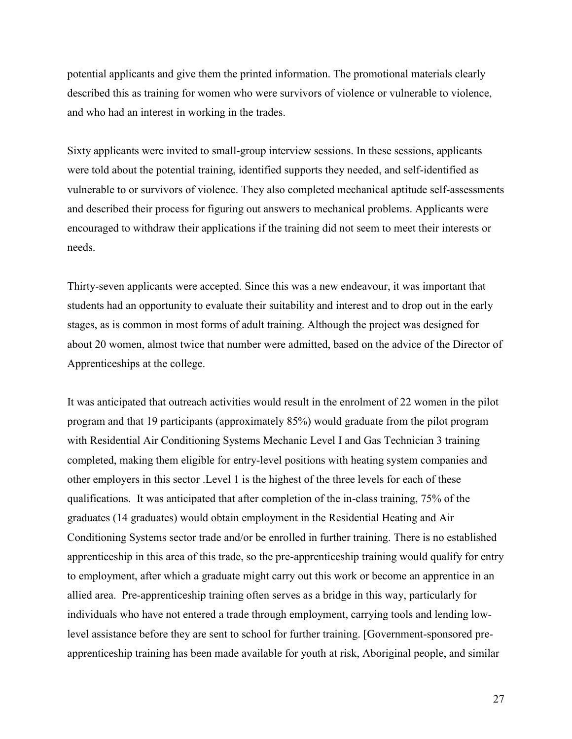potential applicants and give them the printed information. The promotional materials clearly described this as training for women who were survivors of violence or vulnerable to violence, and who had an interest in working in the trades.

Sixty applicants were invited to small-group interview sessions. In these sessions, applicants were told about the potential training, identified supports they needed, and self-identified as vulnerable to or survivors of violence. They also completed mechanical aptitude self-assessments and described their process for figuring out answers to mechanical problems. Applicants were encouraged to withdraw their applications if the training did not seem to meet their interests or needs.

Thirty-seven applicants were accepted. Since this was a new endeavour, it was important that students had an opportunity to evaluate their suitability and interest and to drop out in the early stages, as is common in most forms of adult training. Although the project was designed for about 20 women, almost twice that number were admitted, based on the advice of the Director of Apprenticeships at the college.

It was anticipated that outreach activities would result in the enrolment of 22 women in the pilot program and that 19 participants (approximately 85%) would graduate from the pilot program with Residential Air Conditioning Systems Mechanic Level I and Gas Technician 3 training completed, making them eligible for entry-level positions with heating system companies and other employers in this sector .Level 1 is the highest of the three levels for each of these qualifications. It was anticipated that after completion of the in-class training, 75% of the graduates (14 graduates) would obtain employment in the Residential Heating and Air Conditioning Systems sector trade and/or be enrolled in further training. There is no established apprenticeship in this area of this trade, so the pre-apprenticeship training would qualify for entry to employment, after which a graduate might carry out this work or become an apprentice in an allied area. Pre-apprenticeship training often serves as a bridge in this way, particularly for individuals who have not entered a trade through employment, carrying tools and lending low-level assistance before they are sent to school for further training. [Government-sponsored pre-apprenticeship training has been made available for youth at risk, Aboriginal people, and similar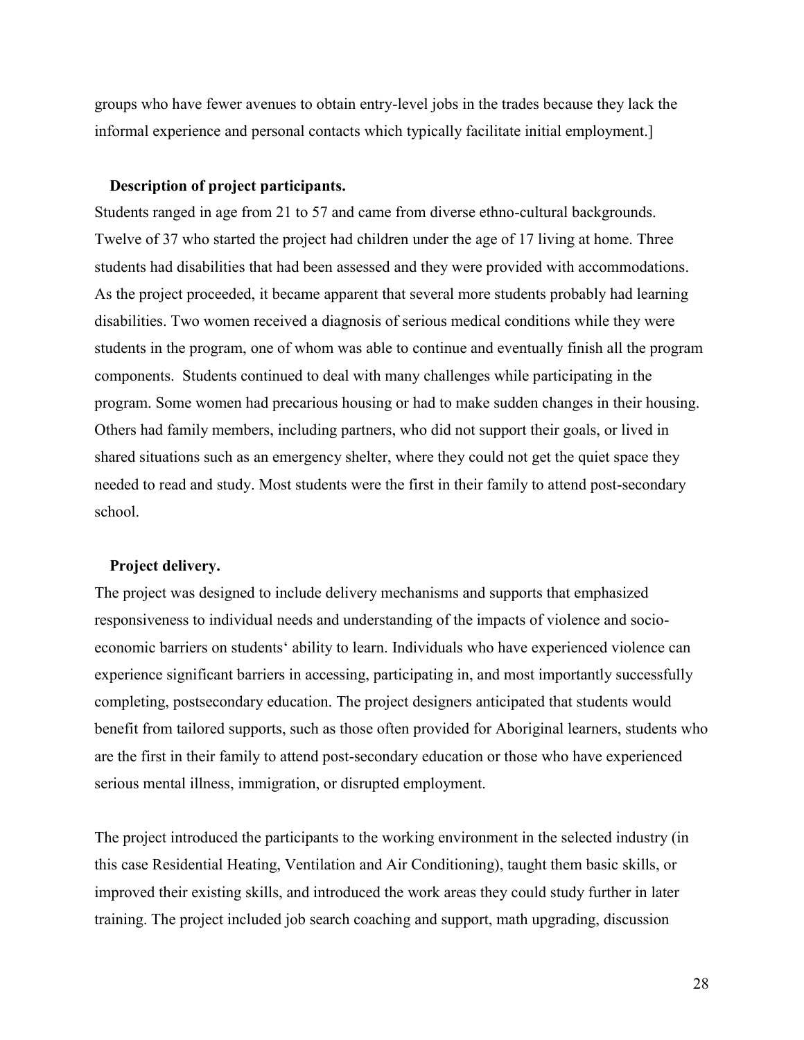groups who have fewer avenues to obtain entry-level jobs in the trades because they lack the informal experience and personal contacts which typically facilitate initial employment.]

**Description of project participants.**

Students ranged in age from 21 to 57 and came from diverse ethno-cultural backgrounds. Twelve of 37 who started the project had children under the age of 17 living at home. Three students had disabilities that had been assessed and they were provided with accommodations. As the project proceeded, it became apparent that several more students probably had learning disabilities. Two women received a diagnosis of serious medical conditions while they were students in the program, one of whom was able to continue and eventually finish all the program components. Students continued to deal with many challenges while participating in the program. Some women had precarious housing or had to make sudden changes in their housing. Others had family members, including partners, who did not support their goals, or lived in shared situations such as an emergency shelter, where they could not get the quiet space they needed to read and study. Most students were the first in their family to attend post-secondary school.

**Project delivery.**

The project was designed to include delivery mechanisms and supports that emphasized responsiveness to individual needs and understanding of the impacts of violence and socio-economic barriers on students' ability to learn. Individuals who have experienced violence can experience significant barriers in accessing, participating in, and most importantly successfully completing, postsecondary education. The project designers anticipated that students would benefit from tailored supports, such as those often provided for Aboriginal learners, students who are the first in their family to attend post-secondary education or those who have experienced serious mental illness, immigration, or disrupted employment.

The project introduced the participants to the working environment in the selected industry (in this case Residential Heating, Ventilation and Air Conditioning), taught them basic skills, or improved their existing skills, and introduced the work areas they could study further in later training. The project included job search coaching and support, math upgrading, discussion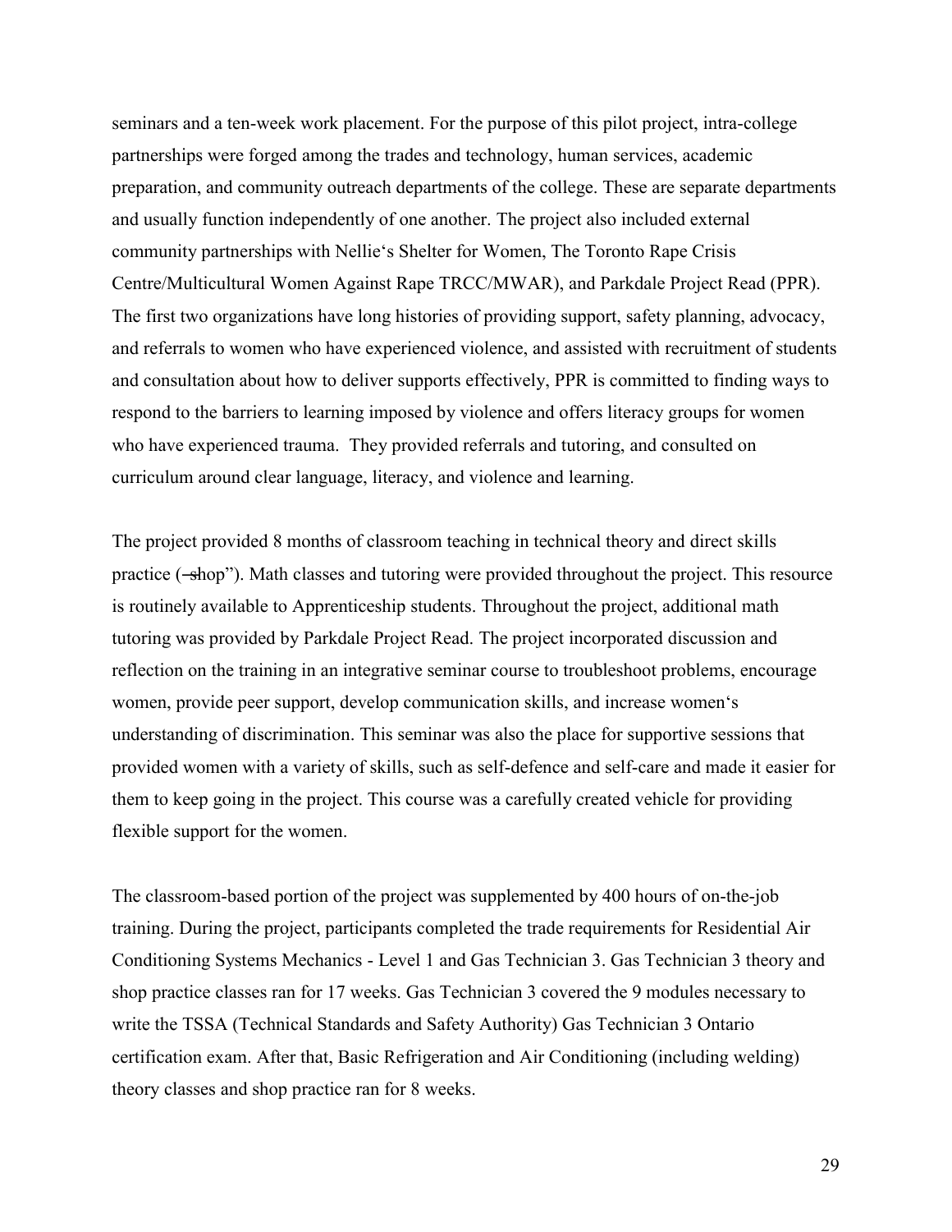seminars and a ten-week work placement. For the purpose of this pilot project, intra-college partnerships were forged among the trades and technology, human services, academic preparation, and community outreach departments of the college. These are separate departments and usually function independently of one another. The project also included external community partnerships with Nellie's Shelter for Women, The Toronto Rape Crisis Centre/Multicultural Women Against Rape TRCC/MWAR), and Parkdale Project Read (PPR). The first two organizations have long histories of providing support, safety planning, advocacy, and referrals to women who have experienced violence, and assisted with recruitment of students and consultation about how to deliver supports effectively, PPR is committed to finding ways to respond to the barriers to learning imposed by violence and offers literacy groups for women who have experienced trauma. They provided referrals and tutoring, and consulted on curriculum around clear language, literacy, and violence and learning.

The project provided 8 months of classroom teaching in technical theory and direct skills practice (―shop"). Math classes and tutoring were provided throughout the project. This resource is routinely available to Apprenticeship students. Throughout the project, additional math tutoring was provided by Parkdale Project Read. The project incorporated discussion and reflection on the training in an integrative seminar course to troubleshoot problems, encourage women, provide peer support, develop communication skills, and increase women's understanding of discrimination. This seminar was also the place for supportive sessions that provided women with a variety of skills, such as self-defence and self-care and made it easier for them to keep going in the project. This course was a carefully created vehicle for providing flexible support for the women.

The classroom-based portion of the project was supplemented by 400 hours of on-the-job training. During the project, participants completed the trade requirements for Residential Air Conditioning Systems Mechanics - Level 1 and Gas Technician 3. Gas Technician 3 theory and shop practice classes ran for 17 weeks. Gas Technician 3 covered the 9 modules necessary to write the TSSA (Technical Standards and Safety Authority) Gas Technician 3 Ontario certification exam. After that, Basic Refrigeration and Air Conditioning (including welding) theory classes and shop practice ran for 8 weeks.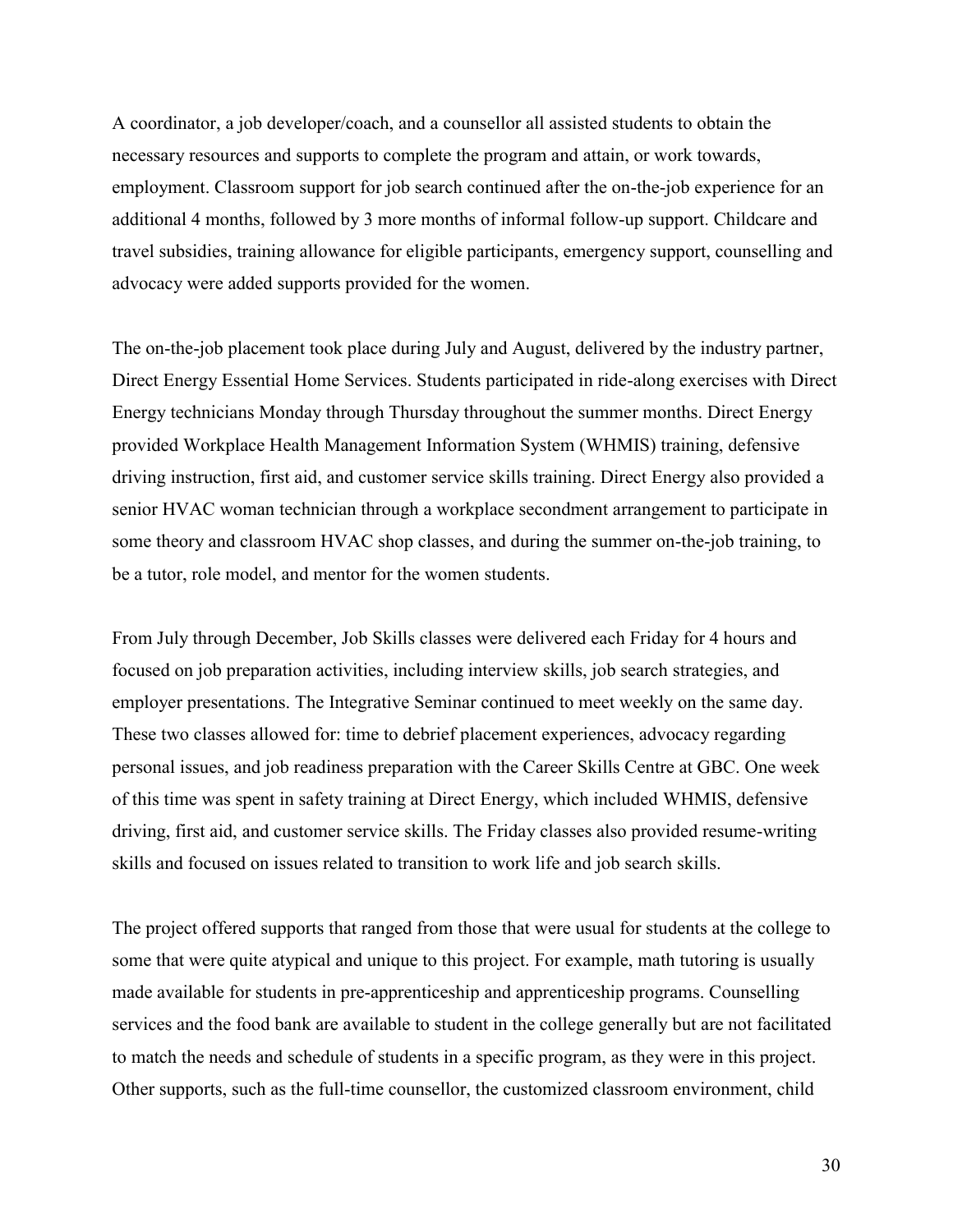A coordinator, a job developer/coach, and a counsellor all assisted students to obtain the necessary resources and supports to complete the program and attain, or work towards, employment. Classroom support for job search continued after the on-the-job experience for an additional 4 months, followed by 3 more months of informal follow-up support. Childcare and travel subsidies, training allowance for eligible participants, emergency support, counselling and advocacy were added supports provided for the women.

The on-the-job placement took place during July and August, delivered by the industry partner, Direct Energy Essential Home Services. Students participated in ride-along exercises with Direct Energy technicians Monday through Thursday throughout the summer months. Direct Energy provided Workplace Health Management Information System (WHMIS) training, defensive driving instruction, first aid, and customer service skills training. Direct Energy also provided a senior HVAC woman technician through a workplace secondment arrangement to participate in some theory and classroom HVAC shop classes, and during the summer on-the-job training, to be a tutor, role model, and mentor for the women students.

From July through December, Job Skills classes were delivered each Friday for 4 hours and focused on job preparation activities, including interview skills, job search strategies, and employer presentations. The Integrative Seminar continued to meet weekly on the same day. These two classes allowed for: time to debrief placement experiences, advocacy regarding personal issues, and job readiness preparation with the Career Skills Centre at GBC. One week of this time was spent in safety training at Direct Energy, which included WHMIS, defensive driving, first aid, and customer service skills. The Friday classes also provided resume-writing skills and focused on issues related to transition to work life and job search skills.

The project offered supports that ranged from those that were usual for students at the college to some that were quite atypical and unique to this project. For example, math tutoring is usually made available for students in pre-apprenticeship and apprenticeship programs. Counselling services and the food bank are available to student in the college generally but are not facilitated to match the needs and schedule of students in a specific program, as they were in this project. Other supports, such as the full-time counsellor, the customized classroom environment, child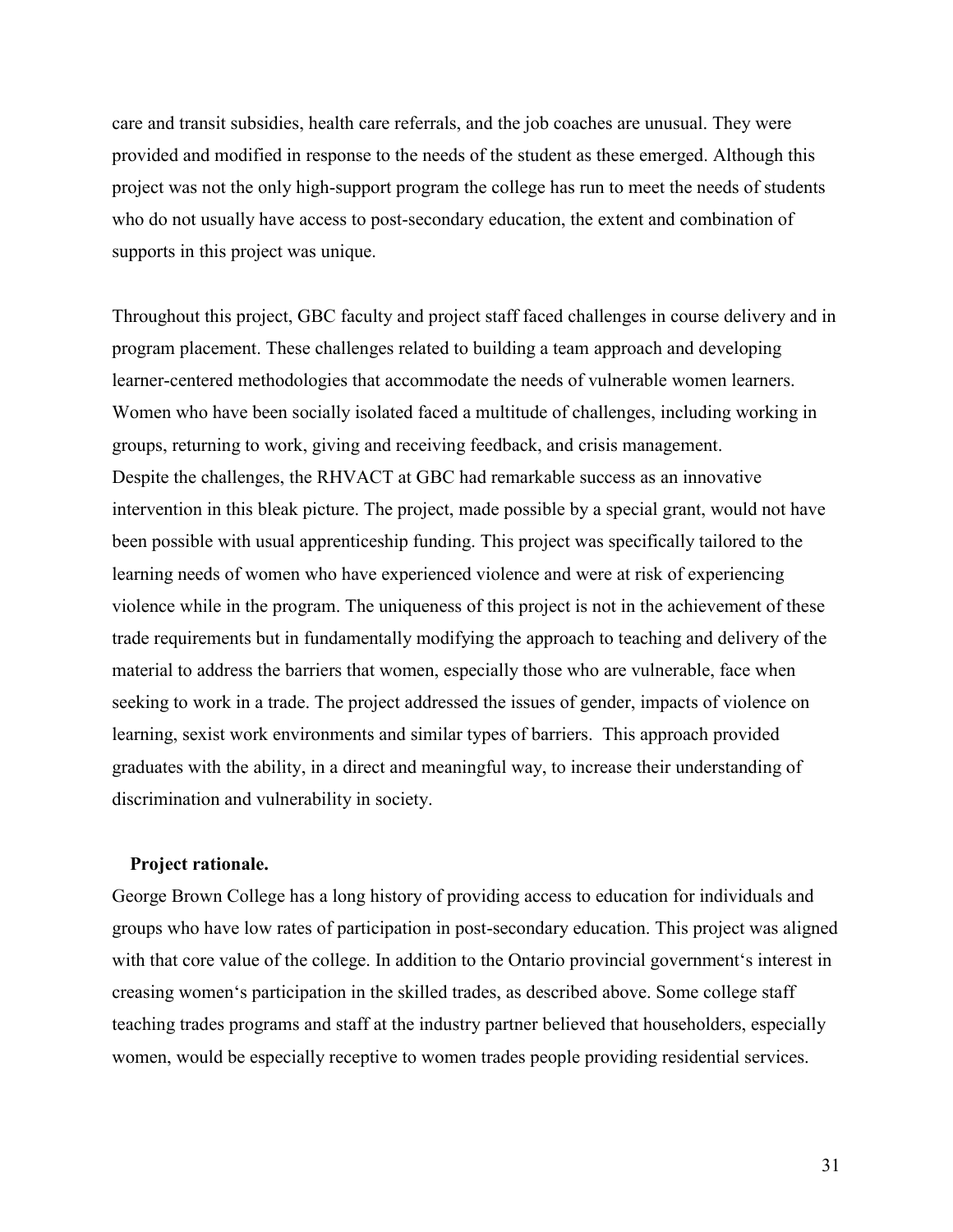care and transit subsidies, health care referrals, and the job coaches are unusual. They were provided and modified in response to the needs of the student as these emerged. Although this project was not the only high-support program the college has run to meet the needs of students who do not usually have access to post-secondary education, the extent and combination of supports in this project was unique.

Throughout this project, GBC faculty and project staff faced challenges in course delivery and in program placement. These challenges related to building a team approach and developing learner-centered methodologies that accommodate the needs of vulnerable women learners. Women who have been socially isolated faced a multitude of challenges, including working in groups, returning to work, giving and receiving feedback, and crisis management.
Despite the challenges, the RHVACT at GBC had remarkable success as an innovative intervention in this bleak picture. The project, made possible by a special grant, would not have been possible with usual apprenticeship funding. This project was specifically tailored to the learning needs of women who have experienced violence and were at risk of experiencing violence while in the program. The uniqueness of this project is not in the achievement of these trade requirements but in fundamentally modifying the approach to teaching and delivery of the material to address the barriers that women, especially those who are vulnerable, face when seeking to work in a trade. The project addressed the issues of gender, impacts of violence on learning, sexist work environments and similar types of barriers. This approach provided graduates with the ability, in a direct and meaningful way, to increase their understanding of discrimination and vulnerability in society.

**Project rationale.**

George Brown College has a long history of providing access to education for individuals and groups who have low rates of participation in post-secondary education. This project was aligned with that core value of the college. In addition to the Ontario provincial government's interest in creasing women's participation in the skilled trades, as described above. Some college staff teaching trades programs and staff at the industry partner believed that householders, especially women, would be especially receptive to women trades people providing residential services.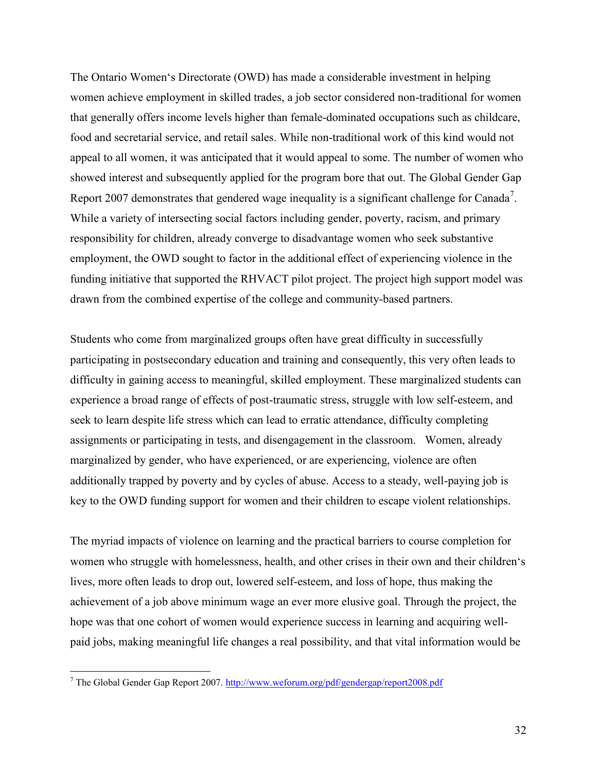The Ontario Women's Directorate (OWD) has made a considerable investment in helping women achieve employment in skilled trades, a job sector considered non-traditional for women that generally offers income levels higher than female-dominated occupations such as childcare, food and secretarial service, and retail sales. While non-traditional work of this kind would not appeal to all women, it was anticipated that it would appeal to some. The number of women who showed interest and subsequently applied for the program bore that out. The Global Gender Gap Report 2007 demonstrates that gendered wage inequality is a significant challenge for Canada[7]. While a variety of intersecting social factors including gender, poverty, racism, and primary responsibility for children, already converge to disadvantage women who seek substantive employment, the OWD sought to factor in the additional effect of experiencing violence in the funding initiative that supported the RHVACT pilot project. The project high support model was drawn from the combined expertise of the college and community-based partners.

Students who come from marginalized groups often have great difficulty in successfully participating in postsecondary education and training and consequently, this very often leads to difficulty in gaining access to meaningful, skilled employment. These marginalized students can experience a broad range of effects of post-traumatic stress, struggle with low self-esteem, and seek to learn despite life stress which can lead to erratic attendance, difficulty completing assignments or participating in tests, and disengagement in the classroom. Women, already marginalized by gender, who have experienced, or are experiencing, violence are often additionally trapped by poverty and by cycles of abuse. Access to a steady, well-paying job is key to the OWD funding support for women and their children to escape violent relationships.

The myriad impacts of violence on learning and the practical barriers to course completion for women who struggle with homelessness, health, and other crises in their own and their children's lives, more often leads to drop out, lowered self-esteem, and loss of hope, thus making the achievement of a job above minimum wage an ever more elusive goal. Through the project, the hope was that one cohort of women would experience success in learning and acquiring well-paid jobs, making meaningful life changes a real possibility, and that vital information would be

---

[7] The Global Gender Gap Report 2007. http://www.weforum.org/pdf/gendergap/report2008.pdf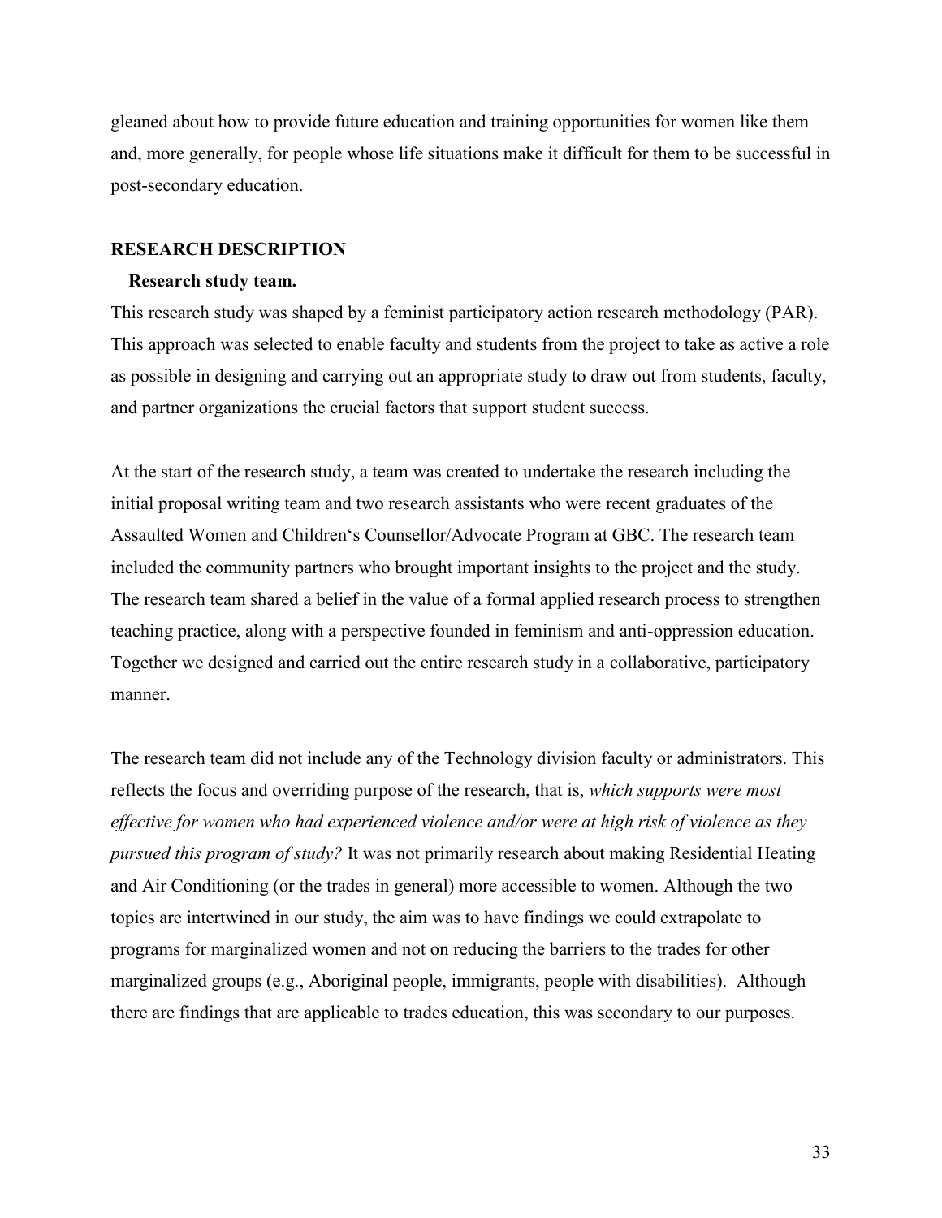gleaned about how to provide future education and training opportunities for women like them and, more generally, for people whose life situations make it difficult for them to be successful in post-secondary education.

## RESEARCH DESCRIPTION

### Research study team.

This research study was shaped by a feminist participatory action research methodology (PAR). This approach was selected to enable faculty and students from the project to take as active a role as possible in designing and carrying out an appropriate study to draw out from students, faculty, and partner organizations the crucial factors that support student success.

At the start of the research study, a team was created to undertake the research including the initial proposal writing team and two research assistants who were recent graduates of the Assaulted Women and Children's Counsellor/Advocate Program at GBC. The research team included the community partners who brought important insights to the project and the study. The research team shared a belief in the value of a formal applied research process to strengthen teaching practice, along with a perspective founded in feminism and anti-oppression education. Together we designed and carried out the entire research study in a collaborative, participatory manner.

The research team did not include any of the Technology division faculty or administrators. This reflects the focus and overriding purpose of the research, that is, *which supports were most effective for women who had experienced violence and/or were at high risk of violence as they pursued this program of study?* It was not primarily research about making Residential Heating and Air Conditioning (or the trades in general) more accessible to women. Although the two topics are intertwined in our study, the aim was to have findings we could extrapolate to programs for marginalized women and not on reducing the barriers to the trades for other marginalized groups (e.g., Aboriginal people, immigrants, people with disabilities). Although there are findings that are applicable to trades education, this was secondary to our purposes.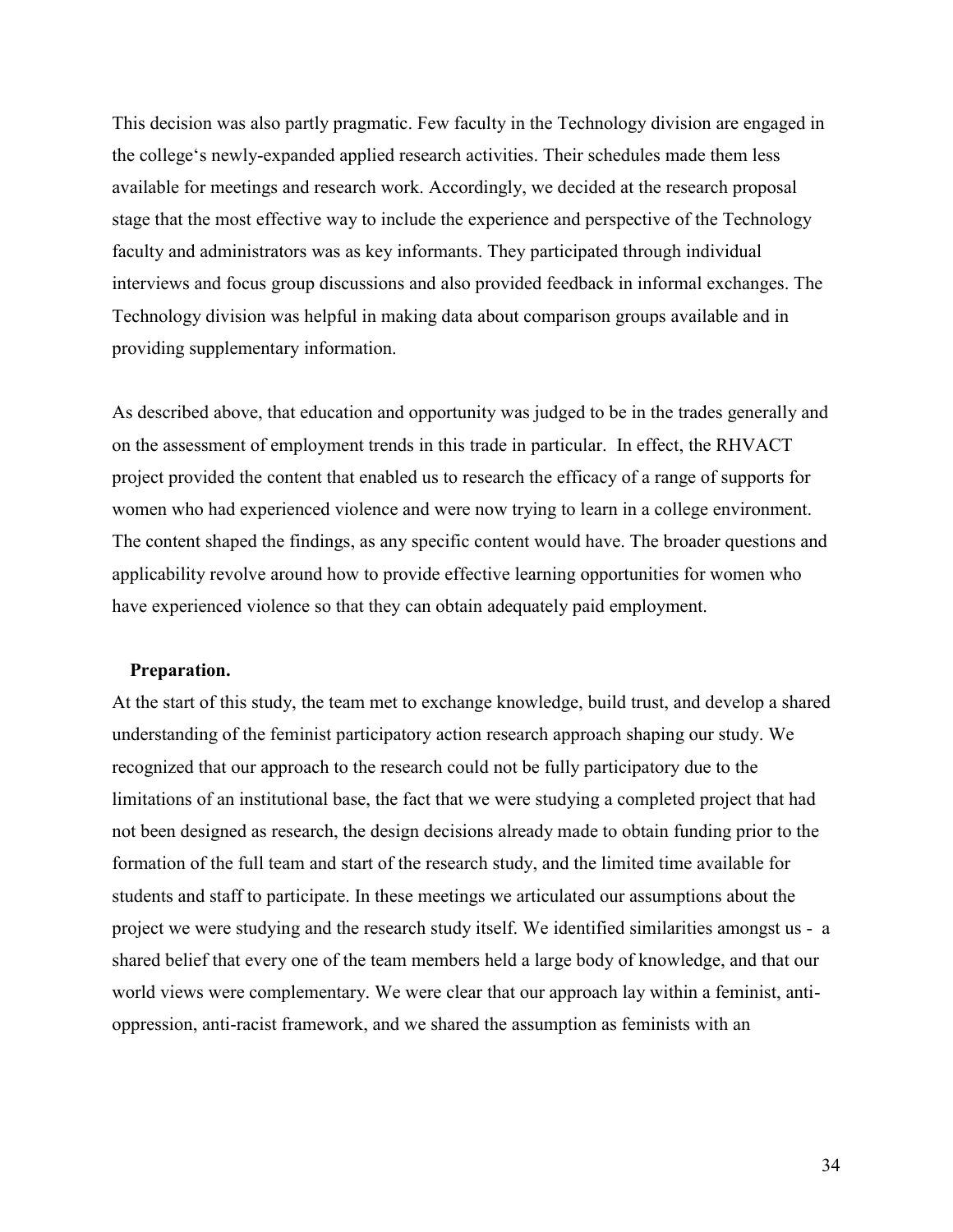This decision was also partly pragmatic. Few faculty in the Technology division are engaged in the college's newly-expanded applied research activities. Their schedules made them less available for meetings and research work. Accordingly, we decided at the research proposal stage that the most effective way to include the experience and perspective of the Technology faculty and administrators was as key informants. They participated through individual interviews and focus group discussions and also provided feedback in informal exchanges. The Technology division was helpful in making data about comparison groups available and in providing supplementary information.

As described above, that education and opportunity was judged to be in the trades generally and on the assessment of employment trends in this trade in particular. In effect, the RHVACT project provided the content that enabled us to research the efficacy of a range of supports for women who had experienced violence and were now trying to learn in a college environment. The content shaped the findings, as any specific content would have. The broader questions and applicability revolve around how to provide effective learning opportunities for women who have experienced violence so that they can obtain adequately paid employment.

**Preparation.**

At the start of this study, the team met to exchange knowledge, build trust, and develop a shared understanding of the feminist participatory action research approach shaping our study. We recognized that our approach to the research could not be fully participatory due to the limitations of an institutional base, the fact that we were studying a completed project that had not been designed as research, the design decisions already made to obtain funding prior to the formation of the full team and start of the research study, and the limited time available for students and staff to participate. In these meetings we articulated our assumptions about the project we were studying and the research study itself. We identified similarities amongst us - a shared belief that every one of the team members held a large body of knowledge, and that our world views were complementary. We were clear that our approach lay within a feminist, anti-oppression, anti-racist framework, and we shared the assumption as feminists with an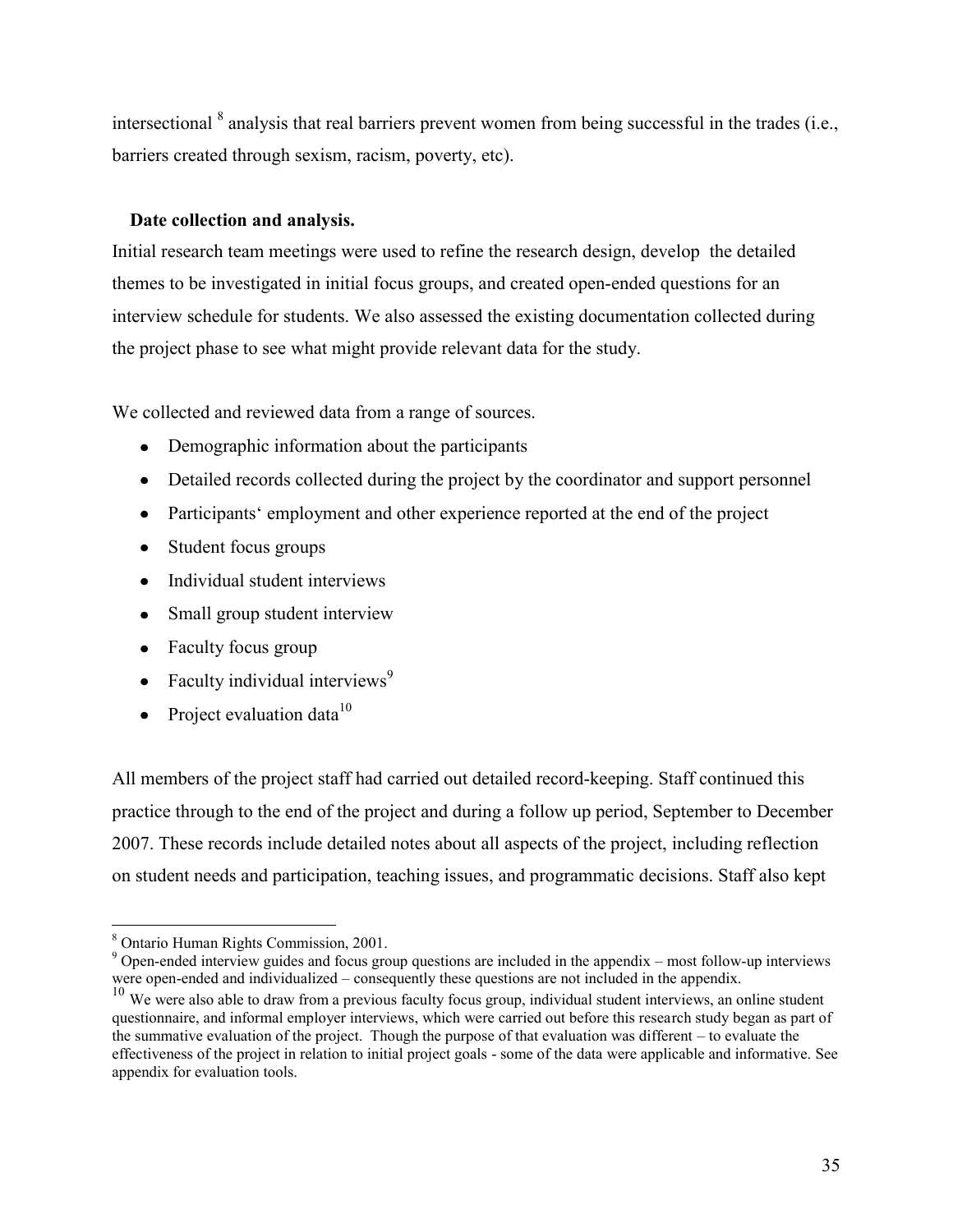intersectional [8] analysis that real barriers prevent women from being successful in the trades (i.e., barriers created through sexism, racism, poverty, etc).

**Date collection and analysis.**

Initial research team meetings were used to refine the research design, develop the detailed themes to be investigated in initial focus groups, and created open-ended questions for an interview schedule for students. We also assessed the existing documentation collected during the project phase to see what might provide relevant data for the study.

We collected and reviewed data from a range of sources.

- Demographic information about the participants
- Detailed records collected during the project by the coordinator and support personnel
- Participants' employment and other experience reported at the end of the project
- Student focus groups
- Individual student interviews
- Small group student interview
- Faculty focus group
- Faculty individual interviews[9]
- Project evaluation data[10]

All members of the project staff had carried out detailed record-keeping. Staff continued this practice through to the end of the project and during a follow up period, September to December 2007. These records include detailed notes about all aspects of the project, including reflection on student needs and participation, teaching issues, and programmatic decisions. Staff also kept

---

[8] Ontario Human Rights Commission, 2001.

[9] Open-ended interview guides and focus group questions are included in the appendix – most follow-up interviews were open-ended and individualized – consequently these questions are not included in the appendix.

[10] We were also able to draw from a previous faculty focus group, individual student interviews, an online student questionnaire, and informal employer interviews, which were carried out before this research study began as part of the summative evaluation of the project. Though the purpose of that evaluation was different – to evaluate the effectiveness of the project in relation to initial project goals - some of the data were applicable and informative. See appendix for evaluation tools.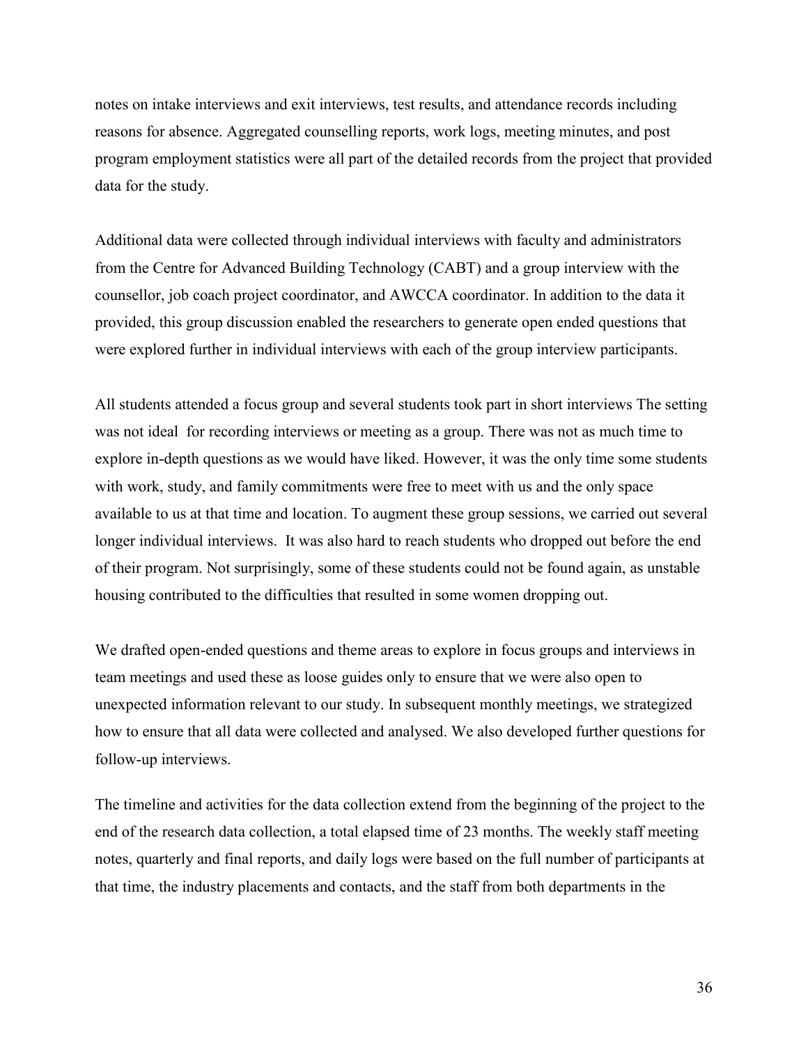notes on intake interviews and exit interviews, test results, and attendance records including reasons for absence. Aggregated counselling reports, work logs, meeting minutes, and post program employment statistics were all part of the detailed records from the project that provided data for the study.

Additional data were collected through individual interviews with faculty and administrators from the Centre for Advanced Building Technology (CABT) and a group interview with the counsellor, job coach project coordinator, and AWCCA coordinator. In addition to the data it provided, this group discussion enabled the researchers to generate open ended questions that were explored further in individual interviews with each of the group interview participants.

All students attended a focus group and several students took part in short interviews The setting was not ideal for recording interviews or meeting as a group. There was not as much time to explore in-depth questions as we would have liked. However, it was the only time some students with work, study, and family commitments were free to meet with us and the only space available to us at that time and location. To augment these group sessions, we carried out several longer individual interviews. It was also hard to reach students who dropped out before the end of their program. Not surprisingly, some of these students could not be found again, as unstable housing contributed to the difficulties that resulted in some women dropping out.

We drafted open-ended questions and theme areas to explore in focus groups and interviews in team meetings and used these as loose guides only to ensure that we were also open to unexpected information relevant to our study. In subsequent monthly meetings, we strategized how to ensure that all data were collected and analysed. We also developed further questions for follow-up interviews.

The timeline and activities for the data collection extend from the beginning of the project to the end of the research data collection, a total elapsed time of 23 months. The weekly staff meeting notes, quarterly and final reports, and daily logs were based on the full number of participants at that time, the industry placements and contacts, and the staff from both departments in the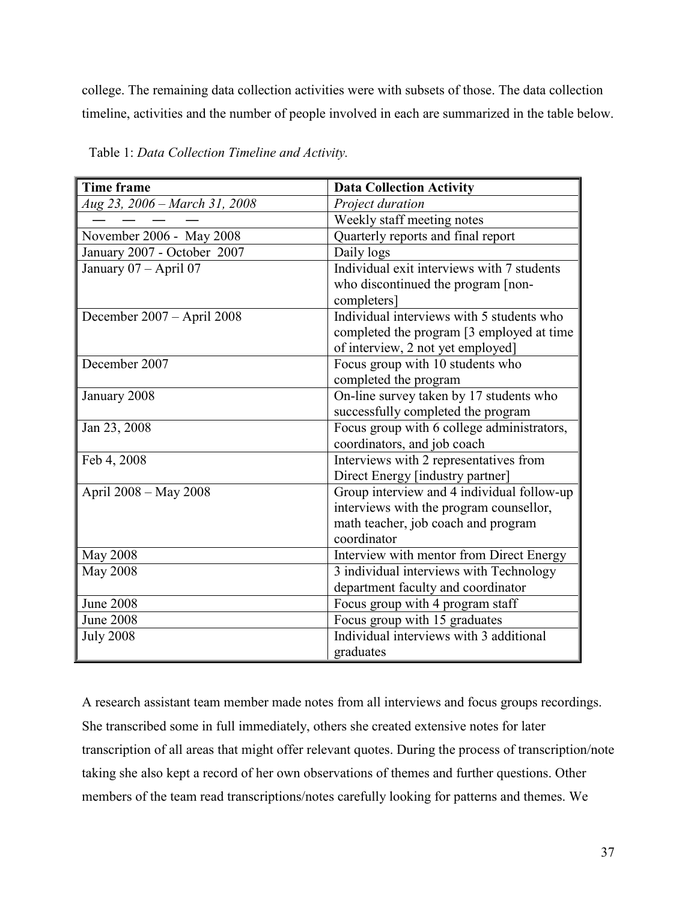college. The remaining data collection activities were with subsets of those. The data collection timeline, activities and the number of people involved in each are summarized in the table below.

Table 1: *Data Collection Timeline and Activity.*

| Time frame | Data Collection Activity |
|---|---|
| *Aug 23, 2006 – March 31, 2008* | *Project duration* |
| — — — — | Weekly staff meeting notes |
| November 2006 - May 2008 | Quarterly reports and final report |
| January 2007 - October 2007 | Daily logs |
| January 07 – April 07 | Individual exit interviews with 7 students who discontinued the program [non-completers] |
| December 2007 – April 2008 | Individual interviews with 5 students who completed the program [3 employed at time of interview, 2 not yet employed] |
| December 2007 | Focus group with 10 students who completed the program |
| January 2008 | On-line survey taken by 17 students who successfully completed the program |
| Jan 23, 2008 | Focus group with 6 college administrators, coordinators, and job coach |
| Feb 4, 2008 | Interviews with 2 representatives from Direct Energy [industry partner] |
| April 2008 – May 2008 | Group interview and 4 individual follow-up interviews with the program counsellor, math teacher, job coach and program coordinator |
| May 2008 | Interview with mentor from Direct Energy |
| May 2008 | 3 individual interviews with Technology department faculty and coordinator |
| June 2008 | Focus group with 4 program staff |
| June 2008 | Focus group with 15 graduates |
| July 2008 | Individual interviews with 3 additional graduates |

A research assistant team member made notes from all interviews and focus groups recordings. She transcribed some in full immediately, others she created extensive notes for later transcription of all areas that might offer relevant quotes. During the process of transcription/note taking she also kept a record of her own observations of themes and further questions. Other members of the team read transcriptions/notes carefully looking for patterns and themes. We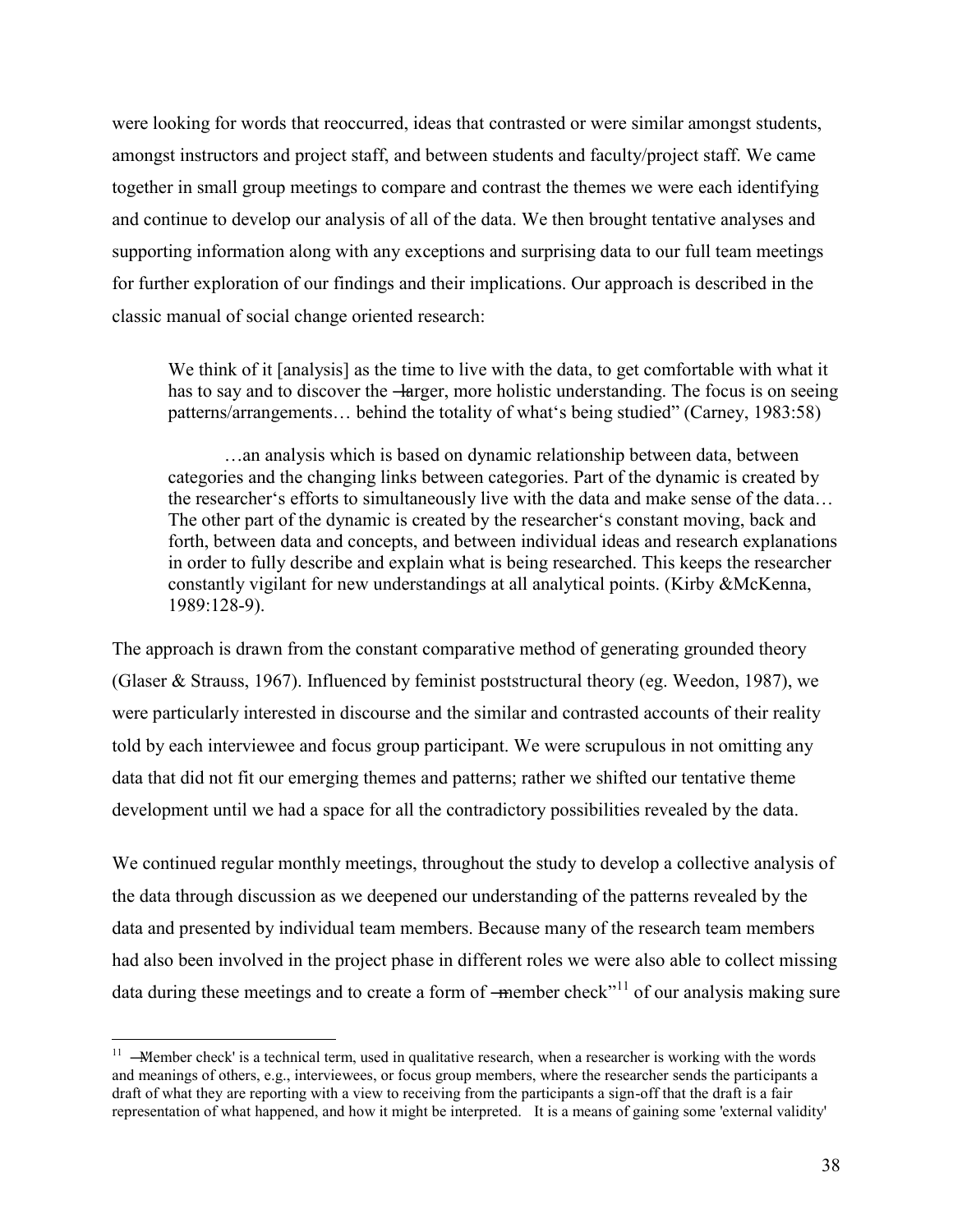were looking for words that reoccurred, ideas that contrasted or were similar amongst students, amongst instructors and project staff, and between students and faculty/project staff. We came together in small group meetings to compare and contrast the themes we were each identifying and continue to develop our analysis of all of the data. We then brought tentative analyses and supporting information along with any exceptions and surprising data to our full team meetings for further exploration of our findings and their implications. Our approach is described in the classic manual of social change oriented research:

> We think of it [analysis] as the time to live with the data, to get comfortable with what it has to say and to discover the ―larger, more holistic understanding. The focus is on seeing patterns/arrangements… behind the totality of what's being studied" (Carney, 1983:58)
>
> …an analysis which is based on dynamic relationship between data, between categories and the changing links between categories. Part of the dynamic is created by the researcher's efforts to simultaneously live with the data and make sense of the data… The other part of the dynamic is created by the researcher's constant moving, back and forth, between data and concepts, and between individual ideas and research explanations in order to fully describe and explain what is being researched. This keeps the researcher constantly vigilant for new understandings at all analytical points. (Kirby &McKenna, 1989:128-9).

The approach is drawn from the constant comparative method of generating grounded theory (Glaser & Strauss, 1967). Influenced by feminist poststructural theory (eg. Weedon, 1987), we were particularly interested in discourse and the similar and contrasted accounts of their reality told by each interviewee and focus group participant. We were scrupulous in not omitting any data that did not fit our emerging themes and patterns; rather we shifted our tentative theme development until we had a space for all the contradictory possibilities revealed by the data.

We continued regular monthly meetings, throughout the study to develop a collective analysis of the data through discussion as we deepened our understanding of the patterns revealed by the data and presented by individual team members. Because many of the research team members had also been involved in the project phase in different roles we were also able to collect missing data during these meetings and to create a form of ―member check"[11] of our analysis making sure

[11] ―Member check' is a technical term, used in qualitative research, when a researcher is working with the words and meanings of others, e.g., interviewees, or focus group members, where the researcher sends the participants a draft of what they are reporting with a view to receiving from the participants a sign-off that the draft is a fair representation of what happened, and how it might be interpreted. It is a means of gaining some 'external validity'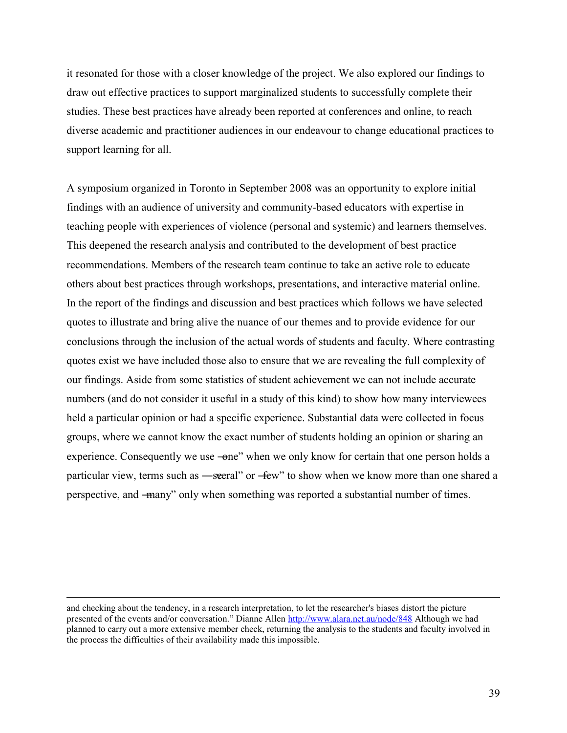it resonated for those with a closer knowledge of the project. We also explored our findings to draw out effective practices to support marginalized students to successfully complete their studies. These best practices have already been reported at conferences and online, to reach diverse academic and practitioner audiences in our endeavour to change educational practices to support learning for all.

A symposium organized in Toronto in September 2008 was an opportunity to explore initial findings with an audience of university and community-based educators with expertise in teaching people with experiences of violence (personal and systemic) and learners themselves. This deepened the research analysis and contributed to the development of best practice recommendations. Members of the research team continue to take an active role to educate others about best practices through workshops, presentations, and interactive material online. In the report of the findings and discussion and best practices which follows we have selected quotes to illustrate and bring alive the nuance of our themes and to provide evidence for our conclusions through the inclusion of the actual words of students and faculty. Where contrasting quotes exist we have included those also to ensure that we are revealing the full complexity of our findings. Aside from some statistics of student achievement we can not include accurate numbers (and do not consider it useful in a study of this kind) to show how many interviewees held a particular opinion or had a specific experience. Substantial data were collected in focus groups, where we cannot know the exact number of students holding an opinion or sharing an experience. Consequently we use "one" when we only know for certain that one person holds a particular view, terms such as "several" or "few" to show when we know more than one shared a perspective, and "many" only when something was reported a substantial number of times.

---

and checking about the tendency, in a research interpretation, to let the researcher's biases distort the picture presented of the events and/or conversation." Dianne Allen http://www.alara.net.au/node/848 Although we had planned to carry out a more extensive member check, returning the analysis to the students and faculty involved in the process the difficulties of their availability made this impossible.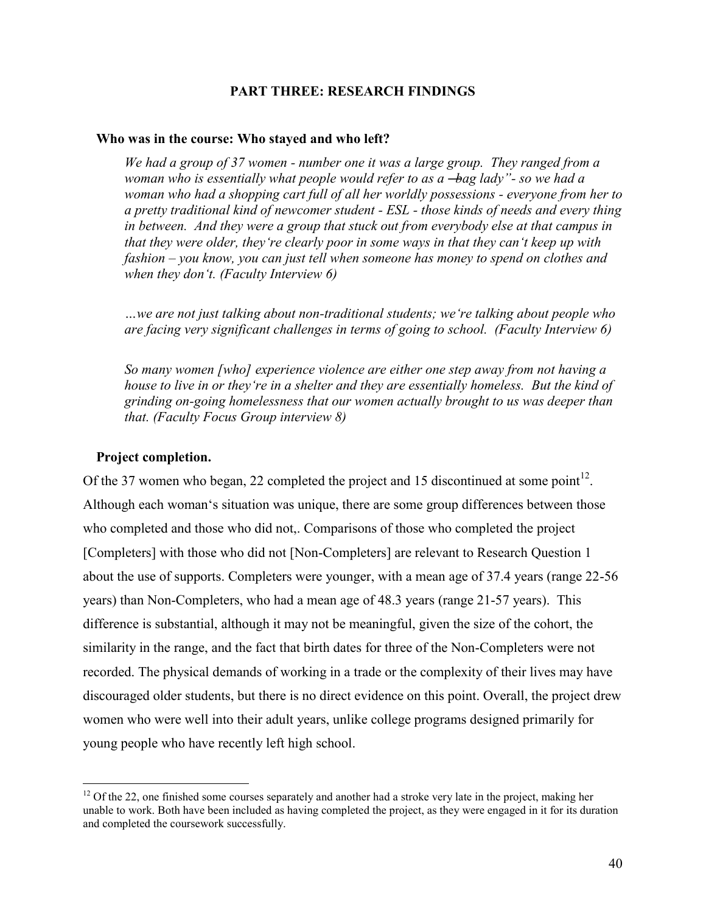## PART THREE: RESEARCH FINDINGS

### Who was in the course: Who stayed and who left?

> *We had a group of 37 women - number one it was a large group. They ranged from a woman who is essentially what people would refer to as a ―bag lady"- so we had a woman who had a shopping cart full of all her worldly possessions - everyone from her to a pretty traditional kind of newcomer student - ESL - those kinds of needs and every thing in between. And they were a group that stuck out from everybody else at that campus in that they were older, they're clearly poor in some ways in that they can't keep up with fashion – you know, you can just tell when someone has money to spend on clothes and when they don't. (Faculty Interview 6)*

> *…we are not just talking about non-traditional students; we're talking about people who are facing very significant challenges in terms of going to school. (Faculty Interview 6)*

> *So many women [who] experience violence are either one step away from not having a house to live in or they're in a shelter and they are essentially homeless. But the kind of grinding on-going homelessness that our women actually brought to us was deeper than that. (Faculty Focus Group interview 8)*

#### Project completion.

Of the 37 women who began, 22 completed the project and 15 discontinued at some point[12]. Although each woman's situation was unique, there are some group differences between those who completed and those who did not,. Comparisons of those who completed the project [Completers] with those who did not [Non-Completers] are relevant to Research Question 1 about the use of supports. Completers were younger, with a mean age of 37.4 years (range 22-56 years) than Non-Completers, who had a mean age of 48.3 years (range 21-57 years). This difference is substantial, although it may not be meaningful, given the size of the cohort, the similarity in the range, and the fact that birth dates for three of the Non-Completers were not recorded. The physical demands of working in a trade or the complexity of their lives may have discouraged older students, but there is no direct evidence on this point. Overall, the project drew women who were well into their adult years, unlike college programs designed primarily for young people who have recently left high school.

[12] Of the 22, one finished some courses separately and another had a stroke very late in the project, making her unable to work. Both have been included as having completed the project, as they were engaged in it for its duration and completed the coursework successfully.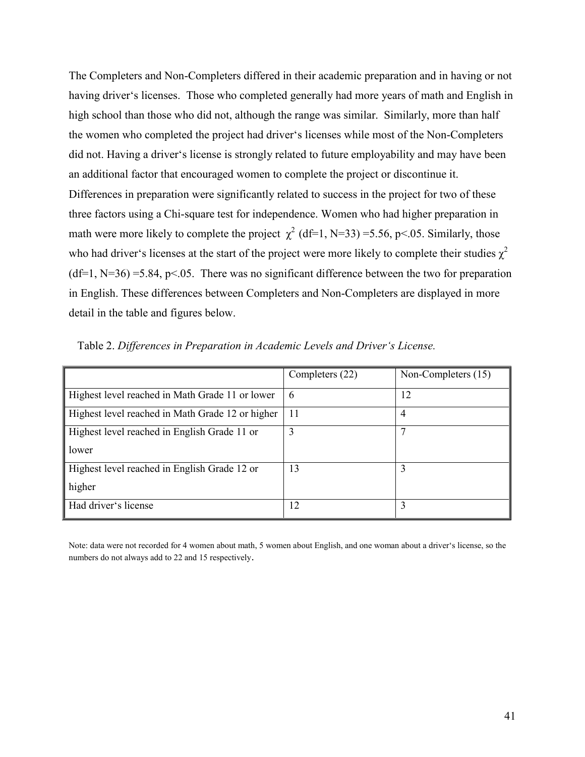The Completers and Non-Completers differed in their academic preparation and in having or not having driver's licenses. Those who completed generally had more years of math and English in high school than those who did not, although the range was similar. Similarly, more than half the women who completed the project had driver's licenses while most of the Non-Completers did not. Having a driver's license is strongly related to future employability and may have been an additional factor that encouraged women to complete the project or discontinue it. Differences in preparation were significantly related to success in the project for two of these three factors using a Chi-square test for independence. Women who had higher preparation in math were more likely to complete the project $\chi^2$ (df=1, N=33) =5.56, $p<.05$. Similarly, those who had driver's licenses at the start of the project were more likely to complete their studies $\chi^2$ (df=1, N=36) =5.84, $p<.05$. There was no significant difference between the two for preparation in English. These differences between Completers and Non-Completers are displayed in more detail in the table and figures below.

Table 2. *Differences in Preparation in Academic Levels and Driver's License.*

| | Completers (22) | Non-Completers (15) |
|---|---|---|
| Highest level reached in Math Grade 11 or lower | 6 | 12 |
| Highest level reached in Math Grade 12 or higher | 11 | 4 |
| Highest level reached in English Grade 11 or lower | 3 | 7 |
| Highest level reached in English Grade 12 or higher | 13 | 3 |
| Had driver's license | 12 | 3 |

Note: data were not recorded for 4 women about math, 5 women about English, and one woman about a driver's license, so the numbers do not always add to 22 and 15 respectively.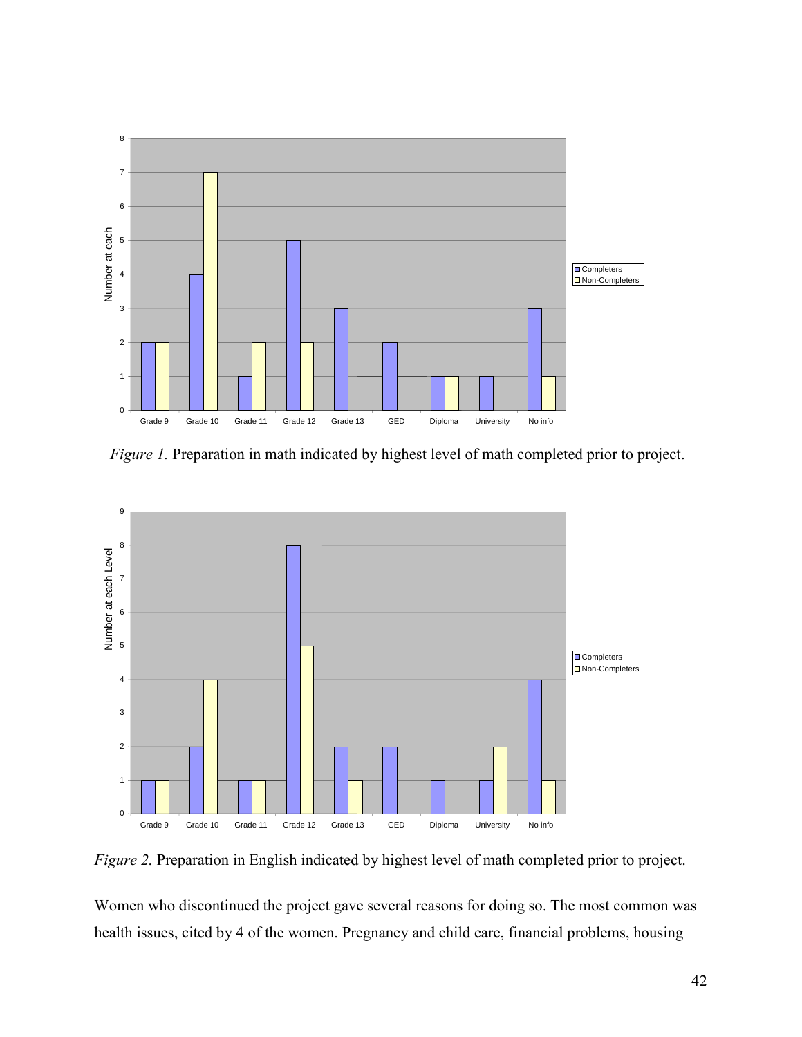*Figure 1.* Preparation in math indicated by highest level of math completed prior to project.

*Figure 2.* Preparation in English indicated by highest level of math completed prior to project.

Women who discontinued the project gave several reasons for doing so. The most common was health issues, cited by 4 of the women. Pregnancy and child care, financial problems, housing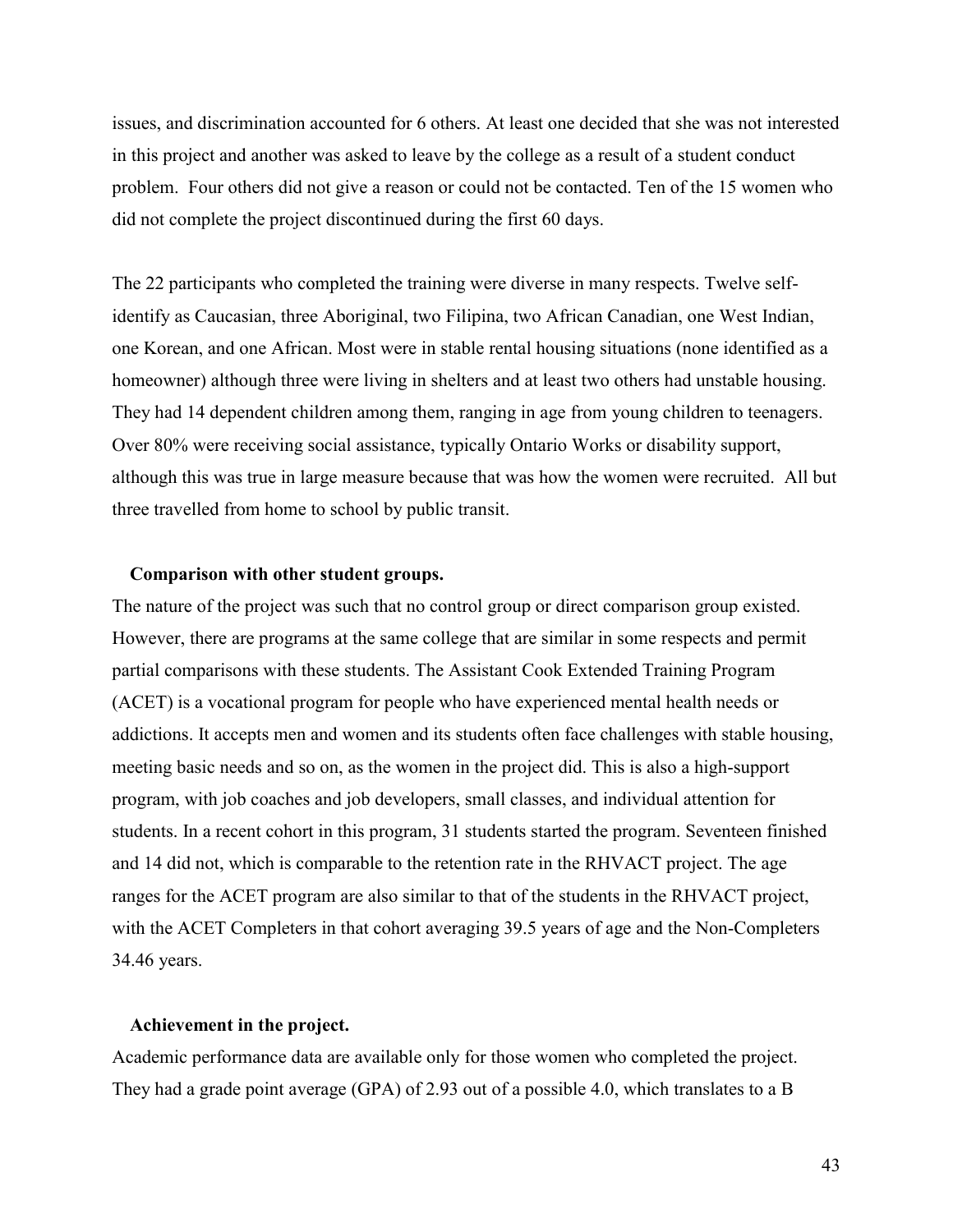issues, and discrimination accounted for 6 others. At least one decided that she was not interested in this project and another was asked to leave by the college as a result of a student conduct problem. Four others did not give a reason or could not be contacted. Ten of the 15 women who did not complete the project discontinued during the first 60 days.

The 22 participants who completed the training were diverse in many respects. Twelve self-identify as Caucasian, three Aboriginal, two Filipina, two African Canadian, one West Indian, one Korean, and one African. Most were in stable rental housing situations (none identified as a homeowner) although three were living in shelters and at least two others had unstable housing. They had 14 dependent children among them, ranging in age from young children to teenagers. Over 80% were receiving social assistance, typically Ontario Works or disability support, although this was true in large measure because that was how the women were recruited. All but three travelled from home to school by public transit.

### Comparison with other student groups.

The nature of the project was such that no control group or direct comparison group existed. However, there are programs at the same college that are similar in some respects and permit partial comparisons with these students. The Assistant Cook Extended Training Program (ACET) is a vocational program for people who have experienced mental health needs or addictions. It accepts men and women and its students often face challenges with stable housing, meeting basic needs and so on, as the women in the project did. This is also a high-support program, with job coaches and job developers, small classes, and individual attention for students. In a recent cohort in this program, 31 students started the program. Seventeen finished and 14 did not, which is comparable to the retention rate in the RHVACT project. The age ranges for the ACET program are also similar to that of the students in the RHVACT project, with the ACET Completers in that cohort averaging 39.5 years of age and the Non-Completers 34.46 years.

### Achievement in the project.

Academic performance data are available only for those women who completed the project. They had a grade point average (GPA) of 2.93 out of a possible 4.0, which translates to a B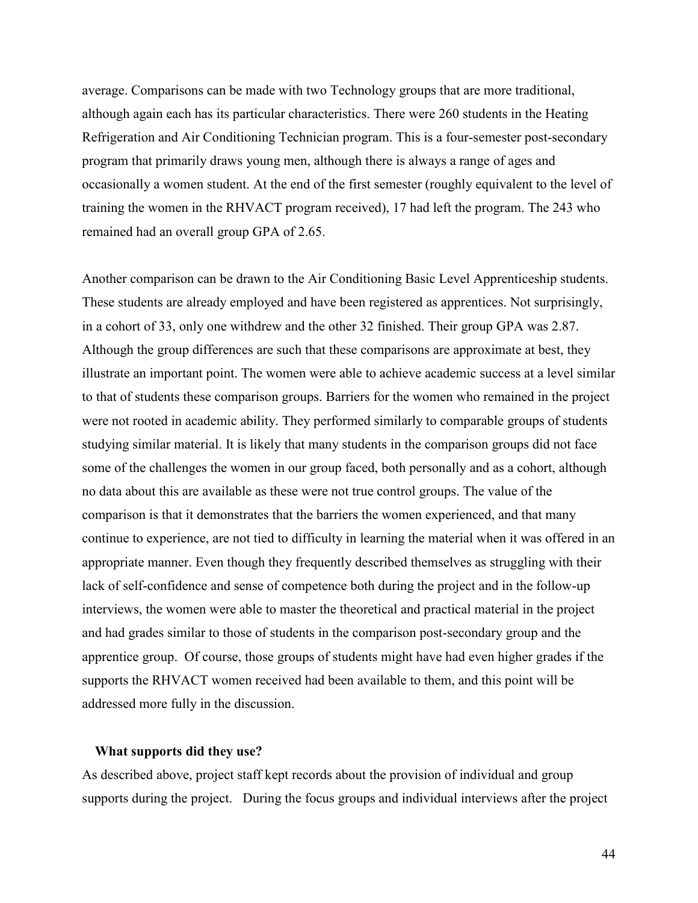average. Comparisons can be made with two Technology groups that are more traditional, although again each has its particular characteristics. There were 260 students in the Heating Refrigeration and Air Conditioning Technician program. This is a four-semester post-secondary program that primarily draws young men, although there is always a range of ages and occasionally a women student. At the end of the first semester (roughly equivalent to the level of training the women in the RHVACT program received), 17 had left the program. The 243 who remained had an overall group GPA of 2.65.

Another comparison can be drawn to the Air Conditioning Basic Level Apprenticeship students. These students are already employed and have been registered as apprentices. Not surprisingly, in a cohort of 33, only one withdrew and the other 32 finished. Their group GPA was 2.87. Although the group differences are such that these comparisons are approximate at best, they illustrate an important point. The women were able to achieve academic success at a level similar to that of students these comparison groups. Barriers for the women who remained in the project were not rooted in academic ability. They performed similarly to comparable groups of students studying similar material. It is likely that many students in the comparison groups did not face some of the challenges the women in our group faced, both personally and as a cohort, although no data about this are available as these were not true control groups. The value of the comparison is that it demonstrates that the barriers the women experienced, and that many continue to experience, are not tied to difficulty in learning the material when it was offered in an appropriate manner. Even though they frequently described themselves as struggling with their lack of self-confidence and sense of competence both during the project and in the follow-up interviews, the women were able to master the theoretical and practical material in the project and had grades similar to those of students in the comparison post-secondary group and the apprentice group. Of course, those groups of students might have had even higher grades if the supports the RHVACT women received had been available to them, and this point will be addressed more fully in the discussion.

**What supports did they use?**

As described above, project staff kept records about the provision of individual and group supports during the project. During the focus groups and individual interviews after the project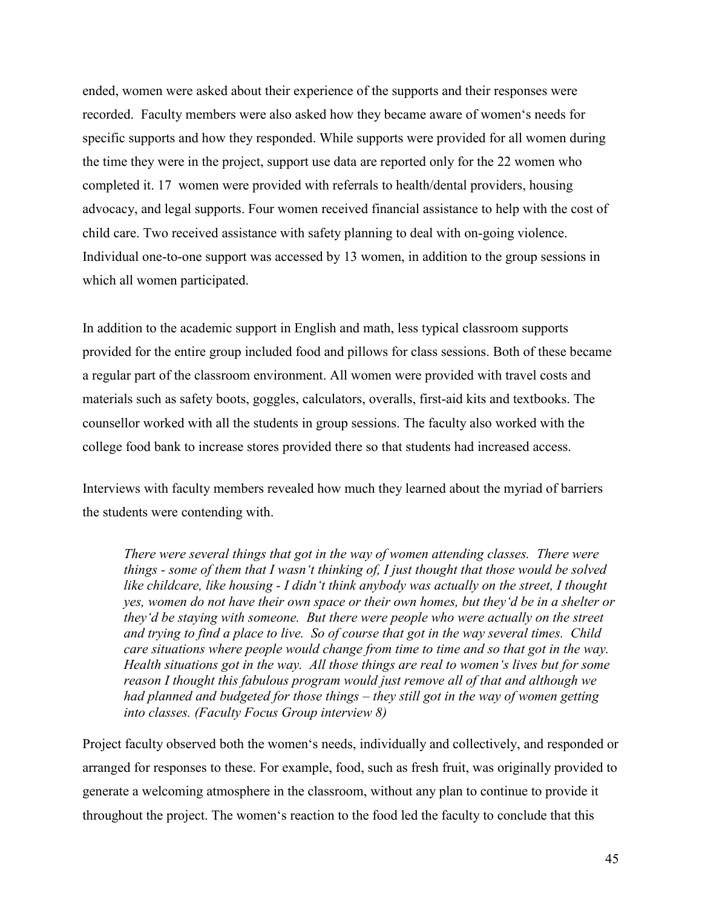ended, women were asked about their experience of the supports and their responses were recorded. Faculty members were also asked how they became aware of women's needs for specific supports and how they responded. While supports were provided for all women during the time they were in the project, support use data are reported only for the 22 women who completed it. 17 women were provided with referrals to health/dental providers, housing advocacy, and legal supports. Four women received financial assistance to help with the cost of child care. Two received assistance with safety planning to deal with on-going violence. Individual one-to-one support was accessed by 13 women, in addition to the group sessions in which all women participated.

In addition to the academic support in English and math, less typical classroom supports provided for the entire group included food and pillows for class sessions. Both of these became a regular part of the classroom environment. All women were provided with travel costs and materials such as safety boots, goggles, calculators, overalls, first-aid kits and textbooks. The counsellor worked with all the students in group sessions. The faculty also worked with the college food bank to increase stores provided there so that students had increased access.

Interviews with faculty members revealed how much they learned about the myriad of barriers the students were contending with.

> *There were several things that got in the way of women attending classes. There were things - some of them that I wasn't thinking of, I just thought that those would be solved like childcare, like housing - I didn't think anybody was actually on the street, I thought yes, women do not have their own space or their own homes, but they'd be in a shelter or they'd be staying with someone. But there were people who were actually on the street and trying to find a place to live. So of course that got in the way several times. Child care situations where people would change from time to time and so that got in the way. Health situations got in the way. All those things are real to women's lives but for some reason I thought this fabulous program would just remove all of that and although we had planned and budgeted for those things – they still got in the way of women getting into classes. (Faculty Focus Group interview 8)*

Project faculty observed both the women's needs, individually and collectively, and responded or arranged for responses to these. For example, food, such as fresh fruit, was originally provided to generate a welcoming atmosphere in the classroom, without any plan to continue to provide it throughout the project. The women's reaction to the food led the faculty to conclude that this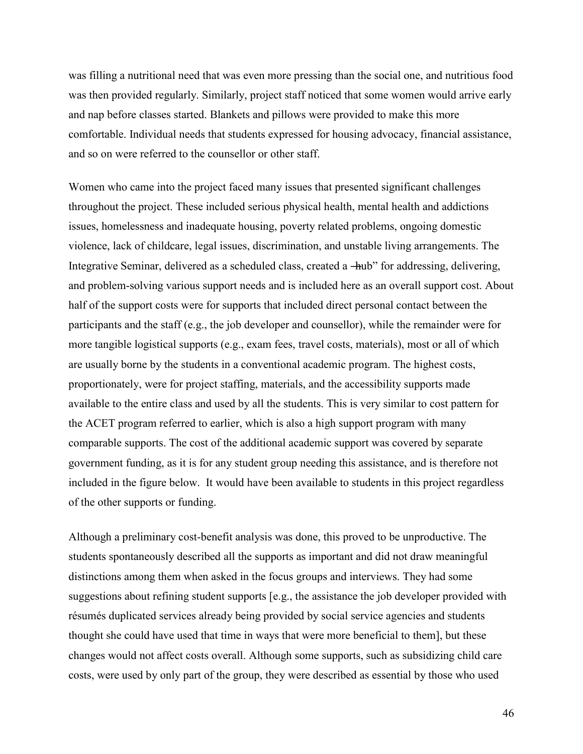was filling a nutritional need that was even more pressing than the social one, and nutritious food was then provided regularly. Similarly, project staff noticed that some women would arrive early and nap before classes started. Blankets and pillows were provided to make this more comfortable. Individual needs that students expressed for housing advocacy, financial assistance, and so on were referred to the counsellor or other staff.

Women who came into the project faced many issues that presented significant challenges throughout the project. These included serious physical health, mental health and addictions issues, homelessness and inadequate housing, poverty related problems, ongoing domestic violence, lack of childcare, legal issues, discrimination, and unstable living arrangements. The Integrative Seminar, delivered as a scheduled class, created a ―hub" for addressing, delivering, and problem-solving various support needs and is included here as an overall support cost. About half of the support costs were for supports that included direct personal contact between the participants and the staff (e.g., the job developer and counsellor), while the remainder were for more tangible logistical supports (e.g., exam fees, travel costs, materials), most or all of which are usually borne by the students in a conventional academic program. The highest costs, proportionately, were for project staffing, materials, and the accessibility supports made available to the entire class and used by all the students. This is very similar to cost pattern for the ACET program referred to earlier, which is also a high support program with many comparable supports. The cost of the additional academic support was covered by separate government funding, as it is for any student group needing this assistance, and is therefore not included in the figure below. It would have been available to students in this project regardless of the other supports or funding.

Although a preliminary cost-benefit analysis was done, this proved to be unproductive. The students spontaneously described all the supports as important and did not draw meaningful distinctions among them when asked in the focus groups and interviews. They had some suggestions about refining student supports [e.g., the assistance the job developer provided with résumés duplicated services already being provided by social service agencies and students thought she could have used that time in ways that were more beneficial to them], but these changes would not affect costs overall. Although some supports, such as subsidizing child care costs, were used by only part of the group, they were described as essential by those who used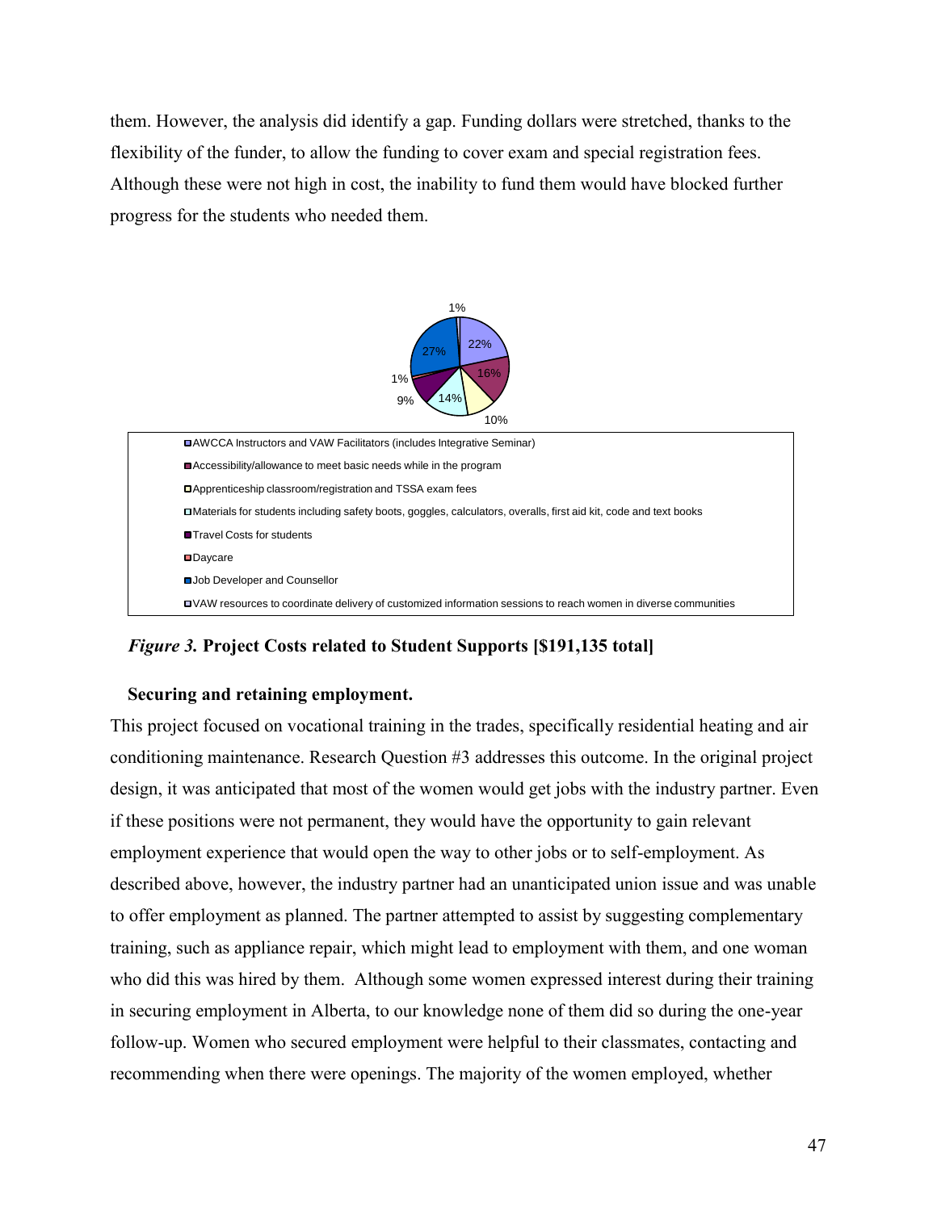them. However, the analysis did identify a gap. Funding dollars were stretched, thanks to the flexibility of the funder, to allow the funding to cover exam and special registration fees. Although these were not high in cost, the inability to fund them would have blocked further progress for the students who needed them.

1%
22%
16%
10%
14%
9%
1%
27%

- AWCCA Instructors and VAW Facilitators (includes Integrative Seminar)
- Accessibility/allowance to meet basic needs while in the program
- Apprenticeship classroom/registration and TSSA exam fees
- Materials for students including safety boots, goggles, calculators, overalls, first aid kit, code and text books
- Travel Costs for students
- Daycare
- Job Developer and Counsellor
- VAW resources to coordinate delivery of customized information sessions to reach women in diverse communities

*Figure 3.* **Project Costs related to Student Supports [$191,135 total]**

**Securing and retaining employment.**

This project focused on vocational training in the trades, specifically residential heating and air conditioning maintenance. Research Question #3 addresses this outcome. In the original project design, it was anticipated that most of the women would get jobs with the industry partner. Even if these positions were not permanent, they would have the opportunity to gain relevant employment experience that would open the way to other jobs or to self-employment. As described above, however, the industry partner had an unanticipated union issue and was unable to offer employment as planned. The partner attempted to assist by suggesting complementary training, such as appliance repair, which might lead to employment with them, and one woman who did this was hired by them. Although some women expressed interest during their training in securing employment in Alberta, to our knowledge none of them did so during the one-year follow-up. Women who secured employment were helpful to their classmates, contacting and recommending when there were openings. The majority of the women employed, whether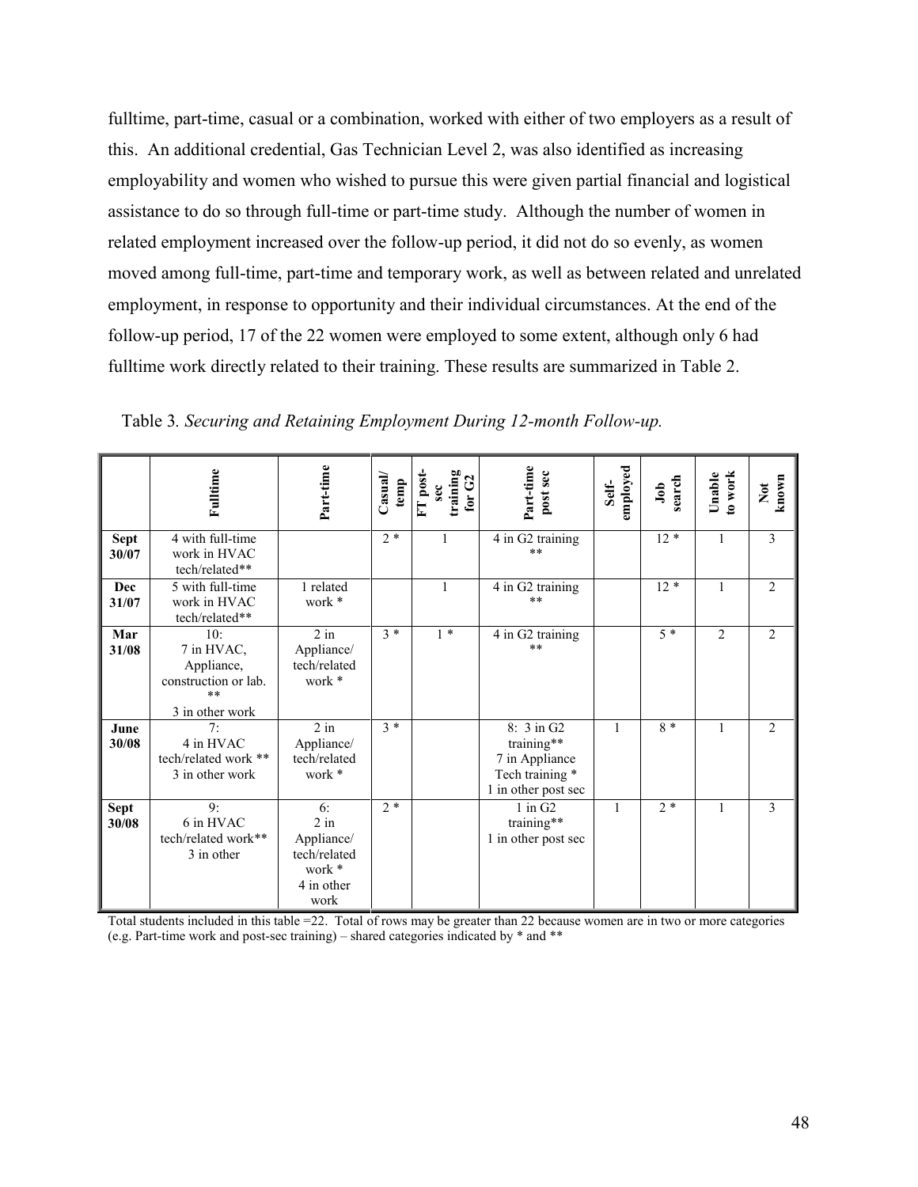fulltime, part-time, casual or a combination, worked with either of two employers as a result of this. An additional credential, Gas Technician Level 2, was also identified as increasing employability and women who wished to pursue this were given partial financial and logistical assistance to do so through full-time or part-time study. Although the number of women in related employment increased over the follow-up period, it did not do so evenly, as women moved among full-time, part-time and temporary work, as well as between related and unrelated employment, in response to opportunity and their individual circumstances. At the end of the follow-up period, 17 of the 22 women were employed to some extent, although only 6 had fulltime work directly related to their training. These results are summarized in Table 2.

Table 3*. Securing and Retaining Employment During 12-month Follow-up.*

| | Fulltime | Part-time | Casual/ temp | FT post-sec training for G2 | Part-time post sec | Self-employed | Job search | Unable to work | Not known |
|---|---|---|---|---|---|---|---|---|---|
| **Sept 30/07** | 4 with full-time work in HVAC tech/related** | | 2 * | 1 | 4 in G2 training ** | | 12 * | 1 | 3 |
| **Dec 31/07** | 5 with full-time work in HVAC tech/related** | 1 related work * | | 1 | 4 in G2 training ** | | 12 * | 1 | 2 |
| **Mar 31/08** | 10: 7 in HVAC, Appliance, construction or lab. ** 3 in other work | 2 in Appliance/ tech/related work * | 3 * | 1 * | 4 in G2 training ** | | 5 * | 2 | 2 |
| **June 30/08** | 7: 4 in HVAC tech/related work ** 3 in other work | 2 in Appliance/ tech/related work * | 3 * | | 8: 3 in G2 training** 7 in Appliance Tech training * 1 in other post sec | 1 | 8 * | 1 | 2 |
| **Sept 30/08** | 9: 6 in HVAC tech/related work** 3 in other | 6: 2 in Appliance/ tech/related work * 4 in other work | 2 * | | 1 in G2 training** 1 in other post sec | 1 | 2 * | 1 | 3 |

Total students included in this table =22. Total of rows may be greater than 22 because women are in two or more categories (e.g. Part-time work and post-sec training) – shared categories indicated by * and **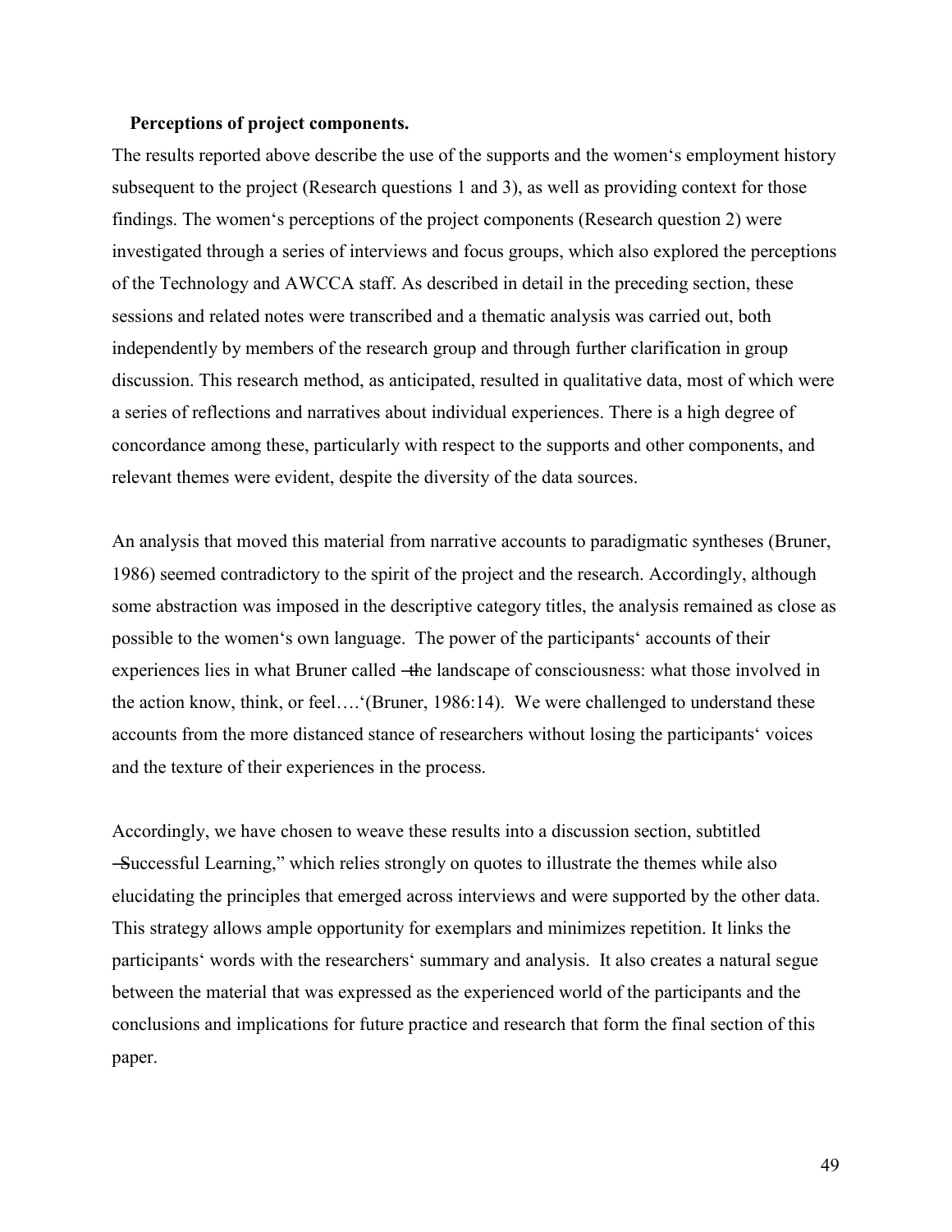**Perceptions of project components.**

The results reported above describe the use of the supports and the women's employment history subsequent to the project (Research questions 1 and 3), as well as providing context for those findings. The women's perceptions of the project components (Research question 2) were investigated through a series of interviews and focus groups, which also explored the perceptions of the Technology and AWCCA staff. As described in detail in the preceding section, these sessions and related notes were transcribed and a thematic analysis was carried out, both independently by members of the research group and through further clarification in group discussion. This research method, as anticipated, resulted in qualitative data, most of which were a series of reflections and narratives about individual experiences. There is a high degree of concordance among these, particularly with respect to the supports and other components, and relevant themes were evident, despite the diversity of the data sources.

An analysis that moved this material from narrative accounts to paradigmatic syntheses (Bruner, 1986) seemed contradictory to the spirit of the project and the research. Accordingly, although some abstraction was imposed in the descriptive category titles, the analysis remained as close as possible to the women's own language. The power of the participants' accounts of their experiences lies in what Bruner called ―the landscape of consciousness: what those involved in the action know, think, or feel….'(Bruner, 1986:14). We were challenged to understand these accounts from the more distanced stance of researchers without losing the participants' voices and the texture of their experiences in the process.

Accordingly, we have chosen to weave these results into a discussion section, subtitled ―Successful Learning," which relies strongly on quotes to illustrate the themes while also elucidating the principles that emerged across interviews and were supported by the other data. This strategy allows ample opportunity for exemplars and minimizes repetition. It links the participants' words with the researchers' summary and analysis. It also creates a natural segue between the material that was expressed as the experienced world of the participants and the conclusions and implications for future practice and research that form the final section of this paper.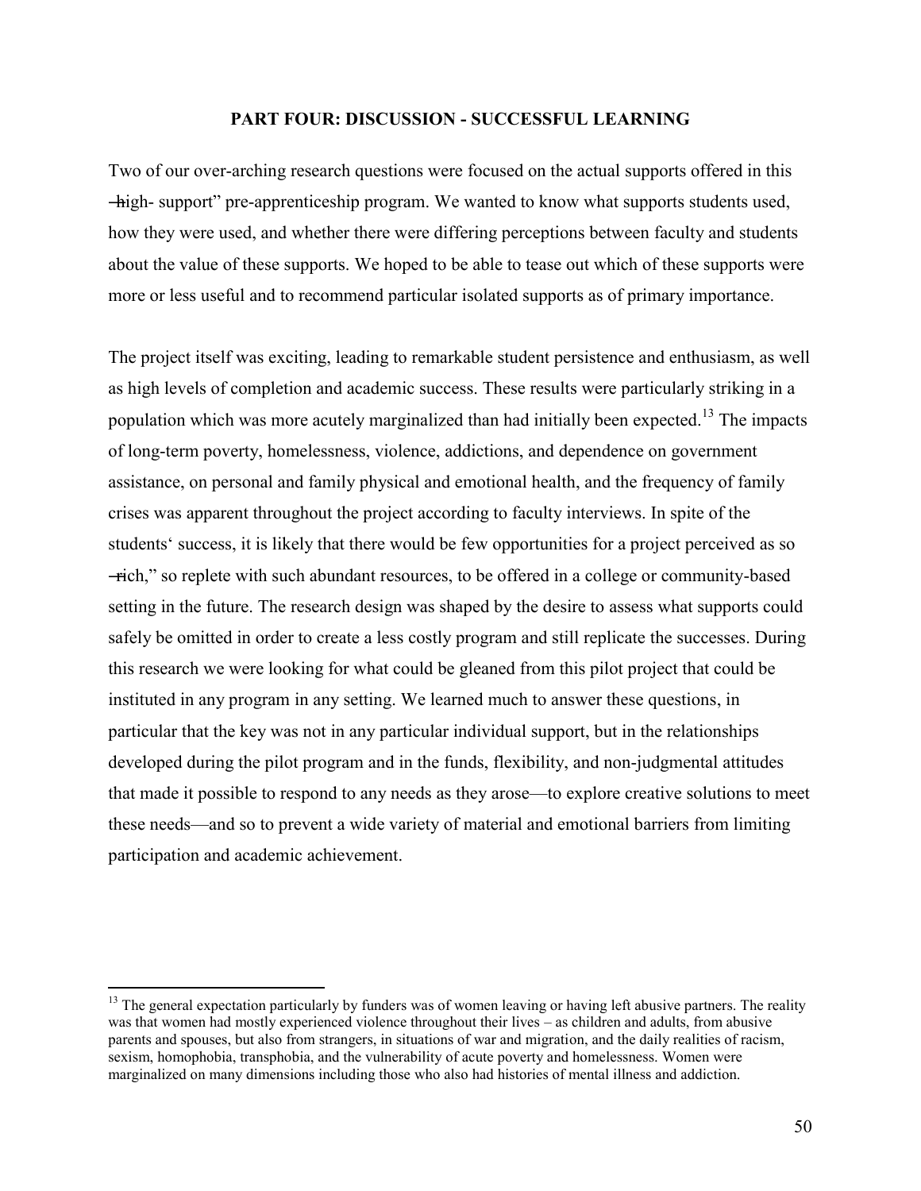## PART FOUR: DISCUSSION - SUCCESSFUL LEARNING

Two of our over-arching research questions were focused on the actual supports offered in this ―high- support" pre-apprenticeship program. We wanted to know what supports students used, how they were used, and whether there were differing perceptions between faculty and students about the value of these supports. We hoped to be able to tease out which of these supports were more or less useful and to recommend particular isolated supports as of primary importance.

The project itself was exciting, leading to remarkable student persistence and enthusiasm, as well as high levels of completion and academic success. These results were particularly striking in a population which was more acutely marginalized than had initially been expected.[13] The impacts of long-term poverty, homelessness, violence, addictions, and dependence on government assistance, on personal and family physical and emotional health, and the frequency of family crises was apparent throughout the project according to faculty interviews. In spite of the students' success, it is likely that there would be few opportunities for a project perceived as so ―rich," so replete with such abundant resources, to be offered in a college or community-based setting in the future. The research design was shaped by the desire to assess what supports could safely be omitted in order to create a less costly program and still replicate the successes. During this research we were looking for what could be gleaned from this pilot project that could be instituted in any program in any setting. We learned much to answer these questions, in particular that the key was not in any particular individual support, but in the relationships developed during the pilot program and in the funds, flexibility, and non-judgmental attitudes that made it possible to respond to any needs as they arose—to explore creative solutions to meet these needs—and so to prevent a wide variety of material and emotional barriers from limiting participation and academic achievement.

[13] The general expectation particularly by funders was of women leaving or having left abusive partners. The reality was that women had mostly experienced violence throughout their lives – as children and adults, from abusive parents and spouses, but also from strangers, in situations of war and migration, and the daily realities of racism, sexism, homophobia, transphobia, and the vulnerability of acute poverty and homelessness. Women were marginalized on many dimensions including those who also had histories of mental illness and addiction.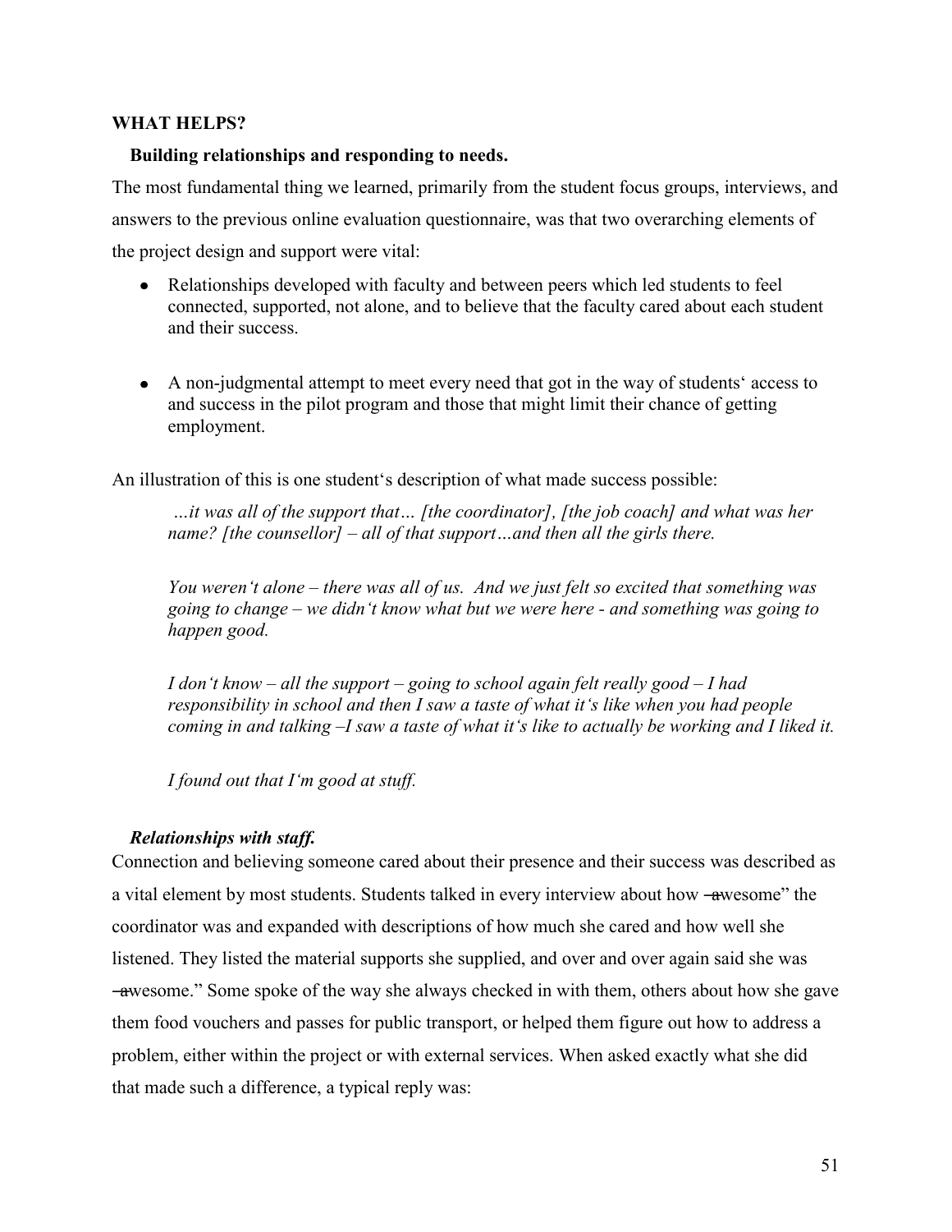**WHAT HELPS?**

**Building relationships and responding to needs.**

The most fundamental thing we learned, primarily from the student focus groups, interviews, and answers to the previous online evaluation questionnaire, was that two overarching elements of the project design and support were vital:

- Relationships developed with faculty and between peers which led students to feel connected, supported, not alone, and to believe that the faculty cared about each student and their success.

- A non-judgmental attempt to meet every need that got in the way of students' access to and success in the pilot program and those that might limit their chance of getting employment.

An illustration of this is one student's description of what made success possible:

> *…it was all of the support that… [the coordinator], [the job coach] and what was her name? [the counsellor] – all of that support…and then all the girls there.*
>
> *You weren't alone – there was all of us. And we just felt so excited that something was going to change – we didn't know what but we were here - and something was going to happen good.*
>
> *I don't know – all the support – going to school again felt really good – I had responsibility in school and then I saw a taste of what it's like when you had people coming in and talking –I saw a taste of what it's like to actually be working and I liked it.*
>
> *I found out that I'm good at stuff.*

***Relationships with staff.***

Connection and believing someone cared about their presence and their success was described as a vital element by most students. Students talked in every interview about how "awesome" the coordinator was and expanded with descriptions of how much she cared and how well she listened. They listed the material supports she supplied, and over and over again said she was "awesome." Some spoke of the way she always checked in with them, others about how she gave them food vouchers and passes for public transport, or helped them figure out how to address a problem, either within the project or with external services. When asked exactly what she did that made such a difference, a typical reply was: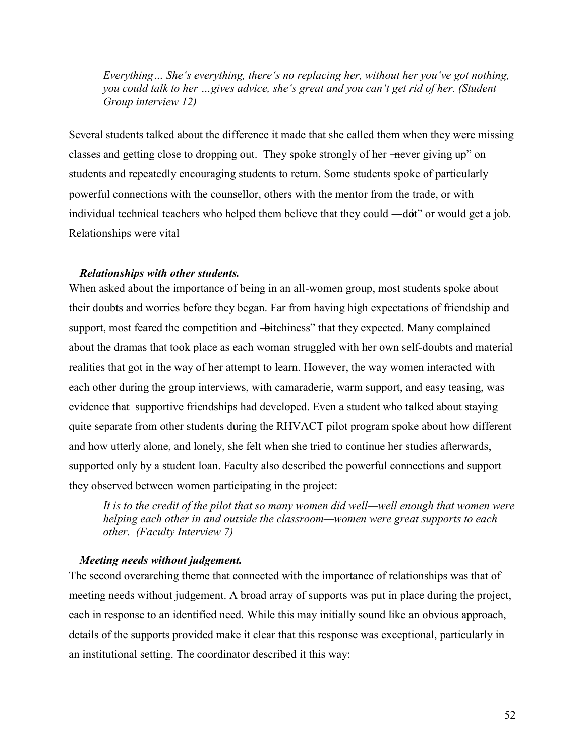*Everything… She's everything, there's no replacing her, without her you've got nothing, you could talk to her …gives advice, she's great and you can't get rid of her. (Student Group interview 12)*

Several students talked about the difference it made that she called them when they were missing classes and getting close to dropping out. They spoke strongly of her ―never giving up" on students and repeatedly encouraging students to return. Some students spoke of particularly powerful connections with the counsellor, others with the mentor from the trade, or with individual technical teachers who helped them believe that they could ―do it" or would get a job. Relationships were vital

***Relationships with other students.***

When asked about the importance of being in an all-women group, most students spoke about their doubts and worries before they began. Far from having high expectations of friendship and support, most feared the competition and ―bitchiness" that they expected. Many complained about the dramas that took place as each woman struggled with her own self-doubts and material realities that got in the way of her attempt to learn. However, the way women interacted with each other during the group interviews, with camaraderie, warm support, and easy teasing, was evidence that supportive friendships had developed. Even a student who talked about staying quite separate from other students during the RHVACT pilot program spoke about how different and how utterly alone, and lonely, she felt when she tried to continue her studies afterwards, supported only by a student loan. Faculty also described the powerful connections and support they observed between women participating in the project:

*It is to the credit of the pilot that so many women did well—well enough that women were helping each other in and outside the classroom—women were great supports to each other. (Faculty Interview 7)*

***Meeting needs without judgement.***

The second overarching theme that connected with the importance of relationships was that of meeting needs without judgement. A broad array of supports was put in place during the project, each in response to an identified need. While this may initially sound like an obvious approach, details of the supports provided make it clear that this response was exceptional, particularly in an institutional setting. The coordinator described it this way: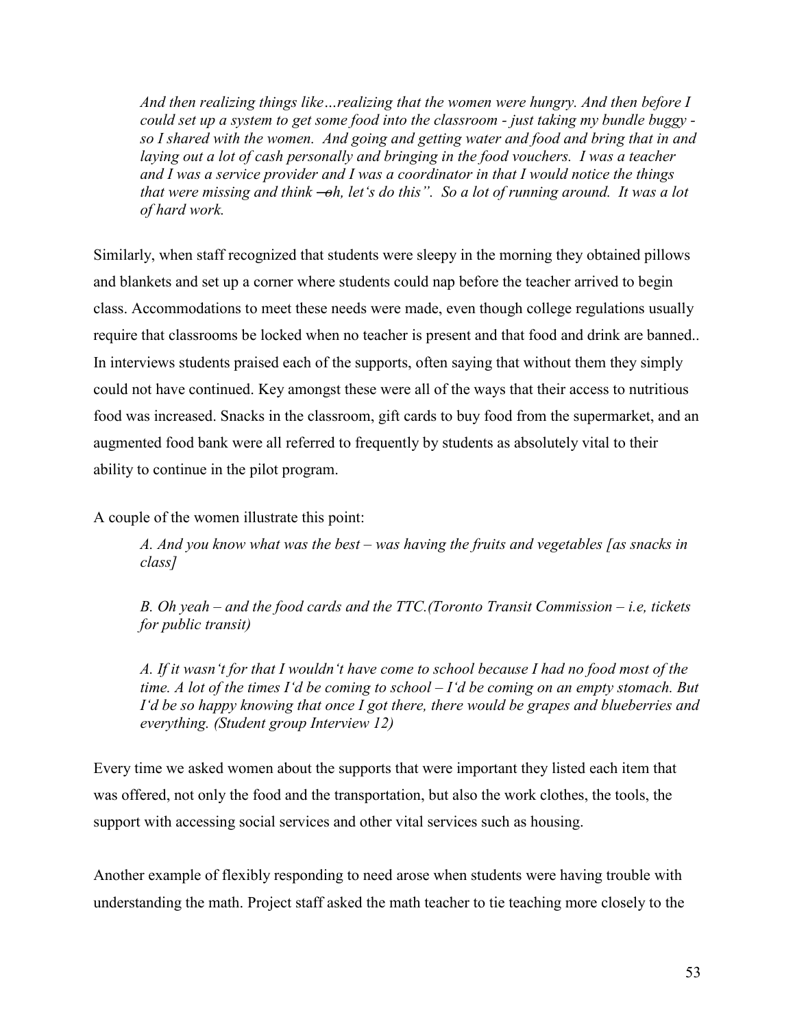> *And then realizing things like…realizing that the women were hungry. And then before I could set up a system to get some food into the classroom - just taking my bundle buggy - so I shared with the women. And going and getting water and food and bring that in and laying out a lot of cash personally and bringing in the food vouchers. I was a teacher and I was a service provider and I was a coordinator in that I would notice the things that were missing and think ―oh, let‘s do this". So a lot of running around. It was a lot of hard work.*

Similarly, when staff recognized that students were sleepy in the morning they obtained pillows and blankets and set up a corner where students could nap before the teacher arrived to begin class. Accommodations to meet these needs were made, even though college regulations usually require that classrooms be locked when no teacher is present and that food and drink are banned.. In interviews students praised each of the supports, often saying that without them they simply could not have continued. Key amongst these were all of the ways that their access to nutritious food was increased. Snacks in the classroom, gift cards to buy food from the supermarket, and an augmented food bank were all referred to frequently by students as absolutely vital to their ability to continue in the pilot program.

A couple of the women illustrate this point:

> *A. And you know what was the best – was having the fruits and vegetables [as snacks in class]*
>
> *B. Oh yeah – and the food cards and the TTC.(Toronto Transit Commission – i.e, tickets for public transit)*
>
> *A. If it wasn‘t for that I wouldn‘t have come to school because I had no food most of the time. A lot of the times I‘d be coming to school – I‘d be coming on an empty stomach. But I‘d be so happy knowing that once I got there, there would be grapes and blueberries and everything. (Student group Interview 12)*

Every time we asked women about the supports that were important they listed each item that was offered, not only the food and the transportation, but also the work clothes, the tools, the support with accessing social services and other vital services such as housing.

Another example of flexibly responding to need arose when students were having trouble with understanding the math. Project staff asked the math teacher to tie teaching more closely to the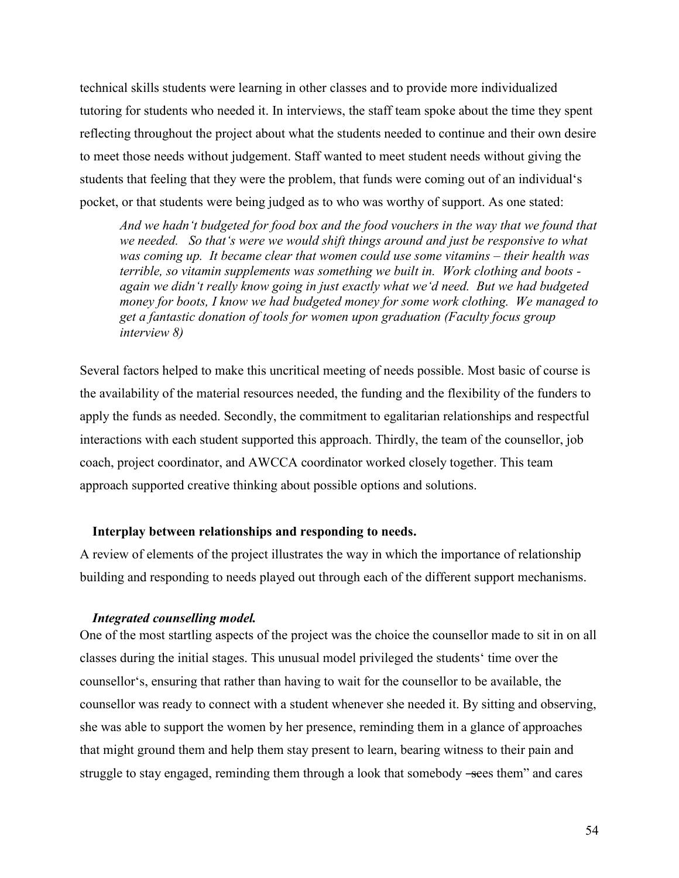technical skills students were learning in other classes and to provide more individualized tutoring for students who needed it. In interviews, the staff team spoke about the time they spent reflecting throughout the project about what the students needed to continue and their own desire to meet those needs without judgement. Staff wanted to meet student needs without giving the students that feeling that they were the problem, that funds were coming out of an individual's pocket, or that students were being judged as to who was worthy of support. As one stated:

> *And we hadn't budgeted for food box and the food vouchers in the way that we found that we needed. So that's were we would shift things around and just be responsive to what was coming up. It became clear that women could use some vitamins – their health was terrible, so vitamin supplements was something we built in. Work clothing and boots - again we didn't really know going in just exactly what we'd need. But we had budgeted money for boots, I know we had budgeted money for some work clothing. We managed to get a fantastic donation of tools for women upon graduation (Faculty focus group interview 8)*

Several factors helped to make this uncritical meeting of needs possible. Most basic of course is the availability of the material resources needed, the funding and the flexibility of the funders to apply the funds as needed. Secondly, the commitment to egalitarian relationships and respectful interactions with each student supported this approach. Thirdly, the team of the counsellor, job coach, project coordinator, and AWCCA coordinator worked closely together. This team approach supported creative thinking about possible options and solutions.

### Interplay between relationships and responding to needs.

A review of elements of the project illustrates the way in which the importance of relationship building and responding to needs played out through each of the different support mechanisms.

#### *Integrated counselling model.*

One of the most startling aspects of the project was the choice the counsellor made to sit in on all classes during the initial stages. This unusual model privileged the students' time over the counsellor's, ensuring that rather than having to wait for the counsellor to be available, the counsellor was ready to connect with a student whenever she needed it. By sitting and observing, she was able to support the women by her presence, reminding them in a glance of approaches that might ground them and help them stay present to learn, bearing witness to their pain and struggle to stay engaged, reminding them through a look that somebody "sees them" and cares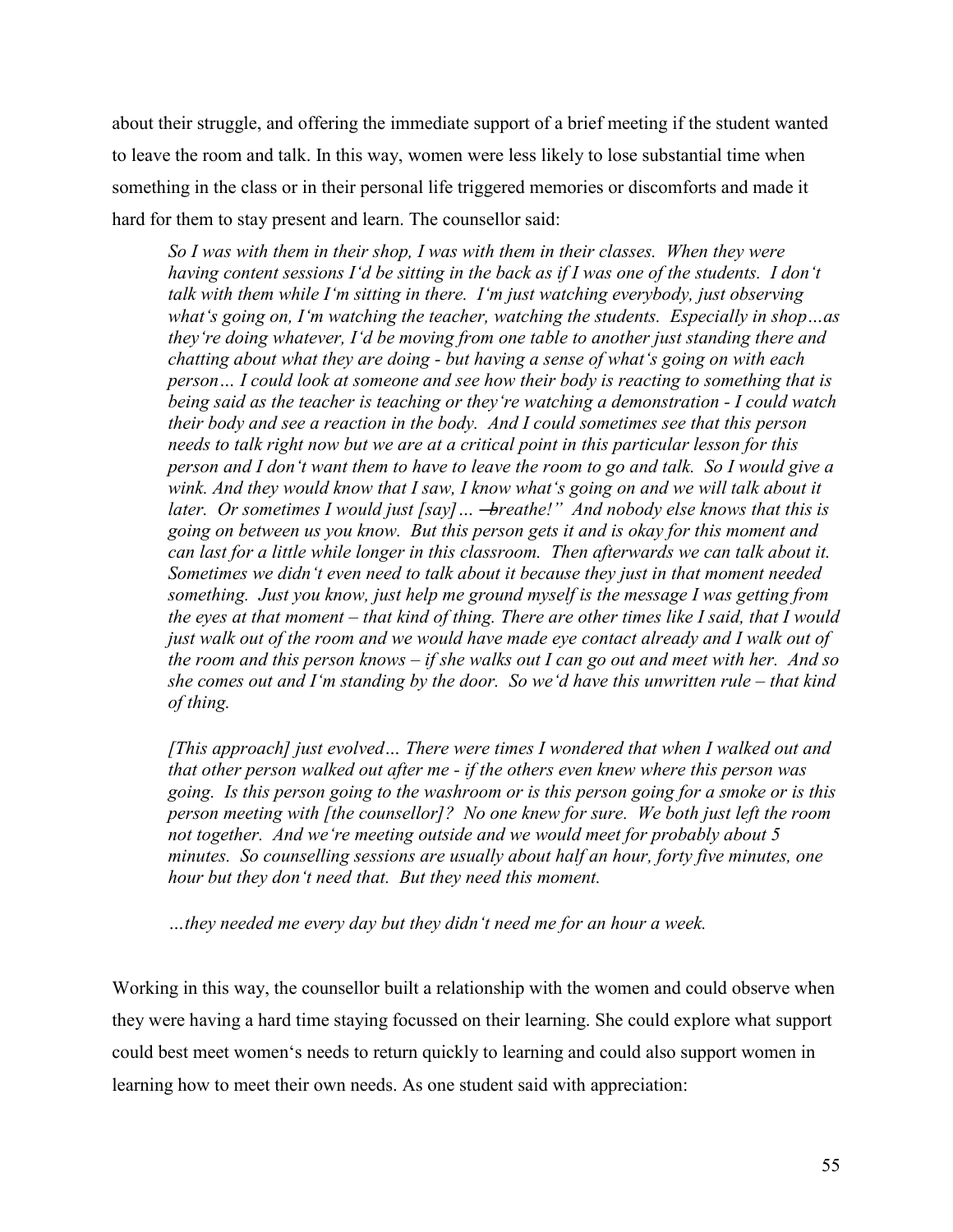about their struggle, and offering the immediate support of a brief meeting if the student wanted to leave the room and talk. In this way, women were less likely to lose substantial time when something in the class or in their personal life triggered memories or discomforts and made it hard for them to stay present and learn. The counsellor said:

> *So I was with them in their shop, I was with them in their classes. When they were having content sessions I'd be sitting in the back as if I was one of the students. I don't talk with them while I'm sitting in there. I'm just watching everybody, just observing what's going on, I'm watching the teacher, watching the students. Especially in shop…as they're doing whatever, I'd be moving from one table to another just standing there and chatting about what they are doing - but having a sense of what's going on with each person… I could look at someone and see how their body is reacting to something that is being said as the teacher is teaching or they're watching a demonstration - I could watch their body and see a reaction in the body. And I could sometimes see that this person needs to talk right now but we are at a critical point in this particular lesson for this person and I don't want them to have to leave the room to go and talk. So I would give a wink. And they would know that I saw, I know what's going on and we will talk about it later. Or sometimes I would just [say]… ―breathe!" And nobody else knows that this is going on between us you know. But this person gets it and is okay for this moment and can last for a little while longer in this classroom. Then afterwards we can talk about it. Sometimes we didn't even need to talk about it because they just in that moment needed something. Just you know, just help me ground myself is the message I was getting from the eyes at that moment – that kind of thing. There are other times like I said, that I would just walk out of the room and we would have made eye contact already and I walk out of the room and this person knows – if she walks out I can go out and meet with her. And so she comes out and I'm standing by the door. So we'd have this unwritten rule – that kind of thing.*
>
> *[This approach] just evolved… There were times I wondered that when I walked out and that other person walked out after me - if the others even knew where this person was going. Is this person going to the washroom or is this person going for a smoke or is this person meeting with [the counsellor]? No one knew for sure. We both just left the room not together. And we're meeting outside and we would meet for probably about 5 minutes. So counselling sessions are usually about half an hour, forty five minutes, one hour but they don't need that. But they need this moment.*
>
> *…they needed me every day but they didn't need me for an hour a week.*

Working in this way, the counsellor built a relationship with the women and could observe when they were having a hard time staying focussed on their learning. She could explore what support could best meet women's needs to return quickly to learning and could also support women in learning how to meet their own needs. As one student said with appreciation: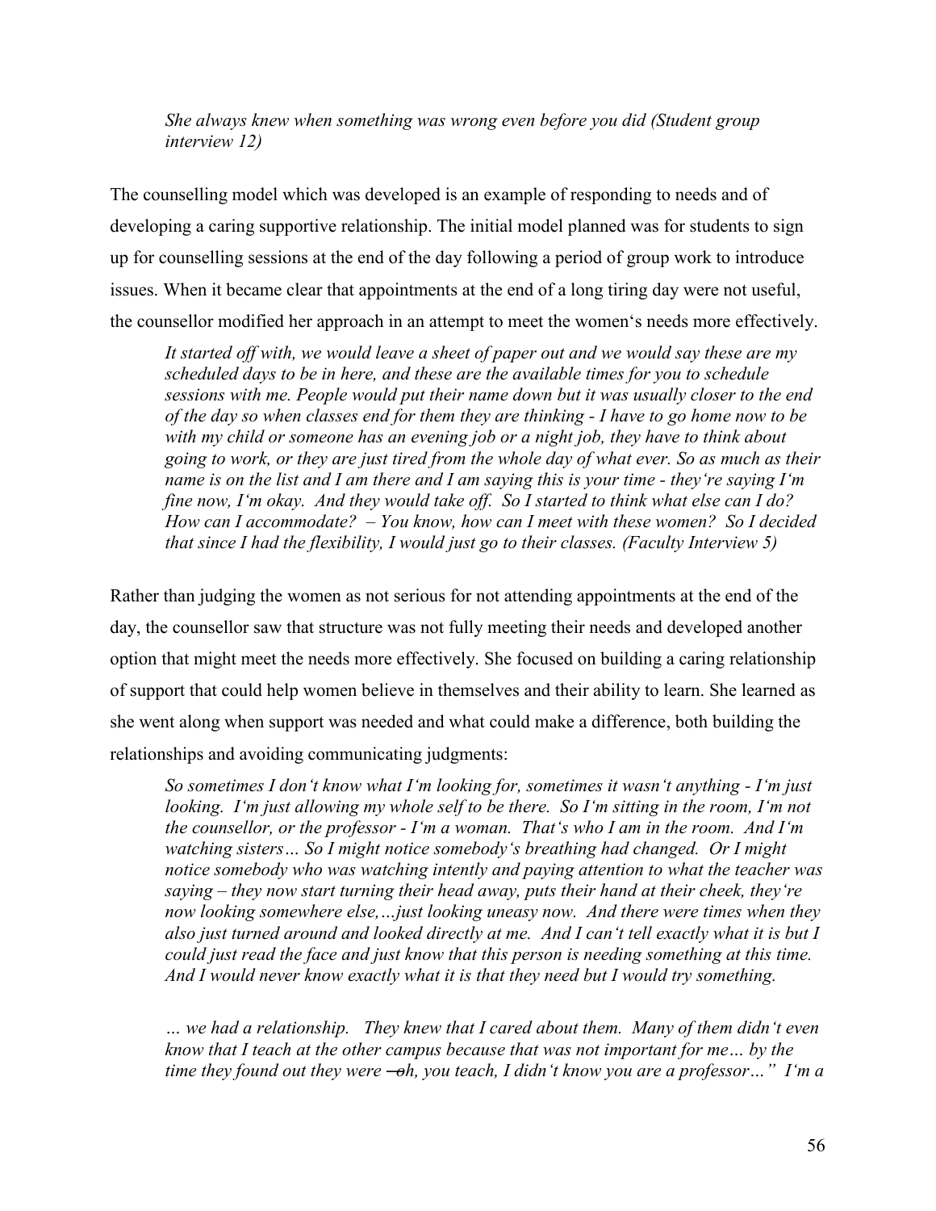> *She always knew when something was wrong even before you did (Student group interview 12)*

The counselling model which was developed is an example of responding to needs and of developing a caring supportive relationship. The initial model planned was for students to sign up for counselling sessions at the end of the day following a period of group work to introduce issues. When it became clear that appointments at the end of a long tiring day were not useful, the counsellor modified her approach in an attempt to meet the women's needs more effectively.

> *It started off with, we would leave a sheet of paper out and we would say these are my scheduled days to be in here, and these are the available times for you to schedule sessions with me. People would put their name down but it was usually closer to the end of the day so when classes end for them they are thinking - I have to go home now to be with my child or someone has an evening job or a night job, they have to think about going to work, or they are just tired from the whole day of what ever. So as much as their name is on the list and I am there and I am saying this is your time - they're saying I'm fine now, I'm okay. And they would take off. So I started to think what else can I do? How can I accommodate? – You know, how can I meet with these women? So I decided that since I had the flexibility, I would just go to their classes. (Faculty Interview 5)*

Rather than judging the women as not serious for not attending appointments at the end of the day, the counsellor saw that structure was not fully meeting their needs and developed another option that might meet the needs more effectively. She focused on building a caring relationship of support that could help women believe in themselves and their ability to learn. She learned as she went along when support was needed and what could make a difference, both building the relationships and avoiding communicating judgments:

> *So sometimes I don't know what I'm looking for, sometimes it wasn't anything - I'm just looking. I'm just allowing my whole self to be there. So I'm sitting in the room, I'm not the counsellor, or the professor - I'm a woman. That's who I am in the room. And I'm watching sisters… So I might notice somebody's breathing had changed. Or I might notice somebody who was watching intently and paying attention to what the teacher was saying – they now start turning their head away, puts their hand at their cheek, they're now looking somewhere else,…just looking uneasy now. And there were times when they also just turned around and looked directly at me. And I can't tell exactly what it is but I could just read the face and just know that this person is needing something at this time. And I would never know exactly what it is that they need but I would try something.*
>
> *… we had a relationship. They knew that I cared about them. Many of them didn't even know that I teach at the other campus because that was not important for me… by the time they found out they were ―oh, you teach, I didn't know you are a professor…" I'm a*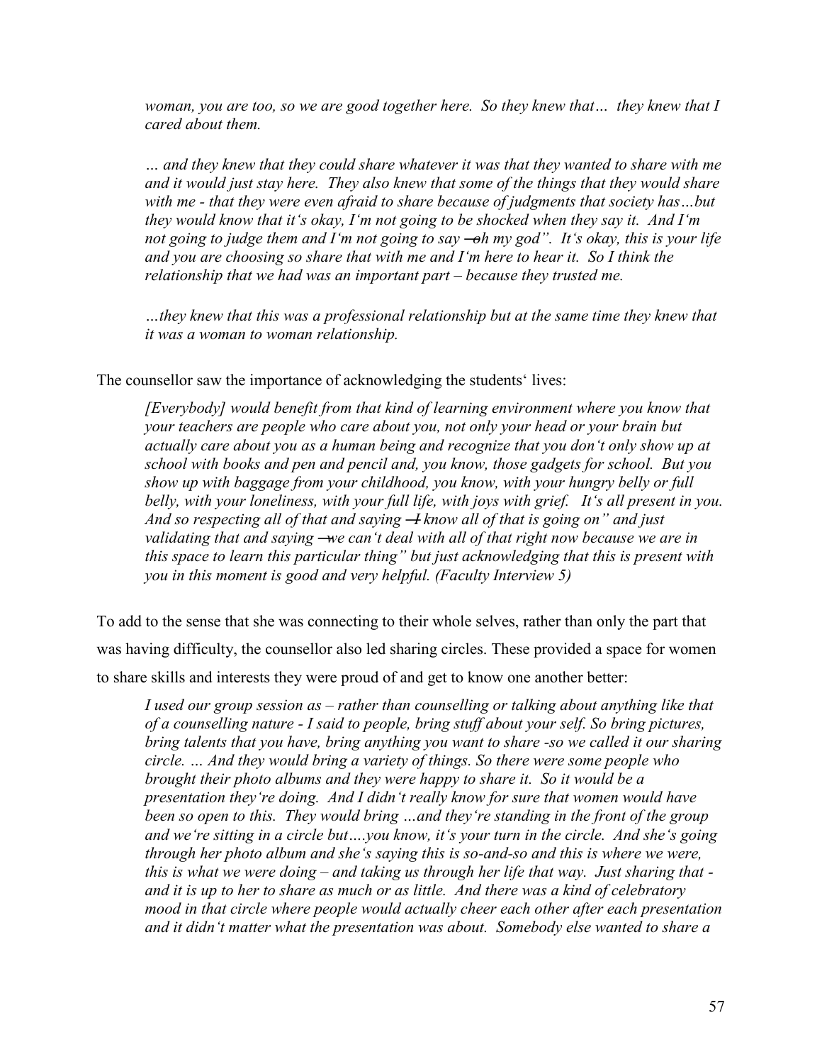*woman, you are too, so we are good together here. So they knew that… they knew that I cared about them.*

*… and they knew that they could share whatever it was that they wanted to share with me and it would just stay here. They also knew that some of the things that they would share with me - that they were even afraid to share because of judgments that society has…but they would know that it's okay, I'm not going to be shocked when they say it. And I'm not going to judge them and I'm not going to say ―oh my god". It's okay, this is your life and you are choosing so share that with me and I'm here to hear it. So I think the relationship that we had was an important part – because they trusted me.*

*…they knew that this was a professional relationship but at the same time they knew that it was a woman to woman relationship.*

The counsellor saw the importance of acknowledging the students' lives:

> *[Everybody] would benefit from that kind of learning environment where you know that your teachers are people who care about you, not only your head or your brain but actually care about you as a human being and recognize that you don't only show up at school with books and pen and pencil and, you know, those gadgets for school. But you show up with baggage from your childhood, you know, with your hungry belly or full belly, with your loneliness, with your full life, with joys with grief. It's all present in you. And so respecting all of that and saying ―I know all of that is going on" and just validating that and saying ―we can't deal with all of that right now because we are in this space to learn this particular thing" but just acknowledging that this is present with you in this moment is good and very helpful. (Faculty Interview 5)*

To add to the sense that she was connecting to their whole selves, rather than only the part that was having difficulty, the counsellor also led sharing circles. These provided a space for women to share skills and interests they were proud of and get to know one another better:

> *I used our group session as – rather than counselling or talking about anything like that of a counselling nature - I said to people, bring stuff about your self. So bring pictures, bring talents that you have, bring anything you want to share -so we called it our sharing circle. … And they would bring a variety of things. So there were some people who brought their photo albums and they were happy to share it. So it would be a presentation they're doing. And I didn't really know for sure that women would have been so open to this. They would bring …and they're standing in the front of the group and we're sitting in a circle but….you know, it's your turn in the circle. And she's going through her photo album and she's saying this is so-and-so and this is where we were, this is what we were doing – and taking us through her life that way. Just sharing that - and it is up to her to share as much or as little. And there was a kind of celebratory mood in that circle where people would actually cheer each other after each presentation and it didn't matter what the presentation was about. Somebody else wanted to share a*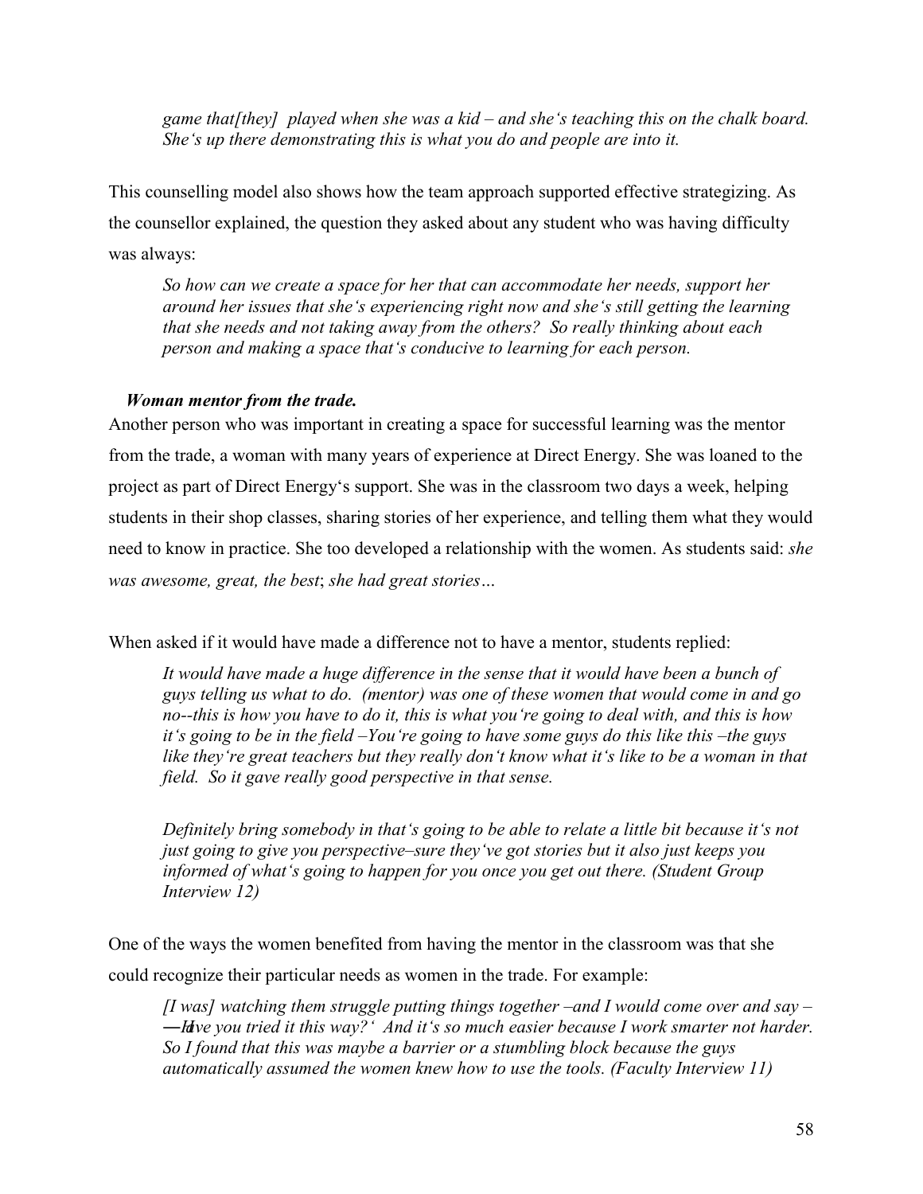*game that[they] played when she was a kid – and she's teaching this on the chalk board. She's up there demonstrating this is what you do and people are into it.*

This counselling model also shows how the team approach supported effective strategizing. As the counsellor explained, the question they asked about any student who was having difficulty was always:

> *So how can we create a space for her that can accommodate her needs, support her around her issues that she's experiencing right now and she's still getting the learning that she needs and not taking away from the others? So really thinking about each person and making a space that's conducive to learning for each person.*

#### *Woman mentor from the trade.*

Another person who was important in creating a space for successful learning was the mentor from the trade, a woman with many years of experience at Direct Energy. She was loaned to the project as part of Direct Energy's support. She was in the classroom two days a week, helping students in their shop classes, sharing stories of her experience, and telling them what they would need to know in practice. She too developed a relationship with the women. As students said: *she was awesome, great, the best*; *she had great stories…*

When asked if it would have made a difference not to have a mentor, students replied:

> *It would have made a huge difference in the sense that it would have been a bunch of guys telling us what to do. (mentor) was one of these women that would come in and go no--this is how you have to do it, this is what you're going to deal with, and this is how it's going to be in the field –You're going to have some guys do this like this –the guys like they're great teachers but they really don't know what it's like to be a woman in that field. So it gave really good perspective in that sense.*
>
> *Definitely bring somebody in that's going to be able to relate a little bit because it's not just going to give you perspective–sure they've got stories but it also just keeps you informed of what's going to happen for you once you get out there. (Student Group Interview 12)*

One of the ways the women benefited from having the mentor in the classroom was that she could recognize their particular needs as women in the trade. For example:

> *[I was] watching them struggle putting things together –and I would come over and say – ―Have you tried it this way?' And it's so much easier because I work smarter not harder. So I found that this was maybe a barrier or a stumbling block because the guys automatically assumed the women knew how to use the tools. (Faculty Interview 11)*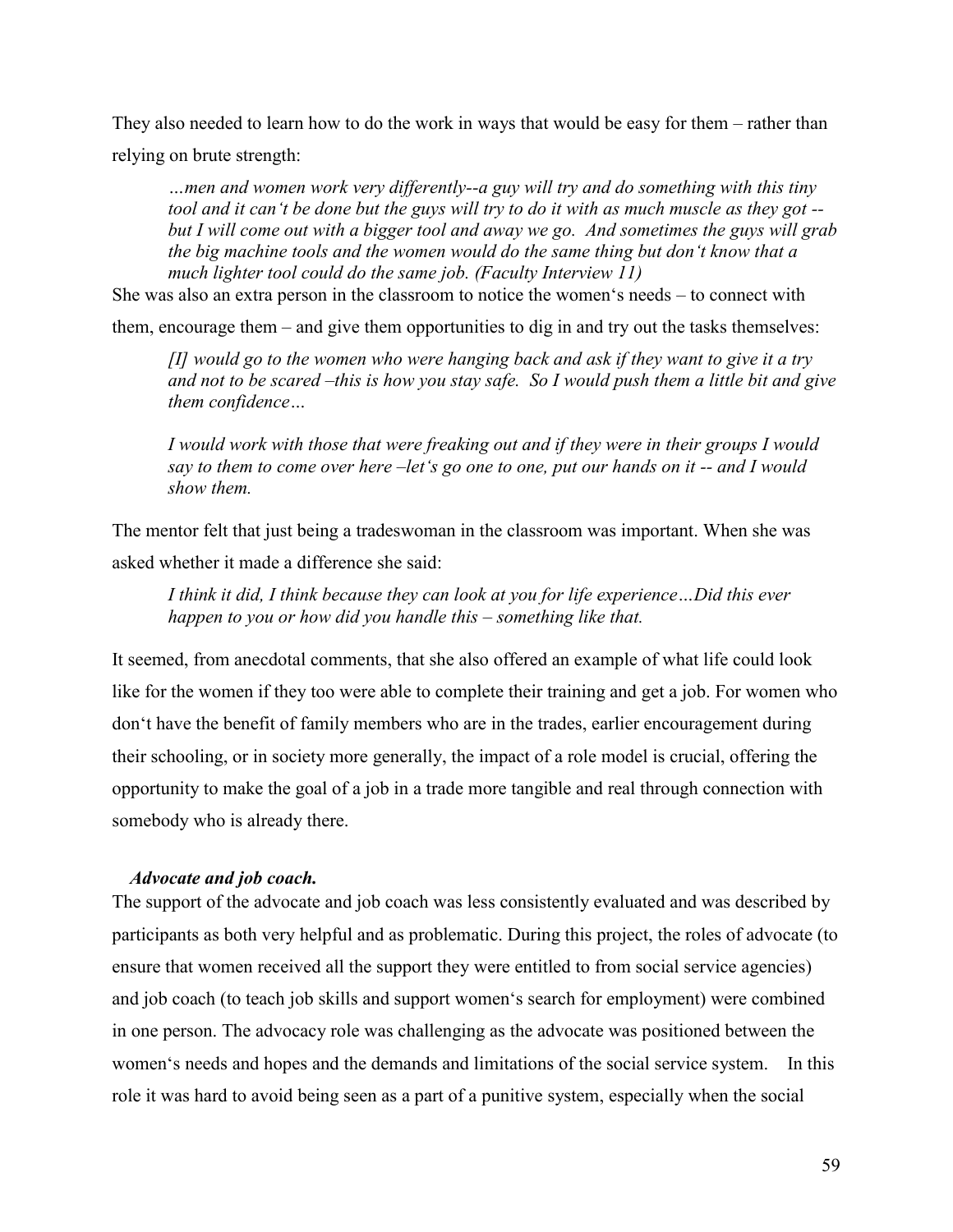They also needed to learn how to do the work in ways that would be easy for them – rather than relying on brute strength:

> *…men and women work very differently--a guy will try and do something with this tiny tool and it can't be done but the guys will try to do it with as much muscle as they got -- but I will come out with a bigger tool and away we go. And sometimes the guys will grab the big machine tools and the women would do the same thing but don't know that a much lighter tool could do the same job. (Faculty Interview 11)*

She was also an extra person in the classroom to notice the women's needs – to connect with them, encourage them – and give them opportunities to dig in and try out the tasks themselves:

> *[I] would go to the women who were hanging back and ask if they want to give it a try and not to be scared –this is how you stay safe. So I would push them a little bit and give them confidence…*
>
> *I would work with those that were freaking out and if they were in their groups I would say to them to come over here –let's go one to one, put our hands on it -- and I would show them.*

The mentor felt that just being a tradeswoman in the classroom was important. When she was asked whether it made a difference she said:

> *I think it did, I think because they can look at you for life experience…Did this ever happen to you or how did you handle this – something like that.*

It seemed, from anecdotal comments, that she also offered an example of what life could look like for the women if they too were able to complete their training and get a job. For women who don't have the benefit of family members who are in the trades, earlier encouragement during their schooling, or in society more generally, the impact of a role model is crucial, offering the opportunity to make the goal of a job in a trade more tangible and real through connection with somebody who is already there.

#### *Advocate and job coach.*

The support of the advocate and job coach was less consistently evaluated and was described by participants as both very helpful and as problematic. During this project, the roles of advocate (to ensure that women received all the support they were entitled to from social service agencies) and job coach (to teach job skills and support women's search for employment) were combined in one person. The advocacy role was challenging as the advocate was positioned between the women's needs and hopes and the demands and limitations of the social service system. In this role it was hard to avoid being seen as a part of a punitive system, especially when the social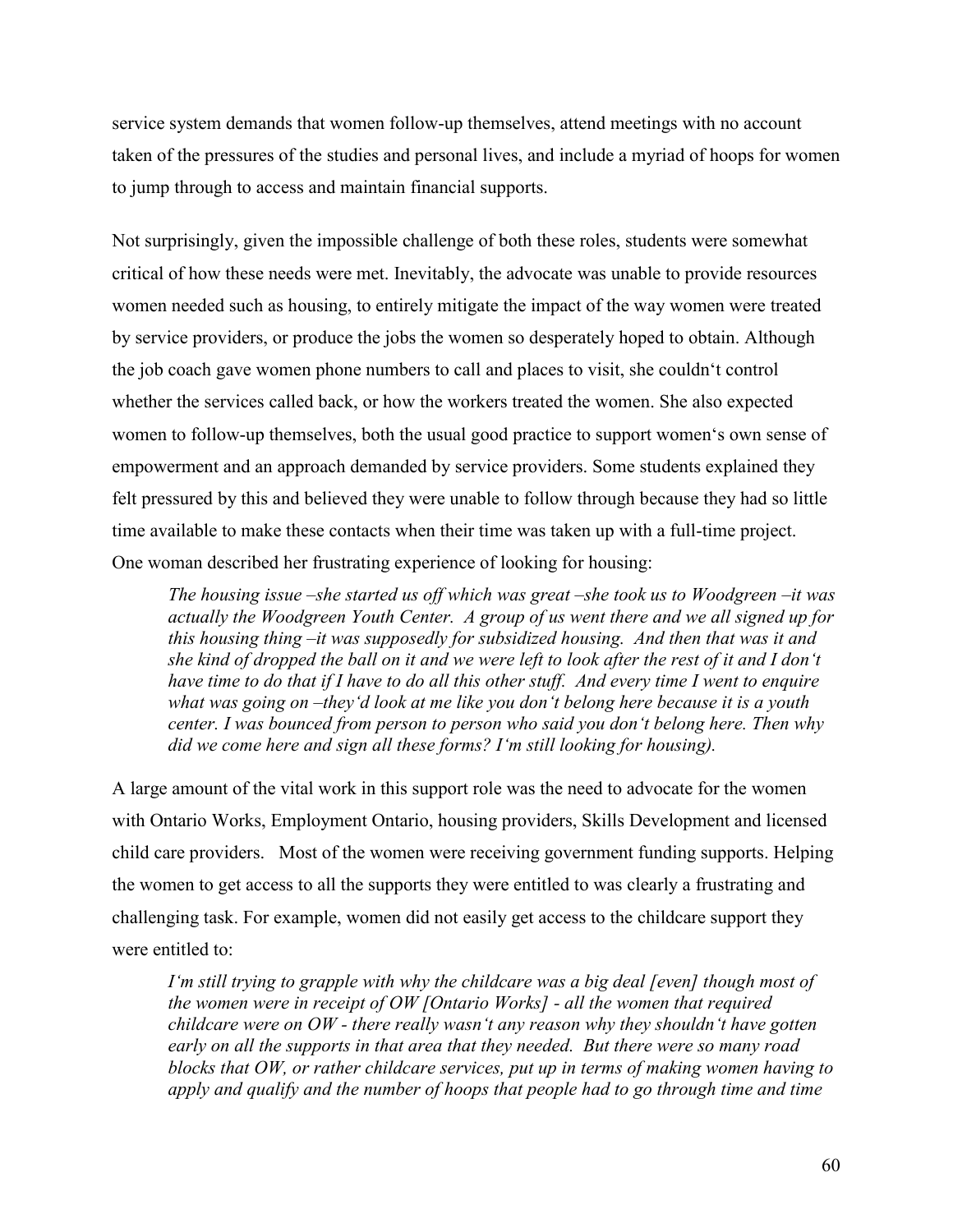service system demands that women follow-up themselves, attend meetings with no account taken of the pressures of the studies and personal lives, and include a myriad of hoops for women to jump through to access and maintain financial supports.

Not surprisingly, given the impossible challenge of both these roles, students were somewhat critical of how these needs were met. Inevitably, the advocate was unable to provide resources women needed such as housing, to entirely mitigate the impact of the way women were treated by service providers, or produce the jobs the women so desperately hoped to obtain. Although the job coach gave women phone numbers to call and places to visit, she couldn't control whether the services called back, or how the workers treated the women. She also expected women to follow-up themselves, both the usual good practice to support women's own sense of empowerment and an approach demanded by service providers. Some students explained they felt pressured by this and believed they were unable to follow through because they had so little time available to make these contacts when their time was taken up with a full-time project. One woman described her frustrating experience of looking for housing:

> *The housing issue –she started us off which was great –she took us to Woodgreen –it was actually the Woodgreen Youth Center. A group of us went there and we all signed up for this housing thing –it was supposedly for subsidized housing. And then that was it and she kind of dropped the ball on it and we were left to look after the rest of it and I don't have time to do that if I have to do all this other stuff. And every time I went to enquire what was going on –they'd look at me like you don't belong here because it is a youth center. I was bounced from person to person who said you don't belong here. Then why did we come here and sign all these forms? I'm still looking for housing).*

A large amount of the vital work in this support role was the need to advocate for the women with Ontario Works, Employment Ontario, housing providers, Skills Development and licensed child care providers. Most of the women were receiving government funding supports. Helping the women to get access to all the supports they were entitled to was clearly a frustrating and challenging task. For example, women did not easily get access to the childcare support they were entitled to:

> *I'm still trying to grapple with why the childcare was a big deal [even] though most of the women were in receipt of OW [Ontario Works] - all the women that required childcare were on OW - there really wasn't any reason why they shouldn't have gotten early on all the supports in that area that they needed. But there were so many road blocks that OW, or rather childcare services, put up in terms of making women having to apply and qualify and the number of hoops that people had to go through time and time*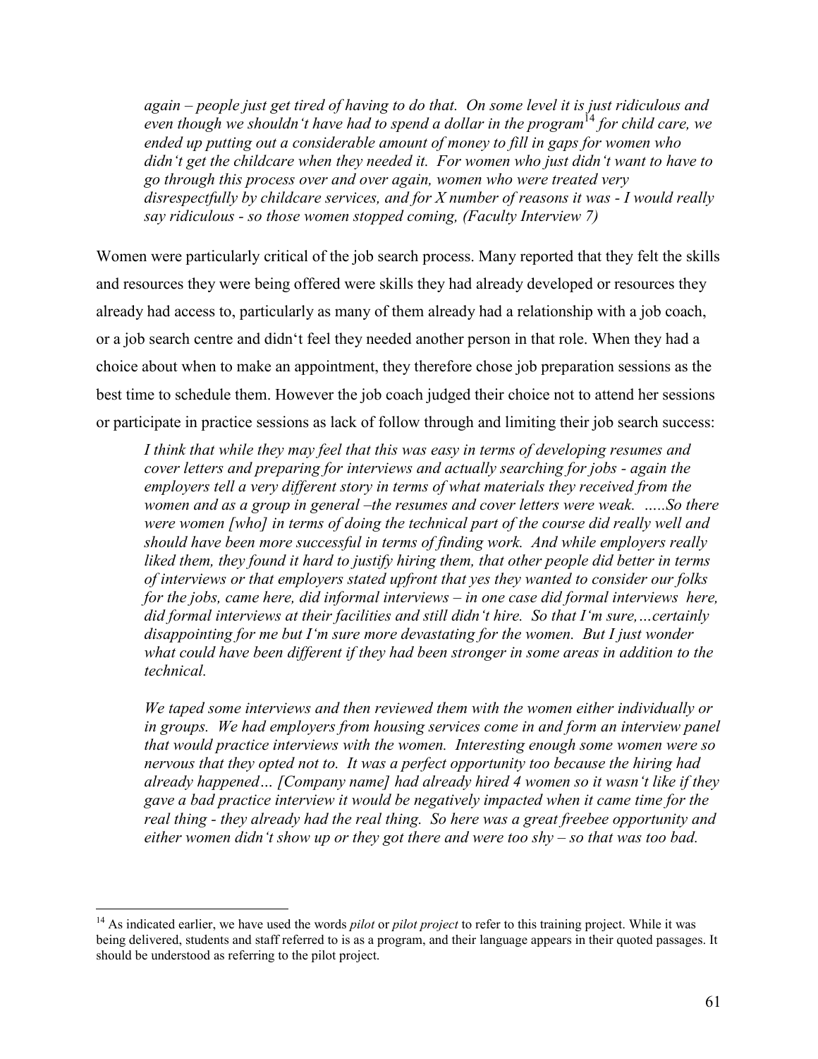*again – people just get tired of having to do that. On some level it is just ridiculous and even though we shouldn't have had to spend a dollar in the program*[14] *for child care, we ended up putting out a considerable amount of money to fill in gaps for women who didn't get the childcare when they needed it. For women who just didn't want to have to go through this process over and over again, women who were treated very disrespectfully by childcare services, and for X number of reasons it was - I would really say ridiculous - so those women stopped coming, (Faculty Interview 7)*

Women were particularly critical of the job search process. Many reported that they felt the skills and resources they were being offered were skills they had already developed or resources they already had access to, particularly as many of them already had a relationship with a job coach, or a job search centre and didn't feel they needed another person in that role. When they had a choice about when to make an appointment, they therefore chose job preparation sessions as the best time to schedule them. However the job coach judged their choice not to attend her sessions or participate in practice sessions as lack of follow through and limiting their job search success:

> *I think that while they may feel that this was easy in terms of developing resumes and cover letters and preparing for interviews and actually searching for jobs - again the employers tell a very different story in terms of what materials they received from the women and as a group in general –the resumes and cover letters were weak. …..So there were women [who] in terms of doing the technical part of the course did really well and should have been more successful in terms of finding work. And while employers really liked them, they found it hard to justify hiring them, that other people did better in terms of interviews or that employers stated upfront that yes they wanted to consider our folks for the jobs, came here, did informal interviews – in one case did formal interviews here, did formal interviews at their facilities and still didn't hire. So that I'm sure,…certainly disappointing for me but I'm sure more devastating for the women. But I just wonder what could have been different if they had been stronger in some areas in addition to the technical.*
>
> *We taped some interviews and then reviewed them with the women either individually or in groups. We had employers from housing services come in and form an interview panel that would practice interviews with the women. Interesting enough some women were so nervous that they opted not to. It was a perfect opportunity too because the hiring had already happened… [Company name] had already hired 4 women so it wasn't like if they gave a bad practice interview it would be negatively impacted when it came time for the real thing - they already had the real thing. So here was a great freebee opportunity and either women didn't show up or they got there and were too shy – so that was too bad.*

[14] As indicated earlier, we have used the words *pilot* or *pilot project* to refer to this training project. While it was being delivered, students and staff referred to is as a program, and their language appears in their quoted passages. It should be understood as referring to the pilot project.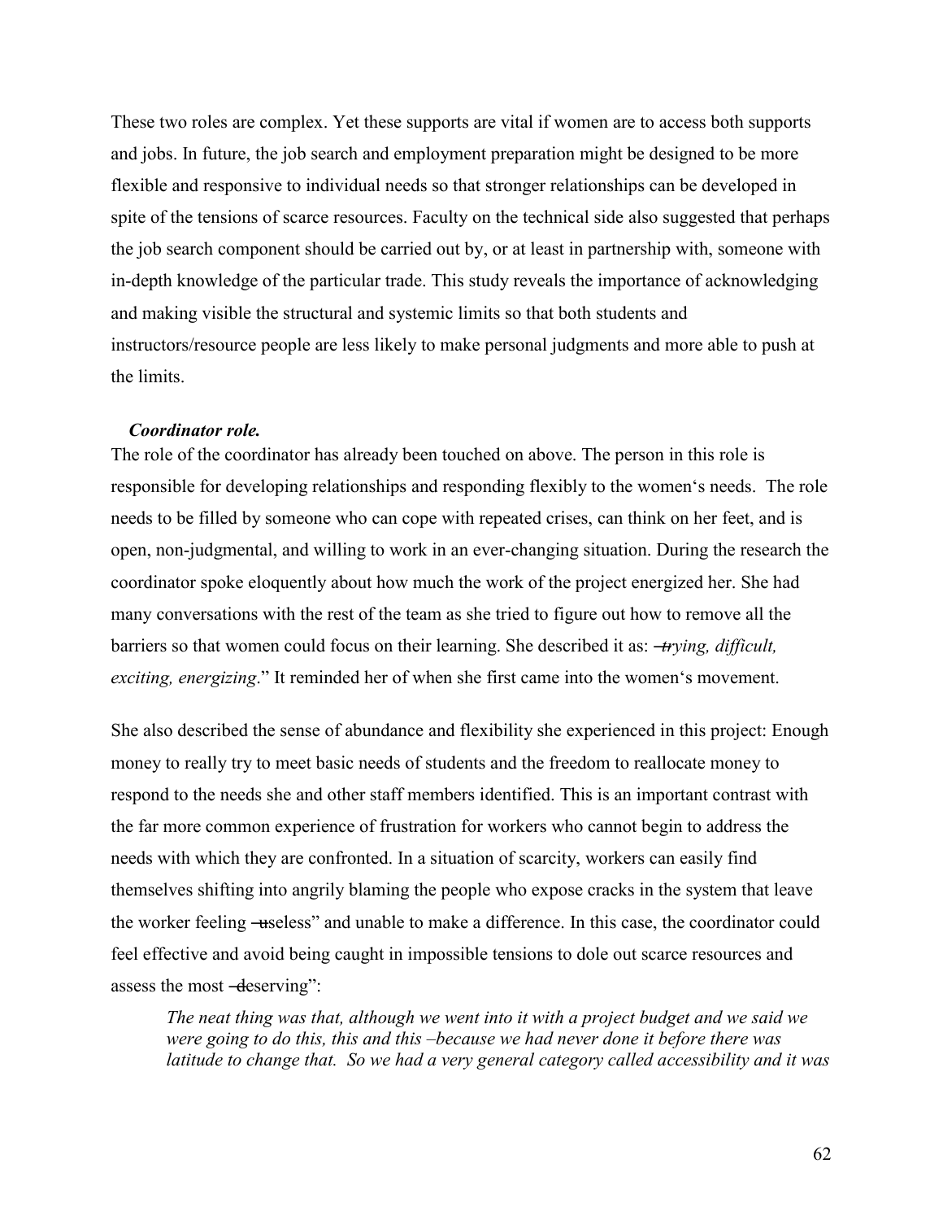These two roles are complex. Yet these supports are vital if women are to access both supports and jobs. In future, the job search and employment preparation might be designed to be more flexible and responsive to individual needs so that stronger relationships can be developed in spite of the tensions of scarce resources. Faculty on the technical side also suggested that perhaps the job search component should be carried out by, or at least in partnership with, someone with in-depth knowledge of the particular trade. This study reveals the importance of acknowledging and making visible the structural and systemic limits so that both students and instructors/resource people are less likely to make personal judgments and more able to push at the limits.

***Coordinator role.***

The role of the coordinator has already been touched on above. The person in this role is responsible for developing relationships and responding flexibly to the women's needs. The role needs to be filled by someone who can cope with repeated crises, can think on her feet, and is open, non-judgmental, and willing to work in an ever-changing situation. During the research the coordinator spoke eloquently about how much the work of the project energized her. She had many conversations with the rest of the team as she tried to figure out how to remove all the barriers so that women could focus on their learning. She described it as: "*trying, difficult, exciting, energizing*." It reminded her of when she first came into the women's movement.

She also described the sense of abundance and flexibility she experienced in this project: Enough money to really try to meet basic needs of students and the freedom to reallocate money to respond to the needs she and other staff members identified. This is an important contrast with the far more common experience of frustration for workers who cannot begin to address the needs with which they are confronted. In a situation of scarcity, workers can easily find themselves shifting into angrily blaming the people who expose cracks in the system that leave the worker feeling "useless" and unable to make a difference. In this case, the coordinator could feel effective and avoid being caught in impossible tensions to dole out scarce resources and assess the most "deserving":

> *The neat thing was that, although we went into it with a project budget and we said we were going to do this, this and this –because we had never done it before there was latitude to change that. So we had a very general category called accessibility and it was*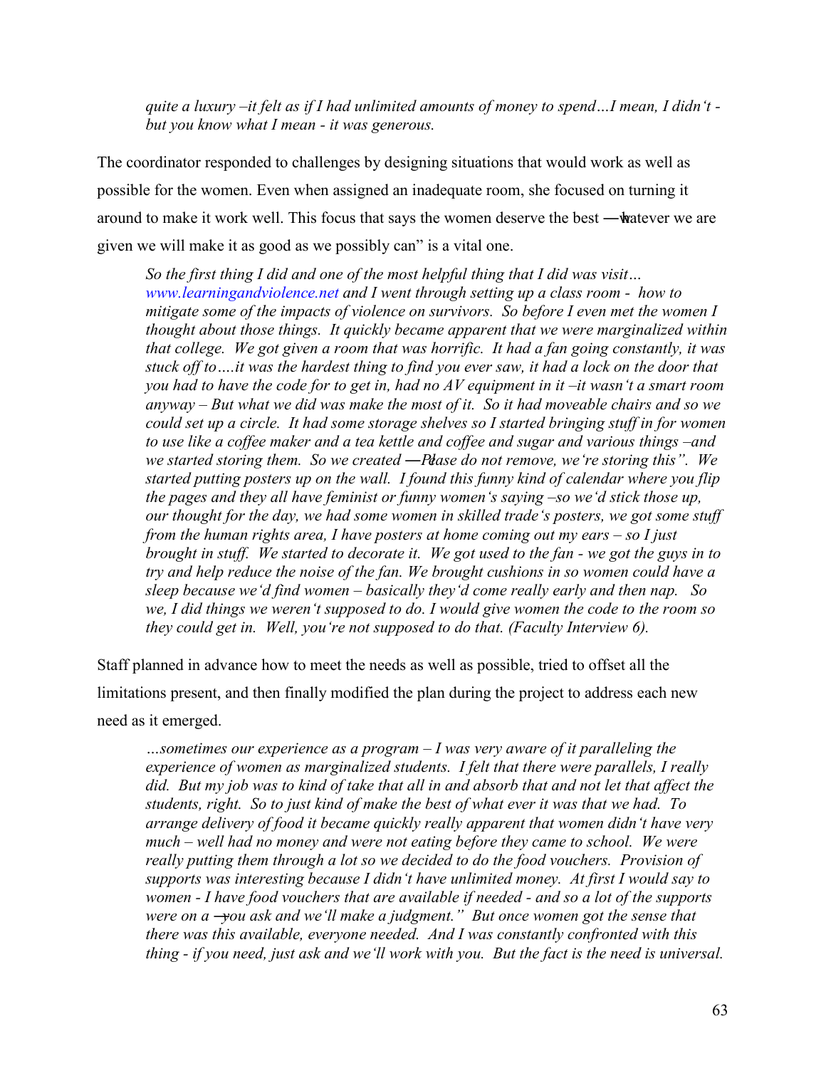*quite a luxury –it felt as if I had unlimited amounts of money to spend…I mean, I didn't - but you know what I mean - it was generous.*

The coordinator responded to challenges by designing situations that would work as well as possible for the women. Even when assigned an inadequate room, she focused on turning it around to make it work well. This focus that says the women deserve the best ―whatever we are given we will make it as good as we possibly can" is a vital one.

*So the first thing I did and one of the most helpful thing that I did was visit… www.learningandviolence.net and I went through setting up a class room - how to mitigate some of the impacts of violence on survivors. So before I even met the women I thought about those things. It quickly became apparent that we were marginalized within that college. We got given a room that was horrific. It had a fan going constantly, it was stuck off to….it was the hardest thing to find you ever saw, it had a lock on the door that you had to have the code for to get in, had no AV equipment in it –it wasn't a smart room anyway – But what we did was make the most of it. So it had moveable chairs and so we could set up a circle. It had some storage shelves so I started bringing stuff in for women to use like a coffee maker and a tea kettle and coffee and sugar and various things –and we started storing them. So we created ―Please do not remove, we're storing this". We started putting posters up on the wall. I found this funny kind of calendar where you flip the pages and they all have feminist or funny women's saying –so we'd stick those up, our thought for the day, we had some women in skilled trade's posters, we got some stuff from the human rights area, I have posters at home coming out my ears – so I just brought in stuff. We started to decorate it. We got used to the fan - we got the guys in to try and help reduce the noise of the fan. We brought cushions in so women could have a sleep because we'd find women – basically they'd come really early and then nap. So we, I did things we weren't supposed to do. I would give women the code to the room so they could get in. Well, you're not supposed to do that. (Faculty Interview 6).*

Staff planned in advance how to meet the needs as well as possible, tried to offset all the limitations present, and then finally modified the plan during the project to address each new need as it emerged.

*…sometimes our experience as a program – I was very aware of it paralleling the experience of women as marginalized students. I felt that there were parallels, I really did. But my job was to kind of take that all in and absorb that and not let that affect the students, right. So to just kind of make the best of what ever it was that we had. To arrange delivery of food it became quickly really apparent that women didn't have very much – well had no money and were not eating before they came to school. We were really putting them through a lot so we decided to do the food vouchers. Provision of supports was interesting because I didn't have unlimited money. At first I would say to women - I have food vouchers that are available if needed - and so a lot of the supports were on a ―you ask and we'll make a judgment." But once women got the sense that there was this available, everyone needed. And I was constantly confronted with this thing - if you need, just ask and we'll work with you. But the fact is the need is universal.*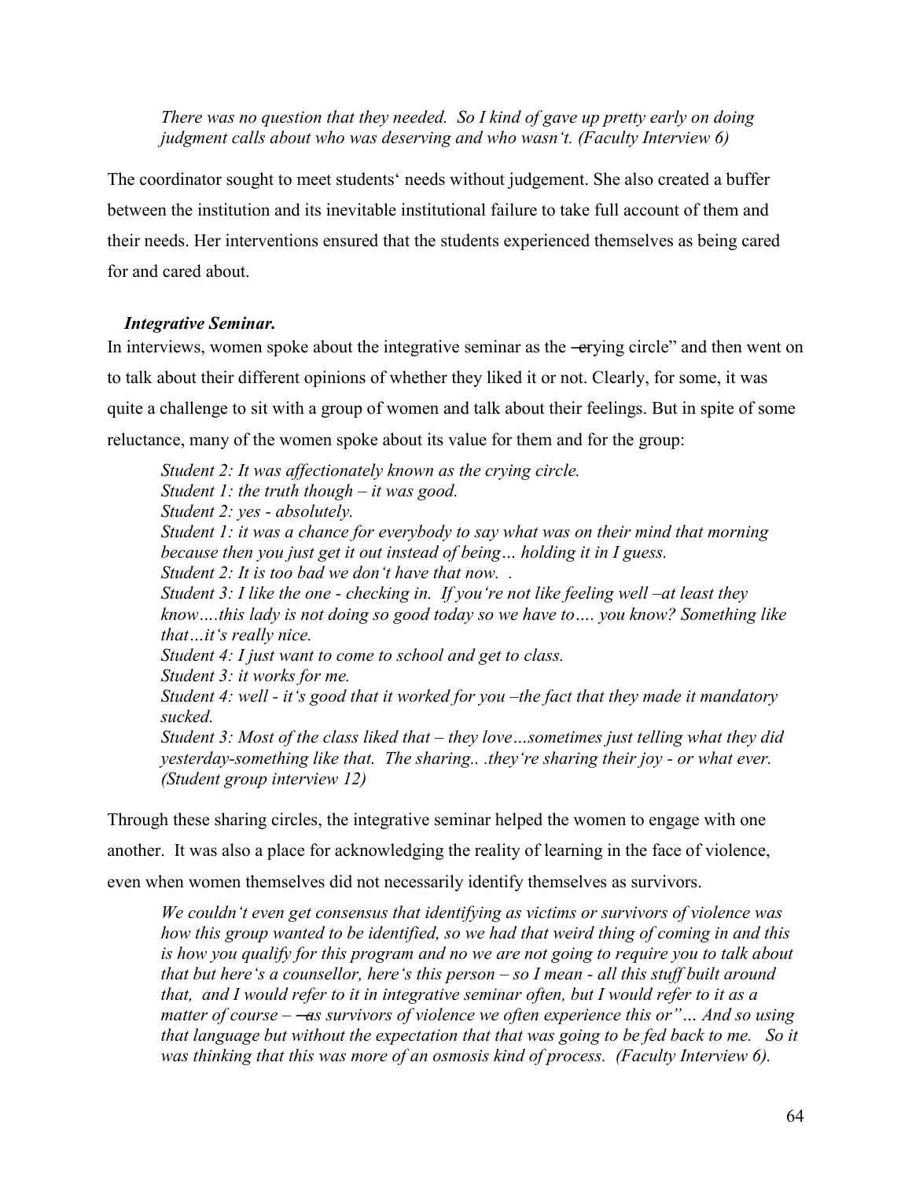*There was no question that they needed. So I kind of gave up pretty early on doing judgment calls about who was deserving and who wasn't. (Faculty Interview 6)*

The coordinator sought to meet students' needs without judgement. She also created a buffer between the institution and its inevitable institutional failure to take full account of them and their needs. Her interventions ensured that the students experienced themselves as being cared for and cared about.

***Integrative Seminar.***

In interviews, women spoke about the integrative seminar as the ―crying circle" and then went on to talk about their different opinions of whether they liked it or not. Clearly, for some, it was quite a challenge to sit with a group of women and talk about their feelings. But in spite of some reluctance, many of the women spoke about its value for them and for the group:

> *Student 2: It was affectionately known as the crying circle.*
> *Student 1: the truth though – it was good.*
> *Student 2: yes - absolutely.*
> *Student 1: it was a chance for everybody to say what was on their mind that morning because then you just get it out instead of being… holding it in I guess.*
> *Student 2: It is too bad we don't have that now. .*
> *Student 3: I like the one - checking in. If you're not like feeling well –at least they know….this lady is not doing so good today so we have to…. you know? Something like that…it's really nice.*
> *Student 4: I just want to come to school and get to class.*
> *Student 3: it works for me.*
> *Student 4: well - it's good that it worked for you –the fact that they made it mandatory sucked.*
> *Student 3: Most of the class liked that – they love…sometimes just telling what they did yesterday-something like that. The sharing.. .they're sharing their joy - or what ever. (Student group interview 12)*

Through these sharing circles, the integrative seminar helped the women to engage with one another. It was also a place for acknowledging the reality of learning in the face of violence, even when women themselves did not necessarily identify themselves as survivors.

> *We couldn't even get consensus that identifying as victims or survivors of violence was how this group wanted to be identified, so we had that weird thing of coming in and this is how you qualify for this program and no we are not going to require you to talk about that but here's a counsellor, here's this person – so I mean - all this stuff built around that, and I would refer to it in integrative seminar often, but I would refer to it as a matter of course – ―as survivors of violence we often experience this or"… And so using that language but without the expectation that that was going to be fed back to me. So it was thinking that this was more of an osmosis kind of process. (Faculty Interview 6).*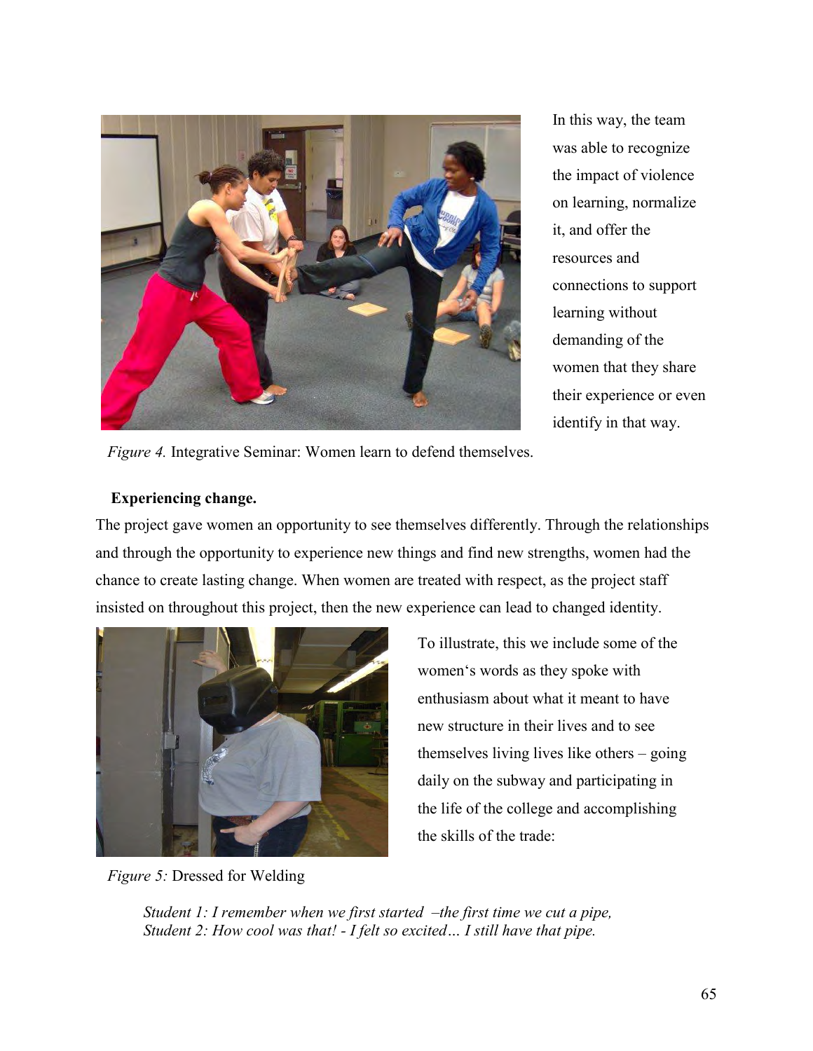In this way, the team was able to recognize the impact of violence on learning, normalize it, and offer the resources and connections to support learning without demanding of the women that they share their experience or even identify in that way.

*Figure 4.* Integrative Seminar: Women learn to defend themselves.

**Experiencing change.**

The project gave women an opportunity to see themselves differently. Through the relationships and through the opportunity to experience new things and find new strengths, women had the chance to create lasting change. When women are treated with respect, as the project staff insisted on throughout this project, then the new experience can lead to changed identity.

To illustrate, this we include some of the women's words as they spoke with enthusiasm about what it meant to have new structure in their lives and to see themselves living lives like others – going daily on the subway and participating in the life of the college and accomplishing the skills of the trade:

*Figure 5:* Dressed for Welding

> *Student 1: I remember when we first started –the first time we cut a pipe,*
> *Student 2: How cool was that! - I felt so excited… I still have that pipe.*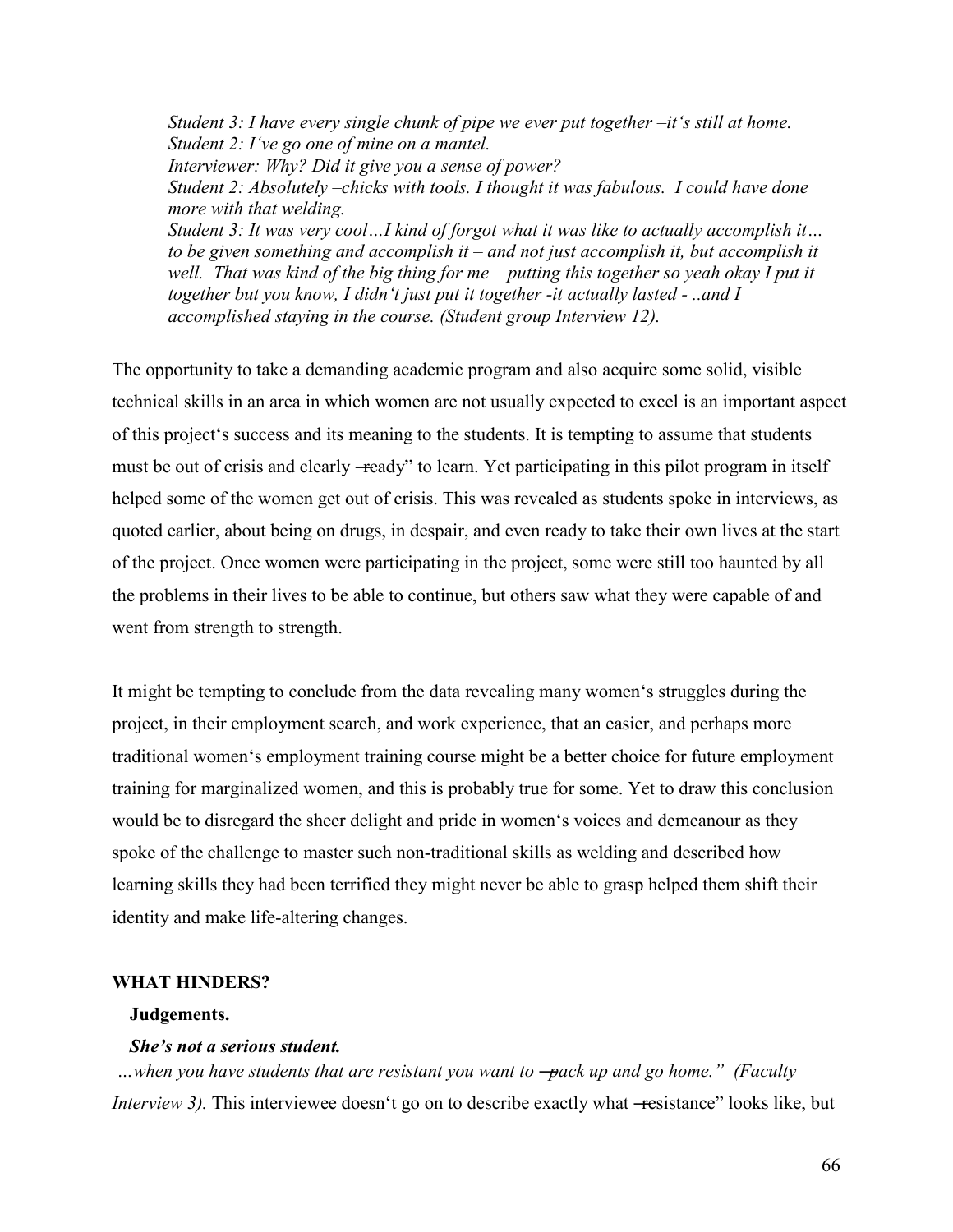*Student 3: I have every single chunk of pipe we ever put together –it's still at home.*
*Student 2: I've go one of mine on a mantel.*
*Interviewer: Why? Did it give you a sense of power?*
*Student 2: Absolutely –chicks with tools. I thought it was fabulous. I could have done more with that welding.*
*Student 3: It was very cool…I kind of forgot what it was like to actually accomplish it… to be given something and accomplish it – and not just accomplish it, but accomplish it well. That was kind of the big thing for me – putting this together so yeah okay I put it together but you know, I didn't just put it together -it actually lasted - ..and I accomplished staying in the course. (Student group Interview 12).*

The opportunity to take a demanding academic program and also acquire some solid, visible technical skills in an area in which women are not usually expected to excel is an important aspect of this project's success and its meaning to the students. It is tempting to assume that students must be out of crisis and clearly ―ready" to learn. Yet participating in this pilot program in itself helped some of the women get out of crisis. This was revealed as students spoke in interviews, as quoted earlier, about being on drugs, in despair, and even ready to take their own lives at the start of the project. Once women were participating in the project, some were still too haunted by all the problems in their lives to be able to continue, but others saw what they were capable of and went from strength to strength.

It might be tempting to conclude from the data revealing many women's struggles during the project, in their employment search, and work experience, that an easier, and perhaps more traditional women's employment training course might be a better choice for future employment training for marginalized women, and this is probably true for some. Yet to draw this conclusion would be to disregard the sheer delight and pride in women's voices and demeanour as they spoke of the challenge to master such non-traditional skills as welding and described how learning skills they had been terrified they might never be able to grasp helped them shift their identity and make life-altering changes.

## WHAT HINDERS?

### Judgements.

#### *She's not a serious student.*

*…when you have students that are resistant you want to ―pack up and go home." (Faculty Interview 3).* This interviewee doesn't go on to describe exactly what ―resistance" looks like, but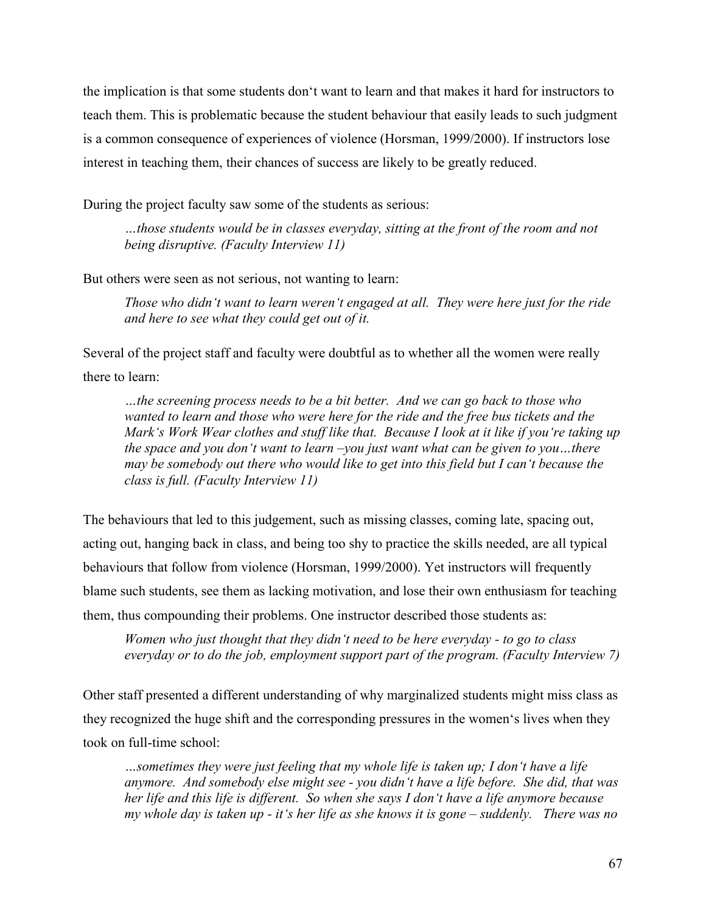the implication is that some students don‘t want to learn and that makes it hard for instructors to teach them. This is problematic because the student behaviour that easily leads to such judgment is a common consequence of experiences of violence (Horsman, 1999/2000). If instructors lose interest in teaching them, their chances of success are likely to be greatly reduced.

During the project faculty saw some of the students as serious:

> *…those students would be in classes everyday, sitting at the front of the room and not being disruptive. (Faculty Interview 11)*

But others were seen as not serious, not wanting to learn:

> *Those who didn‘t want to learn weren‘t engaged at all. They were here just for the ride and here to see what they could get out of it.*

Several of the project staff and faculty were doubtful as to whether all the women were really there to learn:

> *…the screening process needs to be a bit better. And we can go back to those who wanted to learn and those who were here for the ride and the free bus tickets and the Mark‘s Work Wear clothes and stuff like that. Because I look at it like if you‘re taking up the space and you don‘t want to learn –you just want what can be given to you…there may be somebody out there who would like to get into this field but I can‘t because the class is full. (Faculty Interview 11)*

The behaviours that led to this judgement, such as missing classes, coming late, spacing out, acting out, hanging back in class, and being too shy to practice the skills needed, are all typical behaviours that follow from violence (Horsman, 1999/2000). Yet instructors will frequently blame such students, see them as lacking motivation, and lose their own enthusiasm for teaching them, thus compounding their problems. One instructor described those students as:

> *Women who just thought that they didn‘t need to be here everyday - to go to class everyday or to do the job, employment support part of the program. (Faculty Interview 7)*

Other staff presented a different understanding of why marginalized students might miss class as they recognized the huge shift and the corresponding pressures in the women‘s lives when they took on full-time school:

> *…sometimes they were just feeling that my whole life is taken up; I don‘t have a life anymore. And somebody else might see - you didn‘t have a life before. She did, that was her life and this life is different. So when she says I don‘t have a life anymore because my whole day is taken up - it‘s her life as she knows it is gone – suddenly. There was no*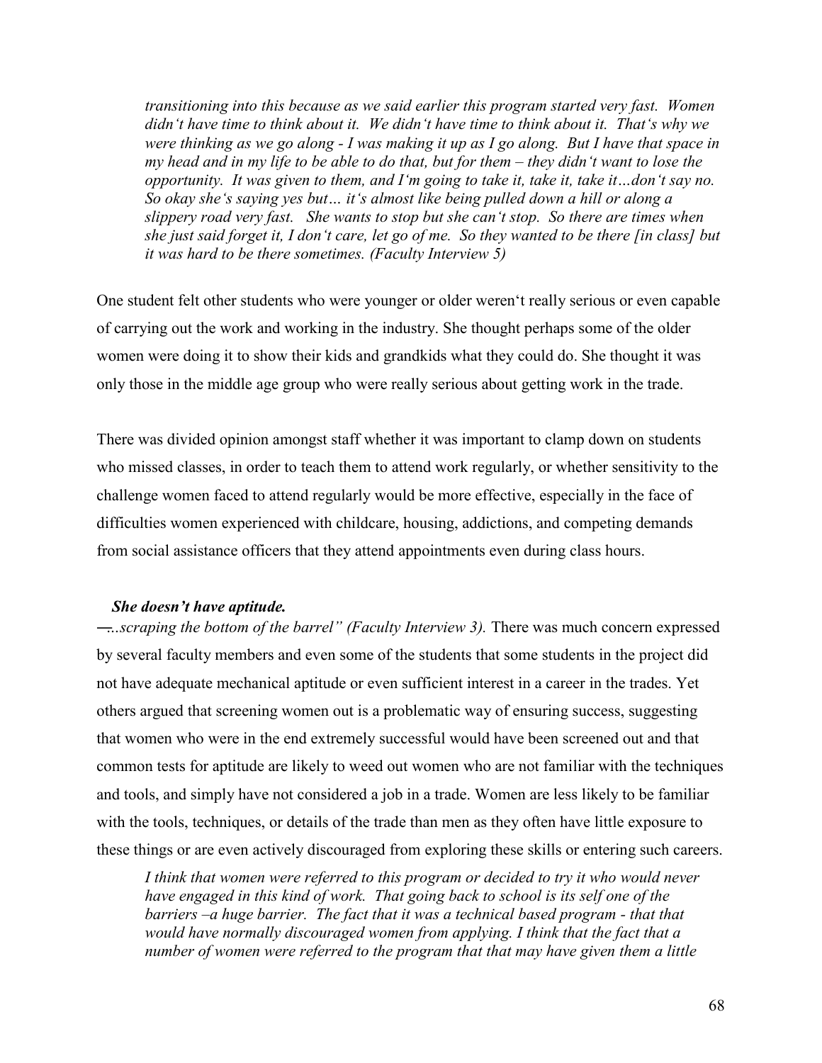> *transitioning into this because as we said earlier this program started very fast. Women didn't have time to think about it. We didn't have time to think about it. That's why we were thinking as we go along - I was making it up as I go along. But I have that space in my head and in my life to be able to do that, but for them – they didn't want to lose the opportunity. It was given to them, and I'm going to take it, take it, take it…don't say no. So okay she's saying yes but… it's almost like being pulled down a hill or along a slippery road very fast. She wants to stop but she can't stop. So there are times when she just said forget it, I don't care, let go of me. So they wanted to be there [in class] but it was hard to be there sometimes. (Faculty Interview 5)*

One student felt other students who were younger or older weren't really serious or even capable of carrying out the work and working in the industry. She thought perhaps some of the older women were doing it to show their kids and grandkids what they could do. She thought it was only those in the middle age group who were really serious about getting work in the trade.

There was divided opinion amongst staff whether it was important to clamp down on students who missed classes, in order to teach them to attend work regularly, or whether sensitivity to the challenge women faced to attend regularly would be more effective, especially in the face of difficulties women experienced with childcare, housing, addictions, and competing demands from social assistance officers that they attend appointments even during class hours.

### *She doesn't have aptitude.*

*―...scraping the bottom of the barrel" (Faculty Interview 3).* There was much concern expressed by several faculty members and even some of the students that some students in the project did not have adequate mechanical aptitude or even sufficient interest in a career in the trades. Yet others argued that screening women out is a problematic way of ensuring success, suggesting that women who were in the end extremely successful would have been screened out and that common tests for aptitude are likely to weed out women who are not familiar with the techniques and tools, and simply have not considered a job in a trade. Women are less likely to be familiar with the tools, techniques, or details of the trade than men as they often have little exposure to these things or are even actively discouraged from exploring these skills or entering such careers.

> *I think that women were referred to this program or decided to try it who would never have engaged in this kind of work. That going back to school is its self one of the barriers –a huge barrier. The fact that it was a technical based program - that that would have normally discouraged women from applying. I think that the fact that a number of women were referred to the program that that may have given them a little*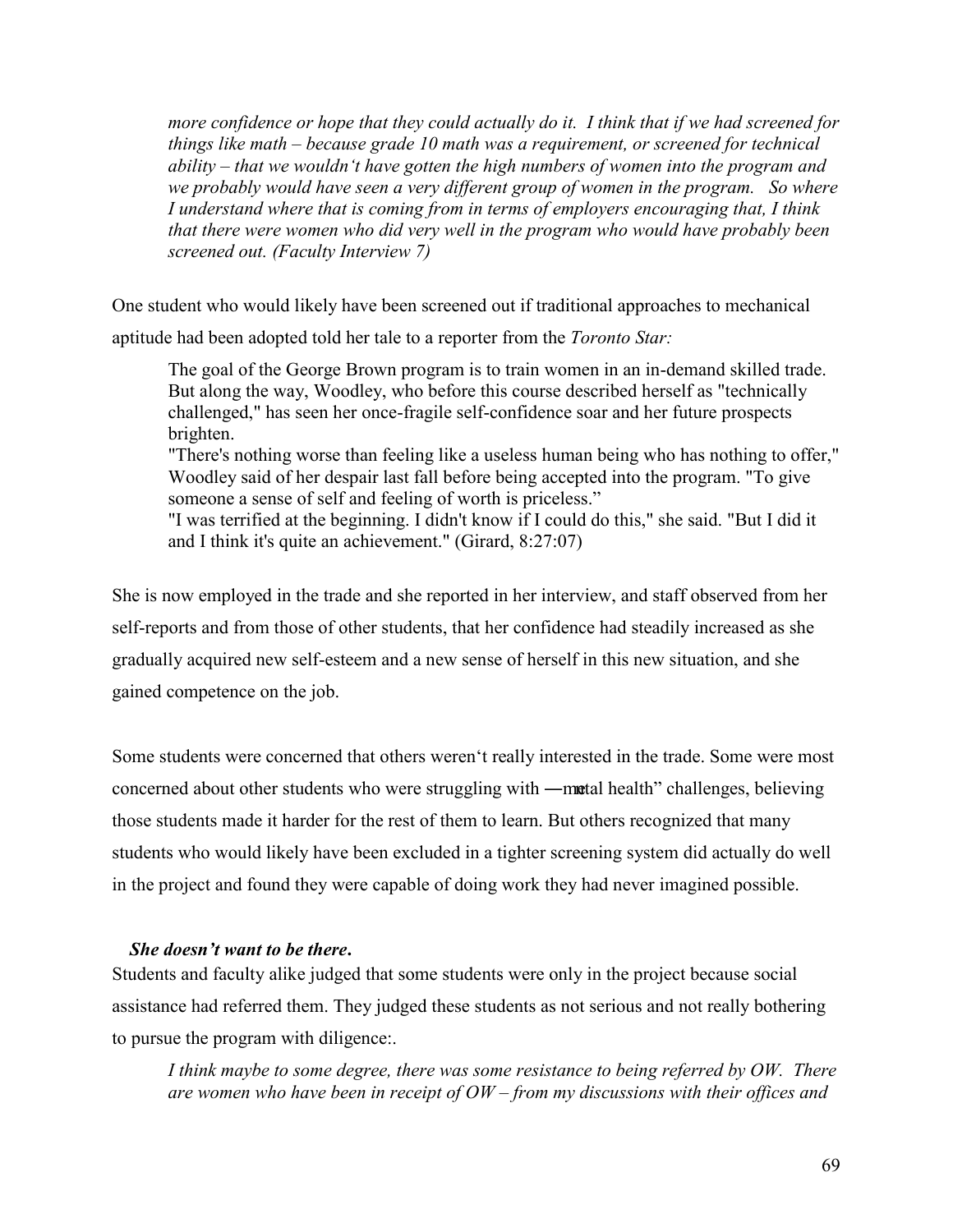*more confidence or hope that they could actually do it. I think that if we had screened for things like math – because grade 10 math was a requirement, or screened for technical ability – that we wouldn't have gotten the high numbers of women into the program and we probably would have seen a very different group of women in the program. So where I understand where that is coming from in terms of employers encouraging that, I think that there were women who did very well in the program who would have probably been screened out. (Faculty Interview 7)*

One student who would likely have been screened out if traditional approaches to mechanical aptitude had been adopted told her tale to a reporter from the *Toronto Star:*

> The goal of the George Brown program is to train women in an in-demand skilled trade. But along the way, Woodley, who before this course described herself as "technically challenged," has seen her once-fragile self-confidence soar and her future prospects brighten.
>
> "There's nothing worse than feeling like a useless human being who has nothing to offer," Woodley said of her despair last fall before being accepted into the program. "To give someone a sense of self and feeling of worth is priceless."
>
> "I was terrified at the beginning. I didn't know if I could do this," she said. "But I did it and I think it's quite an achievement." (Girard, 8:27:07)

She is now employed in the trade and she reported in her interview, and staff observed from her self-reports and from those of other students, that her confidence had steadily increased as she gradually acquired new self-esteem and a new sense of herself in this new situation, and she gained competence on the job.

Some students were concerned that others weren't really interested in the trade. Some were most concerned about other students who were struggling with "mental health" challenges, believing those students made it harder for the rest of them to learn. But others recognized that many students who would likely have been excluded in a tighter screening system did actually do well in the project and found they were capable of doing work they had never imagined possible.

#### *She doesn't want to be there***.**

Students and faculty alike judged that some students were only in the project because social assistance had referred them. They judged these students as not serious and not really bothering to pursue the program with diligence:.

*I think maybe to some degree, there was some resistance to being referred by OW. There are women who have been in receipt of OW – from my discussions with their offices and*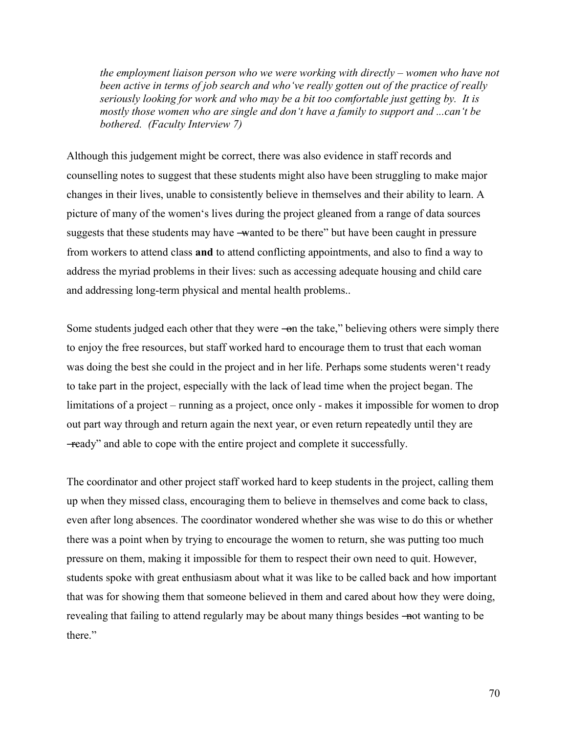*the employment liaison person who we were working with directly – women who have not been active in terms of job search and who've really gotten out of the practice of really seriously looking for work and who may be a bit too comfortable just getting by. It is mostly those women who are single and don't have a family to support and ...can't be bothered. (Faculty Interview 7)*

Although this judgement might be correct, there was also evidence in staff records and counselling notes to suggest that these students might also have been struggling to make major changes in their lives, unable to consistently believe in themselves and their ability to learn. A picture of many of the women's lives during the project gleaned from a range of data sources suggests that these students may have ―wanted to be there" but have been caught in pressure from workers to attend class **and** to attend conflicting appointments, and also to find a way to address the myriad problems in their lives: such as accessing adequate housing and child care and addressing long-term physical and mental health problems..

Some students judged each other that they were ―on the take," believing others were simply there to enjoy the free resources, but staff worked hard to encourage them to trust that each woman was doing the best she could in the project and in her life. Perhaps some students weren't ready to take part in the project, especially with the lack of lead time when the project began. The limitations of a project – running as a project, once only - makes it impossible for women to drop out part way through and return again the next year, or even return repeatedly until they are ―ready" and able to cope with the entire project and complete it successfully.

The coordinator and other project staff worked hard to keep students in the project, calling them up when they missed class, encouraging them to believe in themselves and come back to class, even after long absences. The coordinator wondered whether she was wise to do this or whether there was a point when by trying to encourage the women to return, she was putting too much pressure on them, making it impossible for them to respect their own need to quit. However, students spoke with great enthusiasm about what it was like to be called back and how important that was for showing them that someone believed in them and cared about how they were doing, revealing that failing to attend regularly may be about many things besides ―not wanting to be there."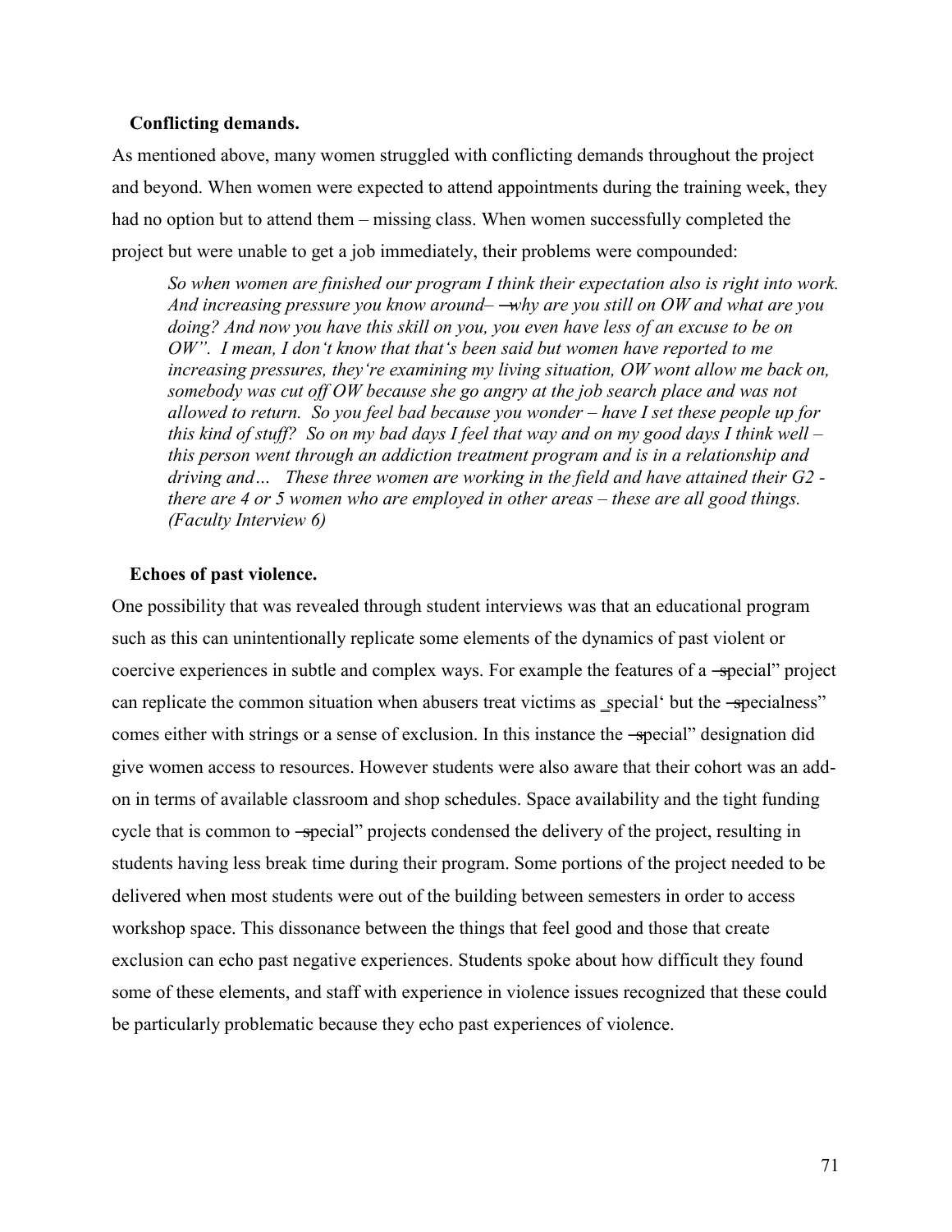**Conflicting demands.**

As mentioned above, many women struggled with conflicting demands throughout the project and beyond. When women were expected to attend appointments during the training week, they had no option but to attend them – missing class. When women successfully completed the project but were unable to get a job immediately, their problems were compounded:

> *So when women are finished our program I think their expectation also is right into work. And increasing pressure you know around– ―why are you still on OW and what are you doing? And now you have this skill on you, you even have less of an excuse to be on OW". I mean, I don't know that that's been said but women have reported to me increasing pressures, they're examining my living situation, OW wont allow me back on, somebody was cut off OW because she go angry at the job search place and was not allowed to return. So you feel bad because you wonder – have I set these people up for this kind of stuff? So on my bad days I feel that way and on my good days I think well – this person went through an addiction treatment program and is in a relationship and driving and… These three women are working in the field and have attained their G2 - there are 4 or 5 women who are employed in other areas – these are all good things. (Faculty Interview 6)*

**Echoes of past violence.**

One possibility that was revealed through student interviews was that an educational program such as this can unintentionally replicate some elements of the dynamics of past violent or coercive experiences in subtle and complex ways. For example the features of a ―special" project can replicate the common situation when abusers treat victims as ‗special' but the ―specialness" comes either with strings or a sense of exclusion. In this instance the ―special" designation did give women access to resources. However students were also aware that their cohort was an add-on in terms of available classroom and shop schedules. Space availability and the tight funding cycle that is common to ―special" projects condensed the delivery of the project, resulting in students having less break time during their program. Some portions of the project needed to be delivered when most students were out of the building between semesters in order to access workshop space. This dissonance between the things that feel good and those that create exclusion can echo past negative experiences. Students spoke about how difficult they found some of these elements, and staff with experience in violence issues recognized that these could be particularly problematic because they echo past experiences of violence.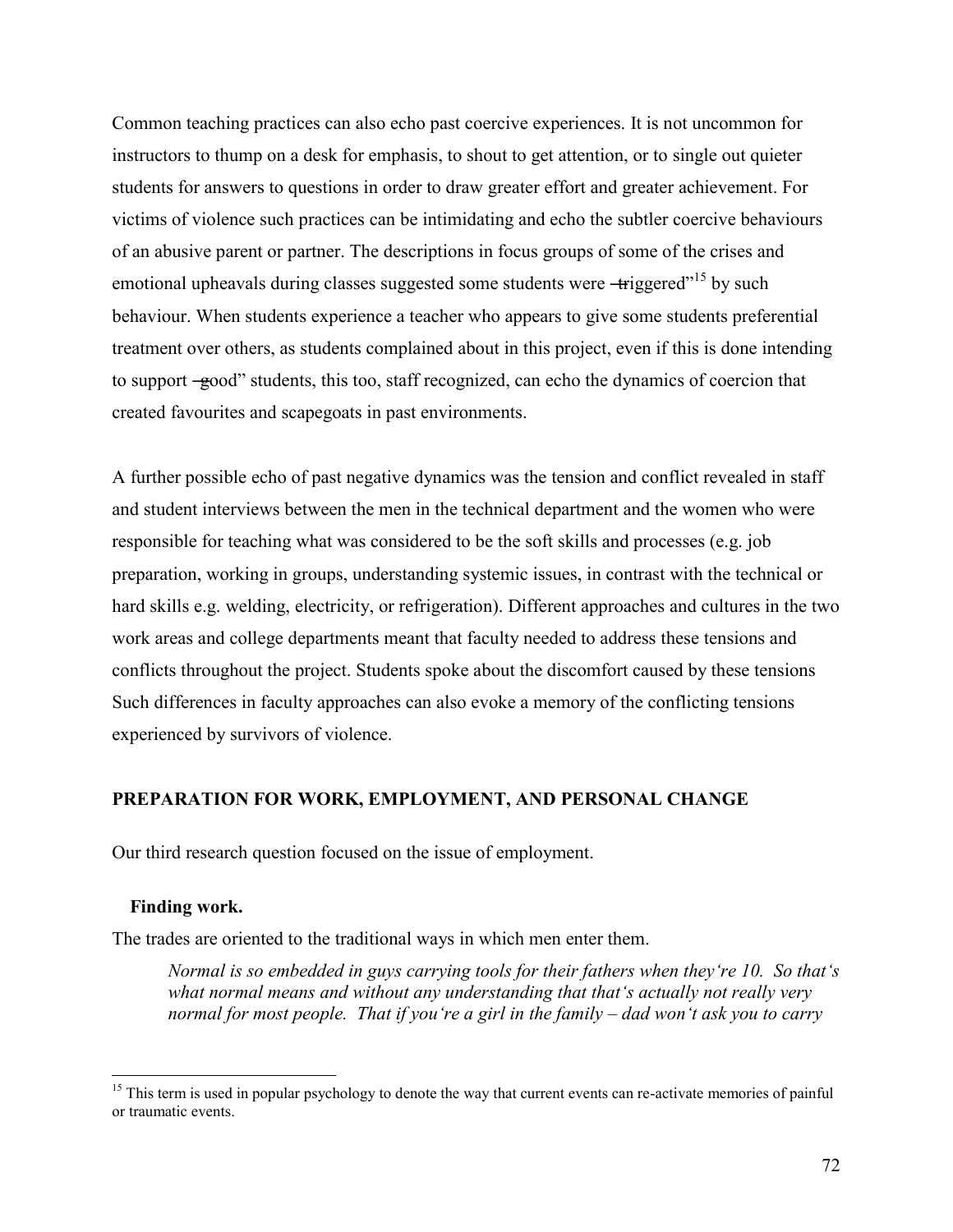Common teaching practices can also echo past coercive experiences. It is not uncommon for instructors to thump on a desk for emphasis, to shout to get attention, or to single out quieter students for answers to questions in order to draw greater effort and greater achievement. For victims of violence such practices can be intimidating and echo the subtler coercive behaviours of an abusive parent or partner. The descriptions in focus groups of some of the crises and emotional upheavals during classes suggested some students were "triggered"[15] by such behaviour. When students experience a teacher who appears to give some students preferential treatment over others, as students complained about in this project, even if this is done intending to support "good" students, this too, staff recognized, can echo the dynamics of coercion that created favourites and scapegoats in past environments.

A further possible echo of past negative dynamics was the tension and conflict revealed in staff and student interviews between the men in the technical department and the women who were responsible for teaching what was considered to be the soft skills and processes (e.g. job preparation, working in groups, understanding systemic issues, in contrast with the technical or hard skills e.g. welding, electricity, or refrigeration). Different approaches and cultures in the two work areas and college departments meant that faculty needed to address these tensions and conflicts throughout the project. Students spoke about the discomfort caused by these tensions Such differences in faculty approaches can also evoke a memory of the conflicting tensions experienced by survivors of violence.

## PREPARATION FOR WORK, EMPLOYMENT, AND PERSONAL CHANGE

Our third research question focused on the issue of employment.

### Finding work.

The trades are oriented to the traditional ways in which men enter them.

> *Normal is so embedded in guys carrying tools for their fathers when they're 10. So that's what normal means and without any understanding that that's actually not really very normal for most people. That if you're a girl in the family – dad won't ask you to carry*

[15] This term is used in popular psychology to denote the way that current events can re-activate memories of painful or traumatic events.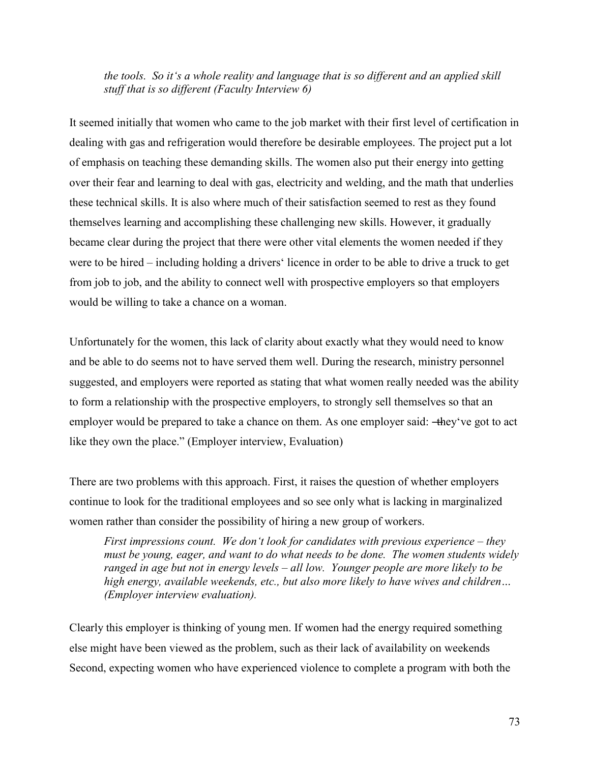*the tools. So it's a whole reality and language that is so different and an applied skill stuff that is so different (Faculty Interview 6)*

It seemed initially that women who came to the job market with their first level of certification in dealing with gas and refrigeration would therefore be desirable employees. The project put a lot of emphasis on teaching these demanding skills. The women also put their energy into getting over their fear and learning to deal with gas, electricity and welding, and the math that underlies these technical skills. It is also where much of their satisfaction seemed to rest as they found themselves learning and accomplishing these challenging new skills. However, it gradually became clear during the project that there were other vital elements the women needed if they were to be hired – including holding a drivers' licence in order to be able to drive a truck to get from job to job, and the ability to connect well with prospective employers so that employers would be willing to take a chance on a woman.

Unfortunately for the women, this lack of clarity about exactly what they would need to know and be able to do seems not to have served them well. During the research, ministry personnel suggested, and employers were reported as stating that what women really needed was the ability to form a relationship with the prospective employers, to strongly sell themselves so that an employer would be prepared to take a chance on them. As one employer said: "they've got to act like they own the place." (Employer interview, Evaluation)

There are two problems with this approach. First, it raises the question of whether employers continue to look for the traditional employees and so see only what is lacking in marginalized women rather than consider the possibility of hiring a new group of workers.

*First impressions count. We don't look for candidates with previous experience – they must be young, eager, and want to do what needs to be done. The women students widely ranged in age but not in energy levels – all low. Younger people are more likely to be high energy, available weekends, etc., but also more likely to have wives and children… (Employer interview evaluation).*

Clearly this employer is thinking of young men. If women had the energy required something else might have been viewed as the problem, such as their lack of availability on weekends Second, expecting women who have experienced violence to complete a program with both the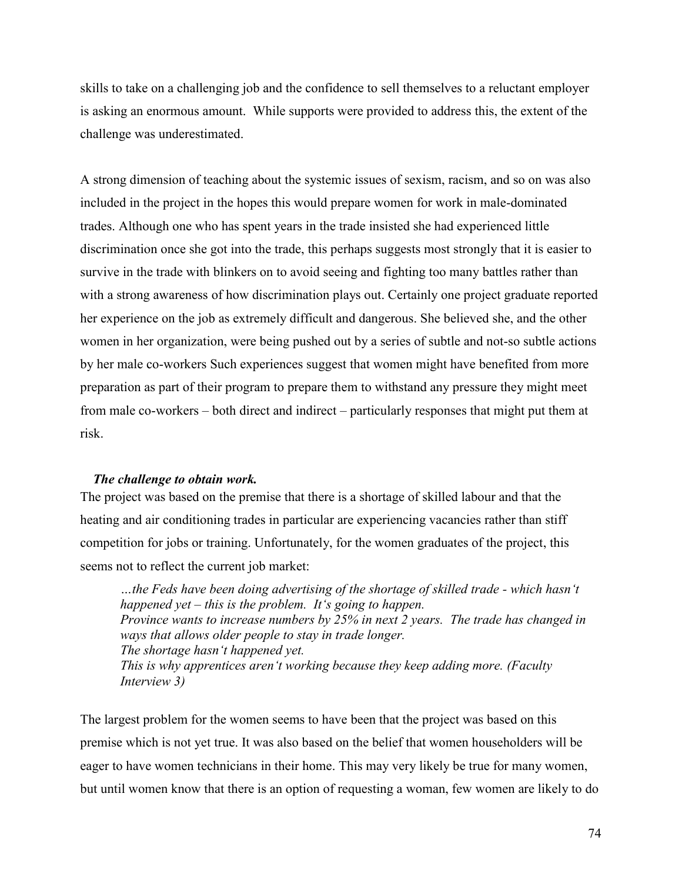skills to take on a challenging job and the confidence to sell themselves to a reluctant employer is asking an enormous amount. While supports were provided to address this, the extent of the challenge was underestimated.

A strong dimension of teaching about the systemic issues of sexism, racism, and so on was also included in the project in the hopes this would prepare women for work in male-dominated trades. Although one who has spent years in the trade insisted she had experienced little discrimination once she got into the trade, this perhaps suggests most strongly that it is easier to survive in the trade with blinkers on to avoid seeing and fighting too many battles rather than with a strong awareness of how discrimination plays out. Certainly one project graduate reported her experience on the job as extremely difficult and dangerous. She believed she, and the other women in her organization, were being pushed out by a series of subtle and not-so subtle actions by her male co-workers Such experiences suggest that women might have benefited from more preparation as part of their program to prepare them to withstand any pressure they might meet from male co-workers – both direct and indirect – particularly responses that might put them at risk.

***The challenge to obtain work.***

The project was based on the premise that there is a shortage of skilled labour and that the heating and air conditioning trades in particular are experiencing vacancies rather than stiff competition for jobs or training. Unfortunately, for the women graduates of the project, this seems not to reflect the current job market:

> *…the Feds have been doing advertising of the shortage of skilled trade - which hasn't happened yet – this is the problem. It's going to happen.*
> *Province wants to increase numbers by 25% in next 2 years. The trade has changed in ways that allows older people to stay in trade longer.*
> *The shortage hasn't happened yet.*
> *This is why apprentices aren't working because they keep adding more. (Faculty Interview 3)*

The largest problem for the women seems to have been that the project was based on this premise which is not yet true. It was also based on the belief that women householders will be eager to have women technicians in their home. This may very likely be true for many women, but until women know that there is an option of requesting a woman, few women are likely to do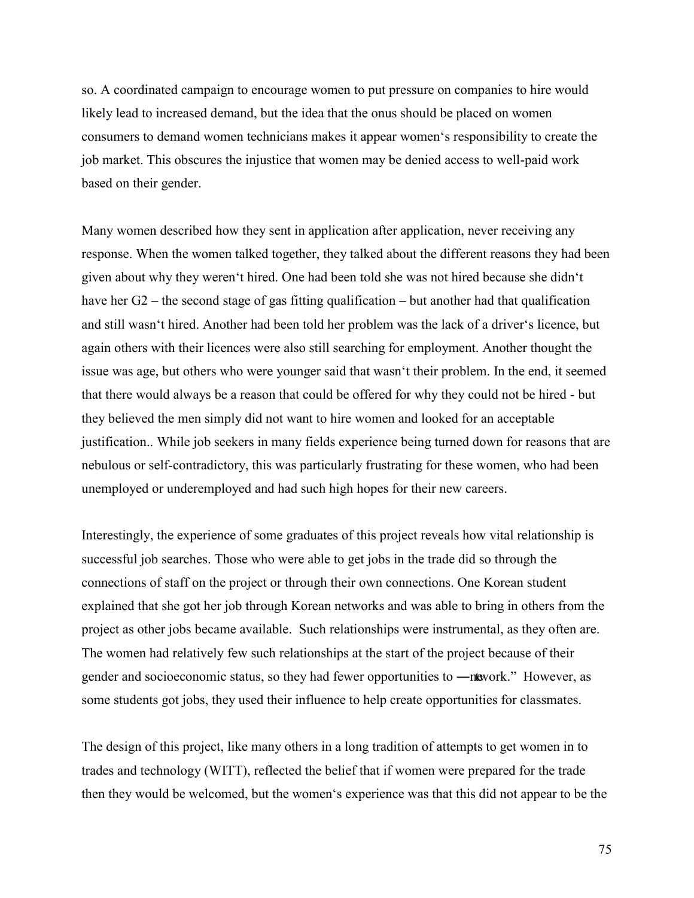so. A coordinated campaign to encourage women to put pressure on companies to hire would likely lead to increased demand, but the idea that the onus should be placed on women consumers to demand women technicians makes it appear women's responsibility to create the job market. This obscures the injustice that women may be denied access to well-paid work based on their gender.

Many women described how they sent in application after application, never receiving any response. When the women talked together, they talked about the different reasons they had been given about why they weren't hired. One had been told she was not hired because she didn't have her G2 – the second stage of gas fitting qualification – but another had that qualification and still wasn't hired. Another had been told her problem was the lack of a driver's licence, but again others with their licences were also still searching for employment. Another thought the issue was age, but others who were younger said that wasn't their problem. In the end, it seemed that there would always be a reason that could be offered for why they could not be hired - but they believed the men simply did not want to hire women and looked for an acceptable justification.. While job seekers in many fields experience being turned down for reasons that are nebulous or self-contradictory, this was particularly frustrating for these women, who had been unemployed or underemployed and had such high hopes for their new careers.

Interestingly, the experience of some graduates of this project reveals how vital relationship is successful job searches. Those who were able to get jobs in the trade did so through the connections of staff on the project or through their own connections. One Korean student explained that she got her job through Korean networks and was able to bring in others from the project as other jobs became available. Such relationships were instrumental, as they often are. The women had relatively few such relationships at the start of the project because of their gender and socioeconomic status, so they had fewer opportunities to "network." However, as some students got jobs, they used their influence to help create opportunities for classmates.

The design of this project, like many others in a long tradition of attempts to get women in to trades and technology (WITT), reflected the belief that if women were prepared for the trade then they would be welcomed, but the women's experience was that this did not appear to be the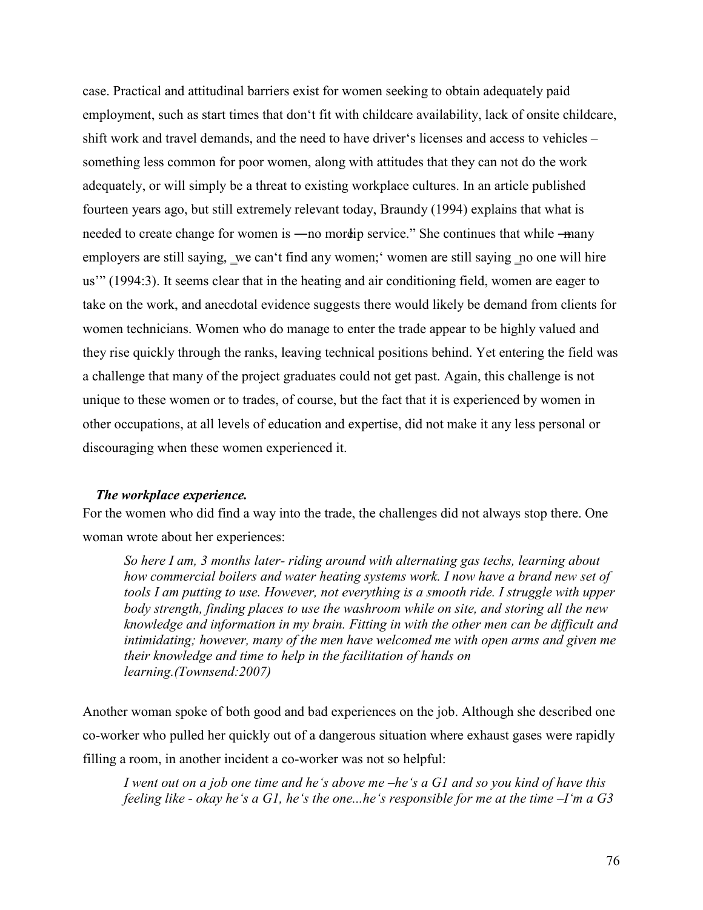case. Practical and attitudinal barriers exist for women seeking to obtain adequately paid employment, such as start times that don't fit with childcare availability, lack of onsite childcare, shift work and travel demands, and the need to have driver's licenses and access to vehicles – something less common for poor women, along with attitudes that they can not do the work adequately, or will simply be a threat to existing workplace cultures. In an article published fourteen years ago, but still extremely relevant today, Braundy (1994) explains that what is needed to create change for women is ―no more lip service." She continues that while ―many employers are still saying, ‗we can't find any women;' women are still saying ‗no one will hire us'" (1994:3). It seems clear that in the heating and air conditioning field, women are eager to take on the work, and anecdotal evidence suggests there would likely be demand from clients for women technicians. Women who do manage to enter the trade appear to be highly valued and they rise quickly through the ranks, leaving technical positions behind. Yet entering the field was a challenge that many of the project graduates could not get past. Again, this challenge is not unique to these women or to trades, of course, but the fact that it is experienced by women in other occupations, at all levels of education and expertise, did not make it any less personal or discouraging when these women experienced it.

***The workplace experience.***

For the women who did find a way into the trade, the challenges did not always stop there. One woman wrote about her experiences:

> *So here I am, 3 months later- riding around with alternating gas techs, learning about how commercial boilers and water heating systems work. I now have a brand new set of tools I am putting to use. However, not everything is a smooth ride. I struggle with upper body strength, finding places to use the washroom while on site, and storing all the new knowledge and information in my brain. Fitting in with the other men can be difficult and intimidating; however, many of the men have welcomed me with open arms and given me their knowledge and time to help in the facilitation of hands on learning.(Townsend:2007)*

Another woman spoke of both good and bad experiences on the job. Although she described one co-worker who pulled her quickly out of a dangerous situation where exhaust gases were rapidly filling a room, in another incident a co-worker was not so helpful:

> *I went out on a job one time and he's above me –he's a G1 and so you kind of have this feeling like - okay he's a G1, he's the one...he's responsible for me at the time –I'm a G3*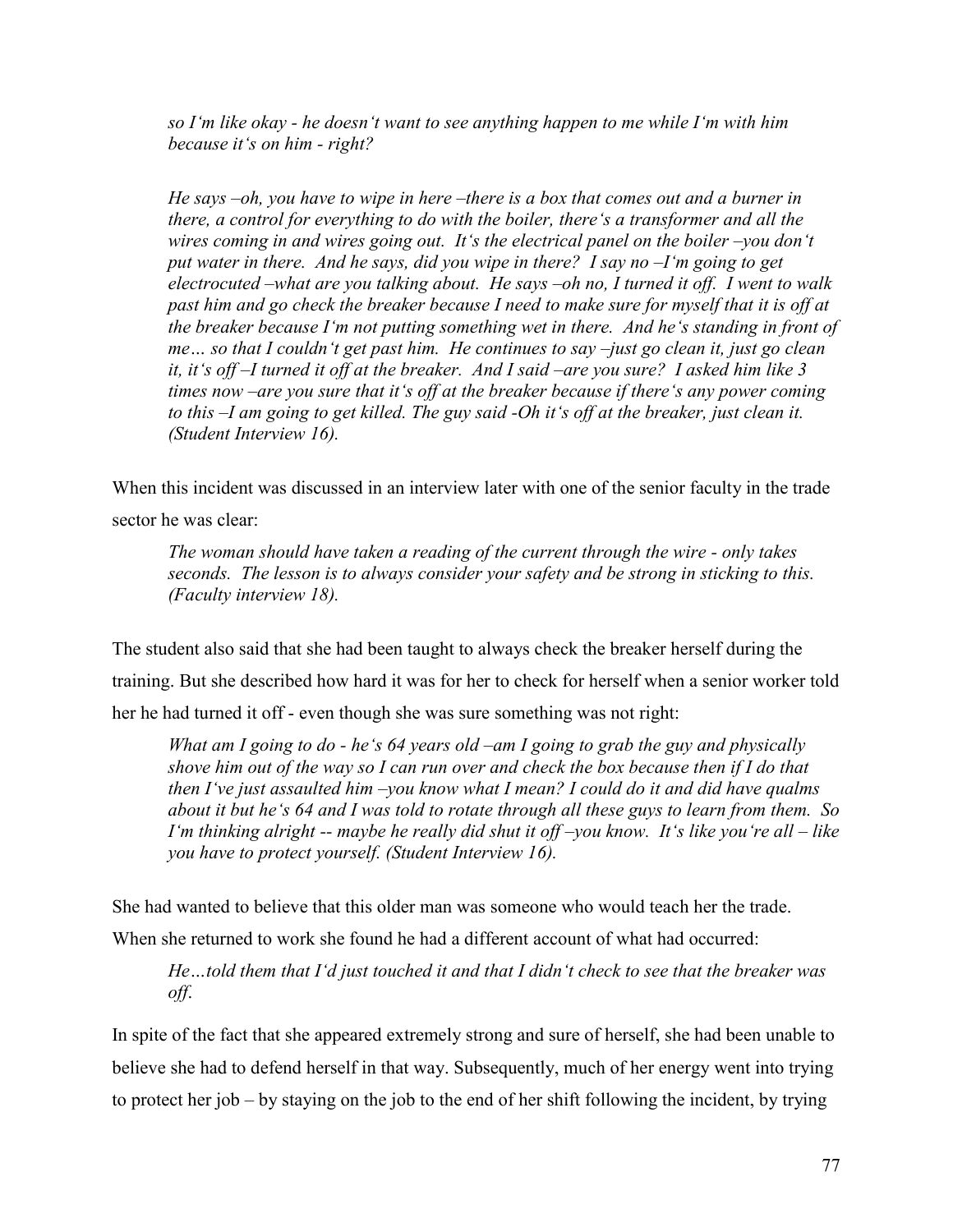> *so I'm like okay - he doesn't want to see anything happen to me while I'm with him because it's on him - right?*
>
> *He says –oh, you have to wipe in here –there is a box that comes out and a burner in there, a control for everything to do with the boiler, there's a transformer and all the wires coming in and wires going out. It's the electrical panel on the boiler –you don't put water in there. And he says, did you wipe in there? I say no –I'm going to get electrocuted –what are you talking about. He says –oh no, I turned it off. I went to walk past him and go check the breaker because I need to make sure for myself that it is off at the breaker because I'm not putting something wet in there. And he's standing in front of me… so that I couldn't get past him. He continues to say –just go clean it, just go clean it, it's off –I turned it off at the breaker. And I said –are you sure? I asked him like 3 times now –are you sure that it's off at the breaker because if there's any power coming to this –I am going to get killed. The guy said -Oh it's off at the breaker, just clean it. (Student Interview 16).*

When this incident was discussed in an interview later with one of the senior faculty in the trade sector he was clear:

> *The woman should have taken a reading of the current through the wire - only takes seconds. The lesson is to always consider your safety and be strong in sticking to this. (Faculty interview 18).*

The student also said that she had been taught to always check the breaker herself during the training. But she described how hard it was for her to check for herself when a senior worker told her he had turned it off - even though she was sure something was not right:

> *What am I going to do - he's 64 years old –am I going to grab the guy and physically shove him out of the way so I can run over and check the box because then if I do that then I've just assaulted him –you know what I mean? I could do it and did have qualms about it but he's 64 and I was told to rotate through all these guys to learn from them. So I'm thinking alright -- maybe he really did shut it off –you know. It's like you're all – like you have to protect yourself. (Student Interview 16).*

She had wanted to believe that this older man was someone who would teach her the trade. When she returned to work she found he had a different account of what had occurred:

> *He…told them that I'd just touched it and that I didn't check to see that the breaker was off.*

In spite of the fact that she appeared extremely strong and sure of herself, she had been unable to believe she had to defend herself in that way. Subsequently, much of her energy went into trying to protect her job – by staying on the job to the end of her shift following the incident, by trying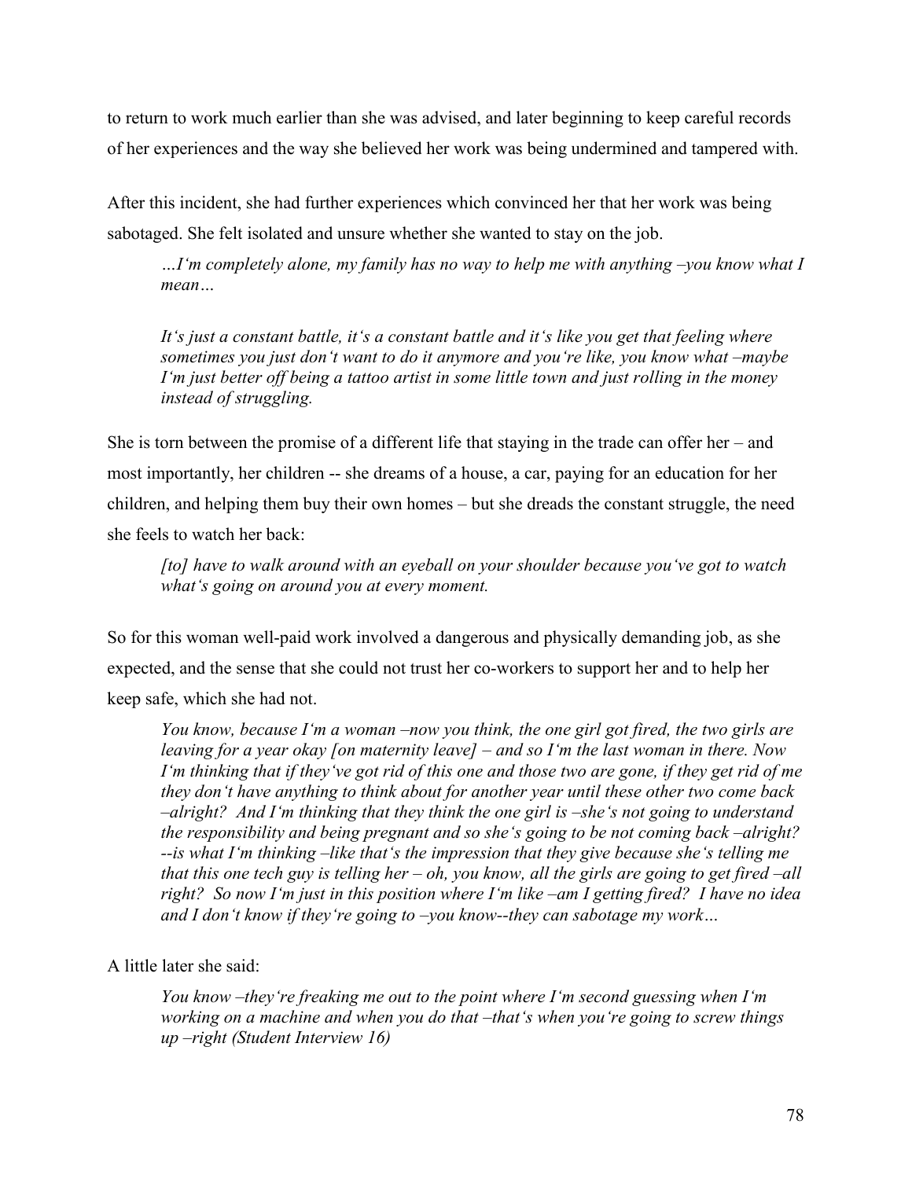to return to work much earlier than she was advised, and later beginning to keep careful records of her experiences and the way she believed her work was being undermined and tampered with.

After this incident, she had further experiences which convinced her that her work was being sabotaged. She felt isolated and unsure whether she wanted to stay on the job.

> *…I'm completely alone, my family has no way to help me with anything –you know what I mean…*
>
> *It's just a constant battle, it's a constant battle and it's like you get that feeling where sometimes you just don't want to do it anymore and you're like, you know what –maybe I'm just better off being a tattoo artist in some little town and just rolling in the money instead of struggling.*

She is torn between the promise of a different life that staying in the trade can offer her – and most importantly, her children -- she dreams of a house, a car, paying for an education for her children, and helping them buy their own homes – but she dreads the constant struggle, the need she feels to watch her back:

> *[to] have to walk around with an eyeball on your shoulder because you've got to watch what's going on around you at every moment.*

So for this woman well-paid work involved a dangerous and physically demanding job, as she expected, and the sense that she could not trust her co-workers to support her and to help her keep safe, which she had not.

> *You know, because I'm a woman –now you think, the one girl got fired, the two girls are leaving for a year okay [on maternity leave] – and so I'm the last woman in there. Now I'm thinking that if they've got rid of this one and those two are gone, if they get rid of me they don't have anything to think about for another year until these other two come back –alright? And I'm thinking that they think the one girl is –she's not going to understand the responsibility and being pregnant and so she's going to be not coming back –alright? --is what I'm thinking –like that's the impression that they give because she's telling me that this one tech guy is telling her – oh, you know, all the girls are going to get fired –all right? So now I'm just in this position where I'm like –am I getting fired? I have no idea and I don't know if they're going to –you know--they can sabotage my work…*

A little later she said:

> *You know –they're freaking me out to the point where I'm second guessing when I'm working on a machine and when you do that –that's when you're going to screw things up –right (Student Interview 16)*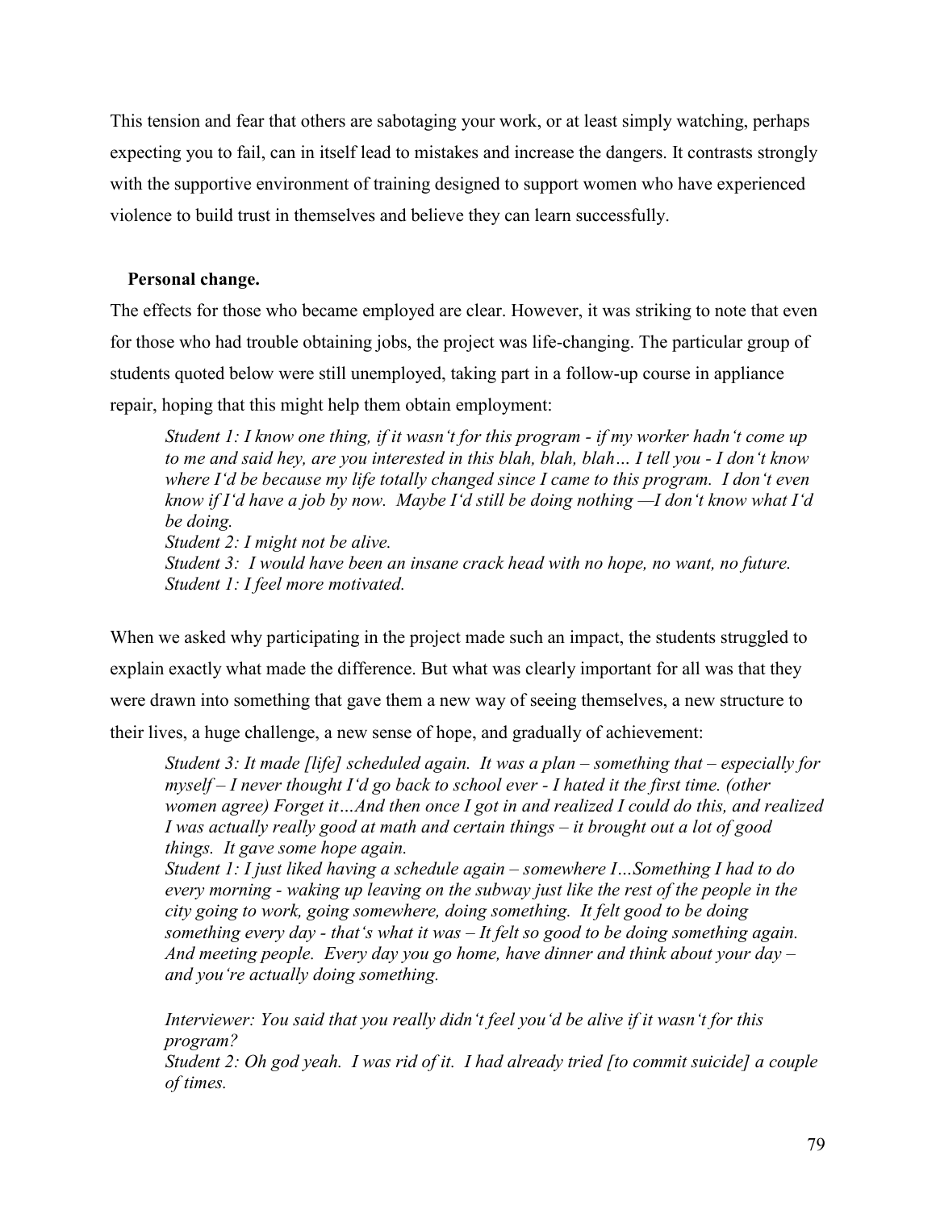This tension and fear that others are sabotaging your work, or at least simply watching, perhaps expecting you to fail, can in itself lead to mistakes and increase the dangers. It contrasts strongly with the supportive environment of training designed to support women who have experienced violence to build trust in themselves and believe they can learn successfully.

### Personal change.

The effects for those who became employed are clear. However, it was striking to note that even for those who had trouble obtaining jobs, the project was life-changing. The particular group of students quoted below were still unemployed, taking part in a follow-up course in appliance repair, hoping that this might help them obtain employment:

> *Student 1: I know one thing, if it wasn't for this program - if my worker hadn't come up to me and said hey, are you interested in this blah, blah, blah… I tell you - I don't know where I'd be because my life totally changed since I came to this program. I don't even know if I'd have a job by now. Maybe I'd still be doing nothing —I don't know what I'd be doing.*
> *Student 2: I might not be alive.*
> *Student 3: I would have been an insane crack head with no hope, no want, no future.*
> *Student 1: I feel more motivated.*

When we asked why participating in the project made such an impact, the students struggled to explain exactly what made the difference. But what was clearly important for all was that they were drawn into something that gave them a new way of seeing themselves, a new structure to their lives, a huge challenge, a new sense of hope, and gradually of achievement:

> *Student 3: It made [life] scheduled again. It was a plan – something that – especially for myself – I never thought I'd go back to school ever - I hated it the first time. (other women agree) Forget it…And then once I got in and realized I could do this, and realized I was actually really good at math and certain things – it brought out a lot of good things. It gave some hope again.*
> *Student 1: I just liked having a schedule again – somewhere I…Something I had to do every morning - waking up leaving on the subway just like the rest of the people in the city going to work, going somewhere, doing something. It felt good to be doing something every day - that's what it was – It felt so good to be doing something again. And meeting people. Every day you go home, have dinner and think about your day – and you're actually doing something.*
>
> *Interviewer: You said that you really didn't feel you'd be alive if it wasn't for this program?*
> *Student 2: Oh god yeah. I was rid of it. I had already tried [to commit suicide] a couple of times.*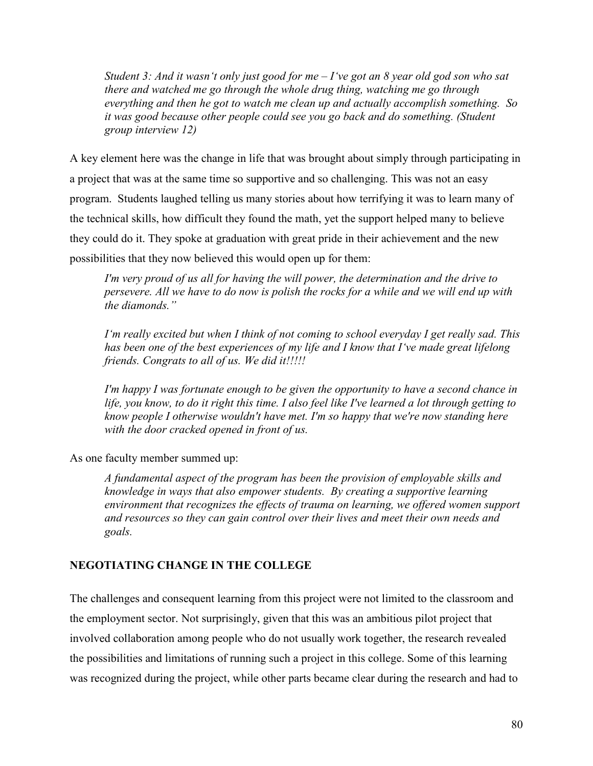*Student 3: And it wasn't only just good for me – I've got an 8 year old god son who sat there and watched me go through the whole drug thing, watching me go through everything and then he got to watch me clean up and actually accomplish something. So it was good because other people could see you go back and do something. (Student group interview 12)*

A key element here was the change in life that was brought about simply through participating in a project that was at the same time so supportive and so challenging. This was not an easy program. Students laughed telling us many stories about how terrifying it was to learn many of the technical skills, how difficult they found the math, yet the support helped many to believe they could do it. They spoke at graduation with great pride in their achievement and the new possibilities that they now believed this would open up for them:

*I'm very proud of us all for having the will power, the determination and the drive to persevere. All we have to do now is polish the rocks for a while and we will end up with the diamonds."*

*I'm really excited but when I think of not coming to school everyday I get really sad. This has been one of the best experiences of my life and I know that I've made great lifelong friends. Congrats to all of us. We did it!!!!!*

*I'm happy I was fortunate enough to be given the opportunity to have a second chance in life, you know, to do it right this time. I also feel like I've learned a lot through getting to know people I otherwise wouldn't have met. I'm so happy that we're now standing here with the door cracked opened in front of us.*

As one faculty member summed up:

*A fundamental aspect of the program has been the provision of employable skills and knowledge in ways that also empower students. By creating a supportive learning environment that recognizes the effects of trauma on learning, we offered women support and resources so they can gain control over their lives and meet their own needs and goals.*

## NEGOTIATING CHANGE IN THE COLLEGE

The challenges and consequent learning from this project were not limited to the classroom and the employment sector. Not surprisingly, given that this was an ambitious pilot project that involved collaboration among people who do not usually work together, the research revealed the possibilities and limitations of running such a project in this college. Some of this learning was recognized during the project, while other parts became clear during the research and had to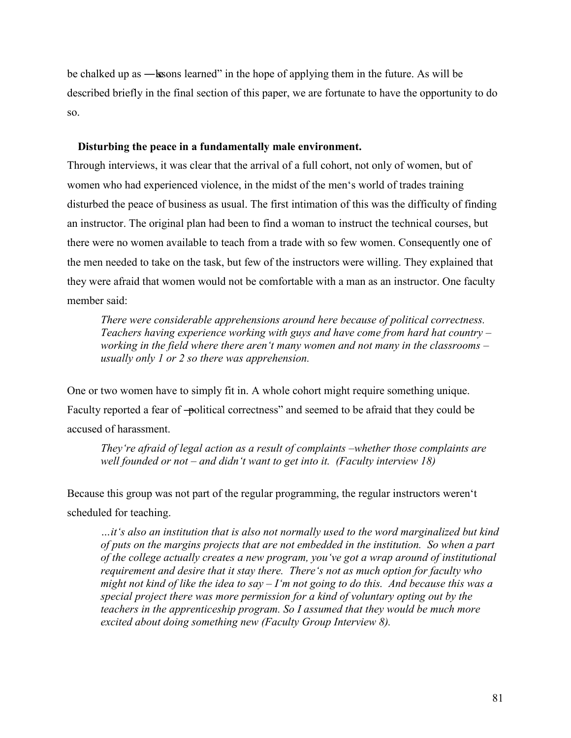be chalked up as ―lessons learned" in the hope of applying them in the future. As will be described briefly in the final section of this paper, we are fortunate to have the opportunity to do so.

**Disturbing the peace in a fundamentally male environment.**

Through interviews, it was clear that the arrival of a full cohort, not only of women, but of women who had experienced violence, in the midst of the men's world of trades training disturbed the peace of business as usual. The first intimation of this was the difficulty of finding an instructor. The original plan had been to find a woman to instruct the technical courses, but there were no women available to teach from a trade with so few women. Consequently one of the men needed to take on the task, but few of the instructors were willing. They explained that they were afraid that women would not be comfortable with a man as an instructor. One faculty member said:

> *There were considerable apprehensions around here because of political correctness. Teachers having experience working with guys and have come from hard hat country – working in the field where there aren't many women and not many in the classrooms – usually only 1 or 2 so there was apprehension.*

One or two women have to simply fit in. A whole cohort might require something unique. Faculty reported a fear of ―political correctness" and seemed to be afraid that they could be accused of harassment.

> *They're afraid of legal action as a result of complaints –whether those complaints are well founded or not – and didn't want to get into it. (Faculty interview 18)*

Because this group was not part of the regular programming, the regular instructors weren't scheduled for teaching.

> *…it's also an institution that is also not normally used to the word marginalized but kind of puts on the margins projects that are not embedded in the institution. So when a part of the college actually creates a new program, you've got a wrap around of institutional requirement and desire that it stay there. There's not as much option for faculty who might not kind of like the idea to say – I'm not going to do this. And because this was a special project there was more permission for a kind of voluntary opting out by the teachers in the apprenticeship program. So I assumed that they would be much more excited about doing something new (Faculty Group Interview 8).*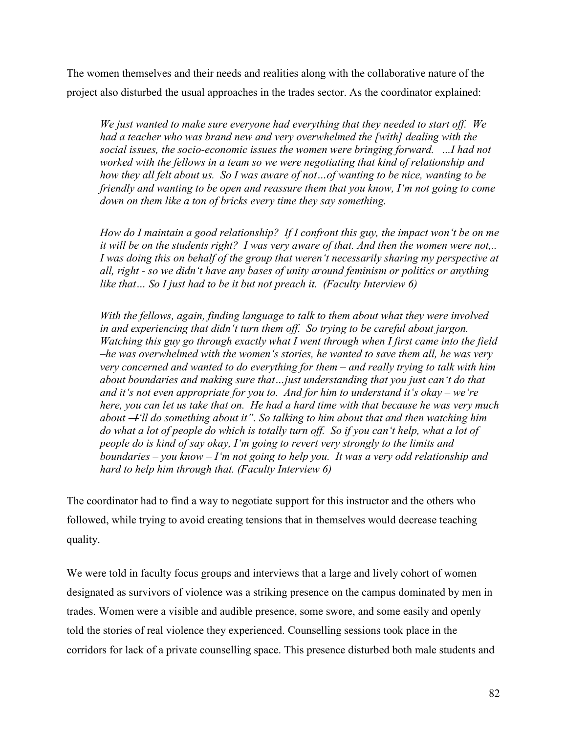The women themselves and their needs and realities along with the collaborative nature of the project also disturbed the usual approaches in the trades sector. As the coordinator explained:

> *We just wanted to make sure everyone had everything that they needed to start off. We had a teacher who was brand new and very overwhelmed the [with] dealing with the social issues, the socio-economic issues the women were bringing forward. ...I had not worked with the fellows in a team so we were negotiating that kind of relationship and how they all felt about us. So I was aware of not…of wanting to be nice, wanting to be friendly and wanting to be open and reassure them that you know, I'm not going to come down on them like a ton of bricks every time they say something.*
>
> *How do I maintain a good relationship? If I confront this guy, the impact won't be on me it will be on the students right? I was very aware of that. And then the women were not,.. I was doing this on behalf of the group that weren't necessarily sharing my perspective at all, right - so we didn't have any bases of unity around feminism or politics or anything like that… So I just had to be it but not preach it. (Faculty Interview 6)*
>
> *With the fellows, again, finding language to talk to them about what they were involved in and experiencing that didn't turn them off. So trying to be careful about jargon. Watching this guy go through exactly what I went through when I first came into the field –he was overwhelmed with the women's stories, he wanted to save them all, he was very very concerned and wanted to do everything for them – and really trying to talk with him about boundaries and making sure that…just understanding that you just can't do that and it's not even appropriate for you to. And for him to understand it's okay – we're here, you can let us take that on. He had a hard time with that because he was very much about ―I'll do something about it". So talking to him about that and then watching him do what a lot of people do which is totally turn off. So if you can't help, what a lot of people do is kind of say okay, I'm going to revert very strongly to the limits and boundaries – you know – I'm not going to help you. It was a very odd relationship and hard to help him through that. (Faculty Interview 6)*

The coordinator had to find a way to negotiate support for this instructor and the others who followed, while trying to avoid creating tensions that in themselves would decrease teaching quality.

We were told in faculty focus groups and interviews that a large and lively cohort of women designated as survivors of violence was a striking presence on the campus dominated by men in trades. Women were a visible and audible presence, some swore, and some easily and openly told the stories of real violence they experienced. Counselling sessions took place in the corridors for lack of a private counselling space. This presence disturbed both male students and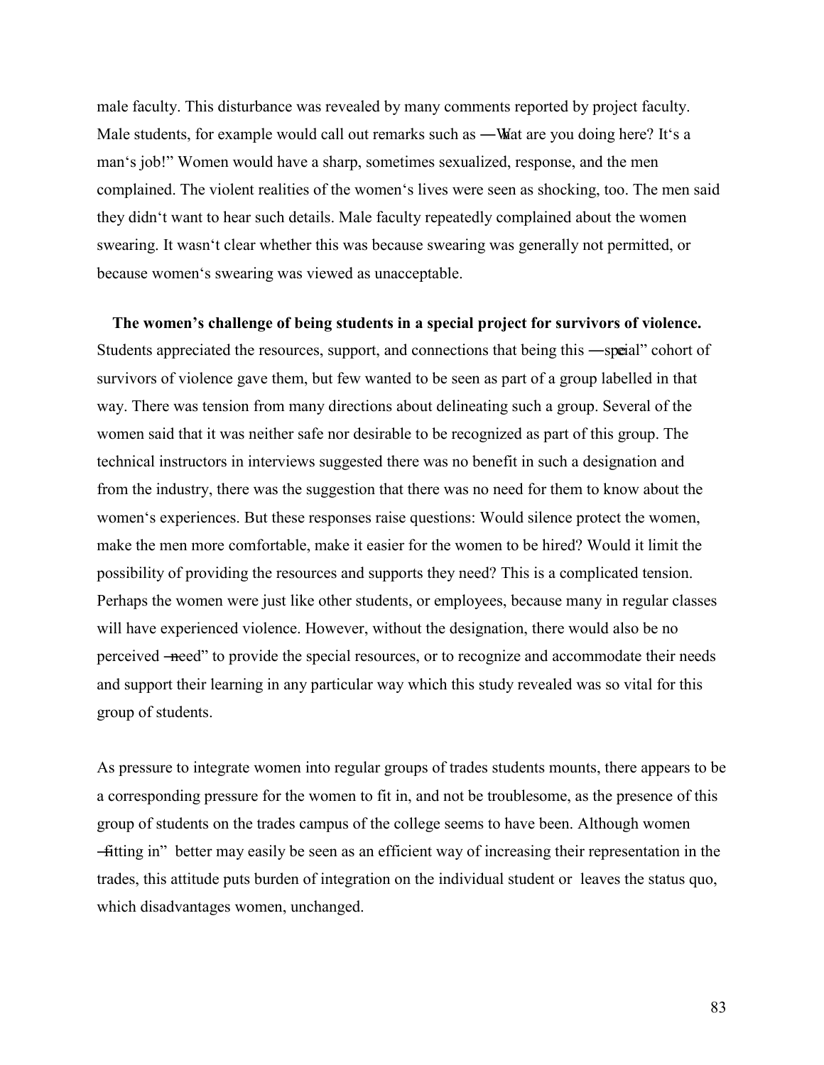male faculty. This disturbance was revealed by many comments reported by project faculty. Male students, for example would call out remarks such as "What are you doing here? It's a man's job!" Women would have a sharp, sometimes sexualized, response, and the men complained. The violent realities of the women's lives were seen as shocking, too. The men said they didn't want to hear such details. Male faculty repeatedly complained about the women swearing. It wasn't clear whether this was because swearing was generally not permitted, or because women's swearing was viewed as unacceptable.

**The women's challenge of being students in a special project for survivors of violence.** Students appreciated the resources, support, and connections that being this "special" cohort of survivors of violence gave them, but few wanted to be seen as part of a group labelled in that way. There was tension from many directions about delineating such a group. Several of the women said that it was neither safe nor desirable to be recognized as part of this group. The technical instructors in interviews suggested there was no benefit in such a designation and from the industry, there was the suggestion that there was no need for them to know about the women's experiences. But these responses raise questions: Would silence protect the women, make the men more comfortable, make it easier for the women to be hired? Would it limit the possibility of providing the resources and supports they need? This is a complicated tension. Perhaps the women were just like other students, or employees, because many in regular classes will have experienced violence. However, without the designation, there would also be no perceived "need" to provide the special resources, or to recognize and accommodate their needs and support their learning in any particular way which this study revealed was so vital for this group of students.

As pressure to integrate women into regular groups of trades students mounts, there appears to be a corresponding pressure for the women to fit in, and not be troublesome, as the presence of this group of students on the trades campus of the college seems to have been. Although women "fitting in" better may easily be seen as an efficient way of increasing their representation in the trades, this attitude puts burden of integration on the individual student or leaves the status quo, which disadvantages women, unchanged.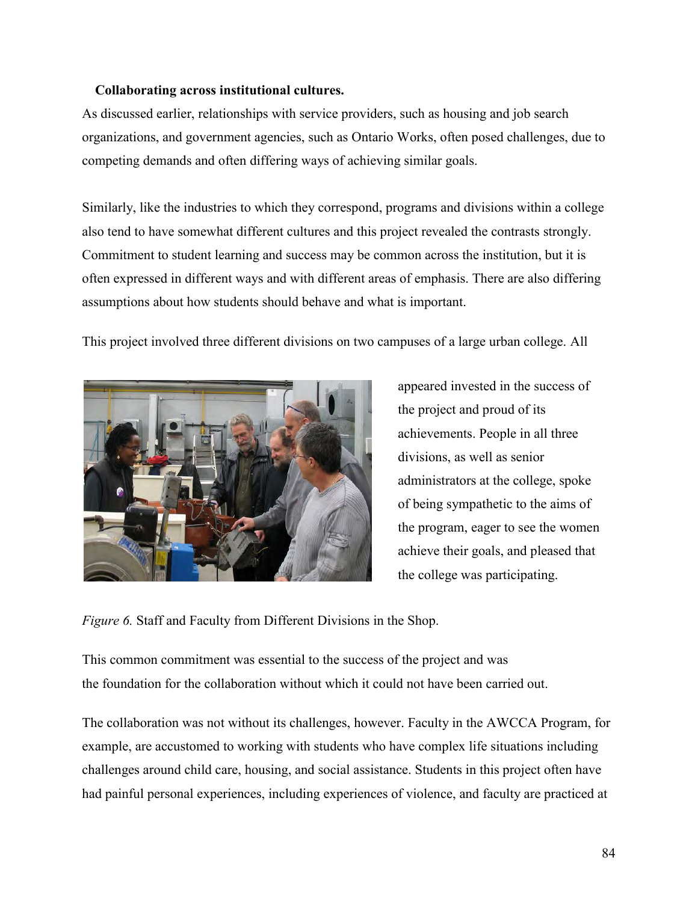**Collaborating across institutional cultures.**

As discussed earlier, relationships with service providers, such as housing and job search organizations, and government agencies, such as Ontario Works, often posed challenges, due to competing demands and often differing ways of achieving similar goals.

Similarly, like the industries to which they correspond, programs and divisions within a college also tend to have somewhat different cultures and this project revealed the contrasts strongly. Commitment to student learning and success may be common across the institution, but it is often expressed in different ways and with different areas of emphasis. There are also differing assumptions about how students should behave and what is important.

This project involved three different divisions on two campuses of a large urban college. All appeared invested in the success of the project and proud of its achievements. People in all three divisions, as well as senior administrators at the college, spoke of being sympathetic to the aims of the program, eager to see the women achieve their goals, and pleased that the college was participating.

*Figure 6.* Staff and Faculty from Different Divisions in the Shop.

This common commitment was essential to the success of the project and was the foundation for the collaboration without which it could not have been carried out.

The collaboration was not without its challenges, however. Faculty in the AWCCA Program, for example, are accustomed to working with students who have complex life situations including challenges around child care, housing, and social assistance. Students in this project often have had painful personal experiences, including experiences of violence, and faculty are practiced at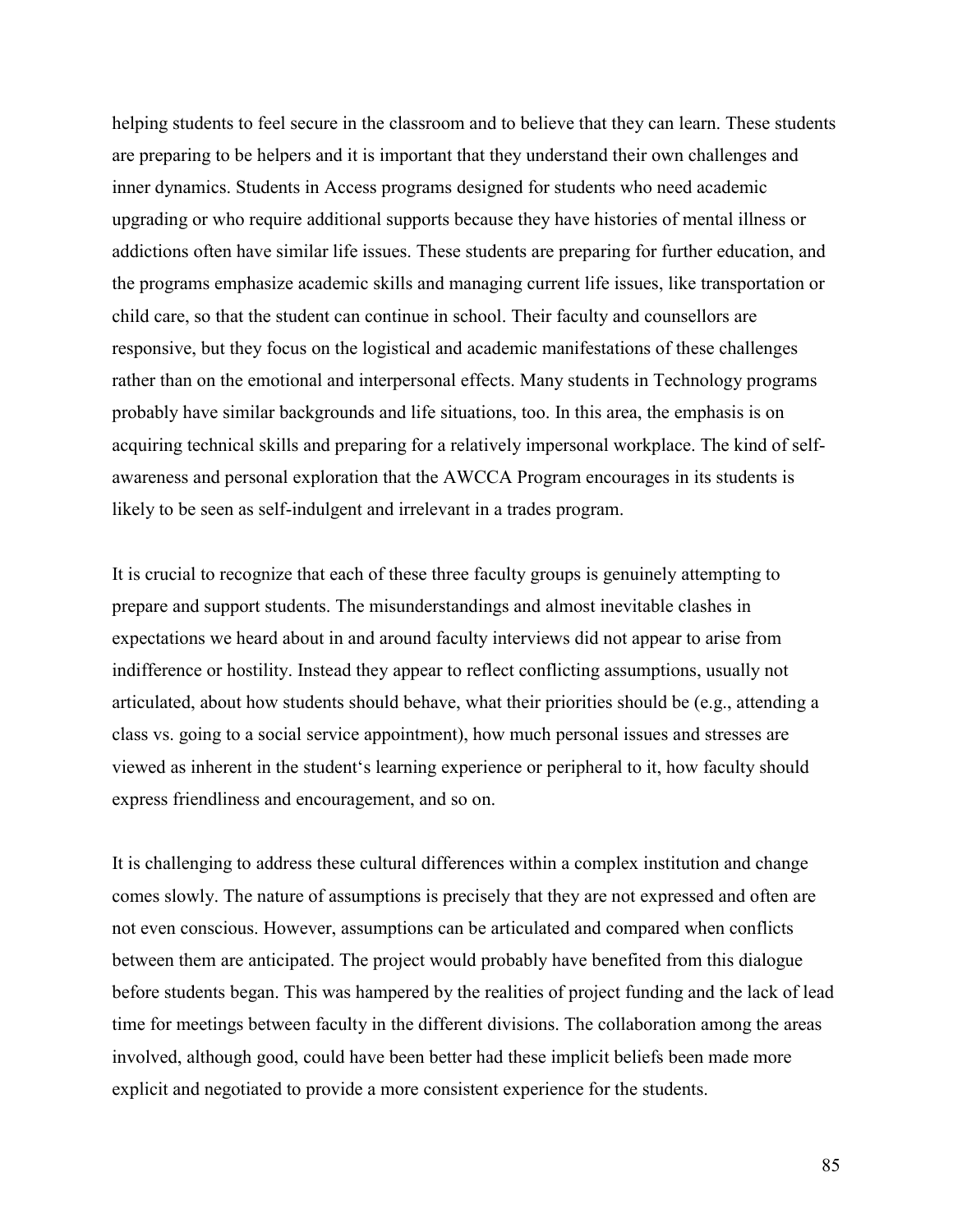helping students to feel secure in the classroom and to believe that they can learn. These students are preparing to be helpers and it is important that they understand their own challenges and inner dynamics. Students in Access programs designed for students who need academic upgrading or who require additional supports because they have histories of mental illness or addictions often have similar life issues. These students are preparing for further education, and the programs emphasize academic skills and managing current life issues, like transportation or child care, so that the student can continue in school. Their faculty and counsellors are responsive, but they focus on the logistical and academic manifestations of these challenges rather than on the emotional and interpersonal effects. Many students in Technology programs probably have similar backgrounds and life situations, too. In this area, the emphasis is on acquiring technical skills and preparing for a relatively impersonal workplace. The kind of self-awareness and personal exploration that the AWCCA Program encourages in its students is likely to be seen as self-indulgent and irrelevant in a trades program.

It is crucial to recognize that each of these three faculty groups is genuinely attempting to prepare and support students. The misunderstandings and almost inevitable clashes in expectations we heard about in and around faculty interviews did not appear to arise from indifference or hostility. Instead they appear to reflect conflicting assumptions, usually not articulated, about how students should behave, what their priorities should be (e.g., attending a class vs. going to a social service appointment), how much personal issues and stresses are viewed as inherent in the student‘s learning experience or peripheral to it, how faculty should express friendliness and encouragement, and so on.

It is challenging to address these cultural differences within a complex institution and change comes slowly. The nature of assumptions is precisely that they are not expressed and often are not even conscious. However, assumptions can be articulated and compared when conflicts between them are anticipated. The project would probably have benefited from this dialogue before students began. This was hampered by the realities of project funding and the lack of lead time for meetings between faculty in the different divisions. The collaboration among the areas involved, although good, could have been better had these implicit beliefs been made more explicit and negotiated to provide a more consistent experience for the students.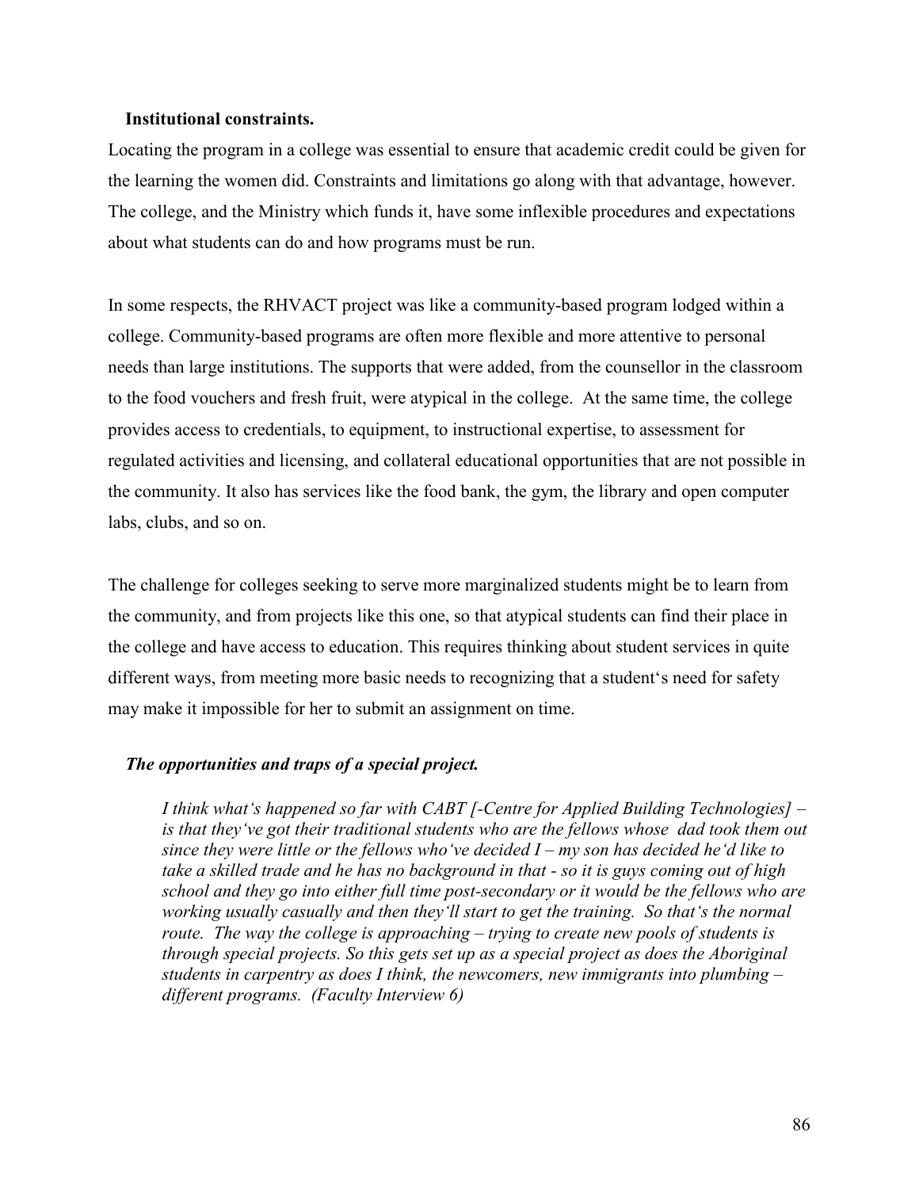### Institutional constraints.

Locating the program in a college was essential to ensure that academic credit could be given for the learning the women did. Constraints and limitations go along with that advantage, however. The college, and the Ministry which funds it, have some inflexible procedures and expectations about what students can do and how programs must be run.

In some respects, the RHVACT project was like a community-based program lodged within a college. Community-based programs are often more flexible and more attentive to personal needs than large institutions. The supports that were added, from the counsellor in the classroom to the food vouchers and fresh fruit, were atypical in the college. At the same time, the college provides access to credentials, to equipment, to instructional expertise, to assessment for regulated activities and licensing, and collateral educational opportunities that are not possible in the community. It also has services like the food bank, the gym, the library and open computer labs, clubs, and so on.

The challenge for colleges seeking to serve more marginalized students might be to learn from the community, and from projects like this one, so that atypical students can find their place in the college and have access to education. This requires thinking about student services in quite different ways, from meeting more basic needs to recognizing that a student's need for safety may make it impossible for her to submit an assignment on time.

#### *The opportunities and traps of a special project.*

> *I think what's happened so far with CABT [-Centre for Applied Building Technologies] – is that they've got their traditional students who are the fellows whose dad took them out since they were little or the fellows who've decided I – my son has decided he'd like to take a skilled trade and he has no background in that - so it is guys coming out of high school and they go into either full time post-secondary or it would be the fellows who are working usually casually and then they'll start to get the training. So that's the normal route. The way the college is approaching – trying to create new pools of students is through special projects. So this gets set up as a special project as does the Aboriginal students in carpentry as does I think, the newcomers, new immigrants into plumbing – different programs. (Faculty Interview 6)*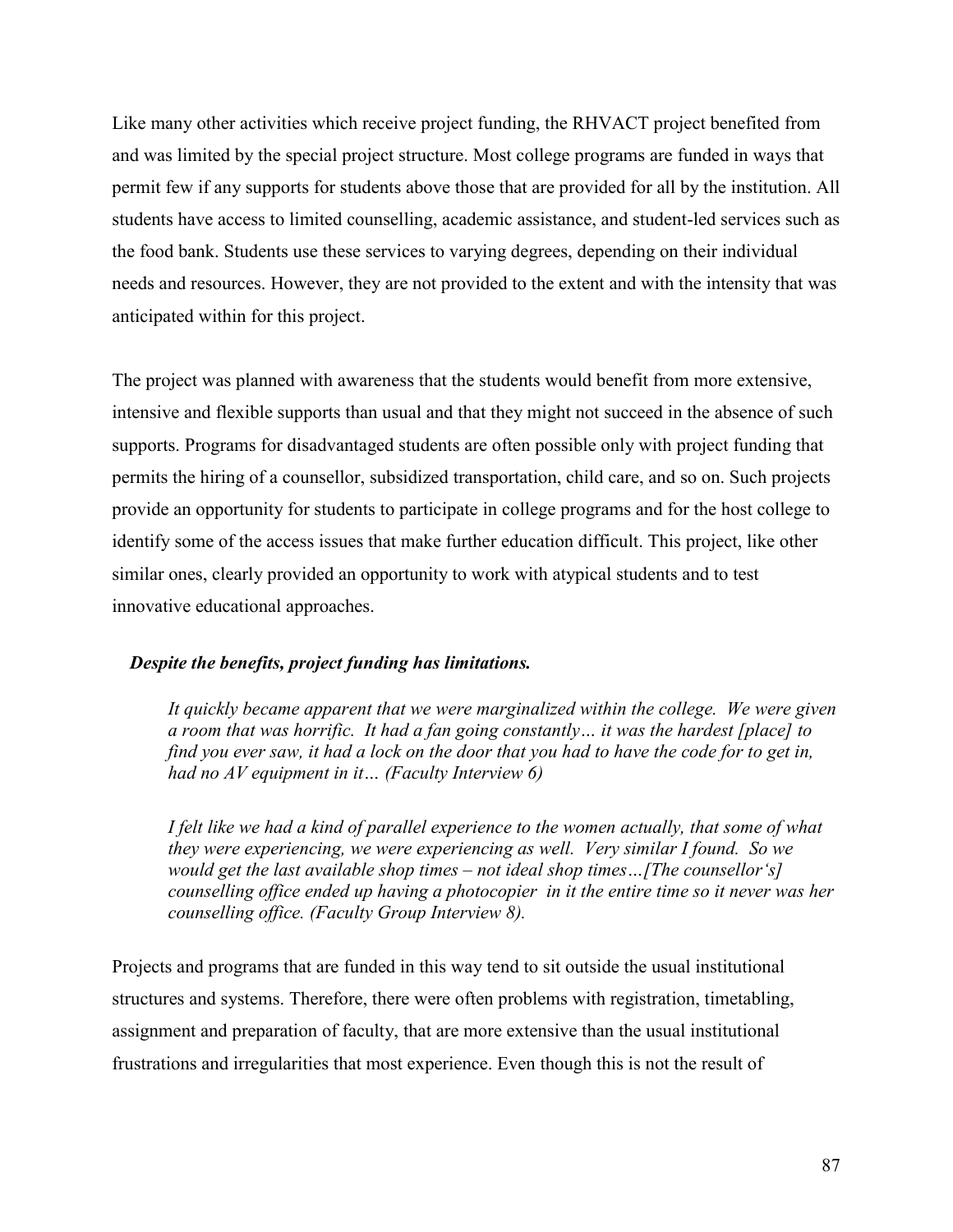Like many other activities which receive project funding, the RHVACT project benefited from and was limited by the special project structure. Most college programs are funded in ways that permit few if any supports for students above those that are provided for all by the institution. All students have access to limited counselling, academic assistance, and student-led services such as the food bank. Students use these services to varying degrees, depending on their individual needs and resources. However, they are not provided to the extent and with the intensity that was anticipated within for this project.

The project was planned with awareness that the students would benefit from more extensive, intensive and flexible supports than usual and that they might not succeed in the absence of such supports. Programs for disadvantaged students are often possible only with project funding that permits the hiring of a counsellor, subsidized transportation, child care, and so on. Such projects provide an opportunity for students to participate in college programs and for the host college to identify some of the access issues that make further education difficult. This project, like other similar ones, clearly provided an opportunity to work with atypical students and to test innovative educational approaches.

***Despite the benefits, project funding has limitations.***

> *It quickly became apparent that we were marginalized within the college. We were given a room that was horrific. It had a fan going constantly… it was the hardest [place] to find you ever saw, it had a lock on the door that you had to have the code for to get in, had no AV equipment in it… (Faculty Interview 6)*

> *I felt like we had a kind of parallel experience to the women actually, that some of what they were experiencing, we were experiencing as well. Very similar I found. So we would get the last available shop times – not ideal shop times…[The counsellor's] counselling office ended up having a photocopier in it the entire time so it never was her counselling office. (Faculty Group Interview 8).*

Projects and programs that are funded in this way tend to sit outside the usual institutional structures and systems. Therefore, there were often problems with registration, timetabling, assignment and preparation of faculty, that are more extensive than the usual institutional frustrations and irregularities that most experience. Even though this is not the result of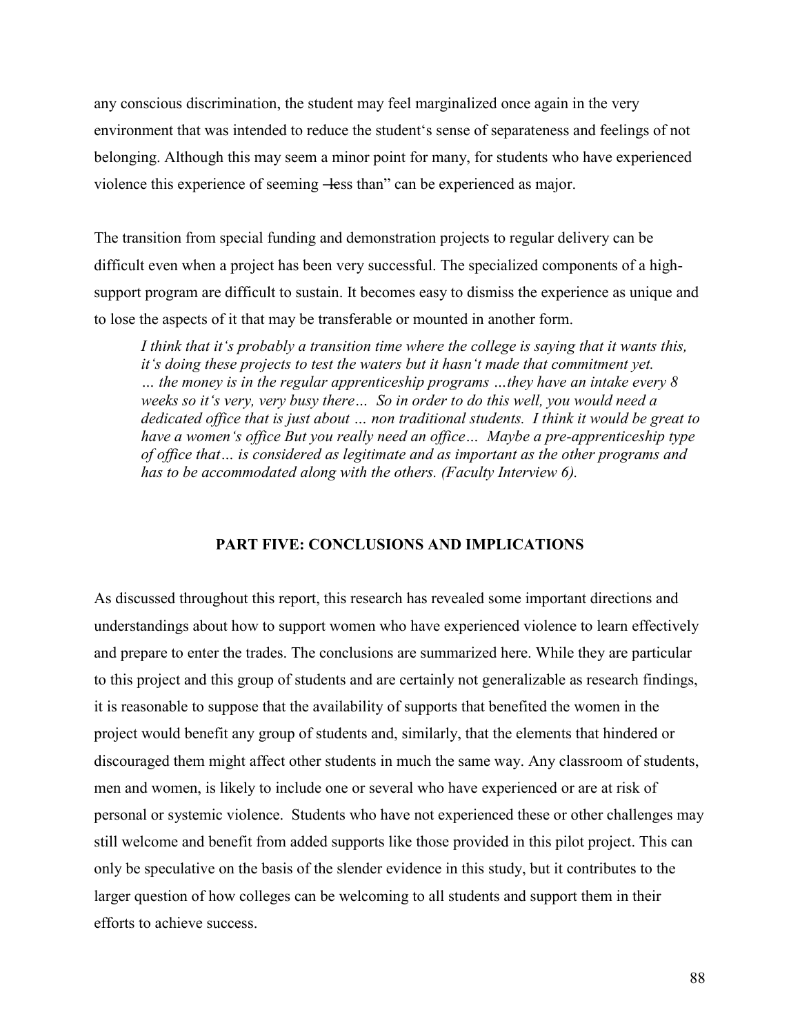any conscious discrimination, the student may feel marginalized once again in the very environment that was intended to reduce the student's sense of separateness and feelings of not belonging. Although this may seem a minor point for many, for students who have experienced violence this experience of seeming "less than" can be experienced as major.

The transition from special funding and demonstration projects to regular delivery can be difficult even when a project has been very successful. The specialized components of a high-support program are difficult to sustain. It becomes easy to dismiss the experience as unique and to lose the aspects of it that may be transferable or mounted in another form.

> *I think that it's probably a transition time where the college is saying that it wants this, it's doing these projects to test the waters but it hasn't made that commitment yet. … the money is in the regular apprenticeship programs …they have an intake every 8 weeks so it's very, very busy there… So in order to do this well, you would need a dedicated office that is just about … non traditional students. I think it would be great to have a women's office But you really need an office… Maybe a pre-apprenticeship type of office that… is considered as legitimate and as important as the other programs and has to be accommodated along with the others. (Faculty Interview 6).*

## PART FIVE: CONCLUSIONS AND IMPLICATIONS

As discussed throughout this report, this research has revealed some important directions and understandings about how to support women who have experienced violence to learn effectively and prepare to enter the trades. The conclusions are summarized here. While they are particular to this project and this group of students and are certainly not generalizable as research findings, it is reasonable to suppose that the availability of supports that benefited the women in the project would benefit any group of students and, similarly, that the elements that hindered or discouraged them might affect other students in much the same way. Any classroom of students, men and women, is likely to include one or several who have experienced or are at risk of personal or systemic violence. Students who have not experienced these or other challenges may still welcome and benefit from added supports like those provided in this pilot project. This can only be speculative on the basis of the slender evidence in this study, but it contributes to the larger question of how colleges can be welcoming to all students and support them in their efforts to achieve success.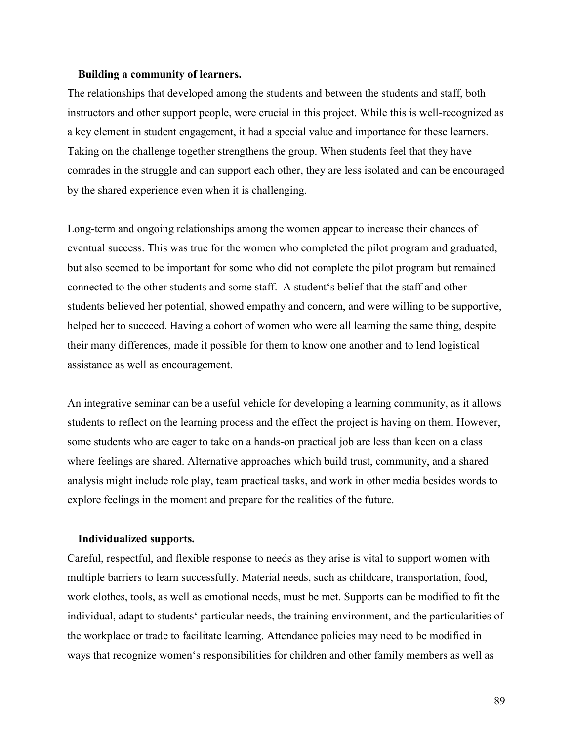### Building a community of learners.

The relationships that developed among the students and between the students and staff, both instructors and other support people, were crucial in this project. While this is well-recognized as a key element in student engagement, it had a special value and importance for these learners. Taking on the challenge together strengthens the group. When students feel that they have comrades in the struggle and can support each other, they are less isolated and can be encouraged by the shared experience even when it is challenging.

Long-term and ongoing relationships among the women appear to increase their chances of eventual success. This was true for the women who completed the pilot program and graduated, but also seemed to be important for some who did not complete the pilot program but remained connected to the other students and some staff. A student's belief that the staff and other students believed her potential, showed empathy and concern, and were willing to be supportive, helped her to succeed. Having a cohort of women who were all learning the same thing, despite their many differences, made it possible for them to know one another and to lend logistical assistance as well as encouragement.

An integrative seminar can be a useful vehicle for developing a learning community, as it allows students to reflect on the learning process and the effect the project is having on them. However, some students who are eager to take on a hands-on practical job are less than keen on a class where feelings are shared. Alternative approaches which build trust, community, and a shared analysis might include role play, team practical tasks, and work in other media besides words to explore feelings in the moment and prepare for the realities of the future.

### Individualized supports.

Careful, respectful, and flexible response to needs as they arise is vital to support women with multiple barriers to learn successfully. Material needs, such as childcare, transportation, food, work clothes, tools, as well as emotional needs, must be met. Supports can be modified to fit the individual, adapt to students' particular needs, the training environment, and the particularities of the workplace or trade to facilitate learning. Attendance policies may need to be modified in ways that recognize women's responsibilities for children and other family members as well as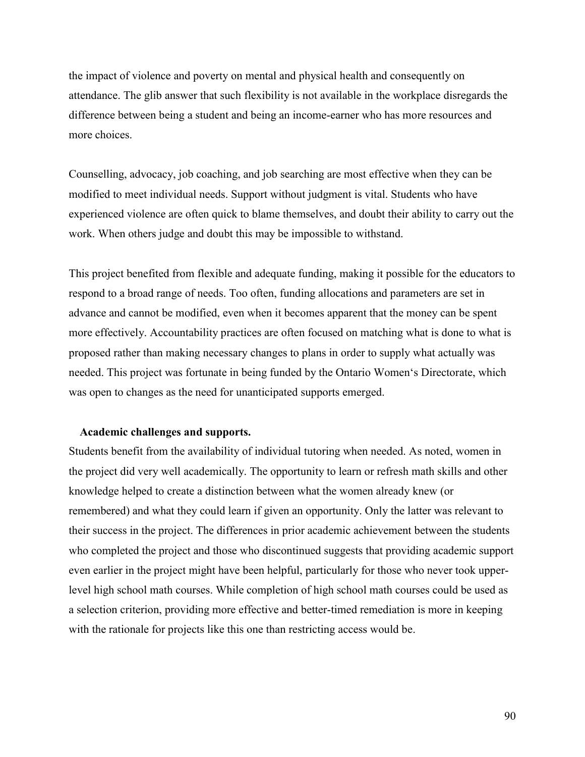the impact of violence and poverty on mental and physical health and consequently on attendance. The glib answer that such flexibility is not available in the workplace disregards the difference between being a student and being an income-earner who has more resources and more choices.

Counselling, advocacy, job coaching, and job searching are most effective when they can be modified to meet individual needs. Support without judgment is vital. Students who have experienced violence are often quick to blame themselves, and doubt their ability to carry out the work. When others judge and doubt this may be impossible to withstand.

This project benefited from flexible and adequate funding, making it possible for the educators to respond to a broad range of needs. Too often, funding allocations and parameters are set in advance and cannot be modified, even when it becomes apparent that the money can be spent more effectively. Accountability practices are often focused on matching what is done to what is proposed rather than making necessary changes to plans in order to supply what actually was needed. This project was fortunate in being funded by the Ontario Women's Directorate, which was open to changes as the need for unanticipated supports emerged.

**Academic challenges and supports.**

Students benefit from the availability of individual tutoring when needed. As noted, women in the project did very well academically. The opportunity to learn or refresh math skills and other knowledge helped to create a distinction between what the women already knew (or remembered) and what they could learn if given an opportunity. Only the latter was relevant to their success in the project. The differences in prior academic achievement between the students who completed the project and those who discontinued suggests that providing academic support even earlier in the project might have been helpful, particularly for those who never took upper-level high school math courses. While completion of high school math courses could be used as a selection criterion, providing more effective and better-timed remediation is more in keeping with the rationale for projects like this one than restricting access would be.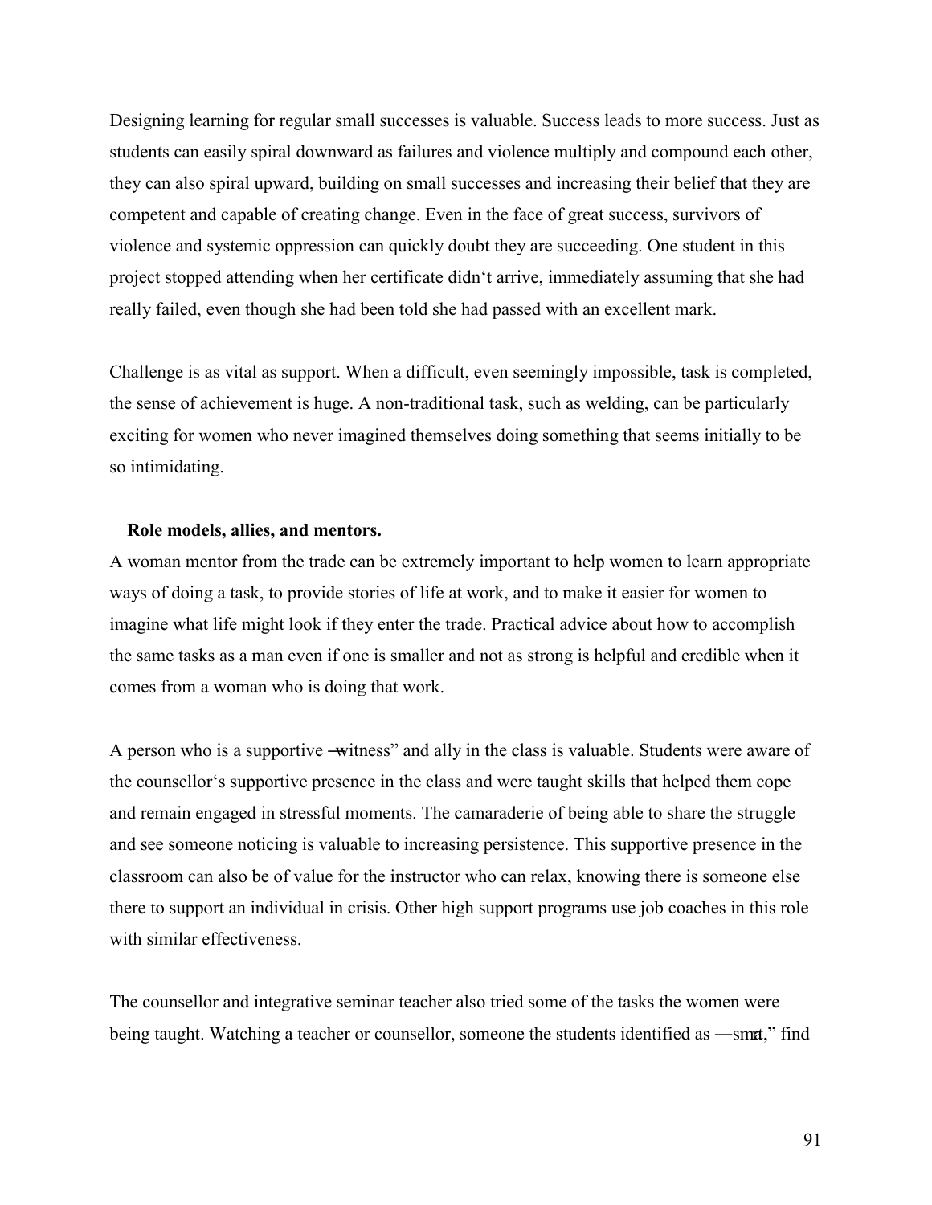Designing learning for regular small successes is valuable. Success leads to more success. Just as students can easily spiral downward as failures and violence multiply and compound each other, they can also spiral upward, building on small successes and increasing their belief that they are competent and capable of creating change. Even in the face of great success, survivors of violence and systemic oppression can quickly doubt they are succeeding. One student in this project stopped attending when her certificate didn't arrive, immediately assuming that she had really failed, even though she had been told she had passed with an excellent mark.

Challenge is as vital as support. When a difficult, even seemingly impossible, task is completed, the sense of achievement is huge. A non-traditional task, such as welding, can be particularly exciting for women who never imagined themselves doing something that seems initially to be so intimidating.

**Role models, allies, and mentors.**

A woman mentor from the trade can be extremely important to help women to learn appropriate ways of doing a task, to provide stories of life at work, and to make it easier for women to imagine what life might look if they enter the trade. Practical advice about how to accomplish the same tasks as a man even if one is smaller and not as strong is helpful and credible when it comes from a woman who is doing that work.

A person who is a supportive "witness" and ally in the class is valuable. Students were aware of the counsellor's supportive presence in the class and were taught skills that helped them cope and remain engaged in stressful moments. The camaraderie of being able to share the struggle and see someone noticing is valuable to increasing persistence. This supportive presence in the classroom can also be of value for the instructor who can relax, knowing there is someone else there to support an individual in crisis. Other high support programs use job coaches in this role with similar effectiveness.

The counsellor and integrative seminar teacher also tried some of the tasks the women were being taught. Watching a teacher or counsellor, someone the students identified as "smart," find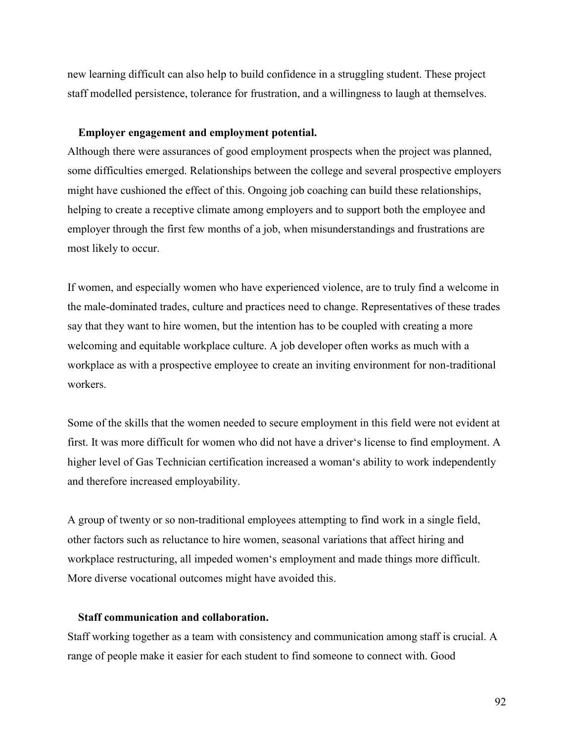new learning difficult can also help to build confidence in a struggling student. These project staff modelled persistence, tolerance for frustration, and a willingness to laugh at themselves.

**Employer engagement and employment potential.**

Although there were assurances of good employment prospects when the project was planned, some difficulties emerged. Relationships between the college and several prospective employers might have cushioned the effect of this. Ongoing job coaching can build these relationships, helping to create a receptive climate among employers and to support both the employee and employer through the first few months of a job, when misunderstandings and frustrations are most likely to occur.

If women, and especially women who have experienced violence, are to truly find a welcome in the male-dominated trades, culture and practices need to change. Representatives of these trades say that they want to hire women, but the intention has to be coupled with creating a more welcoming and equitable workplace culture. A job developer often works as much with a workplace as with a prospective employee to create an inviting environment for non-traditional workers.

Some of the skills that the women needed to secure employment in this field were not evident at first. It was more difficult for women who did not have a driver's license to find employment. A higher level of Gas Technician certification increased a woman's ability to work independently and therefore increased employability.

A group of twenty or so non-traditional employees attempting to find work in a single field, other factors such as reluctance to hire women, seasonal variations that affect hiring and workplace restructuring, all impeded women's employment and made things more difficult. More diverse vocational outcomes might have avoided this.

**Staff communication and collaboration.**

Staff working together as a team with consistency and communication among staff is crucial. A range of people make it easier for each student to find someone to connect with. Good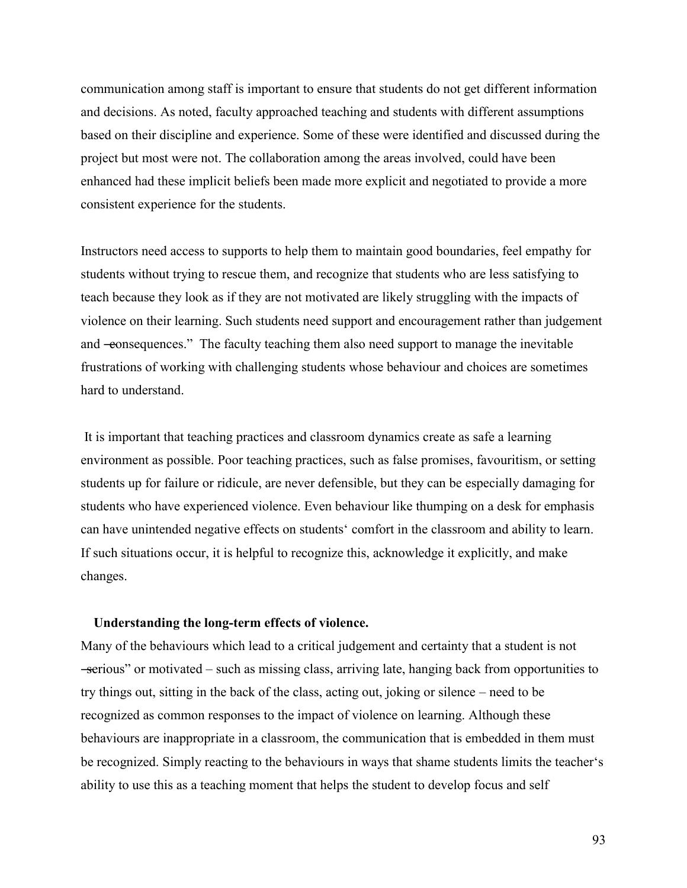communication among staff is important to ensure that students do not get different information and decisions. As noted, faculty approached teaching and students with different assumptions based on their discipline and experience. Some of these were identified and discussed during the project but most were not. The collaboration among the areas involved, could have been enhanced had these implicit beliefs been made more explicit and negotiated to provide a more consistent experience for the students.

Instructors need access to supports to help them to maintain good boundaries, feel empathy for students without trying to rescue them, and recognize that students who are less satisfying to teach because they look as if they are not motivated are likely struggling with the impacts of violence on their learning. Such students need support and encouragement rather than judgement and "consequences." The faculty teaching them also need support to manage the inevitable frustrations of working with challenging students whose behaviour and choices are sometimes hard to understand.

It is important that teaching practices and classroom dynamics create as safe a learning environment as possible. Poor teaching practices, such as false promises, favouritism, or setting students up for failure or ridicule, are never defensible, but they can be especially damaging for students who have experienced violence. Even behaviour like thumping on a desk for emphasis can have unintended negative effects on students' comfort in the classroom and ability to learn. If such situations occur, it is helpful to recognize this, acknowledge it explicitly, and make changes.

**Understanding the long-term effects of violence.**

Many of the behaviours which lead to a critical judgement and certainty that a student is not "serious" or motivated – such as missing class, arriving late, hanging back from opportunities to try things out, sitting in the back of the class, acting out, joking or silence – need to be recognized as common responses to the impact of violence on learning. Although these behaviours are inappropriate in a classroom, the communication that is embedded in them must be recognized. Simply reacting to the behaviours in ways that shame students limits the teacher's ability to use this as a teaching moment that helps the student to develop focus and self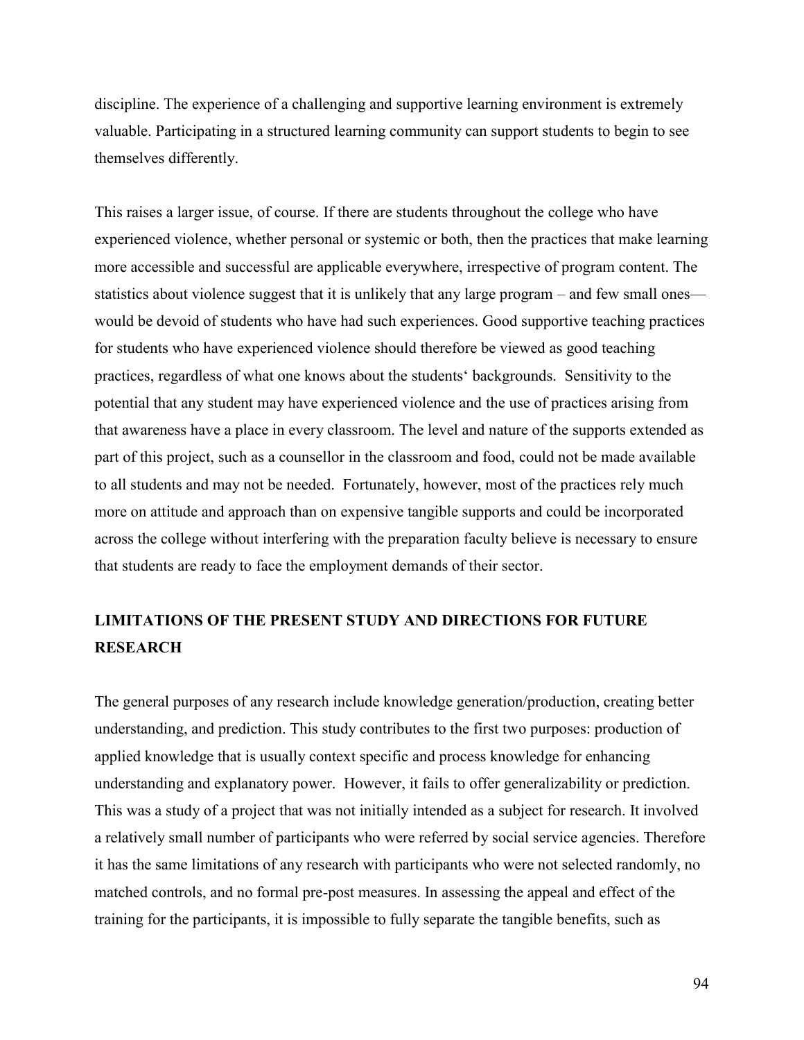discipline. The experience of a challenging and supportive learning environment is extremely valuable. Participating in a structured learning community can support students to begin to see themselves differently.

This raises a larger issue, of course. If there are students throughout the college who have experienced violence, whether personal or systemic or both, then the practices that make learning more accessible and successful are applicable everywhere, irrespective of program content. The statistics about violence suggest that it is unlikely that any large program – and few small ones— would be devoid of students who have had such experiences. Good supportive teaching practices for students who have experienced violence should therefore be viewed as good teaching practices, regardless of what one knows about the students' backgrounds. Sensitivity to the potential that any student may have experienced violence and the use of practices arising from that awareness have a place in every classroom. The level and nature of the supports extended as part of this project, such as a counsellor in the classroom and food, could not be made available to all students and may not be needed. Fortunately, however, most of the practices rely much more on attitude and approach than on expensive tangible supports and could be incorporated across the college without interfering with the preparation faculty believe is necessary to ensure that students are ready to face the employment demands of their sector.

## LIMITATIONS OF THE PRESENT STUDY AND DIRECTIONS FOR FUTURE RESEARCH

The general purposes of any research include knowledge generation/production, creating better understanding, and prediction. This study contributes to the first two purposes: production of applied knowledge that is usually context specific and process knowledge for enhancing understanding and explanatory power. However, it fails to offer generalizability or prediction. This was a study of a project that was not initially intended as a subject for research. It involved a relatively small number of participants who were referred by social service agencies. Therefore it has the same limitations of any research with participants who were not selected randomly, no matched controls, and no formal pre-post measures. In assessing the appeal and effect of the training for the participants, it is impossible to fully separate the tangible benefits, such as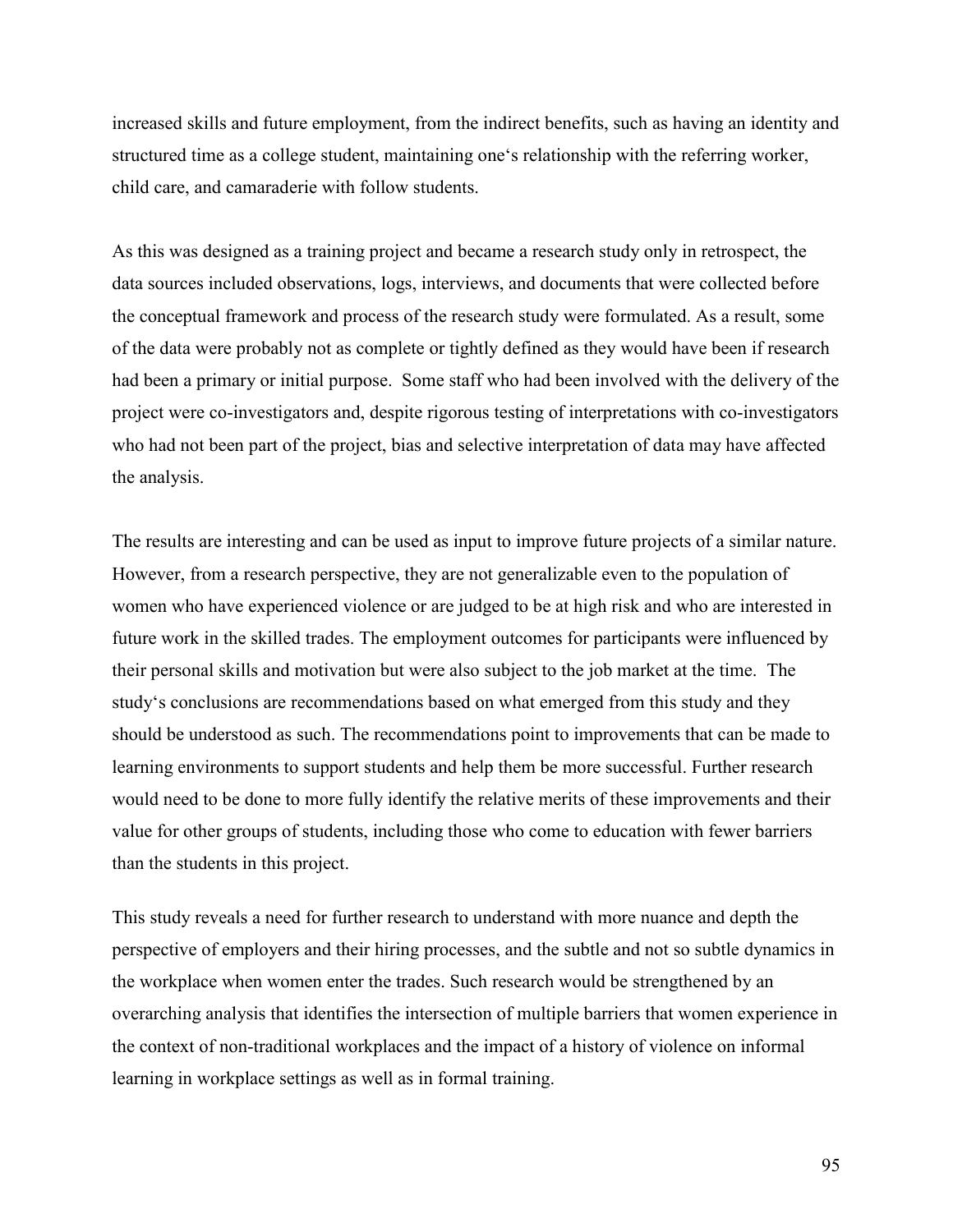increased skills and future employment, from the indirect benefits, such as having an identity and structured time as a college student, maintaining one‘s relationship with the referring worker, child care, and camaraderie with follow students.

As this was designed as a training project and became a research study only in retrospect, the data sources included observations, logs, interviews, and documents that were collected before the conceptual framework and process of the research study were formulated. As a result, some of the data were probably not as complete or tightly defined as they would have been if research had been a primary or initial purpose. Some staff who had been involved with the delivery of the project were co-investigators and, despite rigorous testing of interpretations with co-investigators who had not been part of the project, bias and selective interpretation of data may have affected the analysis.

The results are interesting and can be used as input to improve future projects of a similar nature. However, from a research perspective, they are not generalizable even to the population of women who have experienced violence or are judged to be at high risk and who are interested in future work in the skilled trades. The employment outcomes for participants were influenced by their personal skills and motivation but were also subject to the job market at the time. The study‘s conclusions are recommendations based on what emerged from this study and they should be understood as such. The recommendations point to improvements that can be made to learning environments to support students and help them be more successful. Further research would need to be done to more fully identify the relative merits of these improvements and their value for other groups of students, including those who come to education with fewer barriers than the students in this project.

This study reveals a need for further research to understand with more nuance and depth the perspective of employers and their hiring processes, and the subtle and not so subtle dynamics in the workplace when women enter the trades. Such research would be strengthened by an overarching analysis that identifies the intersection of multiple barriers that women experience in the context of non-traditional workplaces and the impact of a history of violence on informal learning in workplace settings as well as in formal training.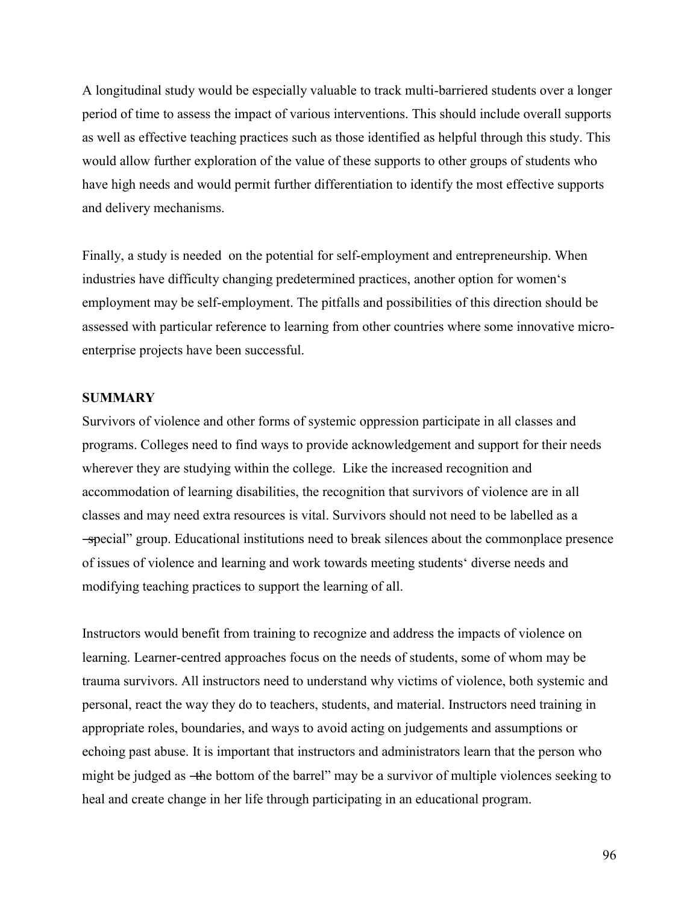A longitudinal study would be especially valuable to track multi-barriered students over a longer period of time to assess the impact of various interventions. This should include overall supports as well as effective teaching practices such as those identified as helpful through this study. This would allow further exploration of the value of these supports to other groups of students who have high needs and would permit further differentiation to identify the most effective supports and delivery mechanisms.

Finally, a study is needed on the potential for self-employment and entrepreneurship. When industries have difficulty changing predetermined practices, another option for women's employment may be self-employment. The pitfalls and possibilities of this direction should be assessed with particular reference to learning from other countries where some innovative micro-enterprise projects have been successful.

**SUMMARY**

Survivors of violence and other forms of systemic oppression participate in all classes and programs. Colleges need to find ways to provide acknowledgement and support for their needs wherever they are studying within the college. Like the increased recognition and accommodation of learning disabilities, the recognition that survivors of violence are in all classes and may need extra resources is vital. Survivors should not need to be labelled as a "special" group. Educational institutions need to break silences about the commonplace presence of issues of violence and learning and work towards meeting students' diverse needs and modifying teaching practices to support the learning of all.

Instructors would benefit from training to recognize and address the impacts of violence on learning. Learner-centred approaches focus on the needs of students, some of whom may be trauma survivors. All instructors need to understand why victims of violence, both systemic and personal, react the way they do to teachers, students, and material. Instructors need training in appropriate roles, boundaries, and ways to avoid acting on judgements and assumptions or echoing past abuse. It is important that instructors and administrators learn that the person who might be judged as "the bottom of the barrel" may be a survivor of multiple violences seeking to heal and create change in her life through participating in an educational program.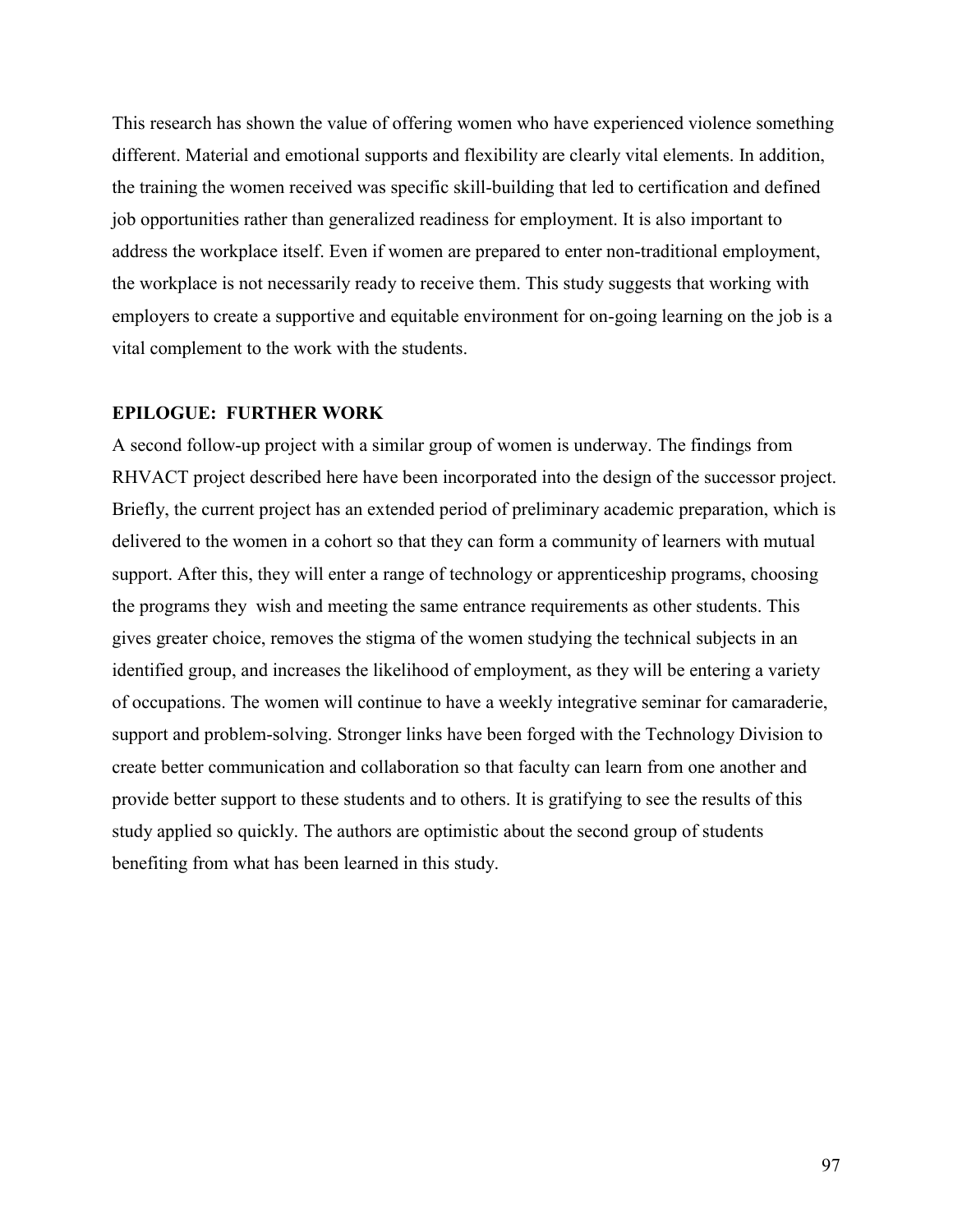This research has shown the value of offering women who have experienced violence something different. Material and emotional supports and flexibility are clearly vital elements. In addition, the training the women received was specific skill-building that led to certification and defined job opportunities rather than generalized readiness for employment. It is also important to address the workplace itself. Even if women are prepared to enter non-traditional employment, the workplace is not necessarily ready to receive them. This study suggests that working with employers to create a supportive and equitable environment for on-going learning on the job is a vital complement to the work with the students.

## EPILOGUE: FURTHER WORK

A second follow-up project with a similar group of women is underway. The findings from RHVACT project described here have been incorporated into the design of the successor project. Briefly, the current project has an extended period of preliminary academic preparation, which is delivered to the women in a cohort so that they can form a community of learners with mutual support. After this, they will enter a range of technology or apprenticeship programs, choosing the programs they wish and meeting the same entrance requirements as other students. This gives greater choice, removes the stigma of the women studying the technical subjects in an identified group, and increases the likelihood of employment, as they will be entering a variety of occupations. The women will continue to have a weekly integrative seminar for camaraderie, support and problem-solving. Stronger links have been forged with the Technology Division to create better communication and collaboration so that faculty can learn from one another and provide better support to these students and to others. It is gratifying to see the results of this study applied so quickly. The authors are optimistic about the second group of students benefiting from what has been learned in this study.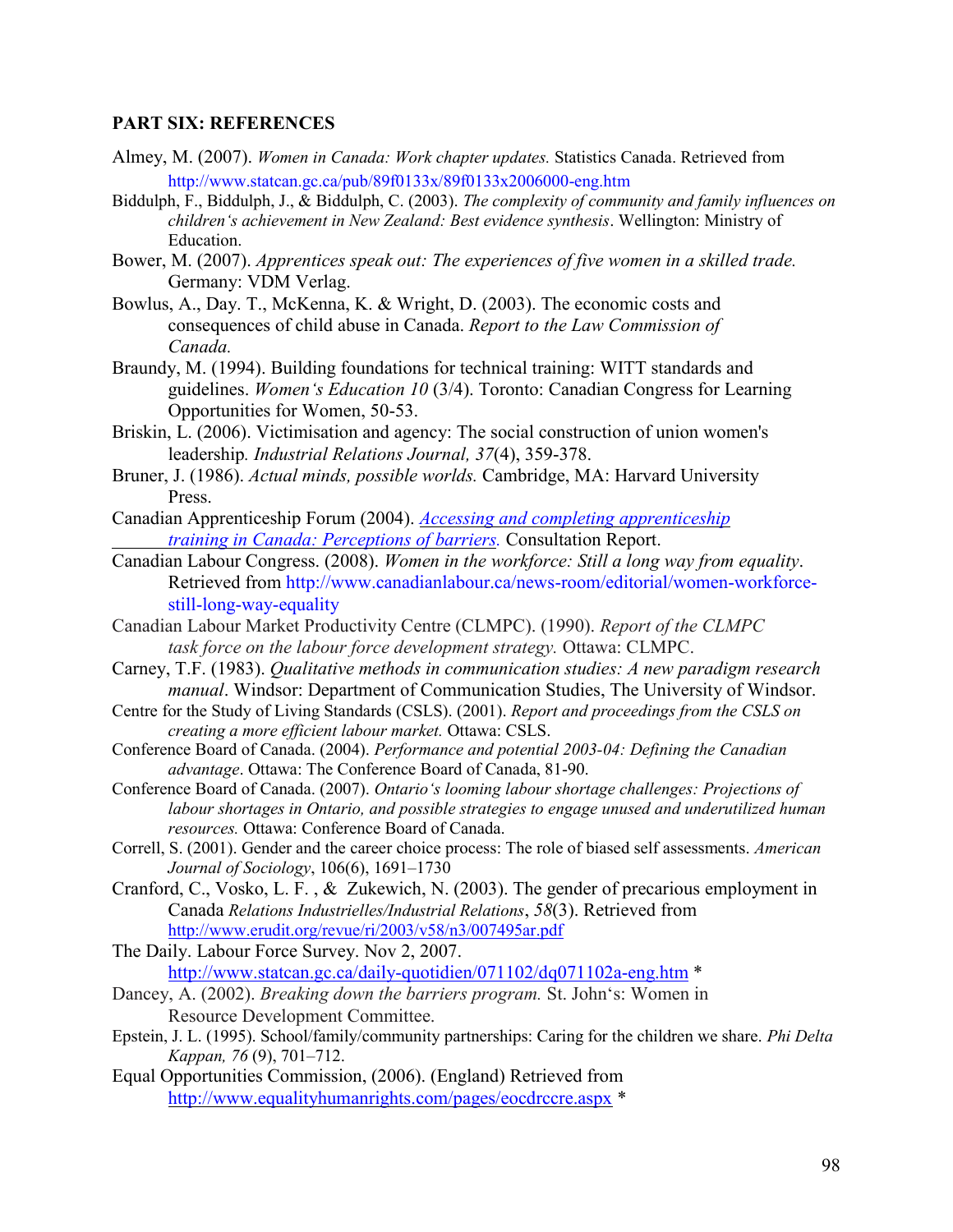**PART SIX: REFERENCES**

Almey, M. (2007). *Women in Canada: Work chapter updates.* Statistics Canada. Retrieved from http://www.statcan.gc.ca/pub/89f0133x/89f0133x2006000-eng.htm

Biddulph, F., Biddulph, J., & Biddulph, C. (2003). *The complexity of community and family influences on children's achievement in New Zealand: Best evidence synthesis*. Wellington: Ministry of Education.

Bower, M. (2007). *Apprentices speak out: The experiences of five women in a skilled trade.* Germany: VDM Verlag.

Bowlus, A., Day. T., McKenna, K. & Wright, D. (2003). The economic costs and consequences of child abuse in Canada. *Report to the Law Commission of Canada.*

Braundy, M. (1994). Building foundations for technical training: WITT standards and guidelines. *Women's Education 10* (3/4). Toronto: Canadian Congress for Learning Opportunities for Women, 50-53.

Briskin, L. (2006). Victimisation and agency: The social construction of union women's leadership*. Industrial Relations Journal, 37*(4), 359-378.

Bruner, J. (1986). *Actual minds, possible worlds.* Cambridge, MA: Harvard University Press.

Canadian Apprenticeship Forum (2004). *Accessing and completing apprenticeship training in Canada: Perceptions of barriers.* Consultation Report.

Canadian Labour Congress. (2008). *Women in the workforce: Still a long way from equality*. Retrieved from http://www.canadianlabour.ca/news-room/editorial/women-workforce-still-long-way-equality

Canadian Labour Market Productivity Centre (CLMPC). (1990). *Report of the CLMPC task force on the labour force development strategy.* Ottawa: CLMPC.

Carney, T.F. (1983). *Qualitative methods in communication studies: A new paradigm research manual*. Windsor: Department of Communication Studies, The University of Windsor.

Centre for the Study of Living Standards (CSLS). (2001). *Report and proceedings from the CSLS on creating a more efficient labour market.* Ottawa: CSLS.

Conference Board of Canada. (2004). *Performance and potential 2003-04: Defining the Canadian advantage*. Ottawa: The Conference Board of Canada, 81-90.

Conference Board of Canada. (2007). *Ontario's looming labour shortage challenges: Projections of labour shortages in Ontario, and possible strategies to engage unused and underutilized human resources.* Ottawa: Conference Board of Canada.

Correll, S. (2001). Gender and the career choice process: The role of biased self assessments. *American Journal of Sociology*, 106(6), 1691–1730

Cranford, C., Vosko, L. F. , & Zukewich, N. (2003). The gender of precarious employment in Canada *Relations Industrielles/Industrial Relations*, *58*(3). Retrieved from http://www.erudit.org/revue/ri/2003/v58/n3/007495ar.pdf

The Daily. Labour Force Survey. Nov 2, 2007. http://www.statcan.gc.ca/daily-quotidien/071102/dq071102a-eng.htm *

Dancey, A. (2002). *Breaking down the barriers program.* St. John's: Women in Resource Development Committee.

Epstein, J. L. (1995). School/family/community partnerships: Caring for the children we share. *Phi Delta Kappan, 76* (9), 701–712.

Equal Opportunities Commission, (2006). (England) Retrieved from http://www.equalityhumanrights.com/pages/eocdrccre.aspx *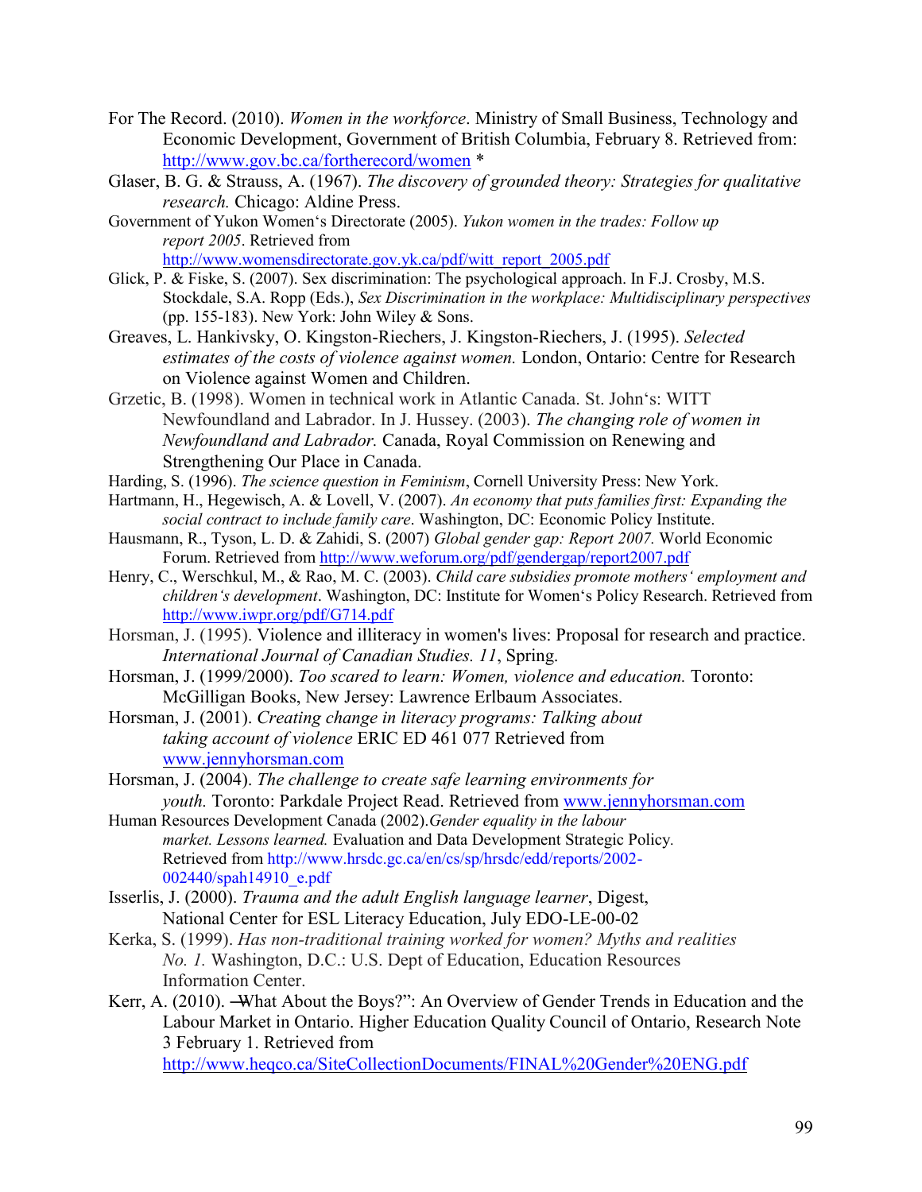For The Record. (2010). *Women in the workforce*. Ministry of Small Business, Technology and Economic Development, Government of British Columbia, February 8. Retrieved from: http://www.gov.bc.ca/fortherecord/women *

Glaser, B. G. & Strauss, A. (1967). *The discovery of grounded theory: Strategies for qualitative research.* Chicago: Aldine Press.

Government of Yukon Women's Directorate (2005). *Yukon women in the trades: Follow up report 2005*. Retrieved from http://www.womensdirectorate.gov.yk.ca/pdf/witt_report_2005.pdf

Glick, P. & Fiske, S. (2007). Sex discrimination: The psychological approach. In F.J. Crosby, M.S. Stockdale, S.A. Ropp (Eds.), *Sex Discrimination in the workplace: Multidisciplinary perspectives* (pp. 155-183). New York: John Wiley & Sons.

Greaves, L. Hankivsky, O. Kingston-Riechers, J. Kingston-Riechers, J. (1995). *Selected estimates of the costs of violence against women.* London, Ontario: Centre for Research on Violence against Women and Children.

Grzetic, B. (1998). Women in technical work in Atlantic Canada. St. John's: WITT Newfoundland and Labrador. In J. Hussey. (2003). *The changing role of women in Newfoundland and Labrador.* Canada, Royal Commission on Renewing and Strengthening Our Place in Canada.

Harding, S. (1996). *The science question in Feminism*, Cornell University Press: New York.

Hartmann, H., Hegewisch, A. & Lovell, V. (2007). *An economy that puts families first: Expanding the social contract to include family care*. Washington, DC: Economic Policy Institute.

Hausmann, R., Tyson, L. D. & Zahidi, S. (2007) *Global gender gap: Report 2007.* World Economic Forum. Retrieved from http://www.weforum.org/pdf/gendergap/report2007.pdf

Henry, C., Werschkul, M., & Rao, M. C. (2003). *Child care subsidies promote mothers' employment and children's development*. Washington, DC: Institute for Women's Policy Research. Retrieved from http://www.iwpr.org/pdf/G714.pdf

Horsman, J. (1995). Violence and illiteracy in women's lives: Proposal for research and practice. *International Journal of Canadian Studies. 11*, Spring.

Horsman, J. (1999/2000). *Too scared to learn: Women, violence and education.* Toronto: McGilligan Books, New Jersey: Lawrence Erlbaum Associates.

Horsman, J. (2001). *Creating change in literacy programs: Talking about taking account of violence* ERIC ED 461 077 Retrieved from www.jennyhorsman.com

Horsman, J. (2004). *The challenge to create safe learning environments for youth.* Toronto: Parkdale Project Read. Retrieved from www.jennyhorsman.com

Human Resources Development Canada (2002).*Gender equality in the labour market. Lessons learned.* Evaluation and Data Development Strategic Policy. Retrieved from http://www.hrsdc.gc.ca/en/cs/sp/hrsdc/edd/reports/2002-002440/spah14910_e.pdf

Isserlis, J. (2000). *Trauma and the adult English language learner*, Digest, National Center for ESL Literacy Education, July EDO-LE-00-02

Kerka, S. (1999). *Has non-traditional training worked for women? Myths and realities No. 1.* Washington, D.C.: U.S. Dept of Education, Education Resources Information Center.

Kerr, A. (2010). ―What About the Boys?": An Overview of Gender Trends in Education and the Labour Market in Ontario. Higher Education Quality Council of Ontario, Research Note 3 February 1. Retrieved from http://www.heqco.ca/SiteCollectionDocuments/FINAL%20Gender%20ENG.pdf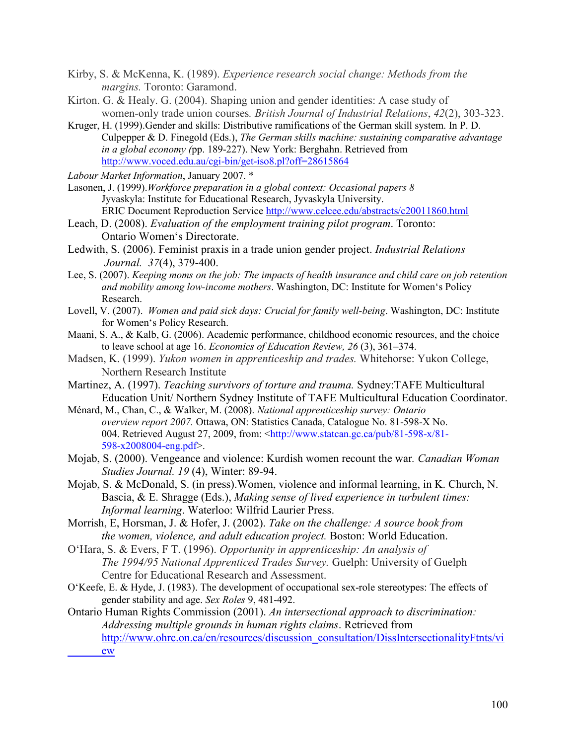Kirby, S. & McKenna, K. (1989). *Experience research social change: Methods from the margins.* Toronto: Garamond.

Kirton. G. & Healy. G. (2004). Shaping union and gender identities: A case study of women-only trade union courses*. British Journal of Industrial Relations*, *42*(2), 303-323.

Kruger, H. (1999).Gender and skills: Distributive ramifications of the German skill system. In P. D. Culpepper & D. Finegold (Eds.), *The German skills machine: sustaining comparative advantage in a global economy (*pp. 189-227). New York: Berghahn. Retrieved from http://www.voced.edu.au/cgi-bin/get-iso8.pl?off=28615864

*Labour Market Information*, January 2007. *

Lasonen, J. (1999).*Workforce preparation in a global context: Occasional papers 8* Jyvaskyla: Institute for Educational Research, Jyvaskyla University. ERIC Document Reproduction Service http://www.celcee.edu/abstracts/c20011860.html

Leach, D. (2008). *Evaluation of the employment training pilot program*. Toronto: Ontario Women's Directorate.

Ledwith, S. (2006). Feminist praxis in a trade union gender project. *Industrial Relations Journal. 37*(4), 379-400.

Lee, S. (2007). *Keeping moms on the job: The impacts of health insurance and child care on job retention and mobility among low-income mothers*. Washington, DC: Institute for Women's Policy Research.

Lovell, V. (2007). *Women and paid sick days: Crucial for family well-being*. Washington, DC: Institute for Women's Policy Research.

Maani, S. A., & Kalb, G. (2006). Academic performance, childhood economic resources, and the choice to leave school at age 16. *Economics of Education Review, 26* (3), 361–374.

Madsen, K. (1999). *Yukon women in apprenticeship and trades.* Whitehorse: Yukon College, Northern Research Institute

Martinez, A. (1997). *Teaching survivors of torture and trauma.* Sydney:TAFE Multicultural Education Unit/ Northern Sydney Institute of TAFE Multicultural Education Coordinator.

Ménard, M., Chan, C., & Walker, M. (2008). *National apprenticeship survey: Ontario overview report 2007.* Ottawa, ON: Statistics Canada, Catalogue No. 81-598-X No. 004. Retrieved August 27, 2009, from: <http://www.statcan.gc.ca/pub/81-598-x/81-598-x2008004-eng.pdf>.

Mojab, S. (2000). Vengeance and violence: Kurdish women recount the war*. Canadian Woman Studies Journal. 19* (4), Winter: 89-94.

Mojab, S. & McDonald, S. (in press).Women, violence and informal learning, in K. Church, N. Bascia, & E. Shragge (Eds.), *Making sense of lived experience in turbulent times: Informal learning*. Waterloo: Wilfrid Laurier Press.

Morrish, E, Horsman, J. & Hofer, J. (2002). *Take on the challenge: A source book from the women, violence, and adult education project.* Boston: World Education.

O'Hara, S. & Evers, F T. (1996). *Opportunity in apprenticeship: An analysis of The 1994/95 National Apprenticed Trades Survey.* Guelph: University of Guelph Centre for Educational Research and Assessment.

O'Keefe, E. & Hyde, J. (1983). The development of occupational sex-role stereotypes: The effects of gender stability and age. *Sex Roles* 9, 481-492.

Ontario Human Rights Commission (2001). *An intersectional approach to discrimination: Addressing multiple grounds in human rights claims*. Retrieved from http://www.ohrc.on.ca/en/resources/discussion_consultation/DissIntersectionalityFtnts/view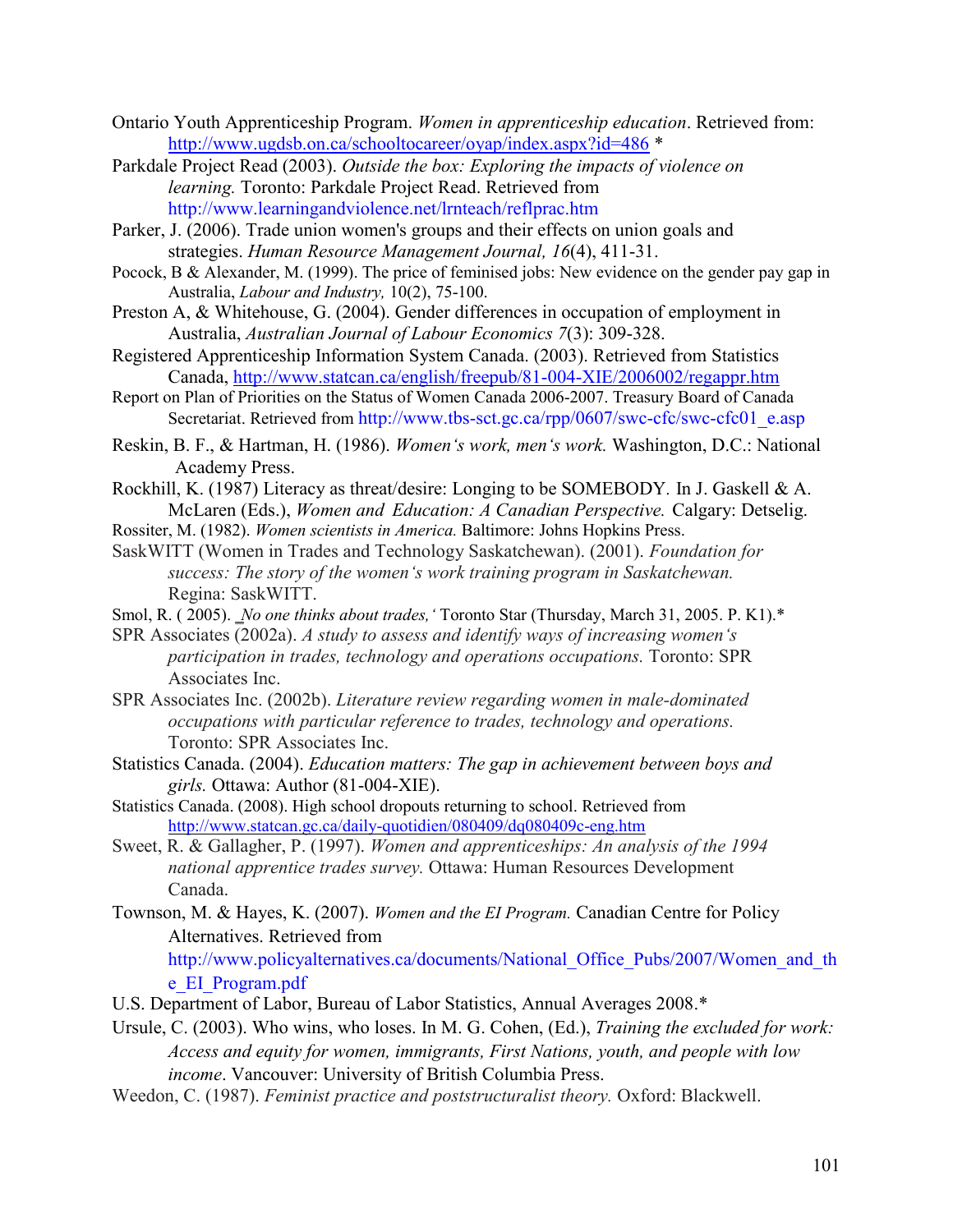Ontario Youth Apprenticeship Program. *Women in apprenticeship education*. Retrieved from: http://www.ugdsb.on.ca/schooltocareer/oyap/index.aspx?id=486 *

Parkdale Project Read (2003). *Outside the box: Exploring the impacts of violence on learning.* Toronto: Parkdale Project Read. Retrieved from http://www.learningandviolence.net/lrnteach/reflprac.htm

Parker, J. (2006). Trade union women's groups and their effects on union goals and strategies. *Human Resource Management Journal, 16*(4), 411-31.

Pocock, B & Alexander, M. (1999). The price of feminised jobs: New evidence on the gender pay gap in Australia, *Labour and Industry,* 10(2), 75-100.

Preston A, & Whitehouse, G. (2004). Gender differences in occupation of employment in Australia, *Australian Journal of Labour Economics 7*(3): 309-328.

Registered Apprenticeship Information System Canada. (2003). Retrieved from Statistics Canada, http://www.statcan.ca/english/freepub/81-004-XIE/2006002/regappr.htm

Report on Plan of Priorities on the Status of Women Canada 2006-2007. Treasury Board of Canada Secretariat. Retrieved from http://www.tbs-sct.gc.ca/rpp/0607/swc-cfc/swc-cfc01_e.asp

Reskin, B. F., & Hartman, H. (1986). *Women's work, men's work.* Washington, D.C.: National Academy Press.

Rockhill, K. (1987) Literacy as threat/desire: Longing to be SOMEBODY. In J. Gaskell & A. McLaren (Eds.), *Women and Education: A Canadian Perspective.* Calgary: Detselig.

Rossiter, M. (1982). *Women scientists in America.* Baltimore: Johns Hopkins Press.

SaskWITT (Women in Trades and Technology Saskatchewan). (2001). *Foundation for success: The story of the women's work training program in Saskatchewan.* Regina: SaskWITT.

Smol, R. ( 2005). *'No one thinks about trades,'* Toronto Star (Thursday, March 31, 2005. P. K1).*

SPR Associates (2002a). *A study to assess and identify ways of increasing women's participation in trades, technology and operations occupations.* Toronto: SPR Associates Inc.

SPR Associates Inc. (2002b). *Literature review regarding women in male-dominated occupations with particular reference to trades, technology and operations.* Toronto: SPR Associates Inc.

Statistics Canada. (2004). *Education matters: The gap in achievement between boys and girls.* Ottawa: Author (81-004-XIE).

Statistics Canada. (2008). High school dropouts returning to school. Retrieved from http://www.statcan.gc.ca/daily-quotidien/080409/dq080409c-eng.htm

Sweet, R. & Gallagher, P. (1997). *Women and apprenticeships: An analysis of the 1994 national apprentice trades survey.* Ottawa: Human Resources Development Canada.

Townson, M. & Hayes, K. (2007). *Women and the EI Program.* Canadian Centre for Policy Alternatives. Retrieved from http://www.policyalternatives.ca/documents/National_Office_Pubs/2007/Women_and_the_EI_Program.pdf

U.S. Department of Labor, Bureau of Labor Statistics, Annual Averages 2008.*

Ursule, C. (2003). Who wins, who loses. In M. G. Cohen, (Ed.), *Training the excluded for work: Access and equity for women, immigrants, First Nations, youth, and people with low income*. Vancouver: University of British Columbia Press.

Weedon, C. (1987). *Feminist practice and poststructuralist theory.* Oxford: Blackwell.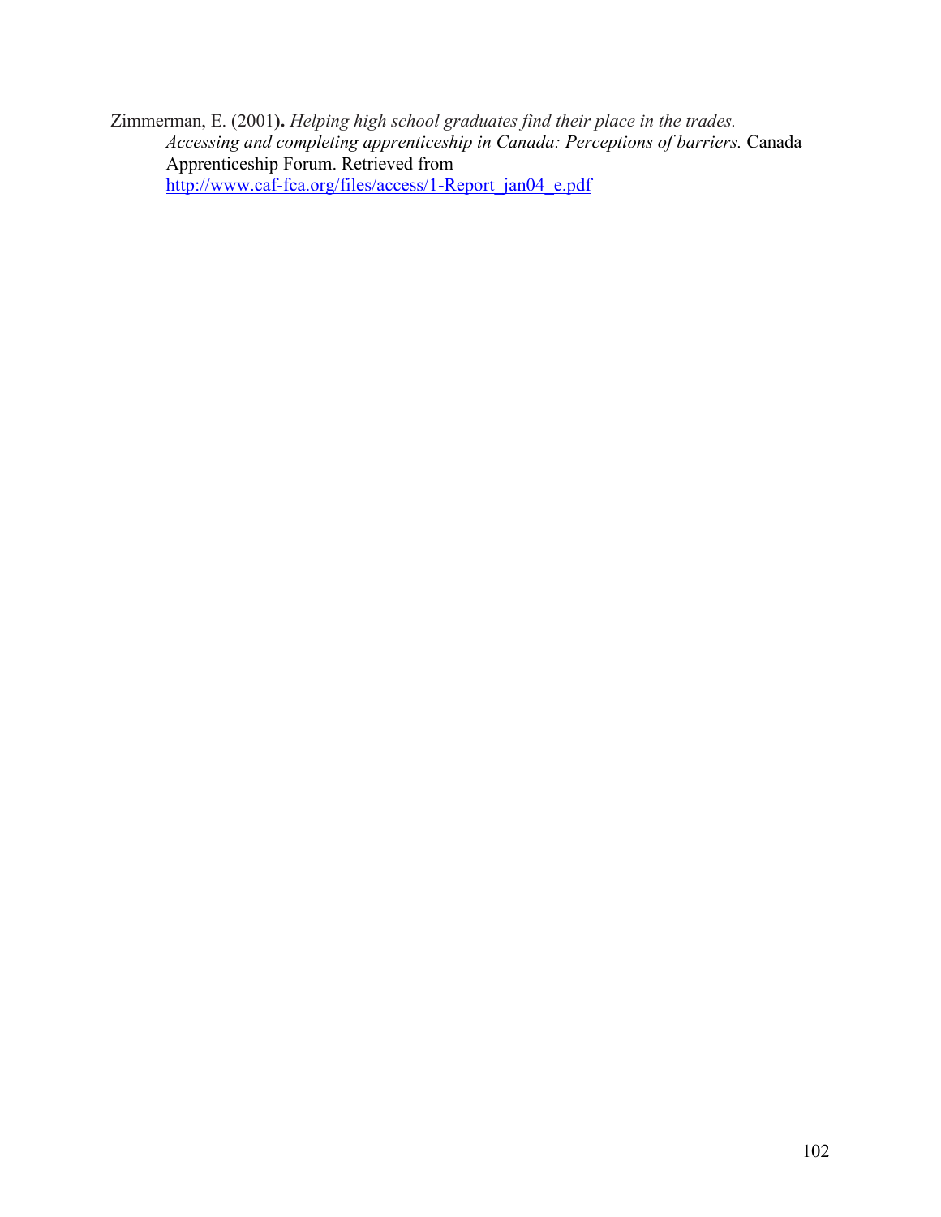Zimmerman, E. (2001). *Helping high school graduates find their place in the trades. Accessing and completing apprenticeship in Canada: Perceptions of barriers.* Canada Apprenticeship Forum. Retrieved from http://www.caf-fca.org/files/access/1-Report_jan04_e.pdf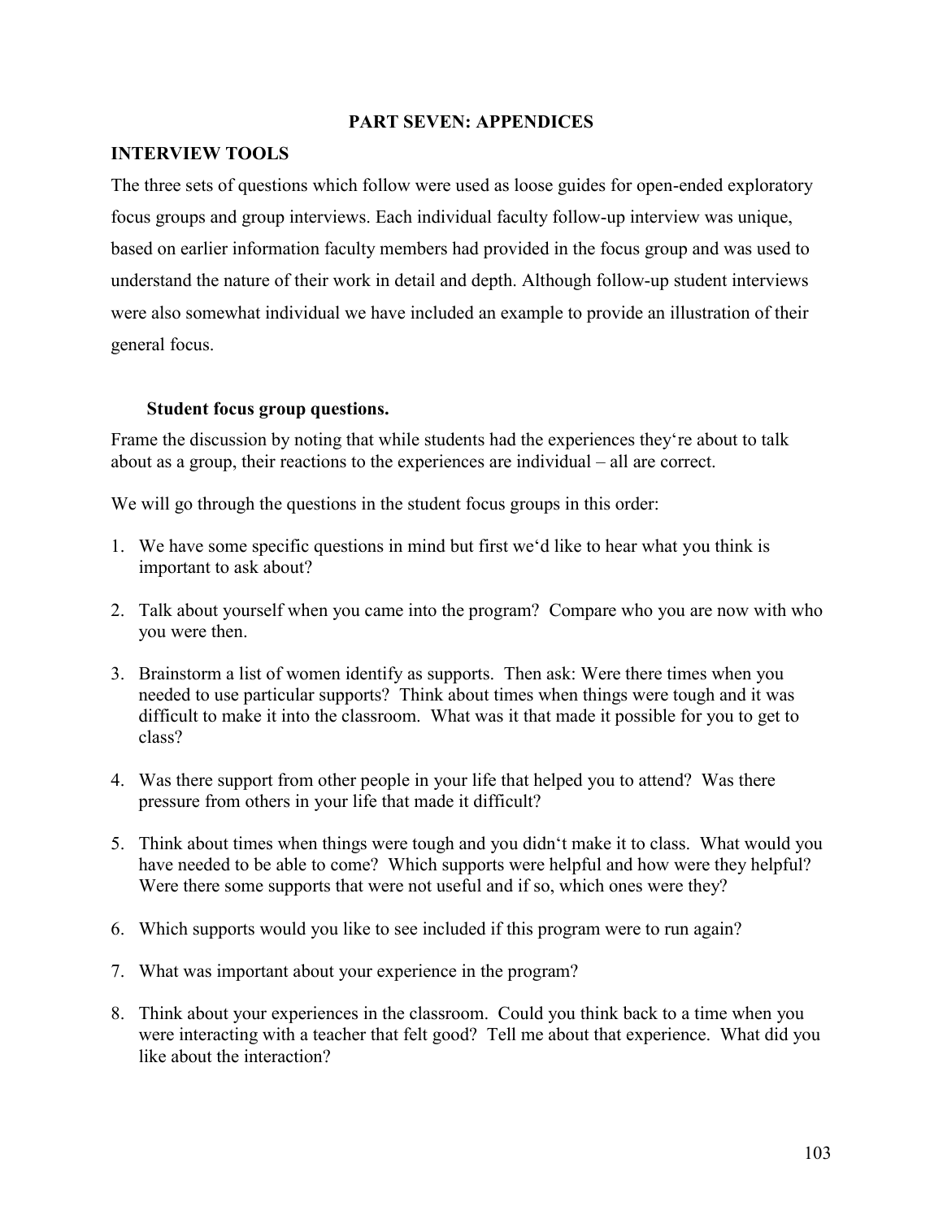# PART SEVEN: APPENDICES

## INTERVIEW TOOLS

The three sets of questions which follow were used as loose guides for open-ended exploratory focus groups and group interviews. Each individual faculty follow-up interview was unique, based on earlier information faculty members had provided in the focus group and was used to understand the nature of their work in detail and depth. Although follow-up student interviews were also somewhat individual we have included an example to provide an illustration of their general focus.

### Student focus group questions.

Frame the discussion by noting that while students had the experiences they're about to talk about as a group, their reactions to the experiences are individual – all are correct.

We will go through the questions in the student focus groups in this order:

1. We have some specific questions in mind but first we'd like to hear what you think is important to ask about?
2. Talk about yourself when you came into the program? Compare who you are now with who you were then.
3. Brainstorm a list of women identify as supports. Then ask: Were there times when you needed to use particular supports? Think about times when things were tough and it was difficult to make it into the classroom. What was it that made it possible for you to get to class?
4. Was there support from other people in your life that helped you to attend? Was there pressure from others in your life that made it difficult?
5. Think about times when things were tough and you didn't make it to class. What would you have needed to be able to come? Which supports were helpful and how were they helpful? Were there some supports that were not useful and if so, which ones were they?
6. Which supports would you like to see included if this program were to run again?
7. What was important about your experience in the program?
8. Think about your experiences in the classroom. Could you think back to a time when you were interacting with a teacher that felt good? Tell me about that experience. What did you like about the interaction?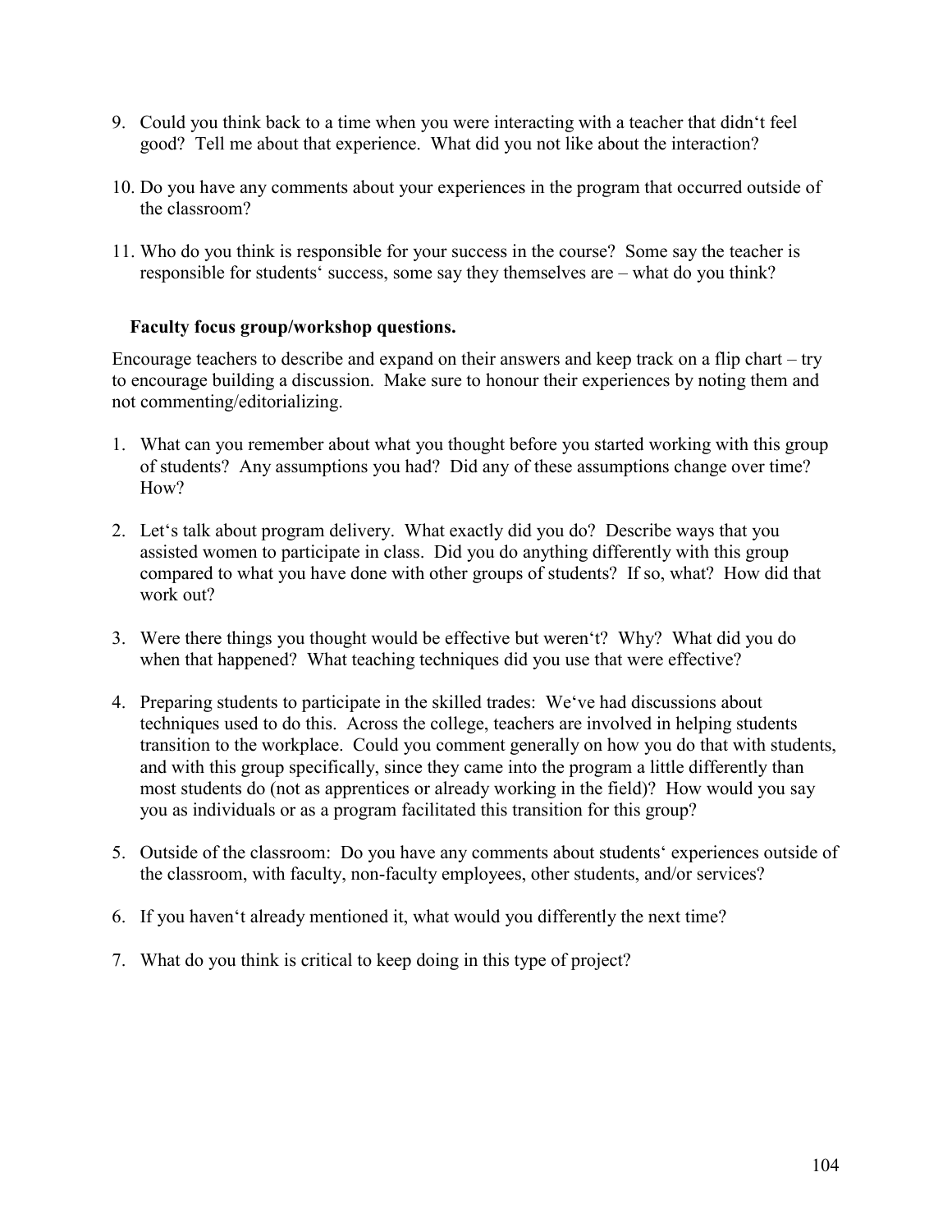9. Could you think back to a time when you were interacting with a teacher that didn't feel good? Tell me about that experience. What did you not like about the interaction?

10. Do you have any comments about your experiences in the program that occurred outside of the classroom?

11. Who do you think is responsible for your success in the course? Some say the teacher is responsible for students' success, some say they themselves are – what do you think?

**Faculty focus group/workshop questions.**

Encourage teachers to describe and expand on their answers and keep track on a flip chart – try to encourage building a discussion. Make sure to honour their experiences by noting them and not commenting/editorializing.

1. What can you remember about what you thought before you started working with this group of students? Any assumptions you had? Did any of these assumptions change over time? How?

2. Let's talk about program delivery. What exactly did you do? Describe ways that you assisted women to participate in class. Did you do anything differently with this group compared to what you have done with other groups of students? If so, what? How did that work out?

3. Were there things you thought would be effective but weren't? Why? What did you do when that happened? What teaching techniques did you use that were effective?

4. Preparing students to participate in the skilled trades: We've had discussions about techniques used to do this. Across the college, teachers are involved in helping students transition to the workplace. Could you comment generally on how you do that with students, and with this group specifically, since they came into the program a little differently than most students do (not as apprentices or already working in the field)? How would you say you as individuals or as a program facilitated this transition for this group?

5. Outside of the classroom: Do you have any comments about students' experiences outside of the classroom, with faculty, non-faculty employees, other students, and/or services?

6. If you haven't already mentioned it, what would you differently the next time?

7. What do you think is critical to keep doing in this type of project?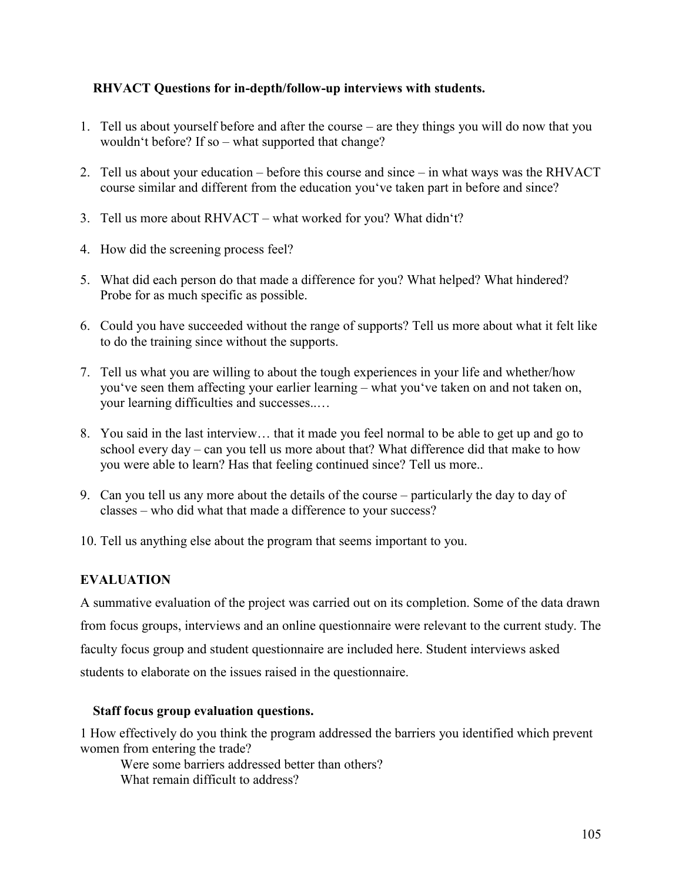**RHVACT Questions for in-depth/follow-up interviews with students.**

1. Tell us about yourself before and after the course – are they things you will do now that you wouldn't before? If so – what supported that change?
2. Tell us about your education – before this course and since – in what ways was the RHVACT course similar and different from the education you've taken part in before and since?
3. Tell us more about RHVACT – what worked for you? What didn't?
4. How did the screening process feel?
5. What did each person do that made a difference for you? What helped? What hindered? Probe for as much specific as possible.
6. Could you have succeeded without the range of supports? Tell us more about what it felt like to do the training since without the supports.
7. Tell us what you are willing to about the tough experiences in your life and whether/how you've seen them affecting your earlier learning – what you've taken on and not taken on, your learning difficulties and successes..…
8. You said in the last interview… that it made you feel normal to be able to get up and go to school every day – can you tell us more about that? What difference did that make to how you were able to learn? Has that feeling continued since? Tell us more..
9. Can you tell us any more about the details of the course – particularly the day to day of classes – who did what that made a difference to your success?
10. Tell us anything else about the program that seems important to you.

## EVALUATION

A summative evaluation of the project was carried out on its completion. Some of the data drawn from focus groups, interviews and an online questionnaire were relevant to the current study. The faculty focus group and student questionnaire are included here. Student interviews asked students to elaborate on the issues raised in the questionnaire.

**Staff focus group evaluation questions.**

1 How effectively do you think the program addressed the barriers you identified which prevent women from entering the trade?

Were some barriers addressed better than others?
What remain difficult to address?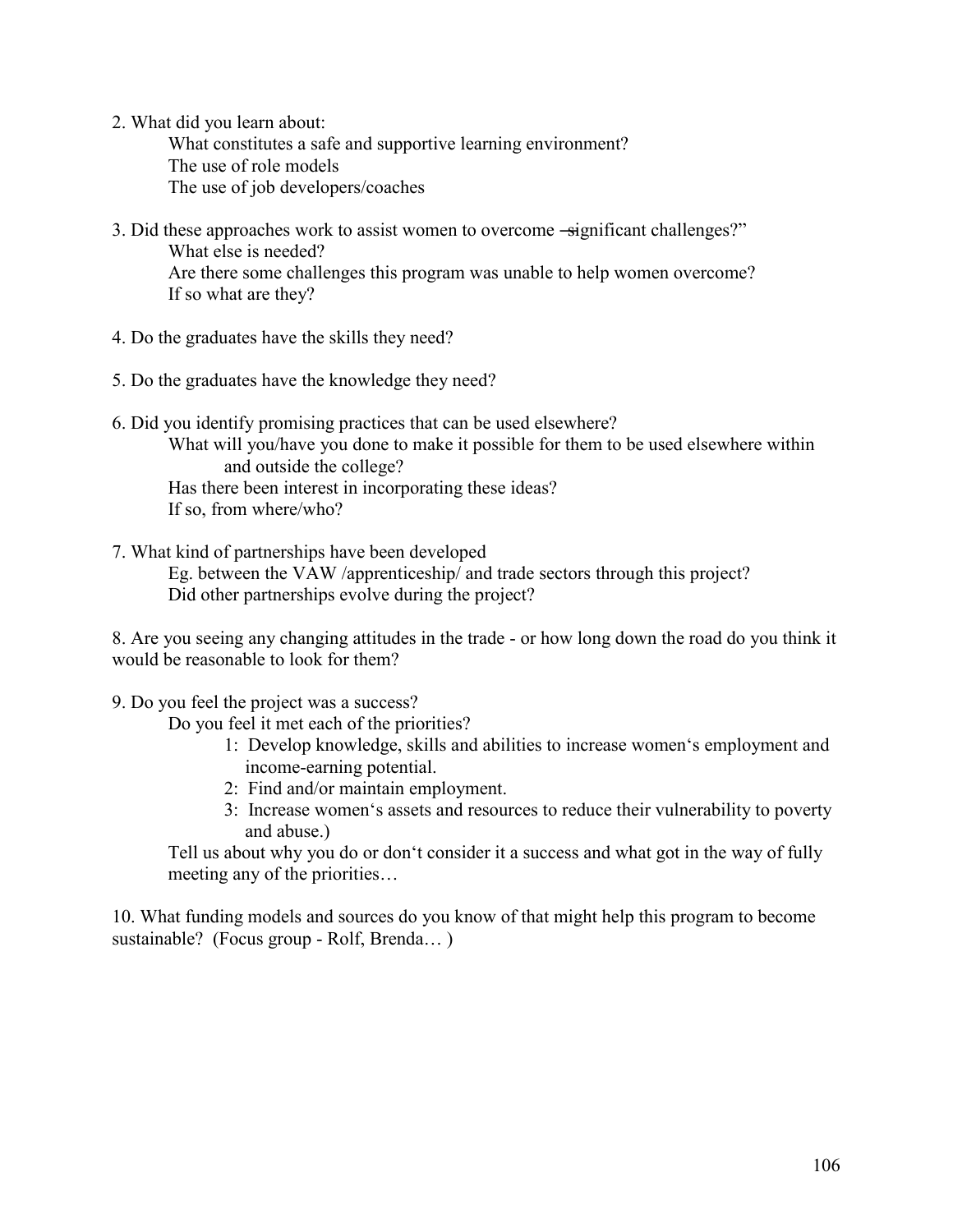2. What did you learn about:
   - What constitutes a safe and supportive learning environment?
   - The use of role models
   - The use of job developers/coaches

3. Did these approaches work to assist women to overcome ―significant challenges?"
   - What else is needed?
   - Are there some challenges this program was unable to help women overcome?
   - If so what are they?

4. Do the graduates have the skills they need?

5. Do the graduates have the knowledge they need?

6. Did you identify promising practices that can be used elsewhere?
   - What will you/have you done to make it possible for them to be used elsewhere within and outside the college?
   - Has there been interest in incorporating these ideas?
   - If so, from where/who?

7. What kind of partnerships have been developed
   - Eg. between the VAW /apprenticeship/ and trade sectors through this project?
   - Did other partnerships evolve during the project?

8. Are you seeing any changing attitudes in the trade - or how long down the road do you think it would be reasonable to look for them?

9. Do you feel the project was a success?
   - Do you feel it met each of the priorities?
     1: Develop knowledge, skills and abilities to increase women's employment and income-earning potential.
     2: Find and/or maintain employment.
     3: Increase women's assets and resources to reduce their vulnerability to poverty and abuse.)
   - Tell us about why you do or don't consider it a success and what got in the way of fully meeting any of the priorities…

10. What funding models and sources do you know of that might help this program to become sustainable? (Focus group - Rolf, Brenda… )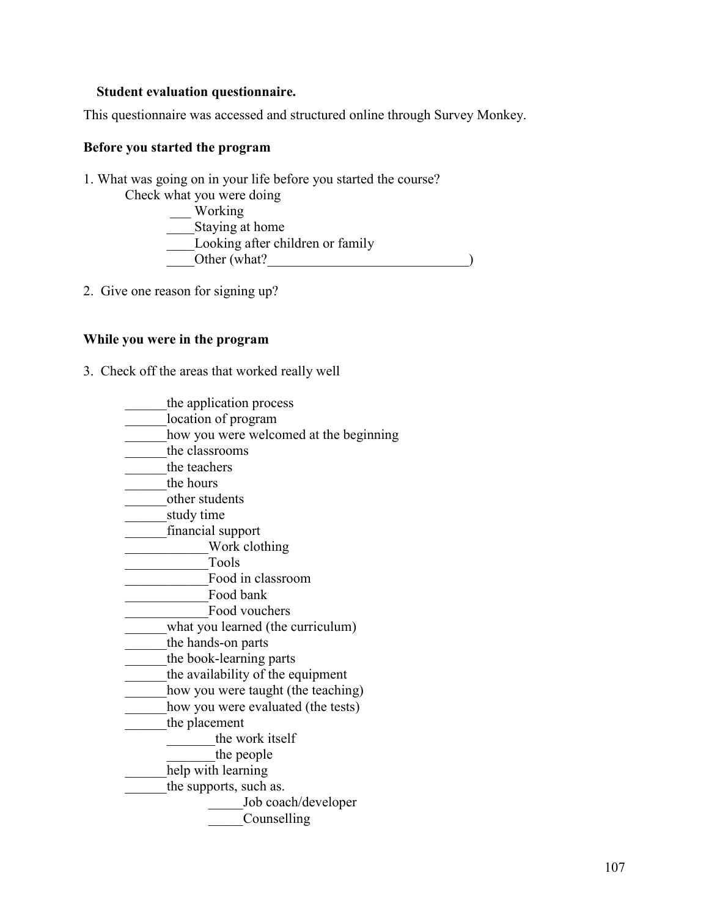**Student evaluation questionnaire.**

This questionnaire was accessed and structured online through Survey Monkey.

**Before you started the program**

1. What was going on in your life before you started the course?

   Check what you were doing

   ___ Working

   ____Staying at home

   ____Looking after children or family

   ____Other (what?_____________________________)

2. Give one reason for signing up?

**While you were in the program**

3. Check off the areas that worked really well

   ______the application process

   ______location of program

   ______how you were welcomed at the beginning

   ______the classrooms

   ______the teachers

   ______the hours

   ______other students

   ______study time

   ______financial support

   ____________Work clothing

   ____________Tools

   ____________Food in classroom

   ____________Food bank

   ____________Food vouchers

   ______what you learned (the curriculum)

   ______the hands-on parts

   ______the book-learning parts

   ______the availability of the equipment

   ______how you were taught (the teaching)

   ______how you were evaluated (the tests)

   ______the placement

   _______the work itself

   _______the people

   ______help with learning

   ______the supports, such as.

   _____Job coach/developer

   _____Counselling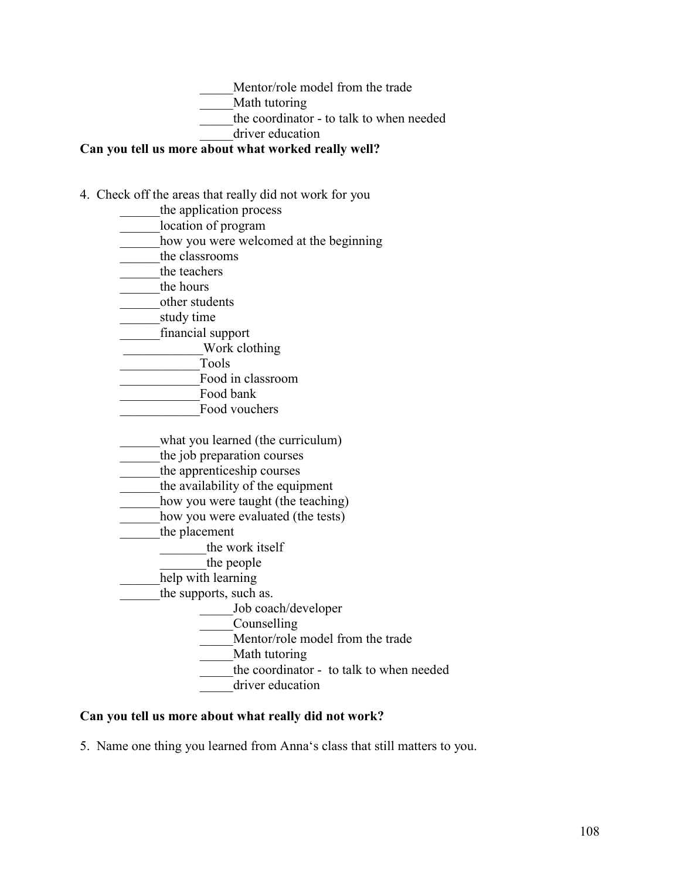_____Mentor/role model from the trade
_____Math tutoring
_____the coordinator - to talk to when needed
_____driver education

**Can you tell us more about what worked really well?**

4. Check off the areas that really did not work for you
   - ______the application process
   - ______location of program
   - ______how you were welcomed at the beginning
   - ______the classrooms
   - ______the teachers
   - ______the hours
   - ______other students
   - ______study time
   - ______financial support
     - ____________Work clothing
     - ____________Tools
     - ____________Food in classroom
     - ____________Food bank
     - ____________Food vouchers
   - ______what you learned (the curriculum)
   - ______the job preparation courses
   - ______the apprenticeship courses
   - ______the availability of the equipment
   - ______how you were taught (the teaching)
   - ______how you were evaluated (the tests)
   - ______the placement
     - _______the work itself
     - _______the people
   - ______help with learning
   - ______the supports, such as.
     - _____Job coach/developer
     - _____Counselling
     - _____Mentor/role model from the trade
     - _____Math tutoring
     - _____the coordinator - to talk to when needed
     - _____driver education

**Can you tell us more about what really did not work?**

5. Name one thing you learned from Anna's class that still matters to you.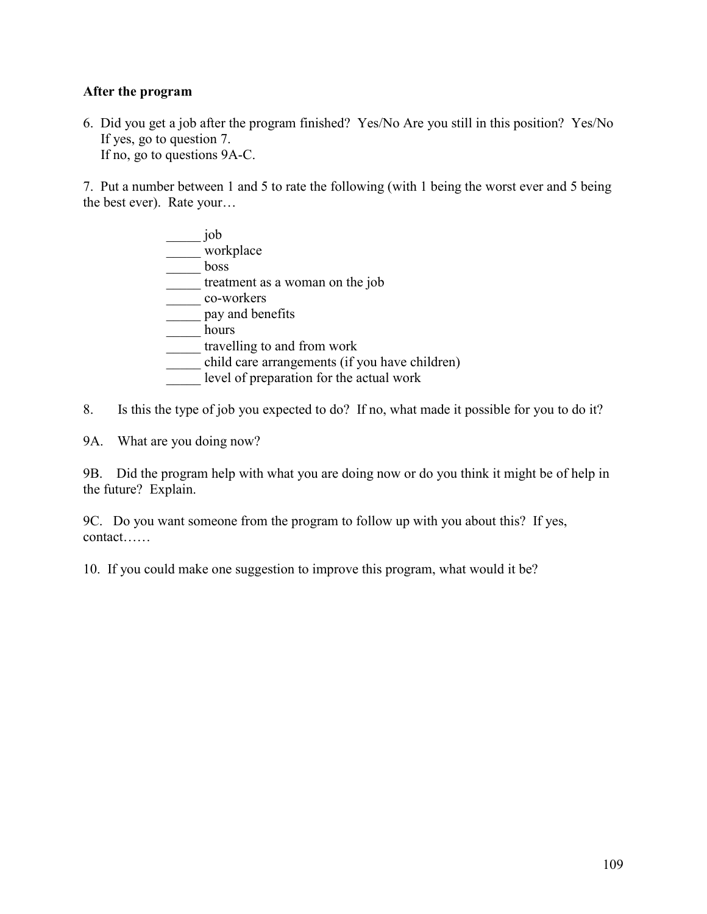**After the program**

6. Did you get a job after the program finished? Yes/No Are you still in this position? Yes/No
   If yes, go to question 7.
   If no, go to questions 9A-C.

7. Put a number between 1 and 5 to rate the following (with 1 being the worst ever and 5 being the best ever). Rate your…

    _____ job
    _____ workplace
    _____ boss
    _____ treatment as a woman on the job
    _____ co-workers
    _____ pay and benefits
    _____ hours
    _____ travelling to and from work
    _____ child care arrangements (if you have children)
    _____ level of preparation for the actual work

8. Is this the type of job you expected to do? If no, what made it possible for you to do it?

9A. What are you doing now?

9B. Did the program help with what you are doing now or do you think it might be of help in the future? Explain.

9C. Do you want someone from the program to follow up with you about this? If yes, contact……

10. If you could make one suggestion to improve this program, what would it be?